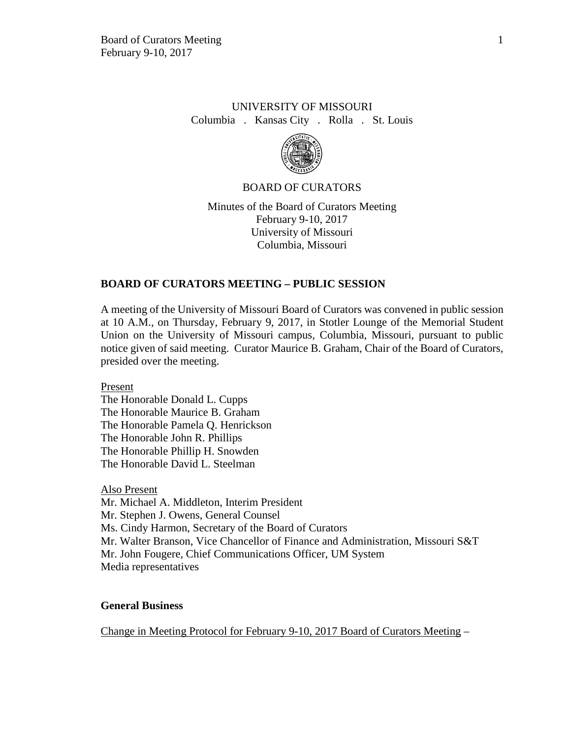UNIVERSITY OF MISSOURI
Columbia . Kansas City . Rolla . St. Louis

BOARD OF CURATORS

Minutes of the Board of Curators Meeting
February 9-10, 2017
University of Missouri
Columbia, Missouri

## BOARD OF CURATORS MEETING – PUBLIC SESSION

A meeting of the University of Missouri Board of Curators was convened in public session at 10 A.M., on Thursday, February 9, 2017, in Stotler Lounge of the Memorial Student Union on the University of Missouri campus, Columbia, Missouri, pursuant to public notice given of said meeting. Curator Maurice B. Graham, Chair of the Board of Curators, presided over the meeting.

Present
The Honorable Donald L. Cupps
The Honorable Maurice B. Graham
The Honorable Pamela Q. Henrickson
The Honorable John R. Phillips
The Honorable Phillip H. Snowden
The Honorable David L. Steelman

Also Present
Mr. Michael A. Middleton, Interim President
Mr. Stephen J. Owens, General Counsel
Ms. Cindy Harmon, Secretary of the Board of Curators
Mr. Walter Branson, Vice Chancellor of Finance and Administration, Missouri S&T
Mr. John Fougere, Chief Communications Officer, UM System
Media representatives

### General Business

Change in Meeting Protocol for February 9-10, 2017 Board of Curators Meeting –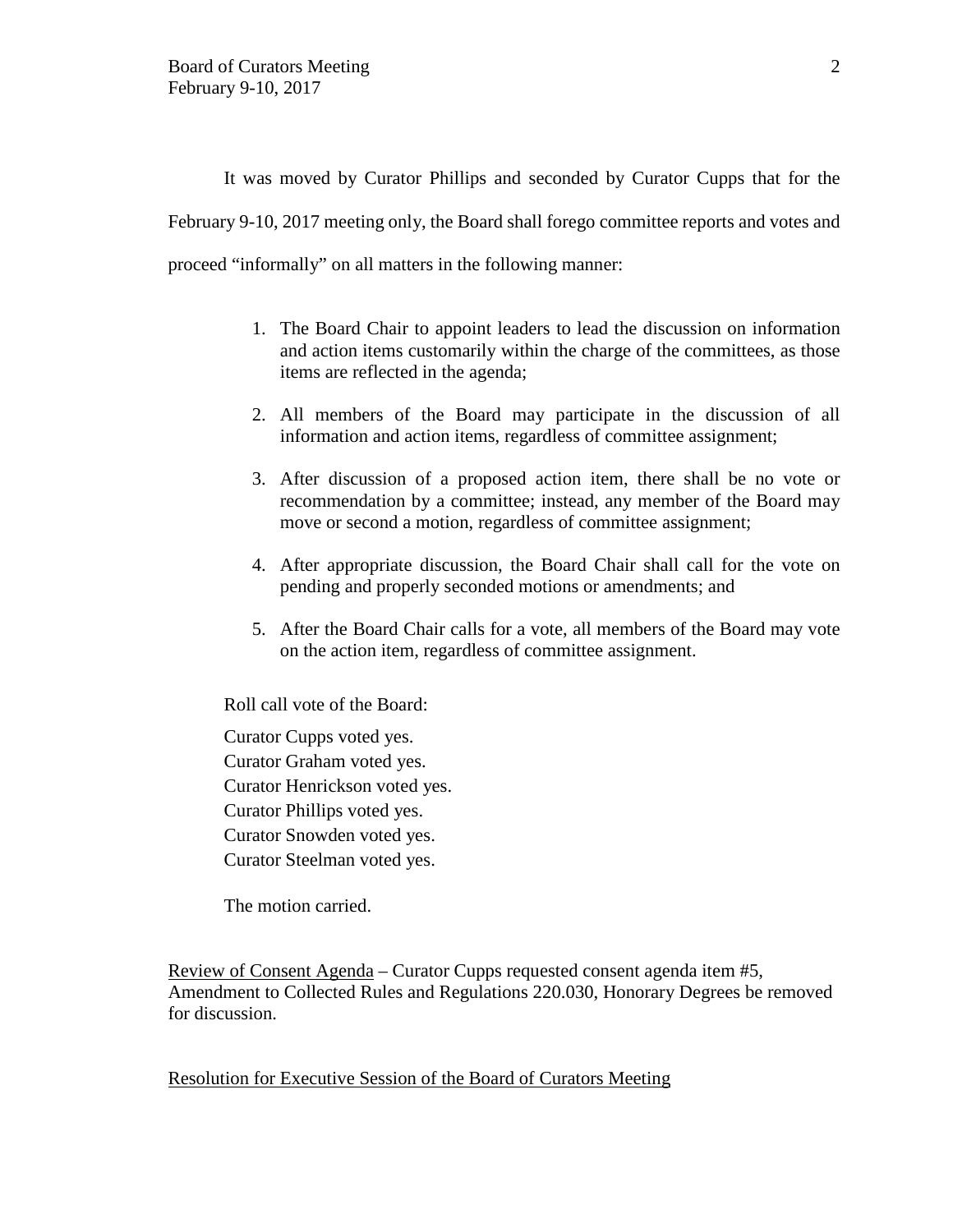It was moved by Curator Phillips and seconded by Curator Cupps that for the February 9-10, 2017 meeting only, the Board shall forego committee reports and votes and proceed "informally" on all matters in the following manner:

1. The Board Chair to appoint leaders to lead the discussion on information and action items customarily within the charge of the committees, as those items are reflected in the agenda;

2. All members of the Board may participate in the discussion of all information and action items, regardless of committee assignment;

3. After discussion of a proposed action item, there shall be no vote or recommendation by a committee; instead, any member of the Board may move or second a motion, regardless of committee assignment;

4. After appropriate discussion, the Board Chair shall call for the vote on pending and properly seconded motions or amendments; and

5. After the Board Chair calls for a vote, all members of the Board may vote on the action item, regardless of committee assignment.

Roll call vote of the Board:

Curator Cupps voted yes.
Curator Graham voted yes.
Curator Henrickson voted yes.
Curator Phillips voted yes.
Curator Snowden voted yes.
Curator Steelman voted yes.

The motion carried.

Review of Consent Agenda – Curator Cupps requested consent agenda item #5, Amendment to Collected Rules and Regulations 220.030, Honorary Degrees be removed for discussion.

Resolution for Executive Session of the Board of Curators Meeting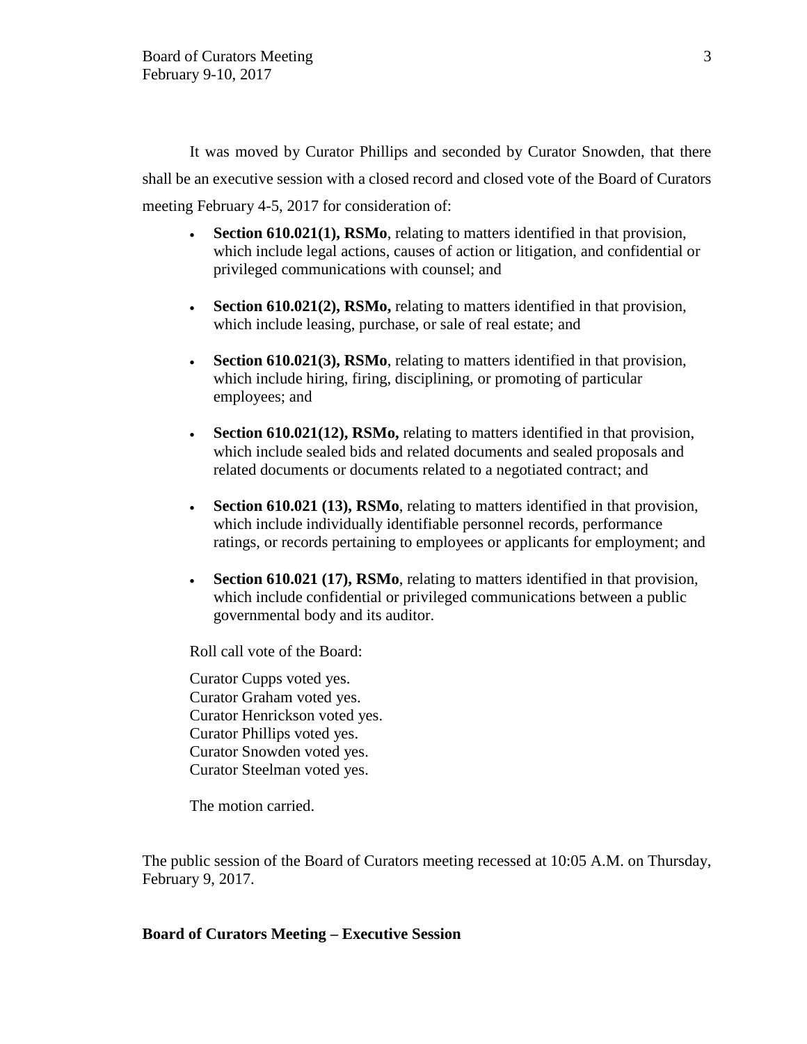It was moved by Curator Phillips and seconded by Curator Snowden, that there shall be an executive session with a closed record and closed vote of the Board of Curators meeting February 4-5, 2017 for consideration of:

- **Section 610.021(1), RSMo**, relating to matters identified in that provision, which include legal actions, causes of action or litigation, and confidential or privileged communications with counsel; and
- **Section 610.021(2), RSMo,** relating to matters identified in that provision, which include leasing, purchase, or sale of real estate; and
- **Section 610.021(3), RSMo**, relating to matters identified in that provision, which include hiring, firing, disciplining, or promoting of particular employees; and
- **Section 610.021(12), RSMo,** relating to matters identified in that provision, which include sealed bids and related documents and sealed proposals and related documents or documents related to a negotiated contract; and
- **Section 610.021 (13), RSMo**, relating to matters identified in that provision, which include individually identifiable personnel records, performance ratings, or records pertaining to employees or applicants for employment; and
- **Section 610.021 (17), RSMo**, relating to matters identified in that provision, which include confidential or privileged communications between a public governmental body and its auditor.

Roll call vote of the Board:

Curator Cupps voted yes.
Curator Graham voted yes.
Curator Henrickson voted yes.
Curator Phillips voted yes.
Curator Snowden voted yes.
Curator Steelman voted yes.

The motion carried.

The public session of the Board of Curators meeting recessed at 10:05 A.M. on Thursday, February 9, 2017.

**Board of Curators Meeting – Executive Session**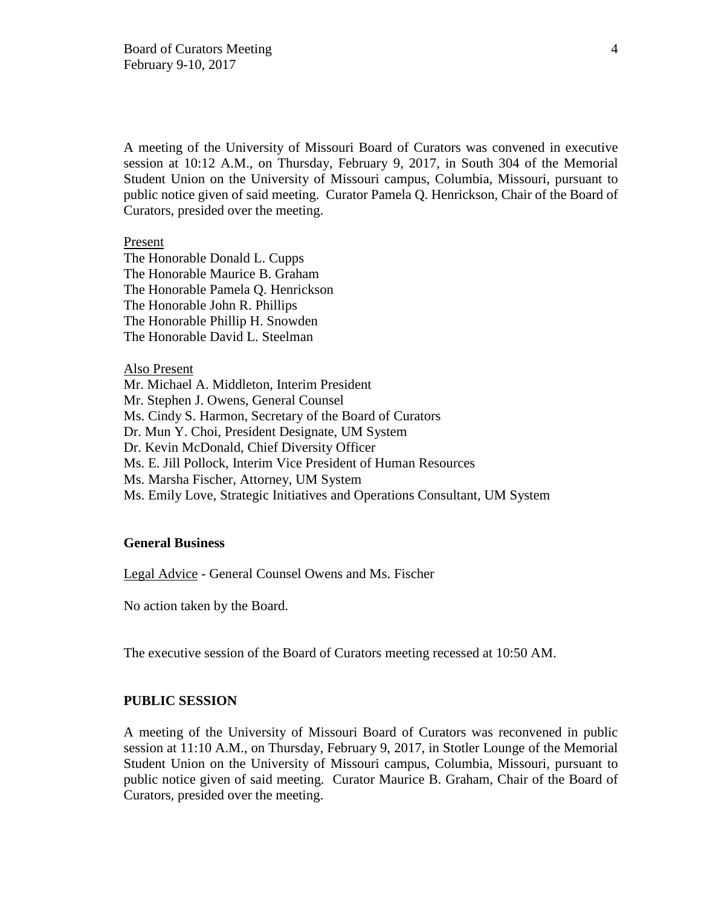A meeting of the University of Missouri Board of Curators was convened in executive session at 10:12 A.M., on Thursday, February 9, 2017, in South 304 of the Memorial Student Union on the University of Missouri campus, Columbia, Missouri, pursuant to public notice given of said meeting. Curator Pamela Q. Henrickson, Chair of the Board of Curators, presided over the meeting.

Present

The Honorable Donald L. Cupps
The Honorable Maurice B. Graham
The Honorable Pamela Q. Henrickson
The Honorable John R. Phillips
The Honorable Phillip H. Snowden
The Honorable David L. Steelman

Also Present

Mr. Michael A. Middleton, Interim President
Mr. Stephen J. Owens, General Counsel
Ms. Cindy S. Harmon, Secretary of the Board of Curators
Dr. Mun Y. Choi, President Designate, UM System
Dr. Kevin McDonald, Chief Diversity Officer
Ms. E. Jill Pollock, Interim Vice President of Human Resources
Ms. Marsha Fischer, Attorney, UM System
Ms. Emily Love, Strategic Initiatives and Operations Consultant, UM System

**General Business**

Legal Advice - General Counsel Owens and Ms. Fischer

No action taken by the Board.

The executive session of the Board of Curators meeting recessed at 10:50 AM.

**PUBLIC SESSION**

A meeting of the University of Missouri Board of Curators was reconvened in public session at 11:10 A.M., on Thursday, February 9, 2017, in Stotler Lounge of the Memorial Student Union on the University of Missouri campus, Columbia, Missouri, pursuant to public notice given of said meeting. Curator Maurice B. Graham, Chair of the Board of Curators, presided over the meeting.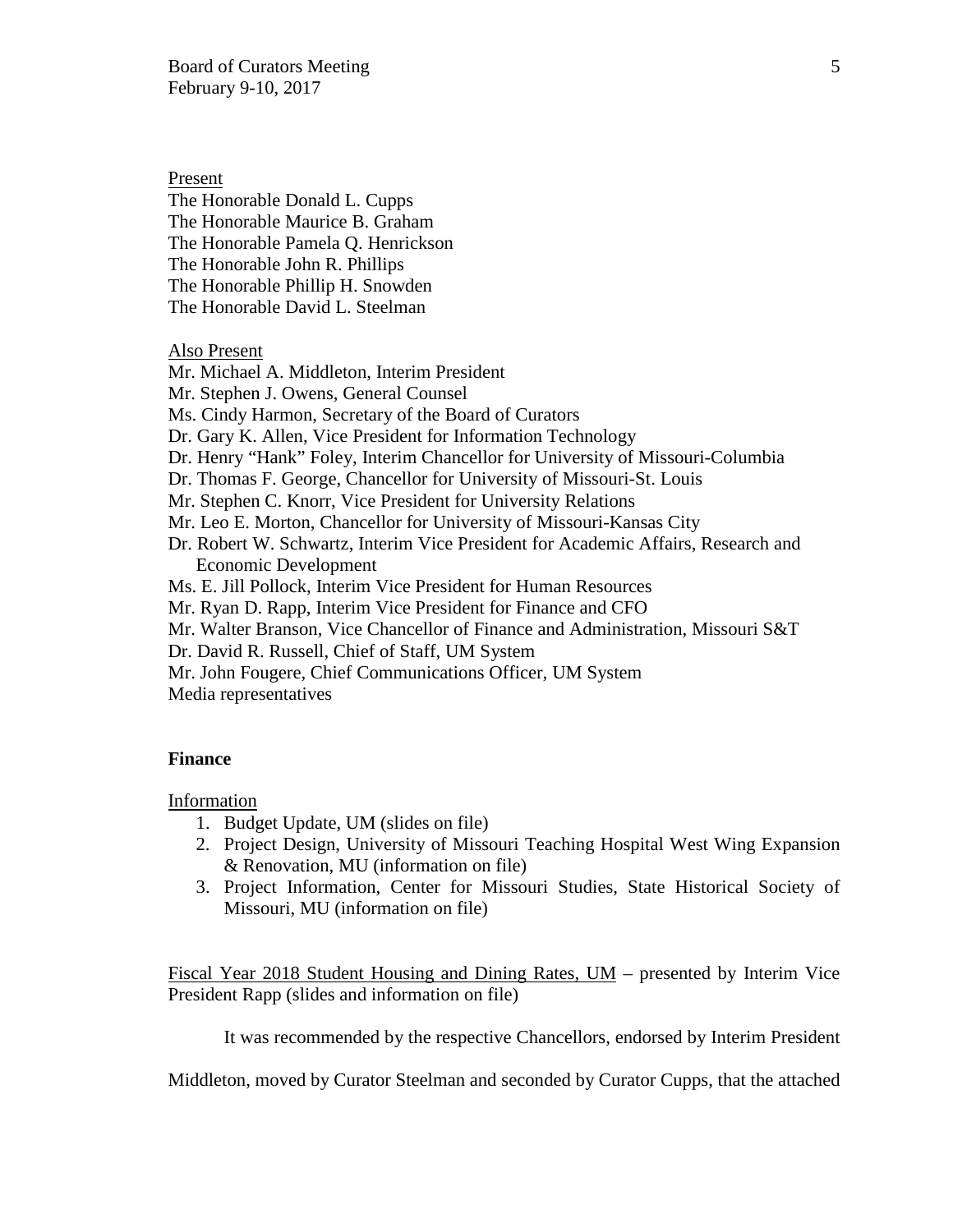Present

The Honorable Donald L. Cupps  
The Honorable Maurice B. Graham  
The Honorable Pamela Q. Henrickson  
The Honorable John R. Phillips  
The Honorable Phillip H. Snowden  
The Honorable David L. Steelman

Also Present

Mr. Michael A. Middleton, Interim President  
Mr. Stephen J. Owens, General Counsel  
Ms. Cindy Harmon, Secretary of the Board of Curators  
Dr. Gary K. Allen, Vice President for Information Technology  
Dr. Henry "Hank" Foley, Interim Chancellor for University of Missouri-Columbia  
Dr. Thomas F. George, Chancellor for University of Missouri-St. Louis  
Mr. Stephen C. Knorr, Vice President for University Relations  
Mr. Leo E. Morton, Chancellor for University of Missouri-Kansas City  
Dr. Robert W. Schwartz, Interim Vice President for Academic Affairs, Research and Economic Development  
Ms. E. Jill Pollock, Interim Vice President for Human Resources  
Mr. Ryan D. Rapp, Interim Vice President for Finance and CFO  
Mr. Walter Branson, Vice Chancellor of Finance and Administration, Missouri S&T  
Dr. David R. Russell, Chief of Staff, UM System  
Mr. John Fougere, Chief Communications Officer, UM System  
Media representatives

**Finance**

Information

1. Budget Update, UM (slides on file)
2. Project Design, University of Missouri Teaching Hospital West Wing Expansion & Renovation, MU (information on file)
3. Project Information, Center for Missouri Studies, State Historical Society of Missouri, MU (information on file)

Fiscal Year 2018 Student Housing and Dining Rates, UM – presented by Interim Vice President Rapp (slides and information on file)

It was recommended by the respective Chancellors, endorsed by Interim President Middleton, moved by Curator Steelman and seconded by Curator Cupps, that the attached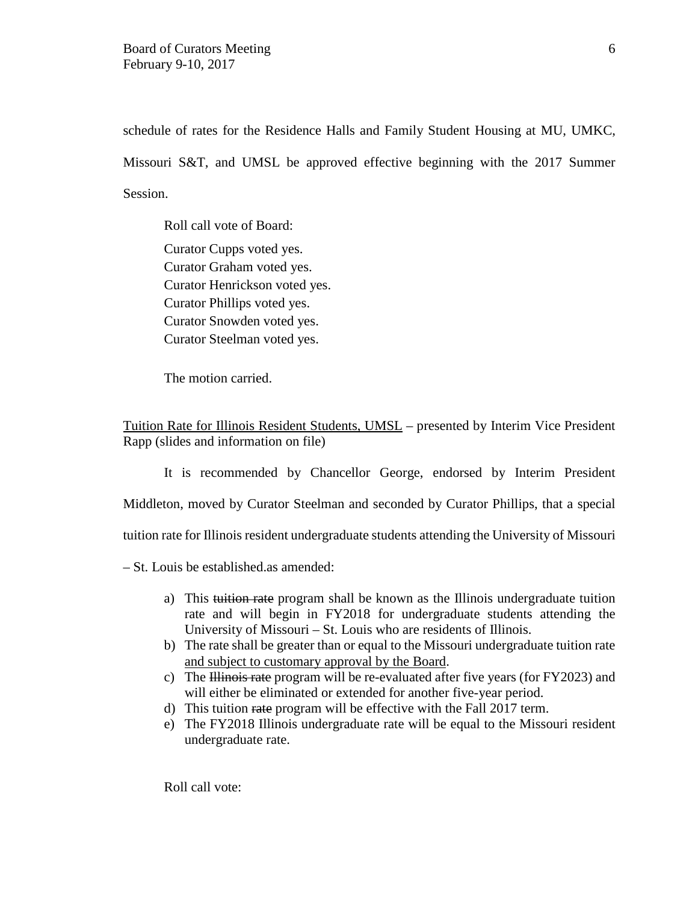schedule of rates for the Residence Halls and Family Student Housing at MU, UMKC, Missouri S&T, and UMSL be approved effective beginning with the 2017 Summer Session.

Roll call vote of Board:

Curator Cupps voted yes.
Curator Graham voted yes.
Curator Henrickson voted yes.
Curator Phillips voted yes.
Curator Snowden voted yes.
Curator Steelman voted yes.

The motion carried.

<u>Tuition Rate for Illinois Resident Students, UMSL</u> – presented by Interim Vice President Rapp (slides and information on file)

It is recommended by Chancellor George, endorsed by Interim President Middleton, moved by Curator Steelman and seconded by Curator Phillips, that a special tuition rate for Illinois resident undergraduate students attending the University of Missouri – St. Louis be established.as amended:

a) This ~~tuition rate~~ program shall be known as the Illinois undergraduate tuition rate and will begin in FY2018 for undergraduate students attending the University of Missouri – St. Louis who are residents of Illinois.
b) The rate shall be greater than or equal to the Missouri undergraduate tuition rate <u>and subject to customary approval by the Board</u>.
c) The ~~Illinois rate~~ program will be re-evaluated after five years (for FY2023) and will either be eliminated or extended for another five-year period.
d) This tuition ~~rate~~ program will be effective with the Fall 2017 term.
e) The FY2018 Illinois undergraduate rate will be equal to the Missouri resident undergraduate rate.

Roll call vote: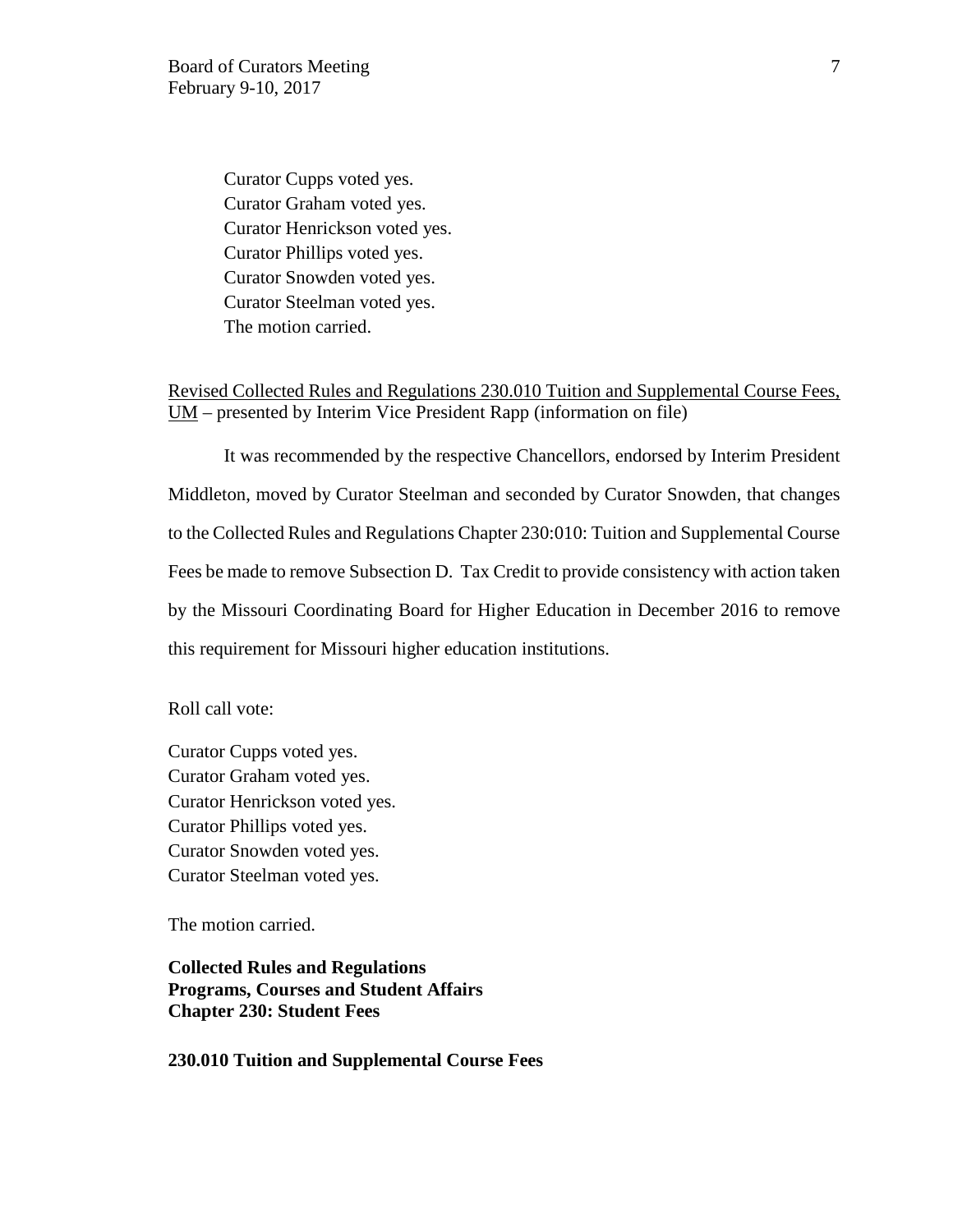Curator Cupps voted yes.
Curator Graham voted yes.
Curator Henrickson voted yes.
Curator Phillips voted yes.
Curator Snowden voted yes.
Curator Steelman voted yes.
The motion carried.

<u>Revised Collected Rules and Regulations 230.010 Tuition and Supplemental Course Fees, UM</u> – presented by Interim Vice President Rapp (information on file)

It was recommended by the respective Chancellors, endorsed by Interim President Middleton, moved by Curator Steelman and seconded by Curator Snowden, that changes to the Collected Rules and Regulations Chapter 230:010: Tuition and Supplemental Course Fees be made to remove Subsection D. Tax Credit to provide consistency with action taken by the Missouri Coordinating Board for Higher Education in December 2016 to remove this requirement for Missouri higher education institutions.

Roll call vote:

Curator Cupps voted yes.
Curator Graham voted yes.
Curator Henrickson voted yes.
Curator Phillips voted yes.
Curator Snowden voted yes.
Curator Steelman voted yes.

The motion carried.

**Collected Rules and Regulations**
**Programs, Courses and Student Affairs**
**Chapter 230: Student Fees**

**230.010 Tuition and Supplemental Course Fees**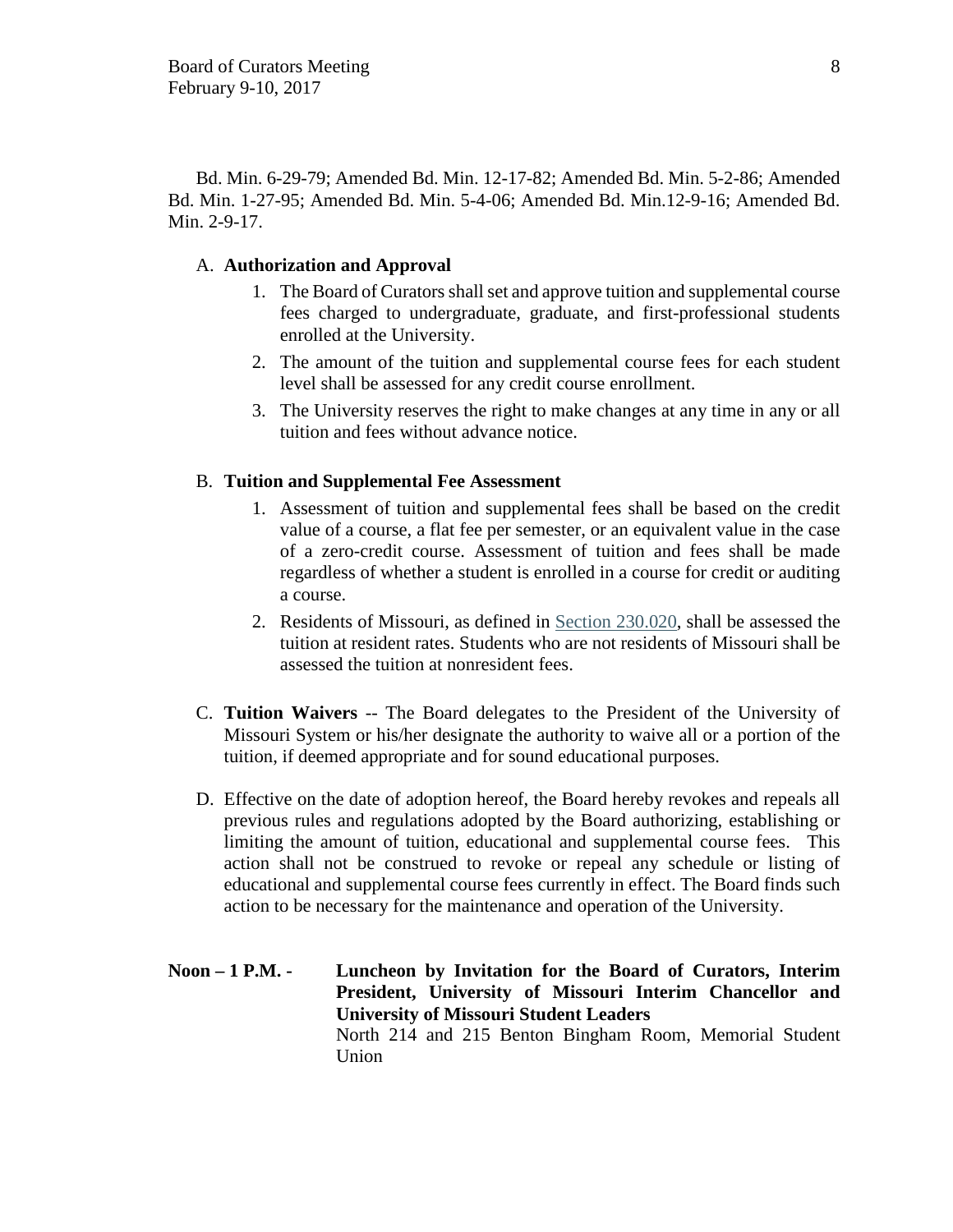Bd. Min. 6-29-79; Amended Bd. Min. 12-17-82; Amended Bd. Min. 5-2-86; Amended Bd. Min. 1-27-95; Amended Bd. Min. 5-4-06; Amended Bd. Min.12-9-16; Amended Bd. Min. 2-9-17.

A. **Authorization and Approval**

1. The Board of Curators shall set and approve tuition and supplemental course fees charged to undergraduate, graduate, and first-professional students enrolled at the University.
2. The amount of the tuition and supplemental course fees for each student level shall be assessed for any credit course enrollment.
3. The University reserves the right to make changes at any time in any or all tuition and fees without advance notice.

B. **Tuition and Supplemental Fee Assessment**

1. Assessment of tuition and supplemental fees shall be based on the credit value of a course, a flat fee per semester, or an equivalent value in the case of a zero-credit course. Assessment of tuition and fees shall be made regardless of whether a student is enrolled in a course for credit or auditing a course.
2. Residents of Missouri, as defined in Section 230.020, shall be assessed the tuition at resident rates. Students who are not residents of Missouri shall be assessed the tuition at nonresident fees.

C. **Tuition Waivers** -- The Board delegates to the President of the University of Missouri System or his/her designate the authority to waive all or a portion of the tuition, if deemed appropriate and for sound educational purposes.

D. Effective on the date of adoption hereof, the Board hereby revokes and repeals all previous rules and regulations adopted by the Board authorizing, establishing or limiting the amount of tuition, educational and supplemental course fees. This action shall not be construed to revoke or repeal any schedule or listing of educational and supplemental course fees currently in effect. The Board finds such action to be necessary for the maintenance and operation of the University.

**Noon – 1 P.M. -** **Luncheon by Invitation for the Board of Curators, Interim President, University of Missouri Interim Chancellor and University of Missouri Student Leaders**
North 214 and 215 Benton Bingham Room, Memorial Student Union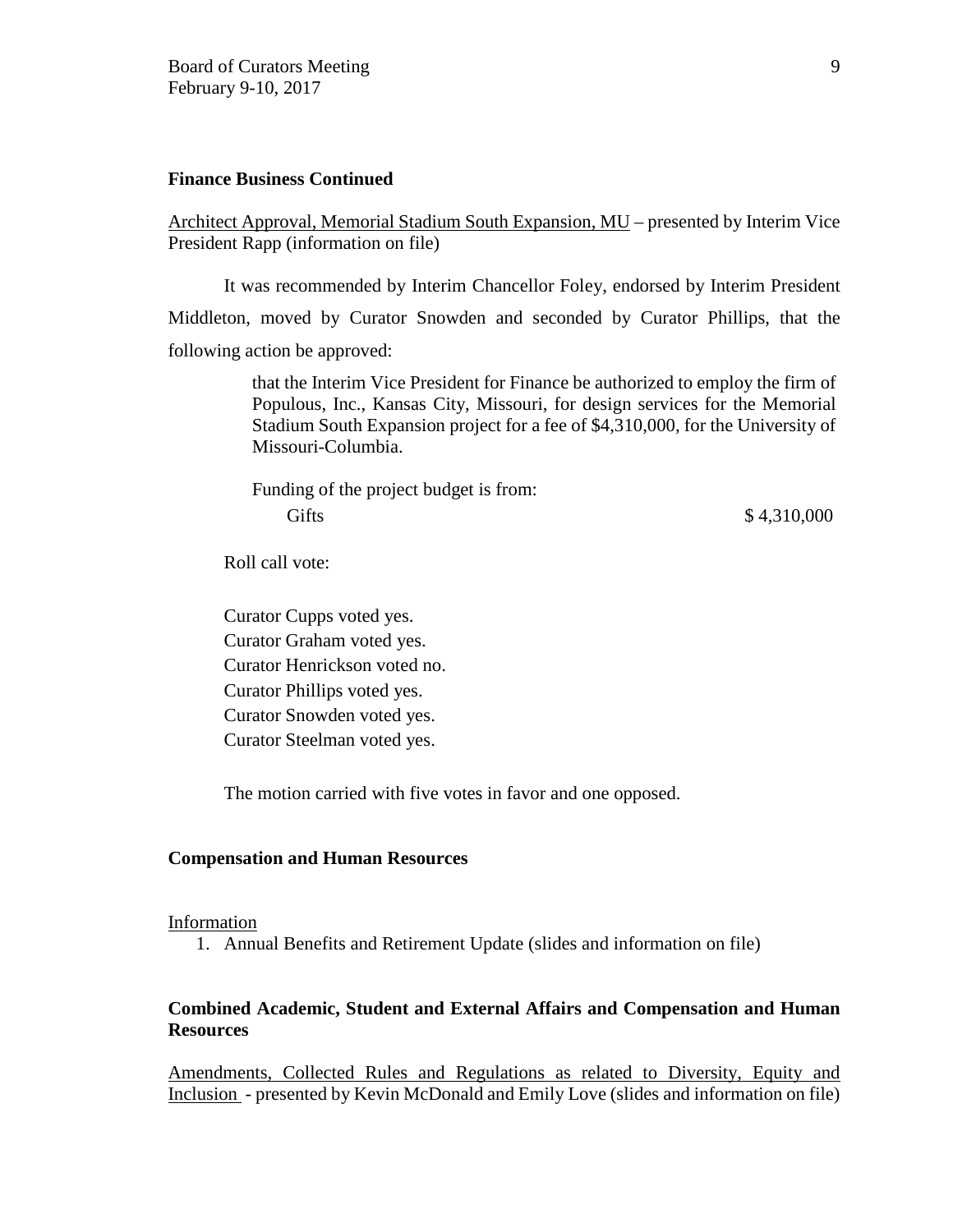**Finance Business Continued**

Architect Approval, Memorial Stadium South Expansion, MU – presented by Interim Vice President Rapp (information on file)

It was recommended by Interim Chancellor Foley, endorsed by Interim President Middleton, moved by Curator Snowden and seconded by Curator Phillips, that the following action be approved:

> that the Interim Vice President for Finance be authorized to employ the firm of Populous, Inc., Kansas City, Missouri, for design services for the Memorial Stadium South Expansion project for a fee of $4,310,000, for the University of Missouri-Columbia.
>
> Funding of the project budget is from:
>
> Gifts $ 4,310,000

Roll call vote:

Curator Cupps voted yes.
Curator Graham voted yes.
Curator Henrickson voted no.
Curator Phillips voted yes.
Curator Snowden voted yes.
Curator Steelman voted yes.

The motion carried with five votes in favor and one opposed.

**Compensation and Human Resources**

Information

1. Annual Benefits and Retirement Update (slides and information on file)

**Combined Academic, Student and External Affairs and Compensation and Human Resources**

Amendments, Collected Rules and Regulations as related to Diversity, Equity and Inclusion - presented by Kevin McDonald and Emily Love (slides and information on file)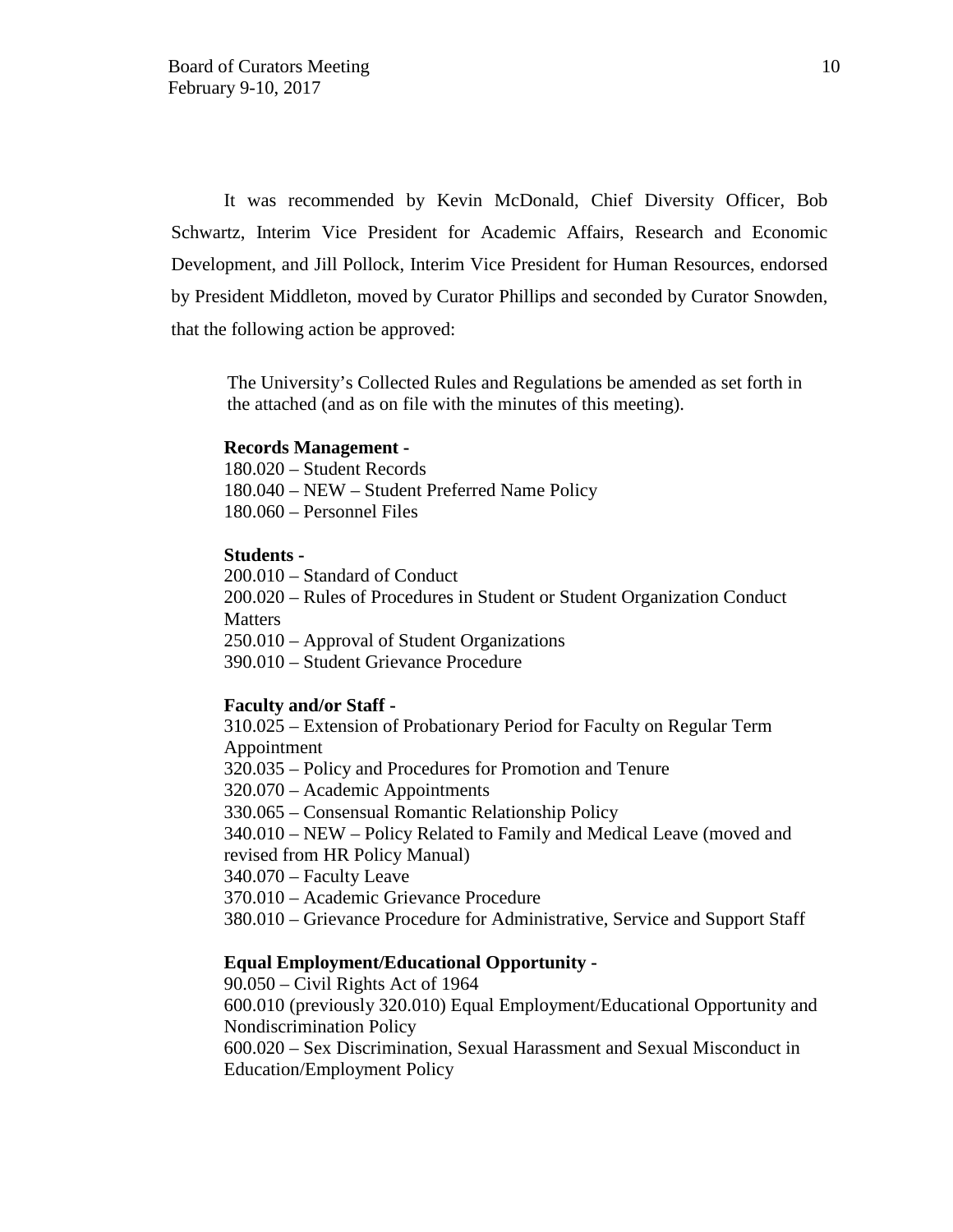It was recommended by Kevin McDonald, Chief Diversity Officer, Bob Schwartz, Interim Vice President for Academic Affairs, Research and Economic Development, and Jill Pollock, Interim Vice President for Human Resources, endorsed by President Middleton, moved by Curator Phillips and seconded by Curator Snowden, that the following action be approved:

The University's Collected Rules and Regulations be amended as set forth in the attached (and as on file with the minutes of this meeting).

**Records Management -**

180.020 – Student Records
180.040 – NEW – Student Preferred Name Policy
180.060 – Personnel Files

**Students -**

200.010 – Standard of Conduct
200.020 – Rules of Procedures in Student or Student Organization Conduct Matters
250.010 – Approval of Student Organizations
390.010 – Student Grievance Procedure

**Faculty and/or Staff -**

310.025 – Extension of Probationary Period for Faculty on Regular Term Appointment
320.035 – Policy and Procedures for Promotion and Tenure
320.070 – Academic Appointments
330.065 – Consensual Romantic Relationship Policy
340.010 – NEW – Policy Related to Family and Medical Leave (moved and revised from HR Policy Manual)
340.070 – Faculty Leave
370.010 – Academic Grievance Procedure
380.010 – Grievance Procedure for Administrative, Service and Support Staff

**Equal Employment/Educational Opportunity -**

90.050 – Civil Rights Act of 1964
600.010 (previously 320.010) Equal Employment/Educational Opportunity and Nondiscrimination Policy
600.020 – Sex Discrimination, Sexual Harassment and Sexual Misconduct in Education/Employment Policy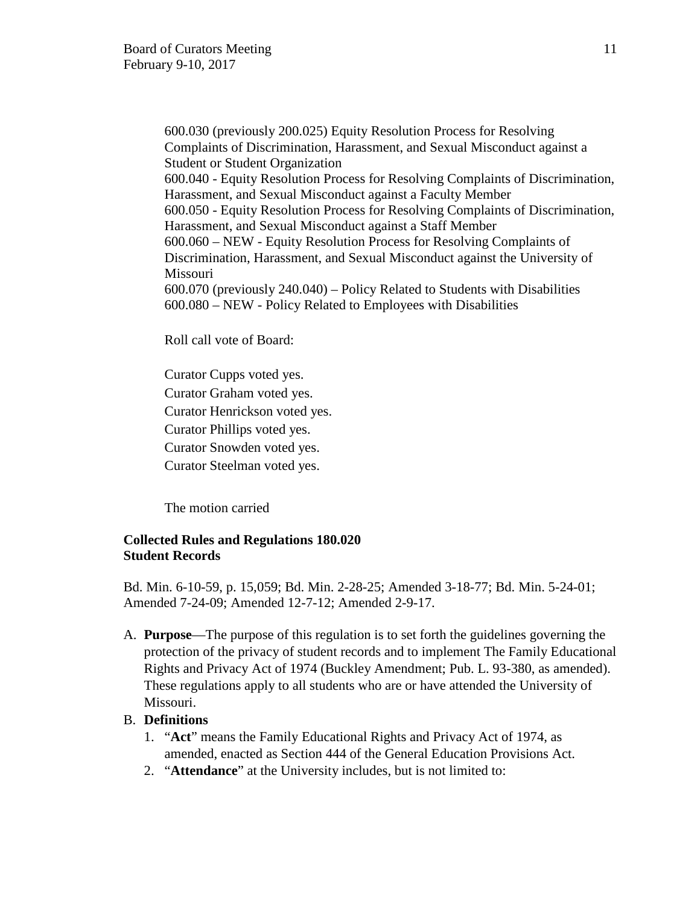600.030 (previously 200.025) Equity Resolution Process for Resolving Complaints of Discrimination, Harassment, and Sexual Misconduct against a Student or Student Organization
600.040 - Equity Resolution Process for Resolving Complaints of Discrimination, Harassment, and Sexual Misconduct against a Faculty Member
600.050 - Equity Resolution Process for Resolving Complaints of Discrimination, Harassment, and Sexual Misconduct against a Staff Member
600.060 – NEW - Equity Resolution Process for Resolving Complaints of Discrimination, Harassment, and Sexual Misconduct against the University of Missouri
600.070 (previously 240.040) – Policy Related to Students with Disabilities
600.080 – NEW - Policy Related to Employees with Disabilities

Roll call vote of Board:

Curator Cupps voted yes.
Curator Graham voted yes.
Curator Henrickson voted yes.
Curator Phillips voted yes.
Curator Snowden voted yes.
Curator Steelman voted yes.

The motion carried

**Collected Rules and Regulations 180.020**
**Student Records**

Bd. Min. 6-10-59, p. 15,059; Bd. Min. 2-28-25; Amended 3-18-77; Bd. Min. 5-24-01; Amended 7-24-09; Amended 12-7-12; Amended 2-9-17.

A. **Purpose**—The purpose of this regulation is to set forth the guidelines governing the protection of the privacy of student records and to implement The Family Educational Rights and Privacy Act of 1974 (Buckley Amendment; Pub. L. 93-380, as amended). These regulations apply to all students who are or have attended the University of Missouri.
B. **Definitions**
   1. "**Act**" means the Family Educational Rights and Privacy Act of 1974, as amended, enacted as Section 444 of the General Education Provisions Act.
   2. "**Attendance**" at the University includes, but is not limited to: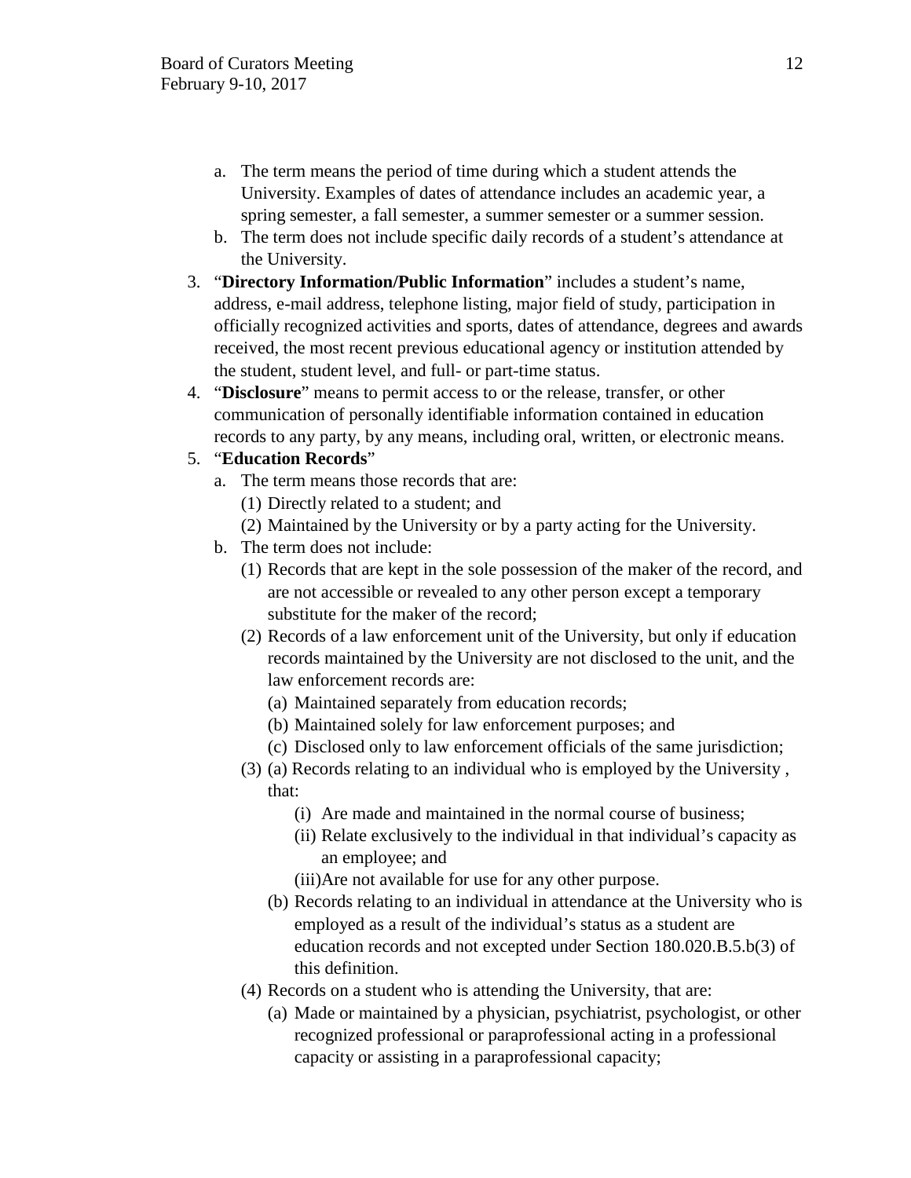a. The term means the period of time during which a student attends the University. Examples of dates of attendance includes an academic year, a spring semester, a fall semester, a summer semester or a summer session.
b. The term does not include specific daily records of a student's attendance at the University.

3. "**Directory Information/Public Information**" includes a student's name, address, e-mail address, telephone listing, major field of study, participation in officially recognized activities and sports, dates of attendance, degrees and awards received, the most recent previous educational agency or institution attended by the student, student level, and full- or part-time status.
4. "**Disclosure**" means to permit access to or the release, transfer, or other communication of personally identifiable information contained in education records to any party, by any means, including oral, written, or electronic means.
5. "**Education Records**"
   a. The term means those records that are:
      (1) Directly related to a student; and
      (2) Maintained by the University or by a party acting for the University.
   b. The term does not include:
      (1) Records that are kept in the sole possession of the maker of the record, and are not accessible or revealed to any other person except a temporary substitute for the maker of the record;
      (2) Records of a law enforcement unit of the University, but only if education records maintained by the University are not disclosed to the unit, and the law enforcement records are:
         (a) Maintained separately from education records;
         (b) Maintained solely for law enforcement purposes; and
         (c) Disclosed only to law enforcement officials of the same jurisdiction;
      (3) (a) Records relating to an individual who is employed by the University , that:
            (i) Are made and maintained in the normal course of business;
            (ii) Relate exclusively to the individual in that individual's capacity as an employee; and
            (iii)Are not available for use for any other purpose.
         (b) Records relating to an individual in attendance at the University who is employed as a result of the individual's status as a student are education records and not excepted under Section 180.020.B.5.b(3) of this definition.
      (4) Records on a student who is attending the University, that are:
         (a) Made or maintained by a physician, psychiatrist, psychologist, or other recognized professional or paraprofessional acting in a professional capacity or assisting in a paraprofessional capacity;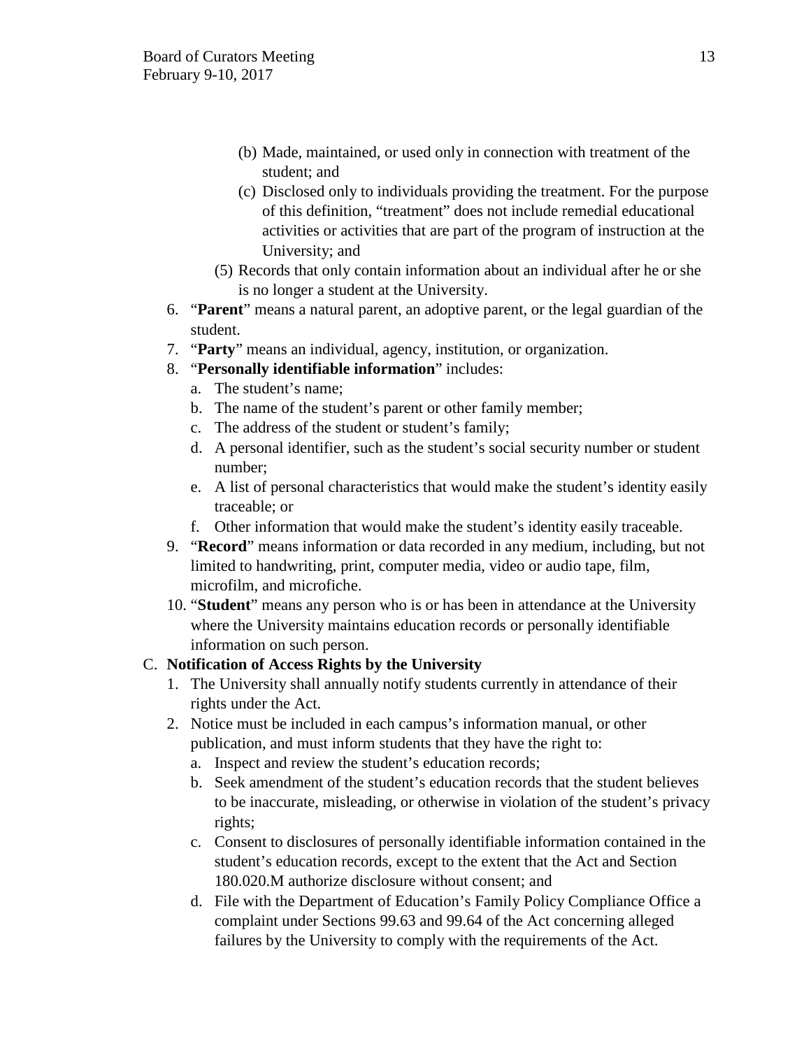- (b) Made, maintained, or used only in connection with treatment of the student; and
   - (c) Disclosed only to individuals providing the treatment. For the purpose of this definition, "treatment" does not include remedial educational activities or activities that are part of the program of instruction at the University; and
   - (5) Records that only contain information about an individual after he or she is no longer a student at the University.

6. "**Parent**" means a natural parent, an adoptive parent, or the legal guardian of the student.
7. "**Party**" means an individual, agency, institution, or organization.
8. "**Personally identifiable information**" includes:
   a. The student's name;
   b. The name of the student's parent or other family member;
   c. The address of the student or student's family;
   d. A personal identifier, such as the student's social security number or student number;
   e. A list of personal characteristics that would make the student's identity easily traceable; or
   f. Other information that would make the student's identity easily traceable.
9. "**Record**" means information or data recorded in any medium, including, but not limited to handwriting, print, computer media, video or audio tape, film, microfilm, and microfiche.
10. "**Student**" means any person who is or has been in attendance at the University where the University maintains education records or personally identifiable information on such person.

C. **Notification of Access Rights by the University**

1. The University shall annually notify students currently in attendance of their rights under the Act.
2. Notice must be included in each campus's information manual, or other publication, and must inform students that they have the right to:
   a. Inspect and review the student's education records;
   b. Seek amendment of the student's education records that the student believes to be inaccurate, misleading, or otherwise in violation of the student's privacy rights;
   c. Consent to disclosures of personally identifiable information contained in the student's education records, except to the extent that the Act and Section 180.020.M authorize disclosure without consent; and
   d. File with the Department of Education's Family Policy Compliance Office a complaint under Sections 99.63 and 99.64 of the Act concerning alleged failures by the University to comply with the requirements of the Act.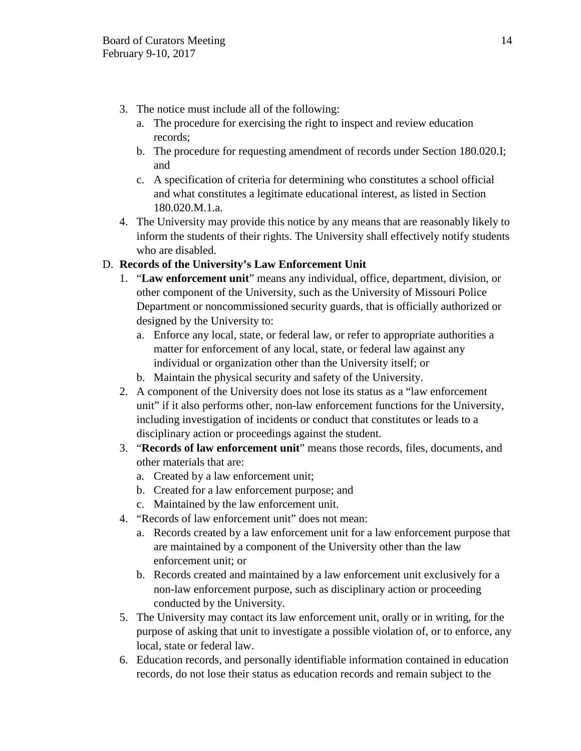3. The notice must include all of the following:
   a. The procedure for exercising the right to inspect and review education records;
   b. The procedure for requesting amendment of records under Section 180.020.I; and
   c. A specification of criteria for determining who constitutes a school official and what constitutes a legitimate educational interest, as listed in Section 180.020.M.1.a.
4. The University may provide this notice by any means that are reasonably likely to inform the students of their rights. The University shall effectively notify students who are disabled.

D. **Records of the University's Law Enforcement Unit**
   1. "**Law enforcement unit**" means any individual, office, department, division, or other component of the University, such as the University of Missouri Police Department or noncommissioned security guards, that is officially authorized or designed by the University to:
      a. Enforce any local, state, or federal law, or refer to appropriate authorities a matter for enforcement of any local, state, or federal law against any individual or organization other than the University itself; or
      b. Maintain the physical security and safety of the University.
   2. A component of the University does not lose its status as a "law enforcement unit" if it also performs other, non-law enforcement functions for the University, including investigation of incidents or conduct that constitutes or leads to a disciplinary action or proceedings against the student.
   3. "**Records of law enforcement unit**" means those records, files, documents, and other materials that are:
      a. Created by a law enforcement unit;
      b. Created for a law enforcement purpose; and
      c. Maintained by the law enforcement unit.
   4. "Records of law enforcement unit" does not mean:
      a. Records created by a law enforcement unit for a law enforcement purpose that are maintained by a component of the University other than the law enforcement unit; or
      b. Records created and maintained by a law enforcement unit exclusively for a non-law enforcement purpose, such as disciplinary action or proceeding conducted by the University.
   5. The University may contact its law enforcement unit, orally or in writing, for the purpose of asking that unit to investigate a possible violation of, or to enforce, any local, state or federal law.
   6. Education records, and personally identifiable information contained in education records, do not lose their status as education records and remain subject to the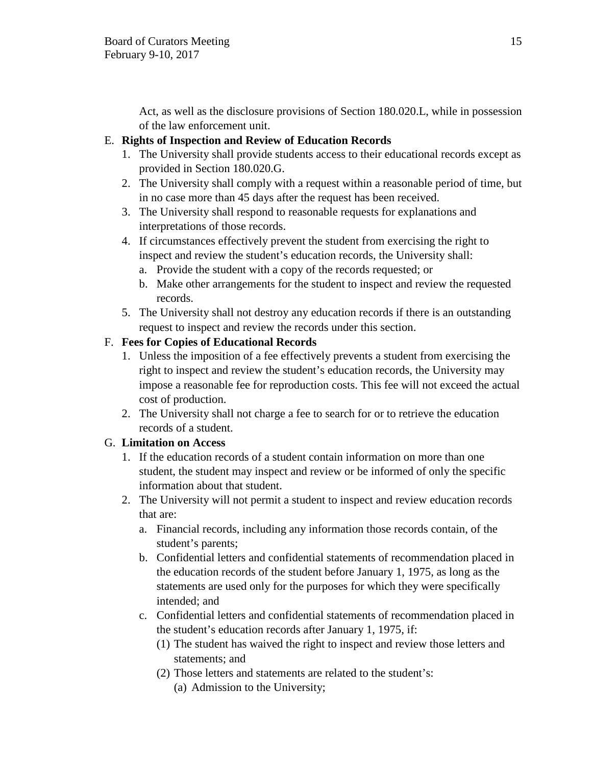Act, as well as the disclosure provisions of Section 180.020.L, while in possession of the law enforcement unit.

E. **Rights of Inspection and Review of Education Records**
   1. The University shall provide students access to their educational records except as provided in Section 180.020.G.
   2. The University shall comply with a request within a reasonable period of time, but in no case more than 45 days after the request has been received.
   3. The University shall respond to reasonable requests for explanations and interpretations of those records.
   4. If circumstances effectively prevent the student from exercising the right to inspect and review the student's education records, the University shall:
      a. Provide the student with a copy of the records requested; or
      b. Make other arrangements for the student to inspect and review the requested records.
   5. The University shall not destroy any education records if there is an outstanding request to inspect and review the records under this section.

F. **Fees for Copies of Educational Records**
   1. Unless the imposition of a fee effectively prevents a student from exercising the right to inspect and review the student's education records, the University may impose a reasonable fee for reproduction costs. This fee will not exceed the actual cost of production.
   2. The University shall not charge a fee to search for or to retrieve the education records of a student.

G. **Limitation on Access**
   1. If the education records of a student contain information on more than one student, the student may inspect and review or be informed of only the specific information about that student.
   2. The University will not permit a student to inspect and review education records that are:
      a. Financial records, including any information those records contain, of the student's parents;
      b. Confidential letters and confidential statements of recommendation placed in the education records of the student before January 1, 1975, as long as the statements are used only for the purposes for which they were specifically intended; and
      c. Confidential letters and confidential statements of recommendation placed in the student's education records after January 1, 1975, if:
         (1) The student has waived the right to inspect and review those letters and statements; and
         (2) Those letters and statements are related to the student's:
            (a) Admission to the University;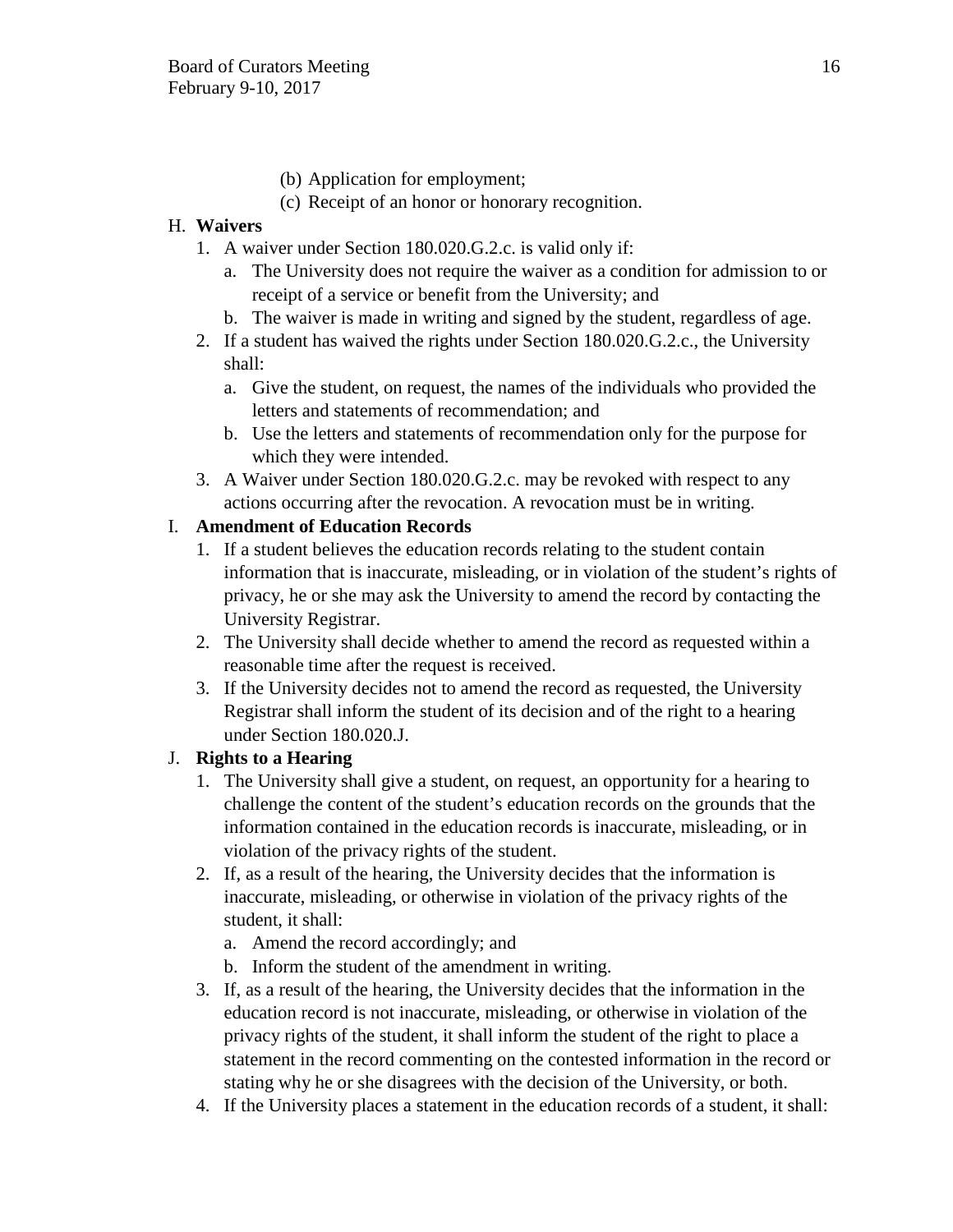(b) Application for employment;

(c) Receipt of an honor or honorary recognition.

H. **Waivers**

1. A waiver under Section 180.020.G.2.c. is valid only if:
   a. The University does not require the waiver as a condition for admission to or receipt of a service or benefit from the University; and
   b. The waiver is made in writing and signed by the student, regardless of age.
2. If a student has waived the rights under Section 180.020.G.2.c., the University shall:
   a. Give the student, on request, the names of the individuals who provided the letters and statements of recommendation; and
   b. Use the letters and statements of recommendation only for the purpose for which they were intended.
3. A Waiver under Section 180.020.G.2.c. may be revoked with respect to any actions occurring after the revocation. A revocation must be in writing.

I. **Amendment of Education Records**

1. If a student believes the education records relating to the student contain information that is inaccurate, misleading, or in violation of the student's rights of privacy, he or she may ask the University to amend the record by contacting the University Registrar.
2. The University shall decide whether to amend the record as requested within a reasonable time after the request is received.
3. If the University decides not to amend the record as requested, the University Registrar shall inform the student of its decision and of the right to a hearing under Section 180.020.J.

J. **Rights to a Hearing**

1. The University shall give a student, on request, an opportunity for a hearing to challenge the content of the student's education records on the grounds that the information contained in the education records is inaccurate, misleading, or in violation of the privacy rights of the student.
2. If, as a result of the hearing, the University decides that the information is inaccurate, misleading, or otherwise in violation of the privacy rights of the student, it shall:
   a. Amend the record accordingly; and
   b. Inform the student of the amendment in writing.
3. If, as a result of the hearing, the University decides that the information in the education record is not inaccurate, misleading, or otherwise in violation of the privacy rights of the student, it shall inform the student of the right to place a statement in the record commenting on the contested information in the record or stating why he or she disagrees with the decision of the University, or both.
4. If the University places a statement in the education records of a student, it shall: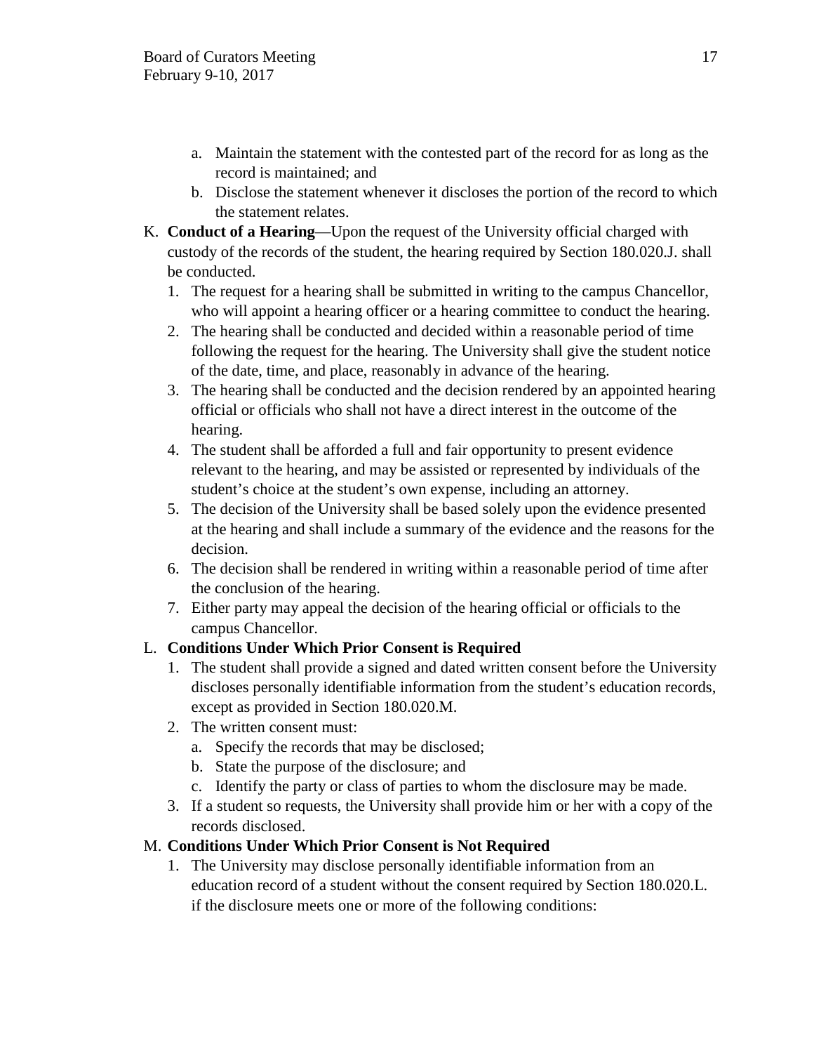a. Maintain the statement with the contested part of the record for as long as the record is maintained; and
b. Disclose the statement whenever it discloses the portion of the record to which the statement relates.

K. **Conduct of a Hearing**—Upon the request of the University official charged with custody of the records of the student, the hearing required by Section 180.020.J. shall be conducted.
   1. The request for a hearing shall be submitted in writing to the campus Chancellor, who will appoint a hearing officer or a hearing committee to conduct the hearing.
   2. The hearing shall be conducted and decided within a reasonable period of time following the request for the hearing. The University shall give the student notice of the date, time, and place, reasonably in advance of the hearing.
   3. The hearing shall be conducted and the decision rendered by an appointed hearing official or officials who shall not have a direct interest in the outcome of the hearing.
   4. The student shall be afforded a full and fair opportunity to present evidence relevant to the hearing, and may be assisted or represented by individuals of the student's choice at the student's own expense, including an attorney.
   5. The decision of the University shall be based solely upon the evidence presented at the hearing and shall include a summary of the evidence and the reasons for the decision.
   6. The decision shall be rendered in writing within a reasonable period of time after the conclusion of the hearing.
   7. Either party may appeal the decision of the hearing official or officials to the campus Chancellor.

L. **Conditions Under Which Prior Consent is Required**
   1. The student shall provide a signed and dated written consent before the University discloses personally identifiable information from the student's education records, except as provided in Section 180.020.M.
   2. The written consent must:
      a. Specify the records that may be disclosed;
      b. State the purpose of the disclosure; and
      c. Identify the party or class of parties to whom the disclosure may be made.
   3. If a student so requests, the University shall provide him or her with a copy of the records disclosed.

M. **Conditions Under Which Prior Consent is Not Required**
   1. The University may disclose personally identifiable information from an education record of a student without the consent required by Section 180.020.L. if the disclosure meets one or more of the following conditions: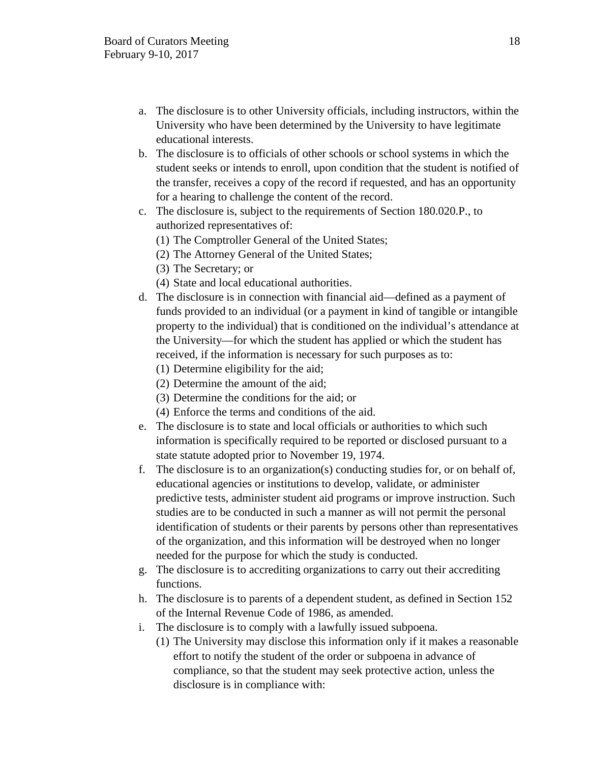a. The disclosure is to other University officials, including instructors, within the University who have been determined by the University to have legitimate educational interests.
b. The disclosure is to officials of other schools or school systems in which the student seeks or intends to enroll, upon condition that the student is notified of the transfer, receives a copy of the record if requested, and has an opportunity for a hearing to challenge the content of the record.
c. The disclosure is, subject to the requirements of Section 180.020.P., to authorized representatives of:
   (1) The Comptroller General of the United States;
   (2) The Attorney General of the United States;
   (3) The Secretary; or
   (4) State and local educational authorities.
d. The disclosure is in connection with financial aid—defined as a payment of funds provided to an individual (or a payment in kind of tangible or intangible property to the individual) that is conditioned on the individual's attendance at the University—for which the student has applied or which the student has received, if the information is necessary for such purposes as to:
   (1) Determine eligibility for the aid;
   (2) Determine the amount of the aid;
   (3) Determine the conditions for the aid; or
   (4) Enforce the terms and conditions of the aid.
e. The disclosure is to state and local officials or authorities to which such information is specifically required to be reported or disclosed pursuant to a state statute adopted prior to November 19, 1974.
f. The disclosure is to an organization(s) conducting studies for, or on behalf of, educational agencies or institutions to develop, validate, or administer predictive tests, administer student aid programs or improve instruction. Such studies are to be conducted in such a manner as will not permit the personal identification of students or their parents by persons other than representatives of the organization, and this information will be destroyed when no longer needed for the purpose for which the study is conducted.
g. The disclosure is to accrediting organizations to carry out their accrediting functions.
h. The disclosure is to parents of a dependent student, as defined in Section 152 of the Internal Revenue Code of 1986, as amended.
i. The disclosure is to comply with a lawfully issued subpoena.
   (1) The University may disclose this information only if it makes a reasonable effort to notify the student of the order or subpoena in advance of compliance, so that the student may seek protective action, unless the disclosure is in compliance with: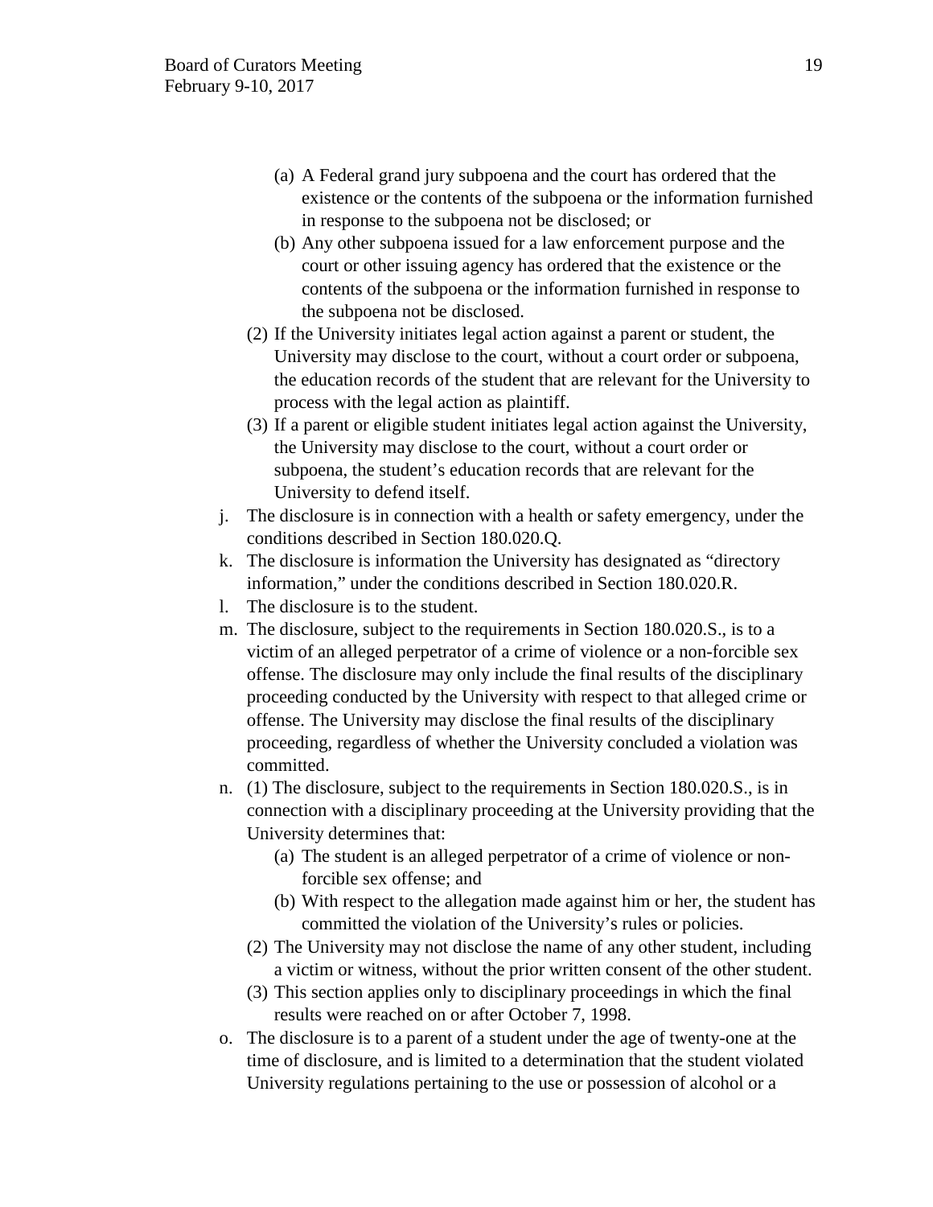(a) A Federal grand jury subpoena and the court has ordered that the existence or the contents of the subpoena or the information furnished in response to the subpoena not be disclosed; or

(b) Any other subpoena issued for a law enforcement purpose and the court or other issuing agency has ordered that the existence or the contents of the subpoena or the information furnished in response to the subpoena not be disclosed.

(2) If the University initiates legal action against a parent or student, the University may disclose to the court, without a court order or subpoena, the education records of the student that are relevant for the University to process with the legal action as plaintiff.

(3) If a parent or eligible student initiates legal action against the University, the University may disclose to the court, without a court order or subpoena, the student's education records that are relevant for the University to defend itself.

j. The disclosure is in connection with a health or safety emergency, under the conditions described in Section 180.020.Q.

k. The disclosure is information the University has designated as "directory information," under the conditions described in Section 180.020.R.

l. The disclosure is to the student.

m. The disclosure, subject to the requirements in Section 180.020.S., is to a victim of an alleged perpetrator of a crime of violence or a non-forcible sex offense. The disclosure may only include the final results of the disciplinary proceeding conducted by the University with respect to that alleged crime or offense. The University may disclose the final results of the disciplinary proceeding, regardless of whether the University concluded a violation was committed.

n. (1) The disclosure, subject to the requirements in Section 180.020.S., is in connection with a disciplinary proceeding at the University providing that the University determines that:

(a) The student is an alleged perpetrator of a crime of violence or non-forcible sex offense; and

(b) With respect to the allegation made against him or her, the student has committed the violation of the University's rules or policies.

(2) The University may not disclose the name of any other student, including a victim or witness, without the prior written consent of the other student.

(3) This section applies only to disciplinary proceedings in which the final results were reached on or after October 7, 1998.

o. The disclosure is to a parent of a student under the age of twenty-one at the time of disclosure, and is limited to a determination that the student violated University regulations pertaining to the use or possession of alcohol or a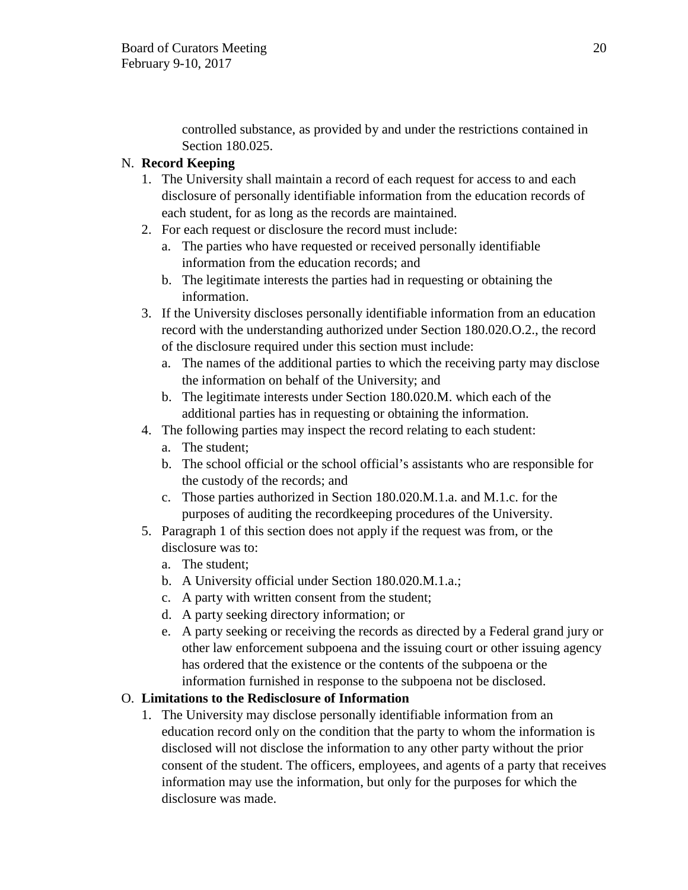controlled substance, as provided by and under the restrictions contained in Section 180.025.

N. **Record Keeping**

1. The University shall maintain a record of each request for access to and each disclosure of personally identifiable information from the education records of each student, for as long as the records are maintained.
2. For each request or disclosure the record must include:
   a. The parties who have requested or received personally identifiable information from the education records; and
   b. The legitimate interests the parties had in requesting or obtaining the information.
3. If the University discloses personally identifiable information from an education record with the understanding authorized under Section 180.020.O.2., the record of the disclosure required under this section must include:
   a. The names of the additional parties to which the receiving party may disclose the information on behalf of the University; and
   b. The legitimate interests under Section 180.020.M. which each of the additional parties has in requesting or obtaining the information.
4. The following parties may inspect the record relating to each student:
   a. The student;
   b. The school official or the school official's assistants who are responsible for the custody of the records; and
   c. Those parties authorized in Section 180.020.M.1.a. and M.1.c. for the purposes of auditing the recordkeeping procedures of the University.
5. Paragraph 1 of this section does not apply if the request was from, or the disclosure was to:
   a. The student;
   b. A University official under Section 180.020.M.1.a.;
   c. A party with written consent from the student;
   d. A party seeking directory information; or
   e. A party seeking or receiving the records as directed by a Federal grand jury or other law enforcement subpoena and the issuing court or other issuing agency has ordered that the existence or the contents of the subpoena or the information furnished in response to the subpoena not be disclosed.

O. **Limitations to the Redisclosure of Information**

1. The University may disclose personally identifiable information from an education record only on the condition that the party to whom the information is disclosed will not disclose the information to any other party without the prior consent of the student. The officers, employees, and agents of a party that receives information may use the information, but only for the purposes for which the disclosure was made.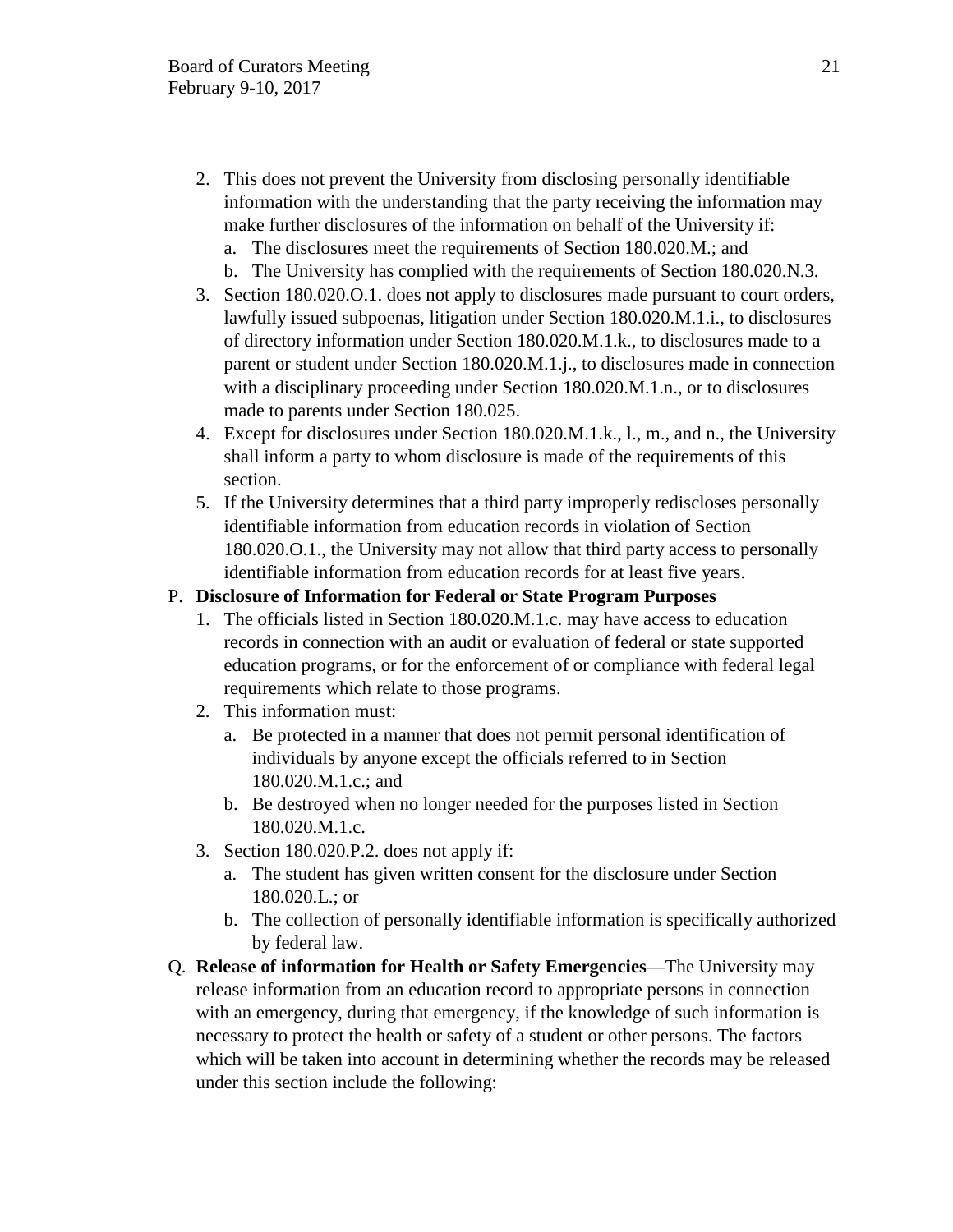2. This does not prevent the University from disclosing personally identifiable information with the understanding that the party receiving the information may make further disclosures of the information on behalf of the University if:
   a. The disclosures meet the requirements of Section 180.020.M.; and
   b. The University has complied with the requirements of Section 180.020.N.3.
3. Section 180.020.O.1. does not apply to disclosures made pursuant to court orders, lawfully issued subpoenas, litigation under Section 180.020.M.1.i., to disclosures of directory information under Section 180.020.M.1.k., to disclosures made to a parent or student under Section 180.020.M.1.j., to disclosures made in connection with a disciplinary proceeding under Section 180.020.M.1.n., or to disclosures made to parents under Section 180.025.
4. Except for disclosures under Section 180.020.M.1.k., l., m., and n., the University shall inform a party to whom disclosure is made of the requirements of this section.
5. If the University determines that a third party improperly rediscloses personally identifiable information from education records in violation of Section 180.020.O.1., the University may not allow that third party access to personally identifiable information from education records for at least five years.

P. **Disclosure of Information for Federal or State Program Purposes**
   1. The officials listed in Section 180.020.M.1.c. may have access to education records in connection with an audit or evaluation of federal or state supported education programs, or for the enforcement of or compliance with federal legal requirements which relate to those programs.
   2. This information must:
      a. Be protected in a manner that does not permit personal identification of individuals by anyone except the officials referred to in Section 180.020.M.1.c.; and
      b. Be destroyed when no longer needed for the purposes listed in Section 180.020.M.1.c.
   3. Section 180.020.P.2. does not apply if:
      a. The student has given written consent for the disclosure under Section 180.020.L.; or
      b. The collection of personally identifiable information is specifically authorized by federal law.

Q. **Release of information for Health or Safety Emergencies**—The University may release information from an education record to appropriate persons in connection with an emergency, during that emergency, if the knowledge of such information is necessary to protect the health or safety of a student or other persons. The factors which will be taken into account in determining whether the records may be released under this section include the following: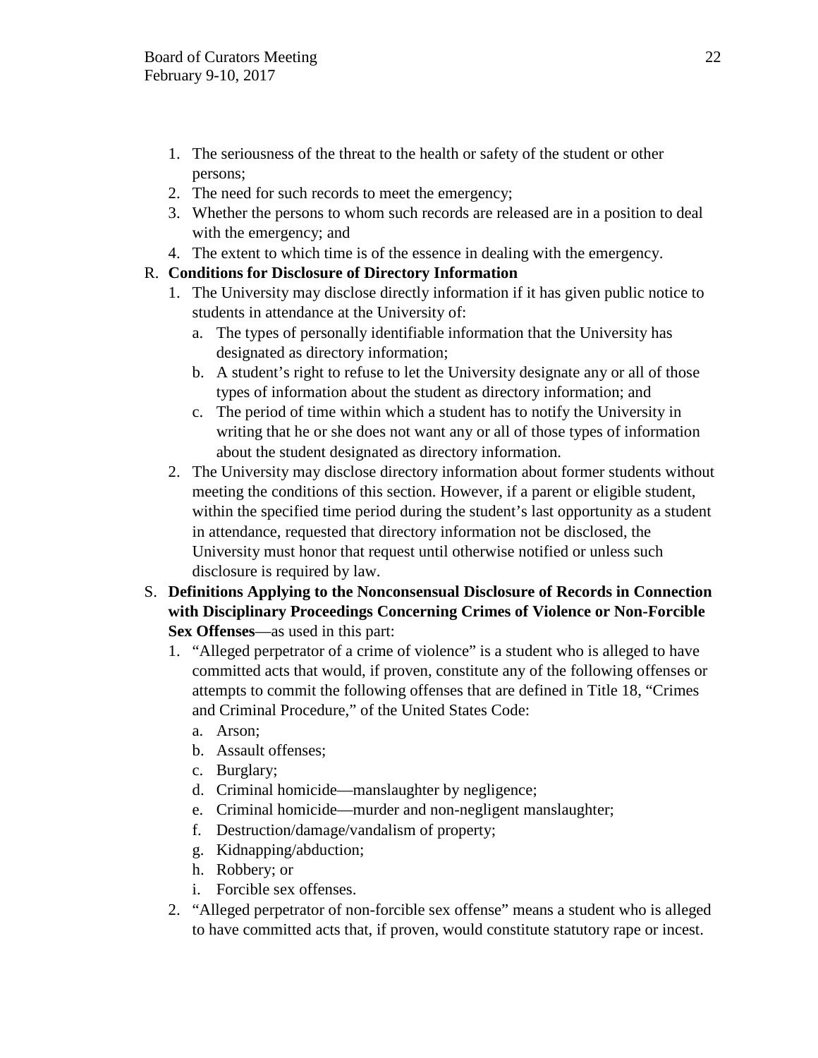1. The seriousness of the threat to the health or safety of the student or other persons;
2. The need for such records to meet the emergency;
3. Whether the persons to whom such records are released are in a position to deal with the emergency; and
4. The extent to which time is of the essence in dealing with the emergency.

R. **Conditions for Disclosure of Directory Information**

1. The University may disclose directly information if it has given public notice to students in attendance at the University of:
   a. The types of personally identifiable information that the University has designated as directory information;
   b. A student's right to refuse to let the University designate any or all of those types of information about the student as directory information; and
   c. The period of time within which a student has to notify the University in writing that he or she does not want any or all of those types of information about the student designated as directory information.
2. The University may disclose directory information about former students without meeting the conditions of this section. However, if a parent or eligible student, within the specified time period during the student's last opportunity as a student in attendance, requested that directory information not be disclosed, the University must honor that request until otherwise notified or unless such disclosure is required by law.

S. **Definitions Applying to the Nonconsensual Disclosure of Records in Connection with Disciplinary Proceedings Concerning Crimes of Violence or Non-Forcible Sex Offenses**—as used in this part:

1. "Alleged perpetrator of a crime of violence" is a student who is alleged to have committed acts that would, if proven, constitute any of the following offenses or attempts to commit the following offenses that are defined in Title 18, "Crimes and Criminal Procedure," of the United States Code:
   a. Arson;
   b. Assault offenses;
   c. Burglary;
   d. Criminal homicide—manslaughter by negligence;
   e. Criminal homicide—murder and non-negligent manslaughter;
   f. Destruction/damage/vandalism of property;
   g. Kidnapping/abduction;
   h. Robbery; or
   i. Forcible sex offenses.
2. "Alleged perpetrator of non-forcible sex offense" means a student who is alleged to have committed acts that, if proven, would constitute statutory rape or incest.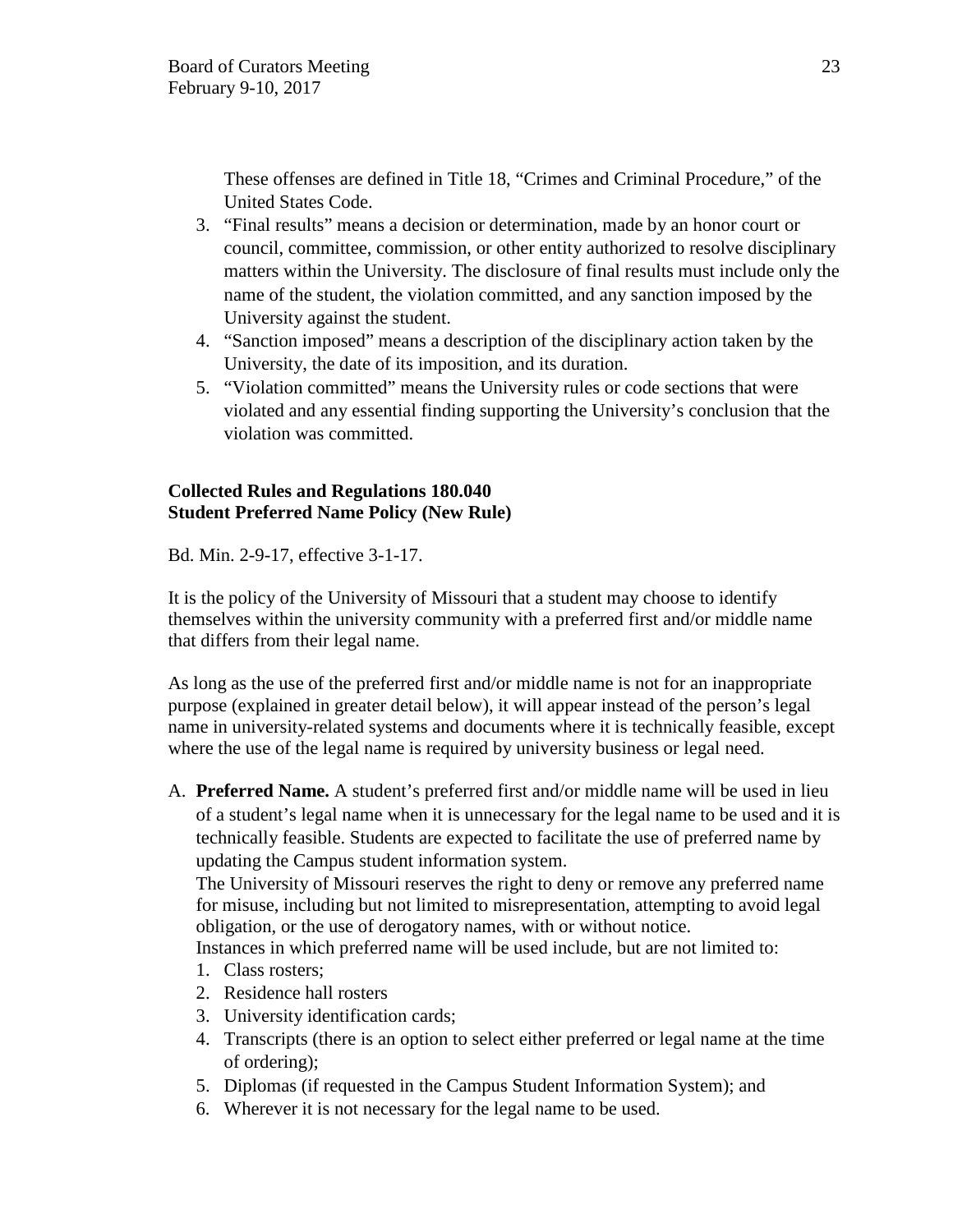These offenses are defined in Title 18, “Crimes and Criminal Procedure,” of the United States Code.

3. “Final results” means a decision or determination, made by an honor court or council, committee, commission, or other entity authorized to resolve disciplinary matters within the University. The disclosure of final results must include only the name of the student, the violation committed, and any sanction imposed by the University against the student.
4. “Sanction imposed” means a description of the disciplinary action taken by the University, the date of its imposition, and its duration.
5. “Violation committed” means the University rules or code sections that were violated and any essential finding supporting the University’s conclusion that the violation was committed.

**Collected Rules and Regulations 180.040**
**Student Preferred Name Policy (New Rule)**

Bd. Min. 2-9-17, effective 3-1-17.

It is the policy of the University of Missouri that a student may choose to identify themselves within the university community with a preferred first and/or middle name that differs from their legal name.

As long as the use of the preferred first and/or middle name is not for an inappropriate purpose (explained in greater detail below), it will appear instead of the person’s legal name in university-related systems and documents where it is technically feasible, except where the use of the legal name is required by university business or legal need.

A. **Preferred Name.** A student’s preferred first and/or middle name will be used in lieu of a student’s legal name when it is unnecessary for the legal name to be used and it is technically feasible. Students are expected to facilitate the use of preferred name by updating the Campus student information system.
   The University of Missouri reserves the right to deny or remove any preferred name for misuse, including but not limited to misrepresentation, attempting to avoid legal obligation, or the use of derogatory names, with or without notice.
   Instances in which preferred name will be used include, but are not limited to:
   1. Class rosters;
   2. Residence hall rosters
   3. University identification cards;
   4. Transcripts (there is an option to select either preferred or legal name at the time of ordering);
   5. Diplomas (if requested in the Campus Student Information System); and
   6. Wherever it is not necessary for the legal name to be used.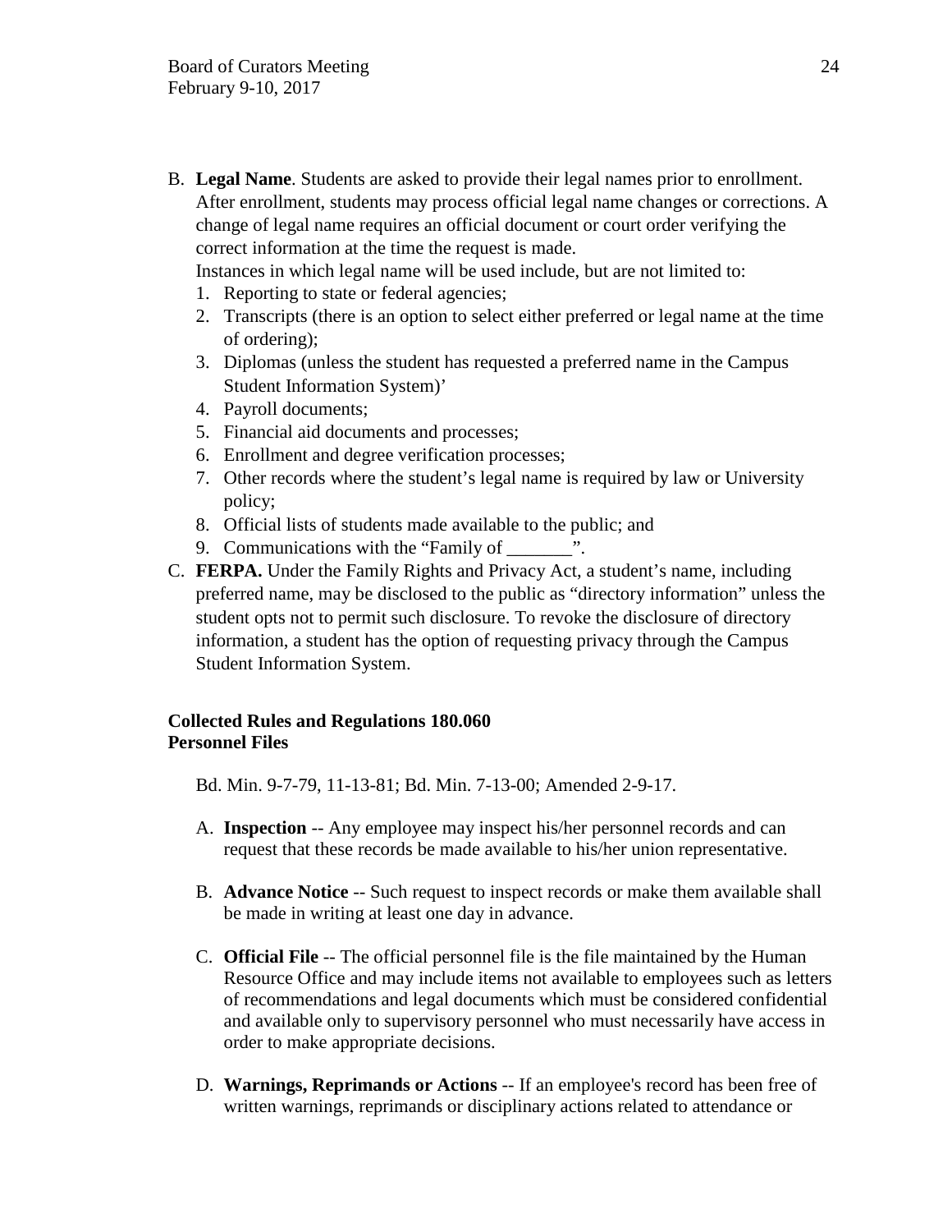B. **Legal Name**. Students are asked to provide their legal names prior to enrollment. After enrollment, students may process official legal name changes or corrections. A change of legal name requires an official document or court order verifying the correct information at the time the request is made.
   Instances in which legal name will be used include, but are not limited to:
   1. Reporting to state or federal agencies;
   2. Transcripts (there is an option to select either preferred or legal name at the time of ordering);
   3. Diplomas (unless the student has requested a preferred name in the Campus Student Information System)'
   4. Payroll documents;
   5. Financial aid documents and processes;
   6. Enrollment and degree verification processes;
   7. Other records where the student's legal name is required by law or University policy;
   8. Official lists of students made available to the public; and
   9. Communications with the "Family of _______".
C. **FERPA.** Under the Family Rights and Privacy Act, a student's name, including preferred name, may be disclosed to the public as "directory information" unless the student opts not to permit such disclosure. To revoke the disclosure of directory information, a student has the option of requesting privacy through the Campus Student Information System.

**Collected Rules and Regulations 180.060**
**Personnel Files**

Bd. Min. 9-7-79, 11-13-81; Bd. Min. 7-13-00; Amended 2-9-17.

A. **Inspection** -- Any employee may inspect his/her personnel records and can request that these records be made available to his/her union representative.

B. **Advance Notice** -- Such request to inspect records or make them available shall be made in writing at least one day in advance.

C. **Official File** -- The official personnel file is the file maintained by the Human Resource Office and may include items not available to employees such as letters of recommendations and legal documents which must be considered confidential and available only to supervisory personnel who must necessarily have access in order to make appropriate decisions.

D. **Warnings, Reprimands or Actions** -- If an employee's record has been free of written warnings, reprimands or disciplinary actions related to attendance or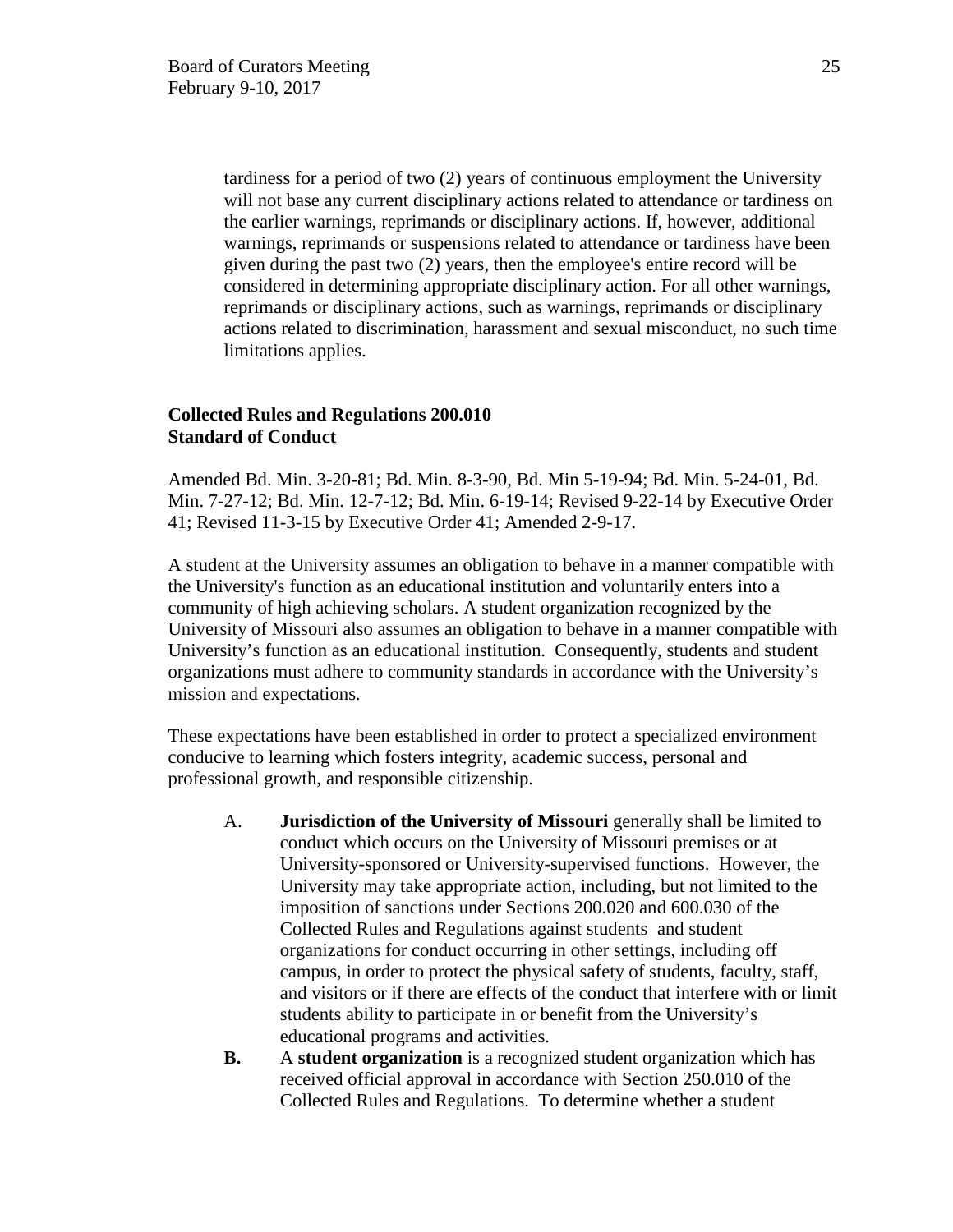tardiness for a period of two (2) years of continuous employment the University will not base any current disciplinary actions related to attendance or tardiness on the earlier warnings, reprimands or disciplinary actions. If, however, additional warnings, reprimands or suspensions related to attendance or tardiness have been given during the past two (2) years, then the employee's entire record will be considered in determining appropriate disciplinary action. For all other warnings, reprimands or disciplinary actions, such as warnings, reprimands or disciplinary actions related to discrimination, harassment and sexual misconduct, no such time limitations applies.

**Collected Rules and Regulations 200.010**
**Standard of Conduct**

Amended Bd. Min. 3-20-81; Bd. Min. 8-3-90, Bd. Min 5-19-94; Bd. Min. 5-24-01, Bd. Min. 7-27-12; Bd. Min. 12-7-12; Bd. Min. 6-19-14; Revised 9-22-14 by Executive Order 41; Revised 11-3-15 by Executive Order 41; Amended 2-9-17.

A student at the University assumes an obligation to behave in a manner compatible with the University's function as an educational institution and voluntarily enters into a community of high achieving scholars. A student organization recognized by the University of Missouri also assumes an obligation to behave in a manner compatible with University's function as an educational institution. Consequently, students and student organizations must adhere to community standards in accordance with the University's mission and expectations.

These expectations have been established in order to protect a specialized environment conducive to learning which fosters integrity, academic success, personal and professional growth, and responsible citizenship.

A. **Jurisdiction of the University of Missouri** generally shall be limited to conduct which occurs on the University of Missouri premises or at University-sponsored or University-supervised functions. However, the University may take appropriate action, including, but not limited to the imposition of sanctions under Sections 200.020 and 600.030 of the Collected Rules and Regulations against students and student organizations for conduct occurring in other settings, including off campus, in order to protect the physical safety of students, faculty, staff, and visitors or if there are effects of the conduct that interfere with or limit students ability to participate in or benefit from the University's educational programs and activities.

**B.** A **student organization** is a recognized student organization which has received official approval in accordance with Section 250.010 of the Collected Rules and Regulations. To determine whether a student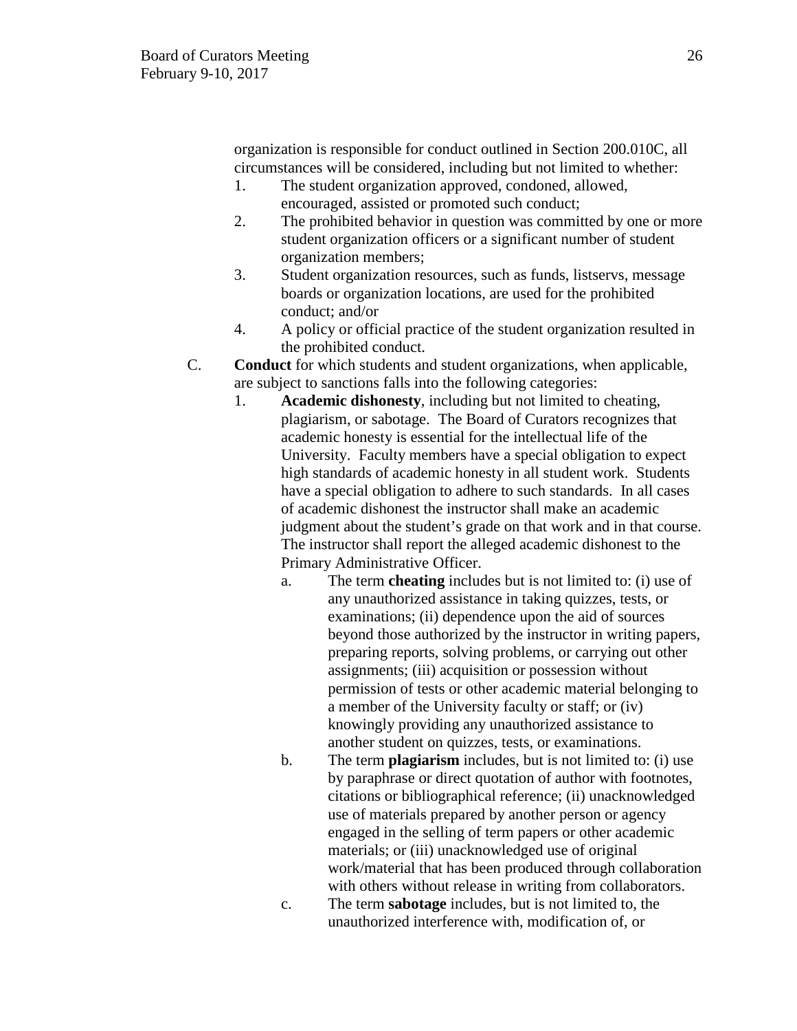organization is responsible for conduct outlined in Section 200.010C, all circumstances will be considered, including but not limited to whether:

1. The student organization approved, condoned, allowed, encouraged, assisted or promoted such conduct;
2. The prohibited behavior in question was committed by one or more student organization officers or a significant number of student organization members;
3. Student organization resources, such as funds, listservs, message boards or organization locations, are used for the prohibited conduct; and/or
4. A policy or official practice of the student organization resulted in the prohibited conduct.

C. **Conduct** for which students and student organizations, when applicable, are subject to sanctions falls into the following categories:

1. **Academic dishonesty**, including but not limited to cheating, plagiarism, or sabotage. The Board of Curators recognizes that academic honesty is essential for the intellectual life of the University. Faculty members have a special obligation to expect high standards of academic honesty in all student work. Students have a special obligation to adhere to such standards. In all cases of academic dishonest the instructor shall make an academic judgment about the student's grade on that work and in that course. The instructor shall report the alleged academic dishonest to the Primary Administrative Officer.
   a. The term **cheating** includes but is not limited to: (i) use of any unauthorized assistance in taking quizzes, tests, or examinations; (ii) dependence upon the aid of sources beyond those authorized by the instructor in writing papers, preparing reports, solving problems, or carrying out other assignments; (iii) acquisition or possession without permission of tests or other academic material belonging to a member of the University faculty or staff; or (iv) knowingly providing any unauthorized assistance to another student on quizzes, tests, or examinations.
   b. The term **plagiarism** includes, but is not limited to: (i) use by paraphrase or direct quotation of author with footnotes, citations or bibliographical reference; (ii) unacknowledged use of materials prepared by another person or agency engaged in the selling of term papers or other academic materials; or (iii) unacknowledged use of original work/material that has been produced through collaboration with others without release in writing from collaborators.
   c. The term **sabotage** includes, but is not limited to, the unauthorized interference with, modification of, or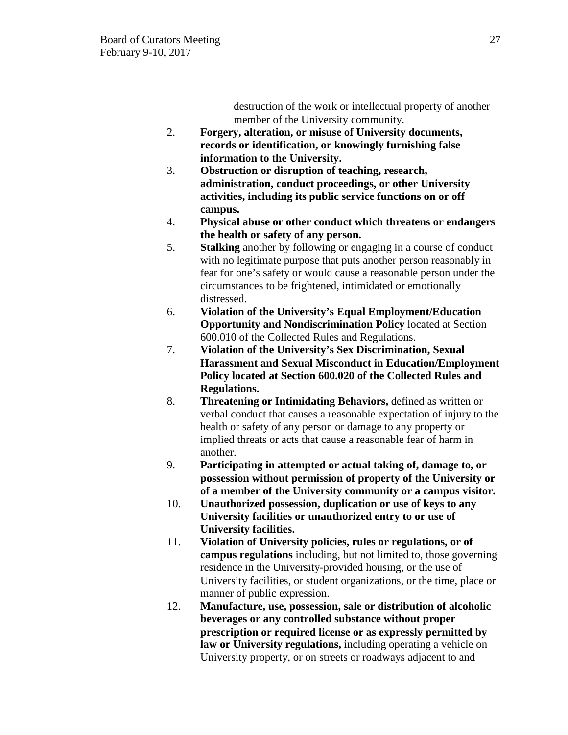destruction of the work or intellectual property of another member of the University community.

2. **Forgery, alteration, or misuse of University documents, records or identification, or knowingly furnishing false information to the University.**
3. **Obstruction or disruption of teaching, research, administration, conduct proceedings, or other University activities, including its public service functions on or off campus.**
4. **Physical abuse or other conduct which threatens or endangers the health or safety of any person.**
5. **Stalking** another by following or engaging in a course of conduct with no legitimate purpose that puts another person reasonably in fear for one's safety or would cause a reasonable person under the circumstances to be frightened, intimidated or emotionally distressed.
6. **Violation of the University's Equal Employment/Education Opportunity and Nondiscrimination Policy** located at Section 600.010 of the Collected Rules and Regulations.
7. **Violation of the University's Sex Discrimination, Sexual Harassment and Sexual Misconduct in Education/Employment Policy located at Section 600.020 of the Collected Rules and Regulations.**
8. **Threatening or Intimidating Behaviors,** defined as written or verbal conduct that causes a reasonable expectation of injury to the health or safety of any person or damage to any property or implied threats or acts that cause a reasonable fear of harm in another.
9. **Participating in attempted or actual taking of, damage to, or possession without permission of property of the University or of a member of the University community or a campus visitor.**
10. **Unauthorized possession, duplication or use of keys to any University facilities or unauthorized entry to or use of University facilities.**
11. **Violation of University policies, rules or regulations, or of campus regulations** including, but not limited to, those governing residence in the University-provided housing, or the use of University facilities, or student organizations, or the time, place or manner of public expression.
12. **Manufacture, use, possession, sale or distribution of alcoholic beverages or any controlled substance without proper prescription or required license or as expressly permitted by law or University regulations,** including operating a vehicle on University property, or on streets or roadways adjacent to and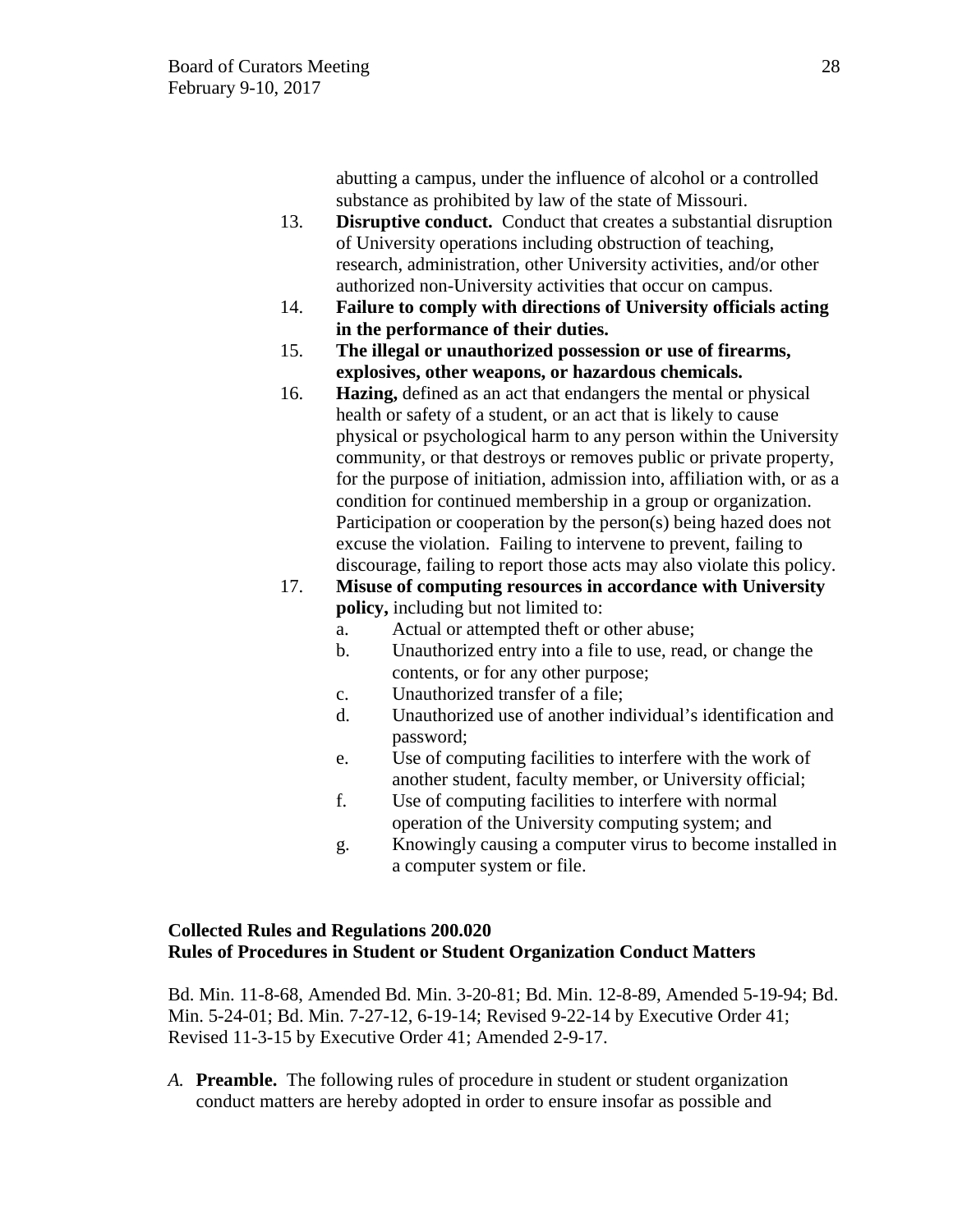abutting a campus, under the influence of alcohol or a controlled substance as prohibited by law of the state of Missouri.

13. **Disruptive conduct.** Conduct that creates a substantial disruption of University operations including obstruction of teaching, research, administration, other University activities, and/or other authorized non-University activities that occur on campus.
14. **Failure to comply with directions of University officials acting in the performance of their duties.**
15. **The illegal or unauthorized possession or use of firearms, explosives, other weapons, or hazardous chemicals.**
16. **Hazing,** defined as an act that endangers the mental or physical health or safety of a student, or an act that is likely to cause physical or psychological harm to any person within the University community, or that destroys or removes public or private property, for the purpose of initiation, admission into, affiliation with, or as a condition for continued membership in a group or organization. Participation or cooperation by the person(s) being hazed does not excuse the violation. Failing to intervene to prevent, failing to discourage, failing to report those acts may also violate this policy.
17. **Misuse of computing resources in accordance with University policy,** including but not limited to:
    a. Actual or attempted theft or other abuse;
    b. Unauthorized entry into a file to use, read, or change the contents, or for any other purpose;
    c. Unauthorized transfer of a file;
    d. Unauthorized use of another individual's identification and password;
    e. Use of computing facilities to interfere with the work of another student, faculty member, or University official;
    f. Use of computing facilities to interfere with normal operation of the University computing system; and
    g. Knowingly causing a computer virus to become installed in a computer system or file.

**Collected Rules and Regulations 200.020**
**Rules of Procedures in Student or Student Organization Conduct Matters**

Bd. Min. 11-8-68, Amended Bd. Min. 3-20-81; Bd. Min. 12-8-89, Amended 5-19-94; Bd. Min. 5-24-01; Bd. Min. 7-27-12, 6-19-14; Revised 9-22-14 by Executive Order 41; Revised 11-3-15 by Executive Order 41; Amended 2-9-17.

*A.* **Preamble.** The following rules of procedure in student or student organization conduct matters are hereby adopted in order to ensure insofar as possible and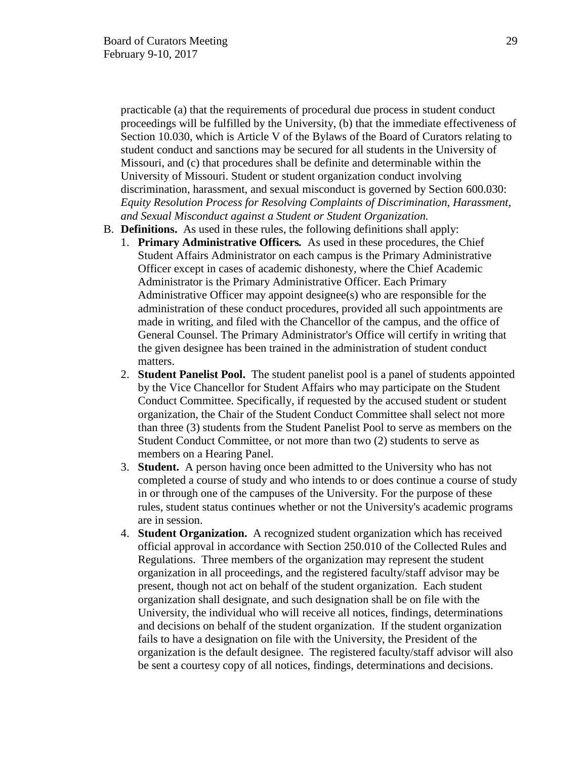practicable (a) that the requirements of procedural due process in student conduct proceedings will be fulfilled by the University, (b) that the immediate effectiveness of Section 10.030, which is Article V of the Bylaws of the Board of Curators relating to student conduct and sanctions may be secured for all students in the University of Missouri, and (c) that procedures shall be definite and determinable within the University of Missouri. Student or student organization conduct involving discrimination, harassment, and sexual misconduct is governed by Section 600.030: *Equity Resolution Process for Resolving Complaints of Discrimination, Harassment, and Sexual Misconduct against a Student or Student Organization.*

B. **Definitions.** As used in these rules, the following definitions shall apply:
   1. **Primary Administrative Officers.** As used in these procedures, the Chief Student Affairs Administrator on each campus is the Primary Administrative Officer except in cases of academic dishonesty, where the Chief Academic Administrator is the Primary Administrative Officer. Each Primary Administrative Officer may appoint designee(s) who are responsible for the administration of these conduct procedures, provided all such appointments are made in writing, and filed with the Chancellor of the campus, and the office of General Counsel. The Primary Administrator's Office will certify in writing that the given designee has been trained in the administration of student conduct matters.
   2. **Student Panelist Pool.** The student panelist pool is a panel of students appointed by the Vice Chancellor for Student Affairs who may participate on the Student Conduct Committee. Specifically, if requested by the accused student or student organization, the Chair of the Student Conduct Committee shall select not more than three (3) students from the Student Panelist Pool to serve as members on the Student Conduct Committee, or not more than two (2) students to serve as members on a Hearing Panel.
   3. **Student.** A person having once been admitted to the University who has not completed a course of study and who intends to or does continue a course of study in or through one of the campuses of the University. For the purpose of these rules, student status continues whether or not the University's academic programs are in session.
   4. **Student Organization.** A recognized student organization which has received official approval in accordance with Section 250.010 of the Collected Rules and Regulations. Three members of the organization may represent the student organization in all proceedings, and the registered faculty/staff advisor may be present, though not act on behalf of the student organization. Each student organization shall designate, and such designation shall be on file with the University, the individual who will receive all notices, findings, determinations and decisions on behalf of the student organization. If the student organization fails to have a designation on file with the University, the President of the organization is the default designee. The registered faculty/staff advisor will also be sent a courtesy copy of all notices, findings, determinations and decisions.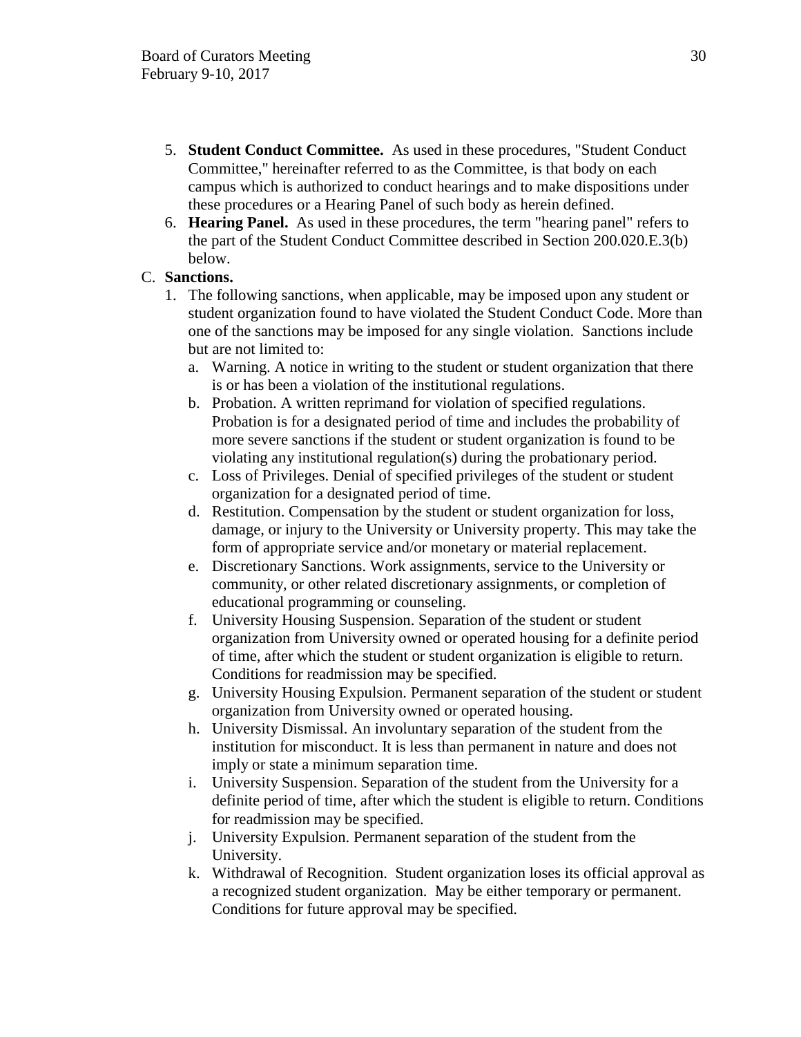5. **Student Conduct Committee.** As used in these procedures, "Student Conduct Committee," hereinafter referred to as the Committee, is that body on each campus which is authorized to conduct hearings and to make dispositions under these procedures or a Hearing Panel of such body as herein defined.
6. **Hearing Panel.** As used in these procedures, the term "hearing panel" refers to the part of the Student Conduct Committee described in Section 200.020.E.3(b) below.

C. **Sanctions.**

1. The following sanctions, when applicable, may be imposed upon any student or student organization found to have violated the Student Conduct Code. More than one of the sanctions may be imposed for any single violation. Sanctions include but are not limited to:
   a. Warning. A notice in writing to the student or student organization that there is or has been a violation of the institutional regulations.
   b. Probation. A written reprimand for violation of specified regulations. Probation is for a designated period of time and includes the probability of more severe sanctions if the student or student organization is found to be violating any institutional regulation(s) during the probationary period.
   c. Loss of Privileges. Denial of specified privileges of the student or student organization for a designated period of time.
   d. Restitution. Compensation by the student or student organization for loss, damage, or injury to the University or University property. This may take the form of appropriate service and/or monetary or material replacement.
   e. Discretionary Sanctions. Work assignments, service to the University or community, or other related discretionary assignments, or completion of educational programming or counseling.
   f. University Housing Suspension. Separation of the student or student organization from University owned or operated housing for a definite period of time, after which the student or student organization is eligible to return. Conditions for readmission may be specified.
   g. University Housing Expulsion. Permanent separation of the student or student organization from University owned or operated housing.
   h. University Dismissal. An involuntary separation of the student from the institution for misconduct. It is less than permanent in nature and does not imply or state a minimum separation time.
   i. University Suspension. Separation of the student from the University for a definite period of time, after which the student is eligible to return. Conditions for readmission may be specified.
   j. University Expulsion. Permanent separation of the student from the University.
   k. Withdrawal of Recognition. Student organization loses its official approval as a recognized student organization. May be either temporary or permanent. Conditions for future approval may be specified.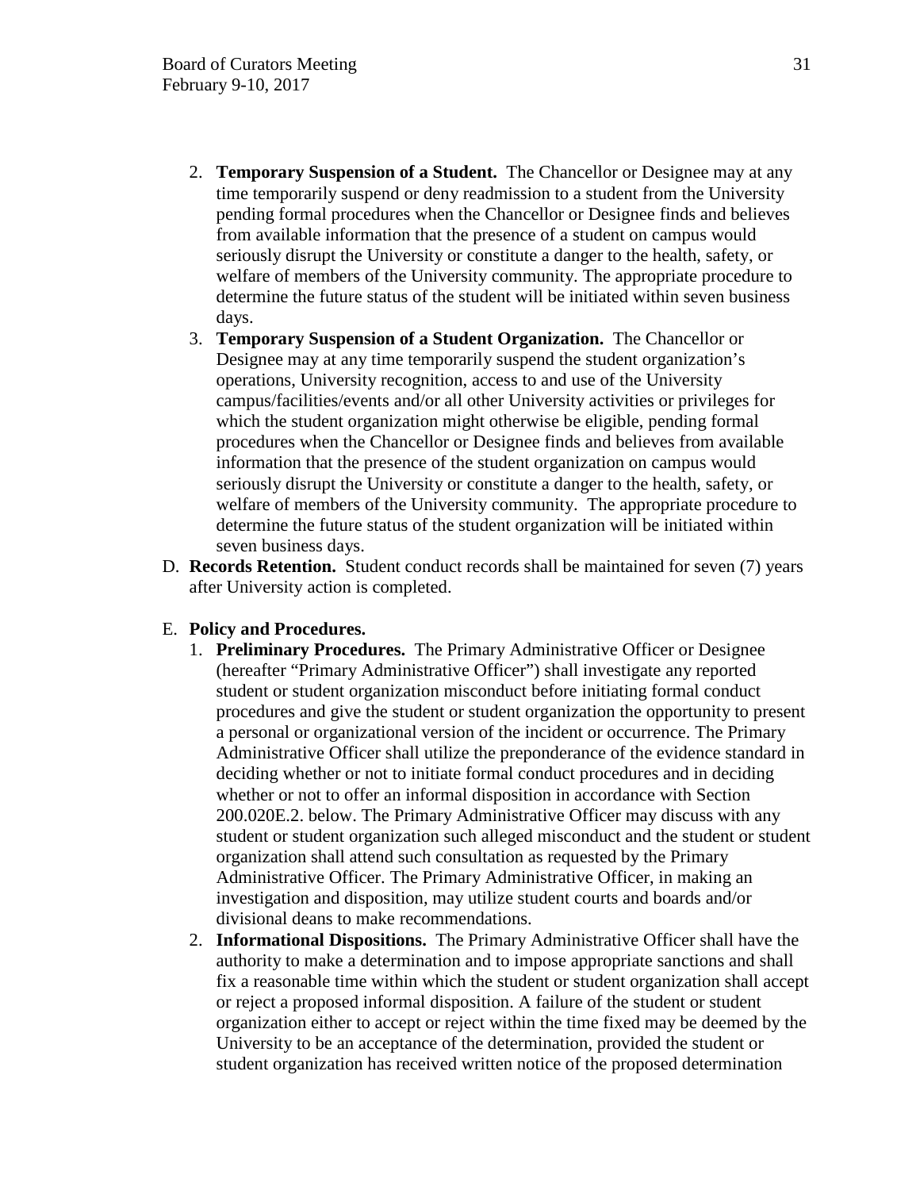2. **Temporary Suspension of a Student.** The Chancellor or Designee may at any time temporarily suspend or deny readmission to a student from the University pending formal procedures when the Chancellor or Designee finds and believes from available information that the presence of a student on campus would seriously disrupt the University or constitute a danger to the health, safety, or welfare of members of the University community. The appropriate procedure to determine the future status of the student will be initiated within seven business days.
3. **Temporary Suspension of a Student Organization.** The Chancellor or Designee may at any time temporarily suspend the student organization's operations, University recognition, access to and use of the University campus/facilities/events and/or all other University activities or privileges for which the student organization might otherwise be eligible, pending formal procedures when the Chancellor or Designee finds and believes from available information that the presence of the student organization on campus would seriously disrupt the University or constitute a danger to the health, safety, or welfare of members of the University community. The appropriate procedure to determine the future status of the student organization will be initiated within seven business days.

D. **Records Retention.** Student conduct records shall be maintained for seven (7) years after University action is completed.

E. **Policy and Procedures.**

1. **Preliminary Procedures.** The Primary Administrative Officer or Designee (hereafter "Primary Administrative Officer") shall investigate any reported student or student organization misconduct before initiating formal conduct procedures and give the student or student organization the opportunity to present a personal or organizational version of the incident or occurrence. The Primary Administrative Officer shall utilize the preponderance of the evidence standard in deciding whether or not to initiate formal conduct procedures and in deciding whether or not to offer an informal disposition in accordance with Section 200.020E.2. below. The Primary Administrative Officer may discuss with any student or student organization such alleged misconduct and the student or student organization shall attend such consultation as requested by the Primary Administrative Officer. The Primary Administrative Officer, in making an investigation and disposition, may utilize student courts and boards and/or divisional deans to make recommendations.
2. **Informational Dispositions.** The Primary Administrative Officer shall have the authority to make a determination and to impose appropriate sanctions and shall fix a reasonable time within which the student or student organization shall accept or reject a proposed informal disposition. A failure of the student or student organization either to accept or reject within the time fixed may be deemed by the University to be an acceptance of the determination, provided the student or student organization has received written notice of the proposed determination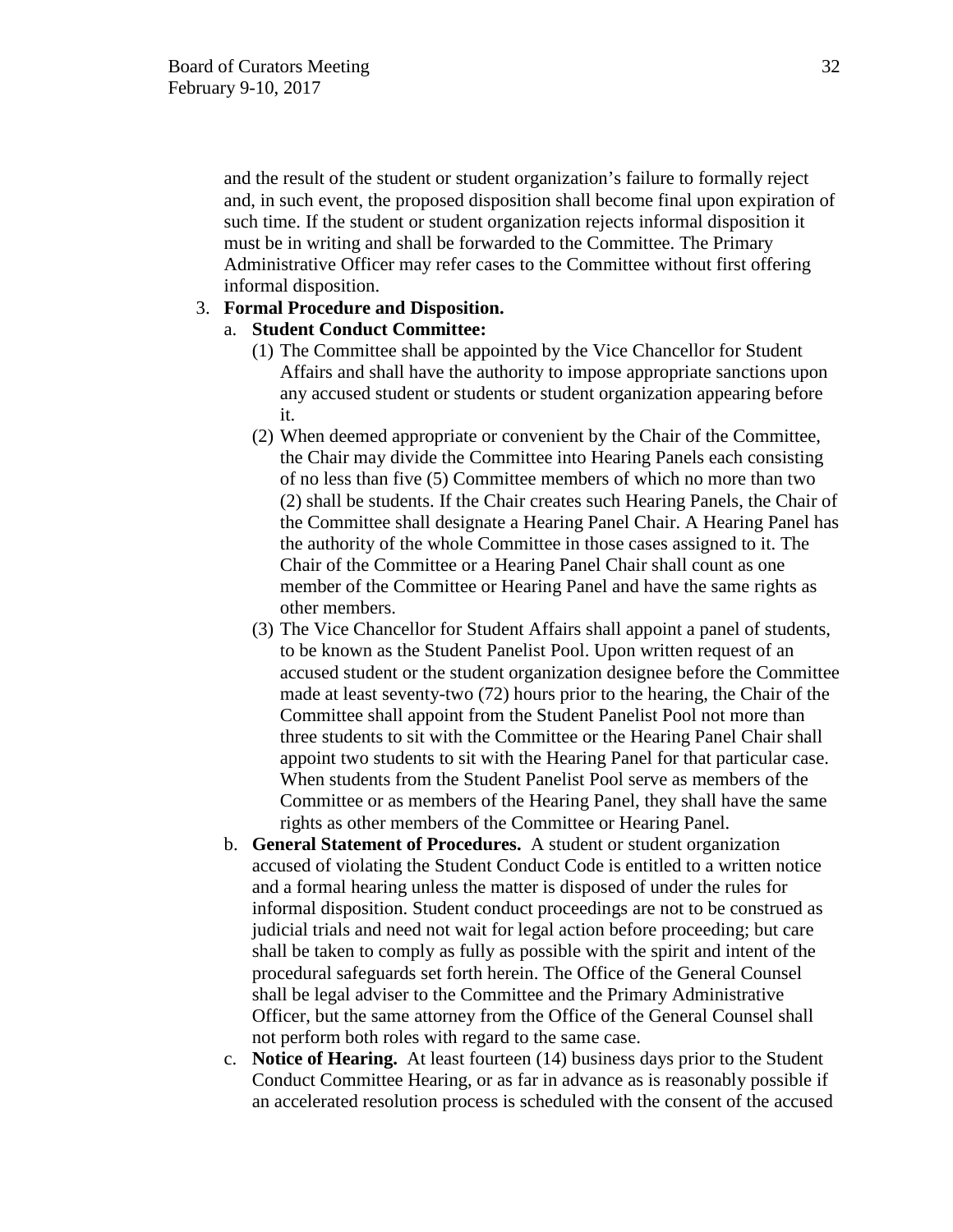and the result of the student or student organization's failure to formally reject and, in such event, the proposed disposition shall become final upon expiration of such time. If the student or student organization rejects informal disposition it must be in writing and shall be forwarded to the Committee. The Primary Administrative Officer may refer cases to the Committee without first offering informal disposition.

3. **Formal Procedure and Disposition.**
   a. **Student Conduct Committee:**
      (1) The Committee shall be appointed by the Vice Chancellor for Student Affairs and shall have the authority to impose appropriate sanctions upon any accused student or students or student organization appearing before it.
      (2) When deemed appropriate or convenient by the Chair of the Committee, the Chair may divide the Committee into Hearing Panels each consisting of no less than five (5) Committee members of which no more than two (2) shall be students. If the Chair creates such Hearing Panels, the Chair of the Committee shall designate a Hearing Panel Chair. A Hearing Panel has the authority of the whole Committee in those cases assigned to it. The Chair of the Committee or a Hearing Panel Chair shall count as one member of the Committee or Hearing Panel and have the same rights as other members.
      (3) The Vice Chancellor for Student Affairs shall appoint a panel of students, to be known as the Student Panelist Pool. Upon written request of an accused student or the student organization designee before the Committee made at least seventy-two (72) hours prior to the hearing, the Chair of the Committee shall appoint from the Student Panelist Pool not more than three students to sit with the Committee or the Hearing Panel Chair shall appoint two students to sit with the Hearing Panel for that particular case. When students from the Student Panelist Pool serve as members of the Committee or as members of the Hearing Panel, they shall have the same rights as other members of the Committee or Hearing Panel.
   b. **General Statement of Procedures.** A student or student organization accused of violating the Student Conduct Code is entitled to a written notice and a formal hearing unless the matter is disposed of under the rules for informal disposition. Student conduct proceedings are not to be construed as judicial trials and need not wait for legal action before proceeding; but care shall be taken to comply as fully as possible with the spirit and intent of the procedural safeguards set forth herein. The Office of the General Counsel shall be legal adviser to the Committee and the Primary Administrative Officer, but the same attorney from the Office of the General Counsel shall not perform both roles with regard to the same case.
   c. **Notice of Hearing.** At least fourteen (14) business days prior to the Student Conduct Committee Hearing, or as far in advance as is reasonably possible if an accelerated resolution process is scheduled with the consent of the accused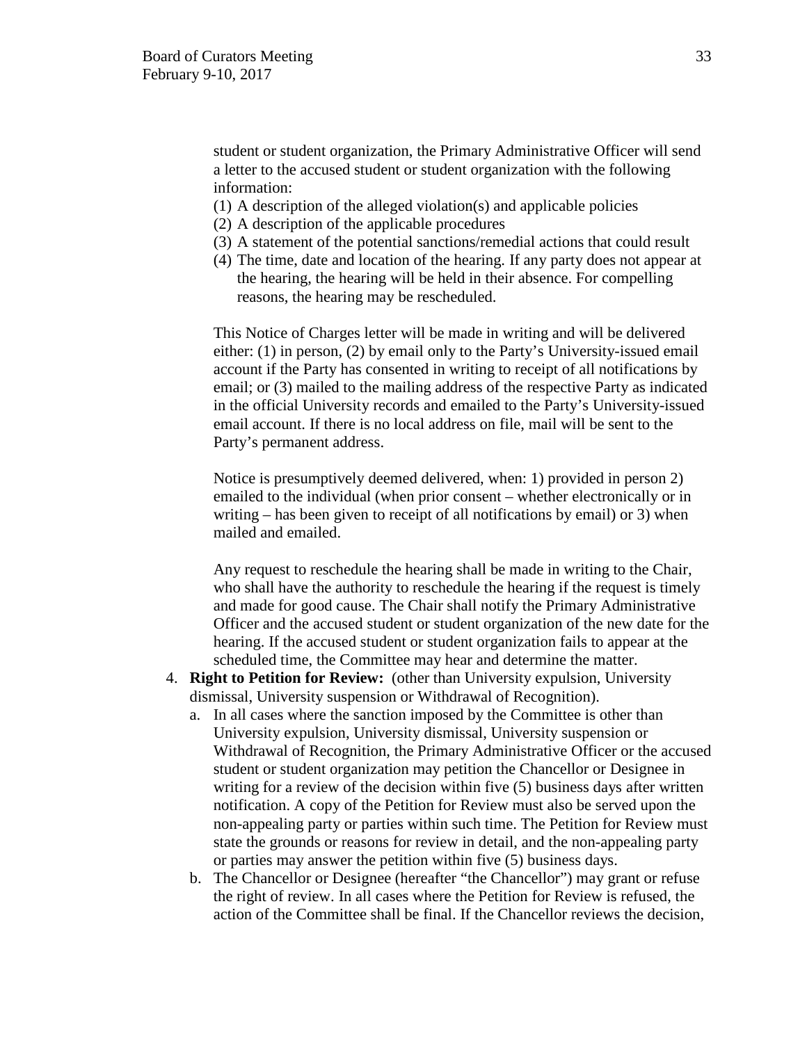student or student organization, the Primary Administrative Officer will send a letter to the accused student or student organization with the following information:

(1) A description of the alleged violation(s) and applicable policies
(2) A description of the applicable procedures
(3) A statement of the potential sanctions/remedial actions that could result
(4) The time, date and location of the hearing. If any party does not appear at the hearing, the hearing will be held in their absence. For compelling reasons, the hearing may be rescheduled.

This Notice of Charges letter will be made in writing and will be delivered either: (1) in person, (2) by email only to the Party's University-issued email account if the Party has consented in writing to receipt of all notifications by email; or (3) mailed to the mailing address of the respective Party as indicated in the official University records and emailed to the Party's University-issued email account. If there is no local address on file, mail will be sent to the Party's permanent address.

Notice is presumptively deemed delivered, when: 1) provided in person 2) emailed to the individual (when prior consent – whether electronically or in writing – has been given to receipt of all notifications by email) or 3) when mailed and emailed.

Any request to reschedule the hearing shall be made in writing to the Chair, who shall have the authority to reschedule the hearing if the request is timely and made for good cause. The Chair shall notify the Primary Administrative Officer and the accused student or student organization of the new date for the hearing. If the accused student or student organization fails to appear at the scheduled time, the Committee may hear and determine the matter.

4. **Right to Petition for Review:** (other than University expulsion, University dismissal, University suspension or Withdrawal of Recognition).
   a. In all cases where the sanction imposed by the Committee is other than University expulsion, University dismissal, University suspension or Withdrawal of Recognition, the Primary Administrative Officer or the accused student or student organization may petition the Chancellor or Designee in writing for a review of the decision within five (5) business days after written notification. A copy of the Petition for Review must also be served upon the non-appealing party or parties within such time. The Petition for Review must state the grounds or reasons for review in detail, and the non-appealing party or parties may answer the petition within five (5) business days.
   b. The Chancellor or Designee (hereafter "the Chancellor") may grant or refuse the right of review. In all cases where the Petition for Review is refused, the action of the Committee shall be final. If the Chancellor reviews the decision,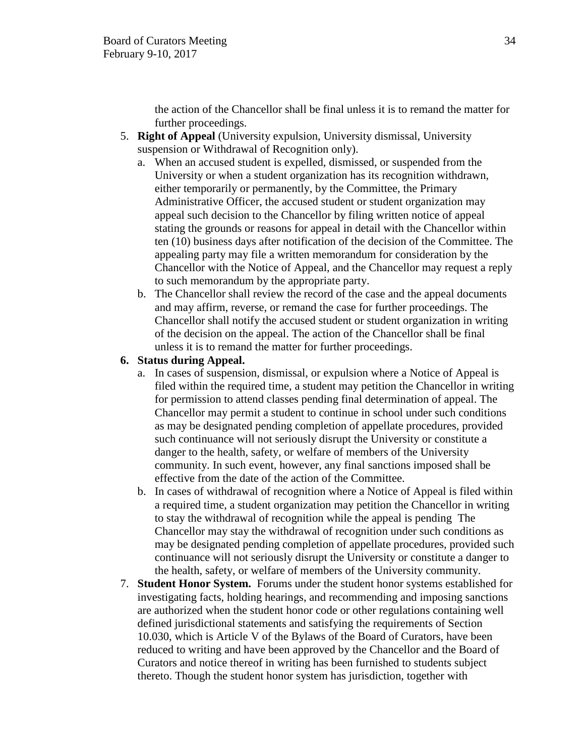the action of the Chancellor shall be final unless it is to remand the matter for further proceedings.

5. **Right of Appeal** (University expulsion, University dismissal, University suspension or Withdrawal of Recognition only).
   a. When an accused student is expelled, dismissed, or suspended from the University or when a student organization has its recognition withdrawn, either temporarily or permanently, by the Committee, the Primary Administrative Officer, the accused student or student organization may appeal such decision to the Chancellor by filing written notice of appeal stating the grounds or reasons for appeal in detail with the Chancellor within ten (10) business days after notification of the decision of the Committee. The appealing party may file a written memorandum for consideration by the Chancellor with the Notice of Appeal, and the Chancellor may request a reply to such memorandum by the appropriate party.
   b. The Chancellor shall review the record of the case and the appeal documents and may affirm, reverse, or remand the case for further proceedings. The Chancellor shall notify the accused student or student organization in writing of the decision on the appeal. The action of the Chancellor shall be final unless it is to remand the matter for further proceedings.
6. **Status during Appeal.**
   a. In cases of suspension, dismissal, or expulsion where a Notice of Appeal is filed within the required time, a student may petition the Chancellor in writing for permission to attend classes pending final determination of appeal. The Chancellor may permit a student to continue in school under such conditions as may be designated pending completion of appellate procedures, provided such continuance will not seriously disrupt the University or constitute a danger to the health, safety, or welfare of members of the University community. In such event, however, any final sanctions imposed shall be effective from the date of the action of the Committee.
   b. In cases of withdrawal of recognition where a Notice of Appeal is filed within a required time, a student organization may petition the Chancellor in writing to stay the withdrawal of recognition while the appeal is pending The Chancellor may stay the withdrawal of recognition under such conditions as may be designated pending completion of appellate procedures, provided such continuance will not seriously disrupt the University or constitute a danger to the health, safety, or welfare of members of the University community.
7. **Student Honor System.** Forums under the student honor systems established for investigating facts, holding hearings, and recommending and imposing sanctions are authorized when the student honor code or other regulations containing well defined jurisdictional statements and satisfying the requirements of Section 10.030, which is Article V of the Bylaws of the Board of Curators, have been reduced to writing and have been approved by the Chancellor and the Board of Curators and notice thereof in writing has been furnished to students subject thereto. Though the student honor system has jurisdiction, together with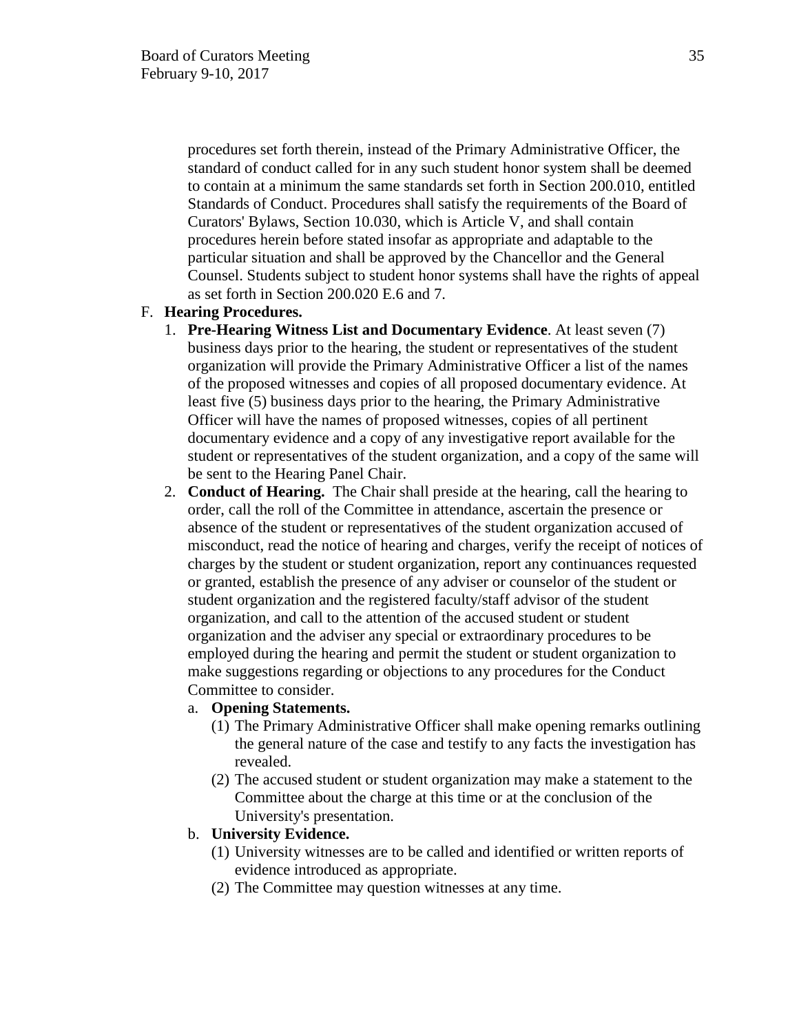procedures set forth therein, instead of the Primary Administrative Officer, the standard of conduct called for in any such student honor system shall be deemed to contain at a minimum the same standards set forth in Section 200.010, entitled Standards of Conduct. Procedures shall satisfy the requirements of the Board of Curators' Bylaws, Section 10.030, which is Article V, and shall contain procedures herein before stated insofar as appropriate and adaptable to the particular situation and shall be approved by the Chancellor and the General Counsel. Students subject to student honor systems shall have the rights of appeal as set forth in Section 200.020 E.6 and 7.

F. **Hearing Procedures.**

1. **Pre-Hearing Witness List and Documentary Evidence**. At least seven (7) business days prior to the hearing, the student or representatives of the student organization will provide the Primary Administrative Officer a list of the names of the proposed witnesses and copies of all proposed documentary evidence. At least five (5) business days prior to the hearing, the Primary Administrative Officer will have the names of proposed witnesses, copies of all pertinent documentary evidence and a copy of any investigative report available for the student or representatives of the student organization, and a copy of the same will be sent to the Hearing Panel Chair.
2. **Conduct of Hearing.** The Chair shall preside at the hearing, call the hearing to order, call the roll of the Committee in attendance, ascertain the presence or absence of the student or representatives of the student organization accused of misconduct, read the notice of hearing and charges, verify the receipt of notices of charges by the student or student organization, report any continuances requested or granted, establish the presence of any adviser or counselor of the student or student organization and the registered faculty/staff advisor of the student organization, and call to the attention of the accused student or student organization and the adviser any special or extraordinary procedures to be employed during the hearing and permit the student or student organization to make suggestions regarding or objections to any procedures for the Conduct Committee to consider.
   a. **Opening Statements.**
      (1) The Primary Administrative Officer shall make opening remarks outlining the general nature of the case and testify to any facts the investigation has revealed.
      (2) The accused student or student organization may make a statement to the Committee about the charge at this time or at the conclusion of the University's presentation.
   b. **University Evidence.**
      (1) University witnesses are to be called and identified or written reports of evidence introduced as appropriate.
      (2) The Committee may question witnesses at any time.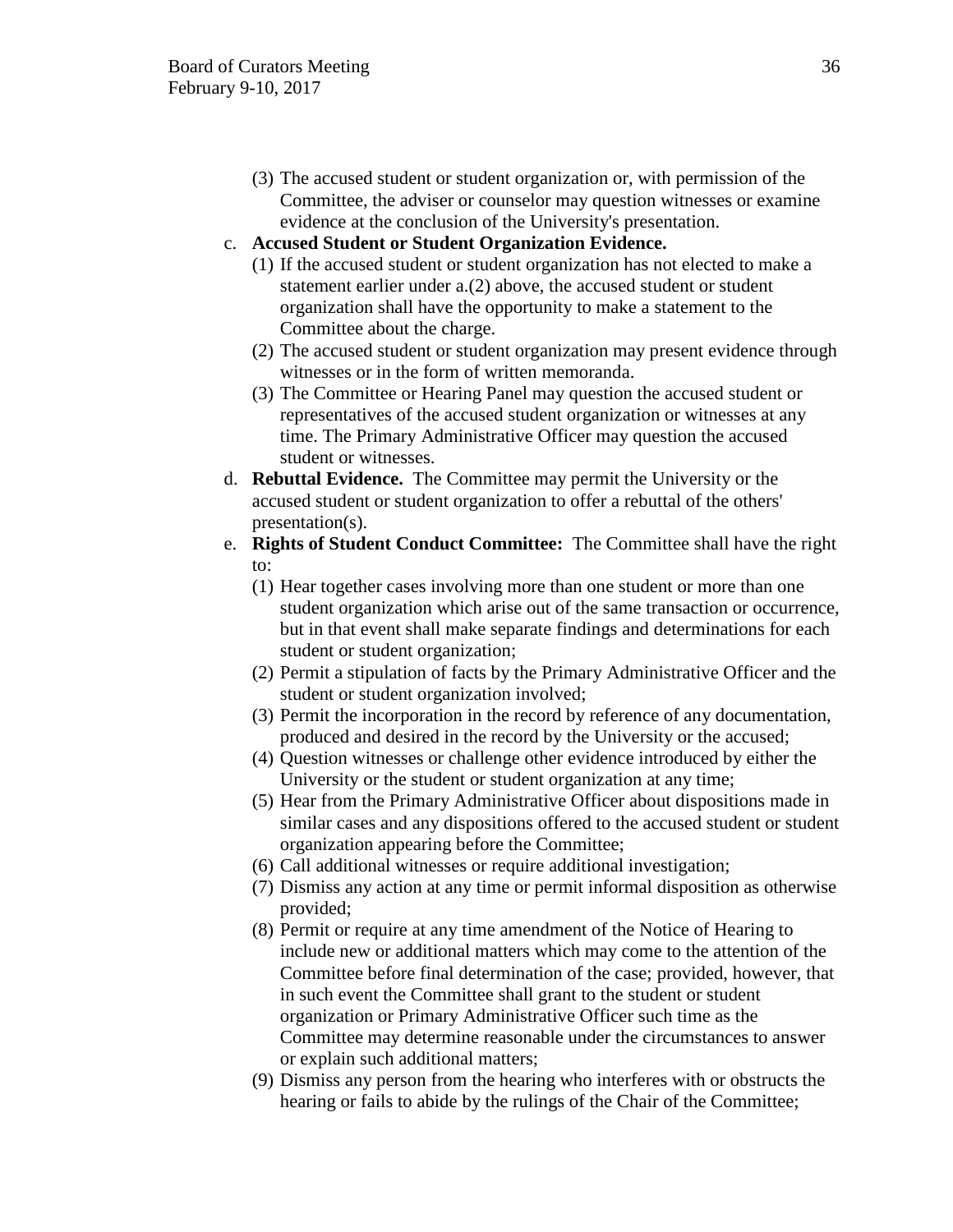(3) The accused student or student organization or, with permission of the Committee, the adviser or counselor may question witnesses or examine evidence at the conclusion of the University's presentation.

c. **Accused Student or Student Organization Evidence.**

(1) If the accused student or student organization has not elected to make a statement earlier under a.(2) above, the accused student or student organization shall have the opportunity to make a statement to the Committee about the charge.

(2) The accused student or student organization may present evidence through witnesses or in the form of written memoranda.

(3) The Committee or Hearing Panel may question the accused student or representatives of the accused student organization or witnesses at any time. The Primary Administrative Officer may question the accused student or witnesses.

d. **Rebuttal Evidence.** The Committee may permit the University or the accused student or student organization to offer a rebuttal of the others' presentation(s).

e. **Rights of Student Conduct Committee:** The Committee shall have the right to:

(1) Hear together cases involving more than one student or more than one student organization which arise out of the same transaction or occurrence, but in that event shall make separate findings and determinations for each student or student organization;

(2) Permit a stipulation of facts by the Primary Administrative Officer and the student or student organization involved;

(3) Permit the incorporation in the record by reference of any documentation, produced and desired in the record by the University or the accused;

(4) Question witnesses or challenge other evidence introduced by either the University or the student or student organization at any time;

(5) Hear from the Primary Administrative Officer about dispositions made in similar cases and any dispositions offered to the accused student or student organization appearing before the Committee;

(6) Call additional witnesses or require additional investigation;

(7) Dismiss any action at any time or permit informal disposition as otherwise provided;

(8) Permit or require at any time amendment of the Notice of Hearing to include new or additional matters which may come to the attention of the Committee before final determination of the case; provided, however, that in such event the Committee shall grant to the student or student organization or Primary Administrative Officer such time as the Committee may determine reasonable under the circumstances to answer or explain such additional matters;

(9) Dismiss any person from the hearing who interferes with or obstructs the hearing or fails to abide by the rulings of the Chair of the Committee;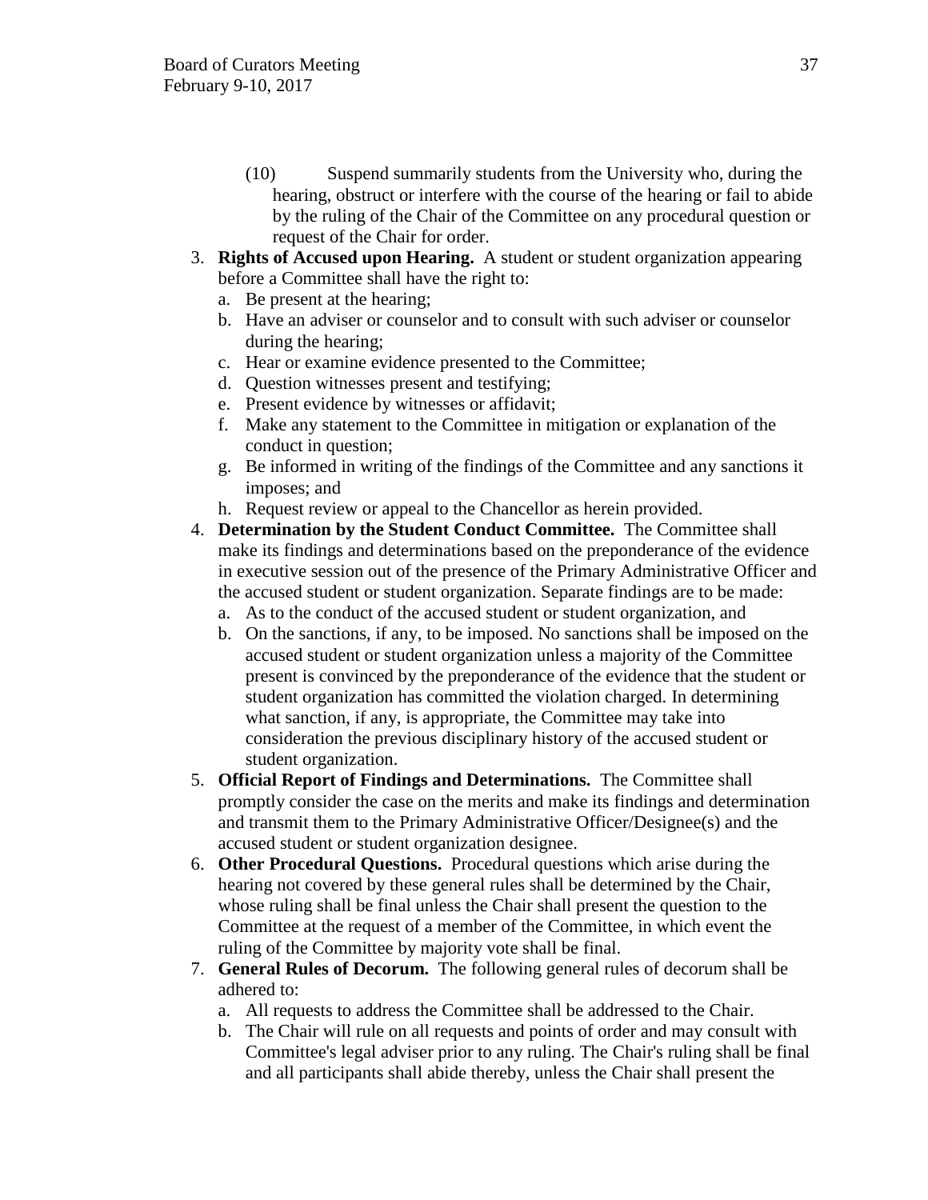(10) Suspend summarily students from the University who, during the hearing, obstruct or interfere with the course of the hearing or fail to abide by the ruling of the Chair of the Committee on any procedural question or request of the Chair for order.

3. **Rights of Accused upon Hearing.** A student or student organization appearing before a Committee shall have the right to:
   a. Be present at the hearing;
   b. Have an adviser or counselor and to consult with such adviser or counselor during the hearing;
   c. Hear or examine evidence presented to the Committee;
   d. Question witnesses present and testifying;
   e. Present evidence by witnesses or affidavit;
   f. Make any statement to the Committee in mitigation or explanation of the conduct in question;
   g. Be informed in writing of the findings of the Committee and any sanctions it imposes; and
   h. Request review or appeal to the Chancellor as herein provided.
4. **Determination by the Student Conduct Committee.** The Committee shall make its findings and determinations based on the preponderance of the evidence in executive session out of the presence of the Primary Administrative Officer and the accused student or student organization. Separate findings are to be made:
   a. As to the conduct of the accused student or student organization, and
   b. On the sanctions, if any, to be imposed. No sanctions shall be imposed on the accused student or student organization unless a majority of the Committee present is convinced by the preponderance of the evidence that the student or student organization has committed the violation charged. In determining what sanction, if any, is appropriate, the Committee may take into consideration the previous disciplinary history of the accused student or student organization.
5. **Official Report of Findings and Determinations.** The Committee shall promptly consider the case on the merits and make its findings and determination and transmit them to the Primary Administrative Officer/Designee(s) and the accused student or student organization designee.
6. **Other Procedural Questions.** Procedural questions which arise during the hearing not covered by these general rules shall be determined by the Chair, whose ruling shall be final unless the Chair shall present the question to the Committee at the request of a member of the Committee, in which event the ruling of the Committee by majority vote shall be final.
7. **General Rules of Decorum.** The following general rules of decorum shall be adhered to:
   a. All requests to address the Committee shall be addressed to the Chair.
   b. The Chair will rule on all requests and points of order and may consult with Committee's legal adviser prior to any ruling. The Chair's ruling shall be final and all participants shall abide thereby, unless the Chair shall present the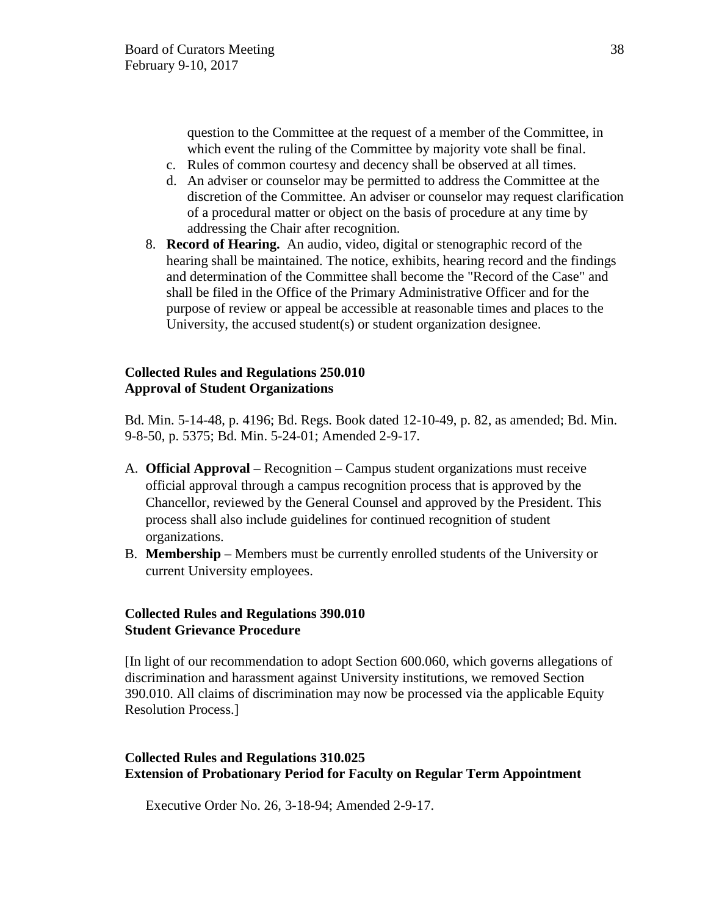question to the Committee at the request of a member of the Committee, in which event the ruling of the Committee by majority vote shall be final.

c. Rules of common courtesy and decency shall be observed at all times.
d. An adviser or counselor may be permitted to address the Committee at the discretion of the Committee. An adviser or counselor may request clarification of a procedural matter or object on the basis of procedure at any time by addressing the Chair after recognition.

8. **Record of Hearing.** An audio, video, digital or stenographic record of the hearing shall be maintained. The notice, exhibits, hearing record and the findings and determination of the Committee shall become the "Record of the Case" and shall be filed in the Office of the Primary Administrative Officer and for the purpose of review or appeal be accessible at reasonable times and places to the University, the accused student(s) or student organization designee.

**Collected Rules and Regulations 250.010**
**Approval of Student Organizations**

Bd. Min. 5-14-48, p. 4196; Bd. Regs. Book dated 12-10-49, p. 82, as amended; Bd. Min. 9-8-50, p. 5375; Bd. Min. 5-24-01; Amended 2-9-17.

A. **Official Approval** – Recognition – Campus student organizations must receive official approval through a campus recognition process that is approved by the Chancellor, reviewed by the General Counsel and approved by the President. This process shall also include guidelines for continued recognition of student organizations.
B. **Membership** – Members must be currently enrolled students of the University or current University employees.

**Collected Rules and Regulations 390.010**
**Student Grievance Procedure**

[In light of our recommendation to adopt Section 600.060, which governs allegations of discrimination and harassment against University institutions, we removed Section 390.010. All claims of discrimination may now be processed via the applicable Equity Resolution Process.]

**Collected Rules and Regulations 310.025**
**Extension of Probationary Period for Faculty on Regular Term Appointment**

Executive Order No. 26, 3-18-94; Amended 2-9-17.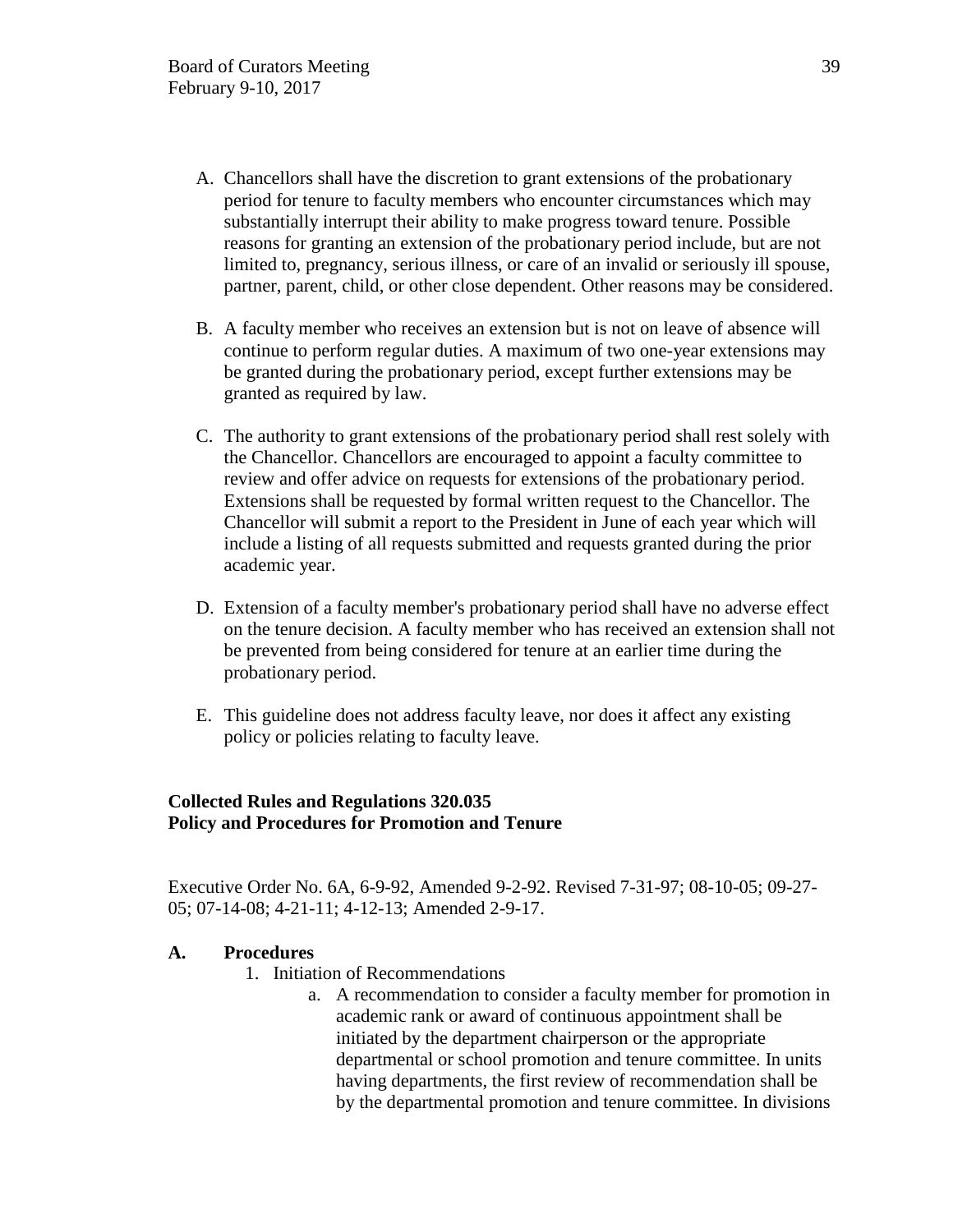A. Chancellors shall have the discretion to grant extensions of the probationary period for tenure to faculty members who encounter circumstances which may substantially interrupt their ability to make progress toward tenure. Possible reasons for granting an extension of the probationary period include, but are not limited to, pregnancy, serious illness, or care of an invalid or seriously ill spouse, partner, parent, child, or other close dependent. Other reasons may be considered.

B. A faculty member who receives an extension but is not on leave of absence will continue to perform regular duties. A maximum of two one-year extensions may be granted during the probationary period, except further extensions may be granted as required by law.

C. The authority to grant extensions of the probationary period shall rest solely with the Chancellor. Chancellors are encouraged to appoint a faculty committee to review and offer advice on requests for extensions of the probationary period. Extensions shall be requested by formal written request to the Chancellor. The Chancellor will submit a report to the President in June of each year which will include a listing of all requests submitted and requests granted during the prior academic year.

D. Extension of a faculty member's probationary period shall have no adverse effect on the tenure decision. A faculty member who has received an extension shall not be prevented from being considered for tenure at an earlier time during the probationary period.

E. This guideline does not address faculty leave, nor does it affect any existing policy or policies relating to faculty leave.

**Collected Rules and Regulations 320.035**
**Policy and Procedures for Promotion and Tenure**

Executive Order No. 6A, 6-9-92, Amended 9-2-92. Revised 7-31-97; 08-10-05; 09-27-05; 07-14-08; 4-21-11; 4-12-13; Amended 2-9-17.

**A. Procedures**

1. Initiation of Recommendations
   a. A recommendation to consider a faculty member for promotion in academic rank or award of continuous appointment shall be initiated by the department chairperson or the appropriate departmental or school promotion and tenure committee. In units having departments, the first review of recommendation shall be by the departmental promotion and tenure committee. In divisions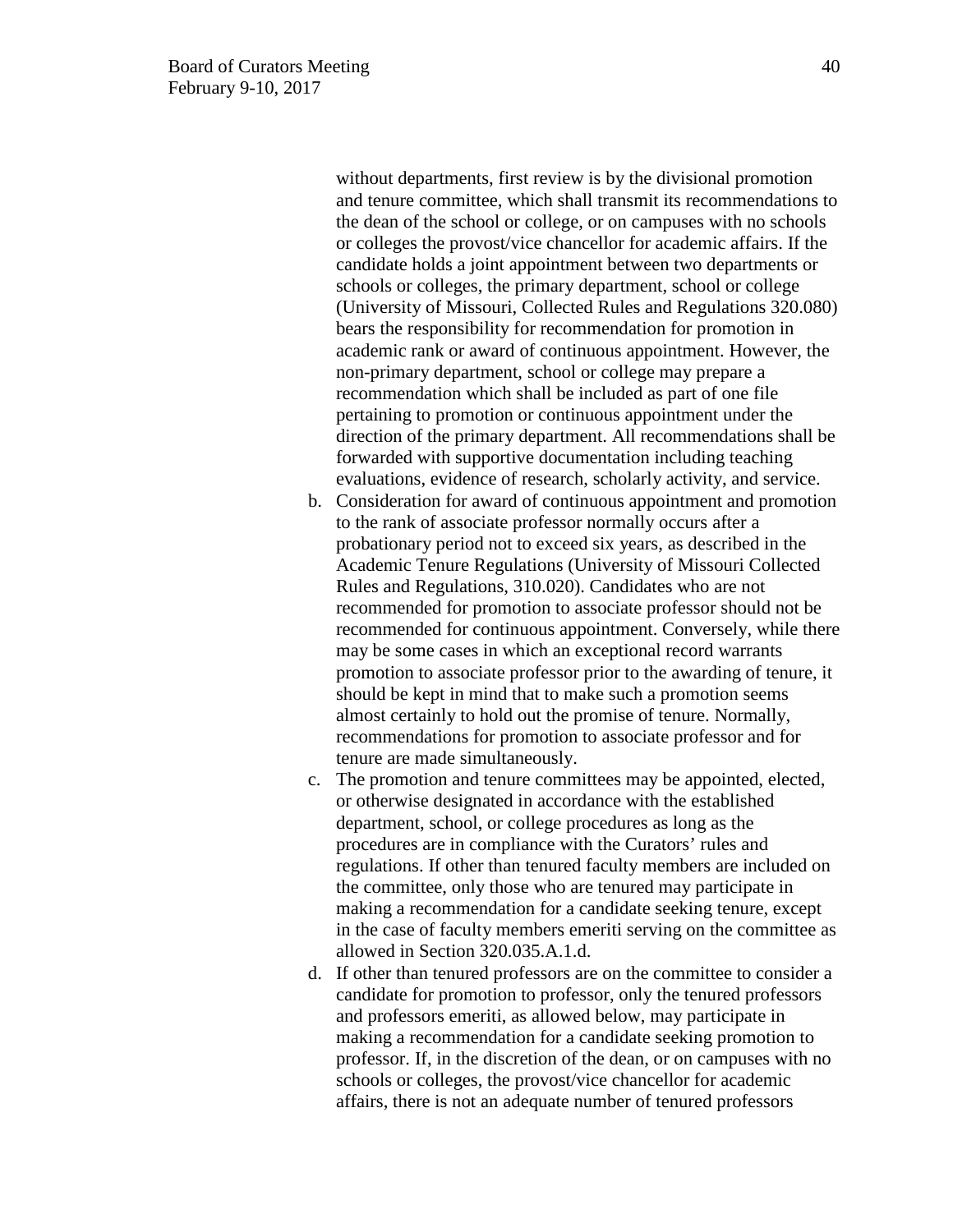without departments, first review is by the divisional promotion and tenure committee, which shall transmit its recommendations to the dean of the school or college, or on campuses with no schools or colleges the provost/vice chancellor for academic affairs. If the candidate holds a joint appointment between two departments or schools or colleges, the primary department, school or college (University of Missouri, Collected Rules and Regulations 320.080) bears the responsibility for recommendation for promotion in academic rank or award of continuous appointment. However, the non-primary department, school or college may prepare a recommendation which shall be included as part of one file pertaining to promotion or continuous appointment under the direction of the primary department. All recommendations shall be forwarded with supportive documentation including teaching evaluations, evidence of research, scholarly activity, and service.

b. Consideration for award of continuous appointment and promotion to the rank of associate professor normally occurs after a probationary period not to exceed six years, as described in the Academic Tenure Regulations (University of Missouri Collected Rules and Regulations, 310.020). Candidates who are not recommended for promotion to associate professor should not be recommended for continuous appointment. Conversely, while there may be some cases in which an exceptional record warrants promotion to associate professor prior to the awarding of tenure, it should be kept in mind that to make such a promotion seems almost certainly to hold out the promise of tenure. Normally, recommendations for promotion to associate professor and for tenure are made simultaneously.

c. The promotion and tenure committees may be appointed, elected, or otherwise designated in accordance with the established department, school, or college procedures as long as the procedures are in compliance with the Curators' rules and regulations. If other than tenured faculty members are included on the committee, only those who are tenured may participate in making a recommendation for a candidate seeking tenure, except in the case of faculty members emeriti serving on the committee as allowed in Section 320.035.A.1.d.

d. If other than tenured professors are on the committee to consider a candidate for promotion to professor, only the tenured professors and professors emeriti, as allowed below, may participate in making a recommendation for a candidate seeking promotion to professor. If, in the discretion of the dean, or on campuses with no schools or colleges, the provost/vice chancellor for academic affairs, there is not an adequate number of tenured professors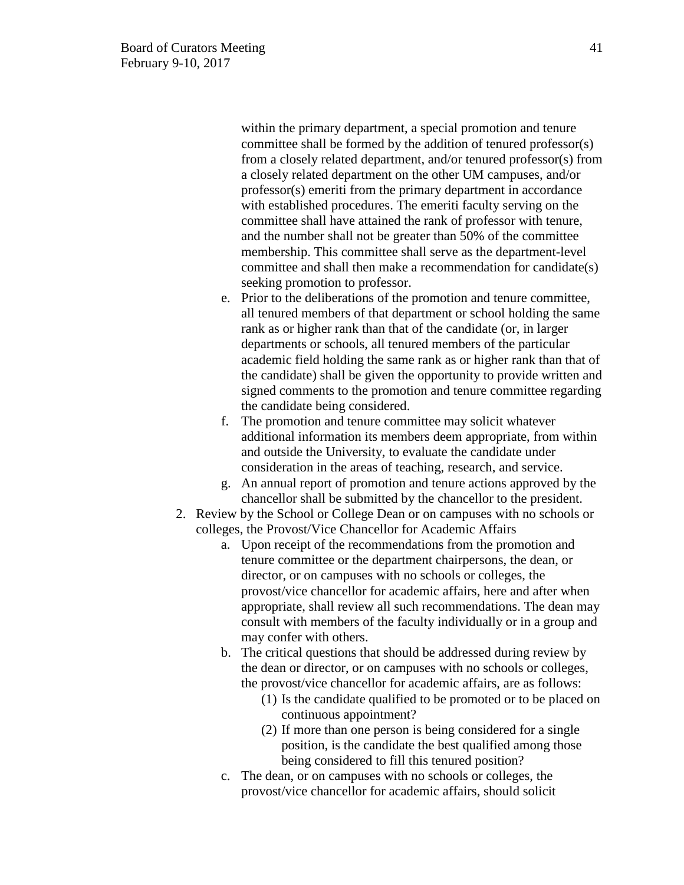within the primary department, a special promotion and tenure committee shall be formed by the addition of tenured professor(s) from a closely related department, and/or tenured professor(s) from a closely related department on the other UM campuses, and/or professor(s) emeriti from the primary department in accordance with established procedures. The emeriti faculty serving on the committee shall have attained the rank of professor with tenure, and the number shall not be greater than 50% of the committee membership. This committee shall serve as the department-level committee and shall then make a recommendation for candidate(s) seeking promotion to professor.

e. Prior to the deliberations of the promotion and tenure committee, all tenured members of that department or school holding the same rank as or higher rank than that of the candidate (or, in larger departments or schools, all tenured members of the particular academic field holding the same rank as or higher rank than that of the candidate) shall be given the opportunity to provide written and signed comments to the promotion and tenure committee regarding the candidate being considered.
f. The promotion and tenure committee may solicit whatever additional information its members deem appropriate, from within and outside the University, to evaluate the candidate under consideration in the areas of teaching, research, and service.
g. An annual report of promotion and tenure actions approved by the chancellor shall be submitted by the chancellor to the president.

2. Review by the School or College Dean or on campuses with no schools or colleges, the Provost/Vice Chancellor for Academic Affairs
   a. Upon receipt of the recommendations from the promotion and tenure committee or the department chairpersons, the dean, or director, or on campuses with no schools or colleges, the provost/vice chancellor for academic affairs, here and after when appropriate, shall review all such recommendations. The dean may consult with members of the faculty individually or in a group and may confer with others.
   b. The critical questions that should be addressed during review by the dean or director, or on campuses with no schools or colleges, the provost/vice chancellor for academic affairs, are as follows:
      (1) Is the candidate qualified to be promoted or to be placed on continuous appointment?
      (2) If more than one person is being considered for a single position, is the candidate the best qualified among those being considered to fill this tenured position?
   c. The dean, or on campuses with no schools or colleges, the provost/vice chancellor for academic affairs, should solicit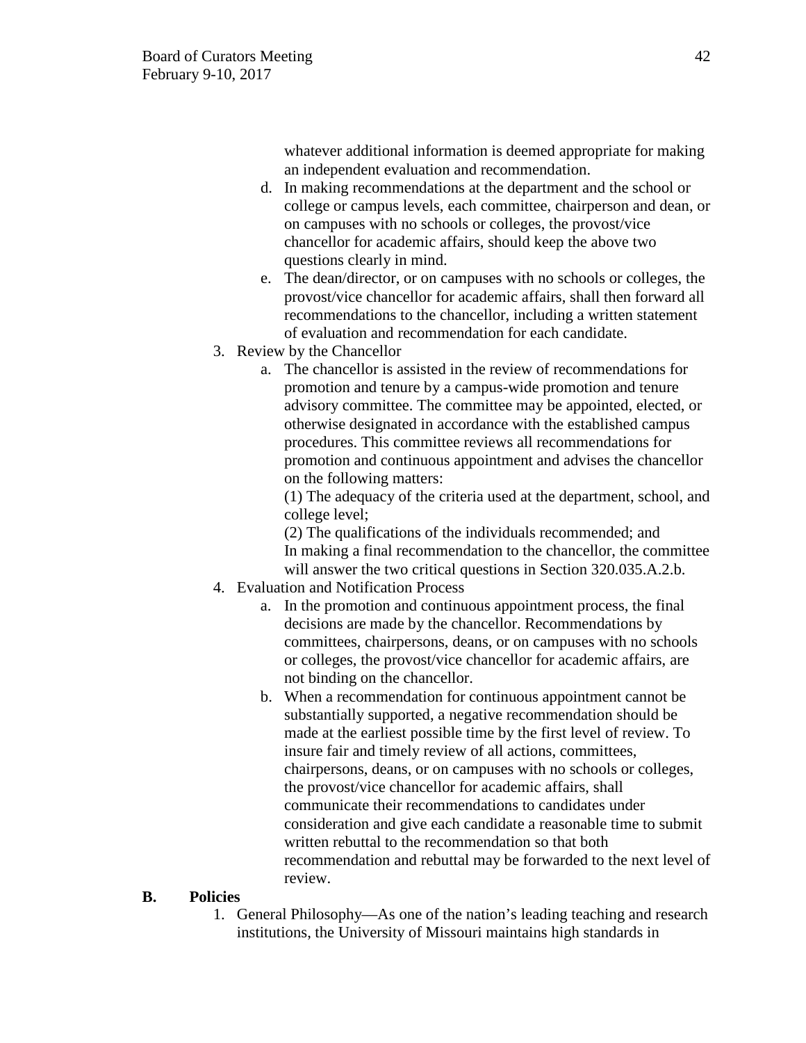whatever additional information is deemed appropriate for making an independent evaluation and recommendation.

d. In making recommendations at the department and the school or college or campus levels, each committee, chairperson and dean, or on campuses with no schools or colleges, the provost/vice chancellor for academic affairs, should keep the above two questions clearly in mind.

e. The dean/director, or on campuses with no schools or colleges, the provost/vice chancellor for academic affairs, shall then forward all recommendations to the chancellor, including a written statement of evaluation and recommendation for each candidate.

3. Review by the Chancellor
   a. The chancellor is assisted in the review of recommendations for promotion and tenure by a campus-wide promotion and tenure advisory committee. The committee may be appointed, elected, or otherwise designated in accordance with the established campus procedures. This committee reviews all recommendations for promotion and continuous appointment and advises the chancellor on the following matters:
   (1) The adequacy of the criteria used at the department, school, and college level;
   (2) The qualifications of the individuals recommended; and
   In making a final recommendation to the chancellor, the committee will answer the two critical questions in Section 320.035.A.2.b.

4. Evaluation and Notification Process
   a. In the promotion and continuous appointment process, the final decisions are made by the chancellor. Recommendations by committees, chairpersons, deans, or on campuses with no schools or colleges, the provost/vice chancellor for academic affairs, are not binding on the chancellor.
   b. When a recommendation for continuous appointment cannot be substantially supported, a negative recommendation should be made at the earliest possible time by the first level of review. To insure fair and timely review of all actions, committees, chairpersons, deans, or on campuses with no schools or colleges, the provost/vice chancellor for academic affairs, shall communicate their recommendations to candidates under consideration and give each candidate a reasonable time to submit written rebuttal to the recommendation so that both recommendation and rebuttal may be forwarded to the next level of review.

**B. Policies**

1. General Philosophy—As one of the nation's leading teaching and research institutions, the University of Missouri maintains high standards in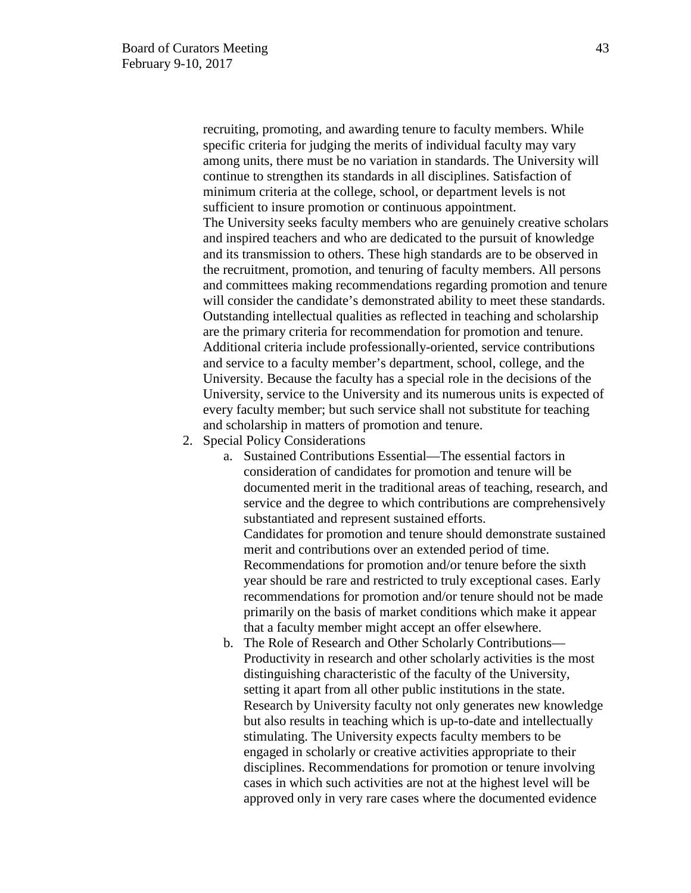recruiting, promoting, and awarding tenure to faculty members. While specific criteria for judging the merits of individual faculty may vary among units, there must be no variation in standards. The University will continue to strengthen its standards in all disciplines. Satisfaction of minimum criteria at the college, school, or department levels is not sufficient to insure promotion or continuous appointment.

The University seeks faculty members who are genuinely creative scholars and inspired teachers and who are dedicated to the pursuit of knowledge and its transmission to others. These high standards are to be observed in the recruitment, promotion, and tenuring of faculty members. All persons and committees making recommendations regarding promotion and tenure will consider the candidate's demonstrated ability to meet these standards. Outstanding intellectual qualities as reflected in teaching and scholarship are the primary criteria for recommendation for promotion and tenure. Additional criteria include professionally-oriented, service contributions and service to a faculty member's department, school, college, and the University. Because the faculty has a special role in the decisions of the University, service to the University and its numerous units is expected of every faculty member; but such service shall not substitute for teaching and scholarship in matters of promotion and tenure.

2. Special Policy Considerations
   a. Sustained Contributions Essential—The essential factors in consideration of candidates for promotion and tenure will be documented merit in the traditional areas of teaching, research, and service and the degree to which contributions are comprehensively substantiated and represent sustained efforts.
      Candidates for promotion and tenure should demonstrate sustained merit and contributions over an extended period of time. Recommendations for promotion and/or tenure before the sixth year should be rare and restricted to truly exceptional cases. Early recommendations for promotion and/or tenure should not be made primarily on the basis of market conditions which make it appear that a faculty member might accept an offer elsewhere.
   b. The Role of Research and Other Scholarly Contributions—Productivity in research and other scholarly activities is the most distinguishing characteristic of the faculty of the University, setting it apart from all other public institutions in the state. Research by University faculty not only generates new knowledge but also results in teaching which is up-to-date and intellectually stimulating. The University expects faculty members to be engaged in scholarly or creative activities appropriate to their disciplines. Recommendations for promotion or tenure involving cases in which such activities are not at the highest level will be approved only in very rare cases where the documented evidence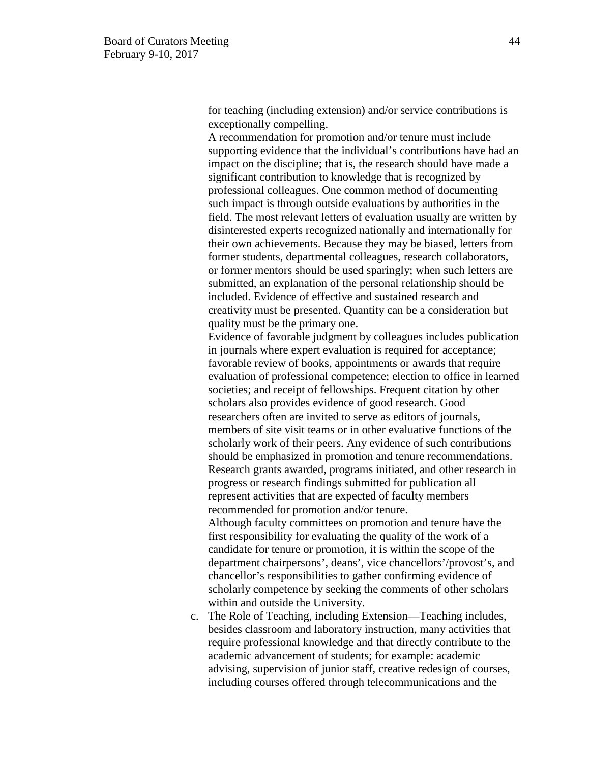for teaching (including extension) and/or service contributions is exceptionally compelling.

A recommendation for promotion and/or tenure must include supporting evidence that the individual's contributions have had an impact on the discipline; that is, the research should have made a significant contribution to knowledge that is recognized by professional colleagues. One common method of documenting such impact is through outside evaluations by authorities in the field. The most relevant letters of evaluation usually are written by disinterested experts recognized nationally and internationally for their own achievements. Because they may be biased, letters from former students, departmental colleagues, research collaborators, or former mentors should be used sparingly; when such letters are submitted, an explanation of the personal relationship should be included. Evidence of effective and sustained research and creativity must be presented. Quantity can be a consideration but quality must be the primary one.

Evidence of favorable judgment by colleagues includes publication in journals where expert evaluation is required for acceptance; favorable review of books, appointments or awards that require evaluation of professional competence; election to office in learned societies; and receipt of fellowships. Frequent citation by other scholars also provides evidence of good research. Good researchers often are invited to serve as editors of journals, members of site visit teams or in other evaluative functions of the scholarly work of their peers. Any evidence of such contributions should be emphasized in promotion and tenure recommendations. Research grants awarded, programs initiated, and other research in progress or research findings submitted for publication all represent activities that are expected of faculty members recommended for promotion and/or tenure.

Although faculty committees on promotion and tenure have the first responsibility for evaluating the quality of the work of a candidate for tenure or promotion, it is within the scope of the department chairpersons', deans', vice chancellors'/provost's, and chancellor's responsibilities to gather confirming evidence of scholarly competence by seeking the comments of other scholars within and outside the University.

c. The Role of Teaching, including Extension—Teaching includes, besides classroom and laboratory instruction, many activities that require professional knowledge and that directly contribute to the academic advancement of students; for example: academic advising, supervision of junior staff, creative redesign of courses, including courses offered through telecommunications and the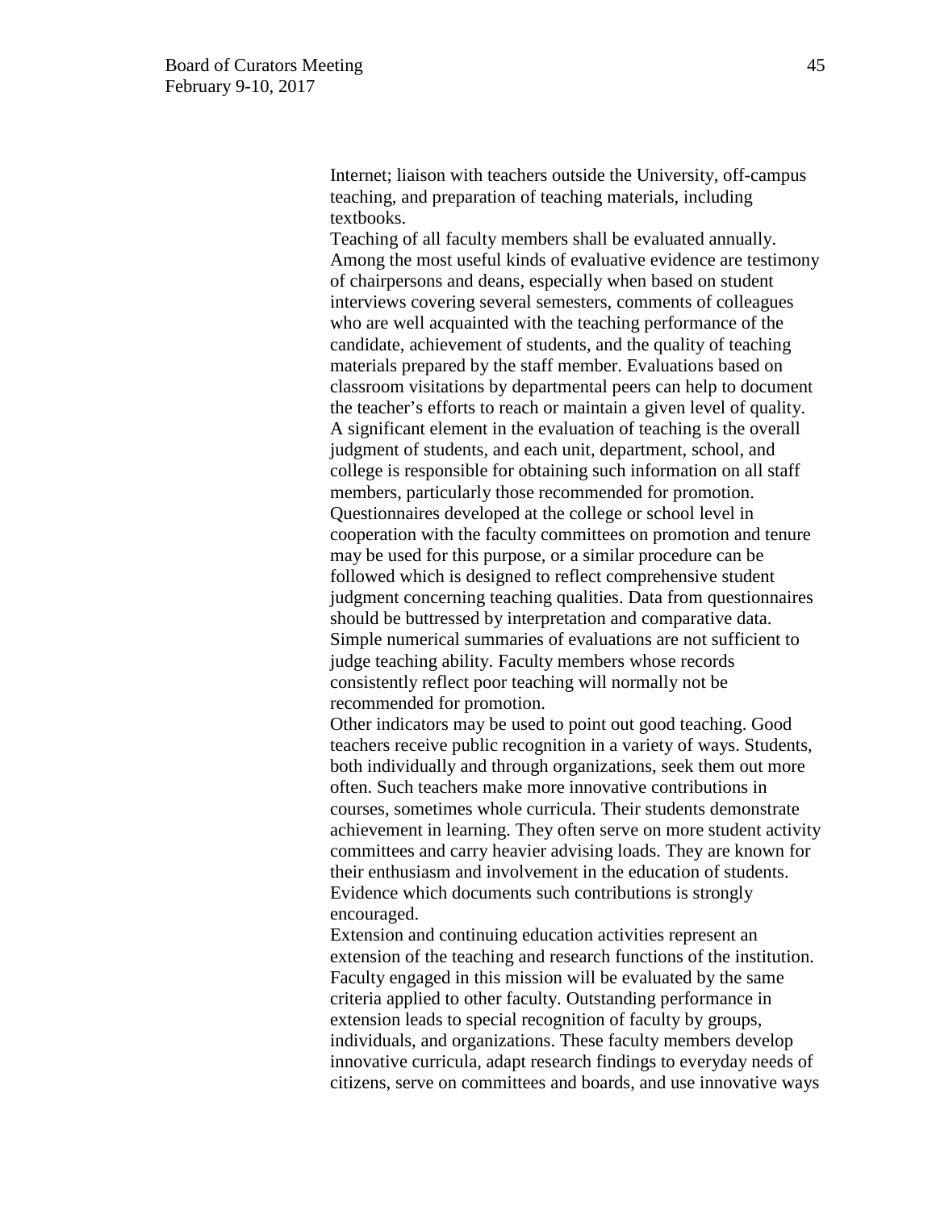Internet; liaison with teachers outside the University, off-campus teaching, and preparation of teaching materials, including textbooks.

Teaching of all faculty members shall be evaluated annually. Among the most useful kinds of evaluative evidence are testimony of chairpersons and deans, especially when based on student interviews covering several semesters, comments of colleagues who are well acquainted with the teaching performance of the candidate, achievement of students, and the quality of teaching materials prepared by the staff member. Evaluations based on classroom visitations by departmental peers can help to document the teacher's efforts to reach or maintain a given level of quality. A significant element in the evaluation of teaching is the overall judgment of students, and each unit, department, school, and college is responsible for obtaining such information on all staff members, particularly those recommended for promotion. Questionnaires developed at the college or school level in cooperation with the faculty committees on promotion and tenure may be used for this purpose, or a similar procedure can be followed which is designed to reflect comprehensive student judgment concerning teaching qualities. Data from questionnaires should be buttressed by interpretation and comparative data. Simple numerical summaries of evaluations are not sufficient to judge teaching ability. Faculty members whose records consistently reflect poor teaching will normally not be recommended for promotion.

Other indicators may be used to point out good teaching. Good teachers receive public recognition in a variety of ways. Students, both individually and through organizations, seek them out more often. Such teachers make more innovative contributions in courses, sometimes whole curricula. Their students demonstrate achievement in learning. They often serve on more student activity committees and carry heavier advising loads. They are known for their enthusiasm and involvement in the education of students. Evidence which documents such contributions is strongly encouraged.

Extension and continuing education activities represent an extension of the teaching and research functions of the institution. Faculty engaged in this mission will be evaluated by the same criteria applied to other faculty. Outstanding performance in extension leads to special recognition of faculty by groups, individuals, and organizations. These faculty members develop innovative curricula, adapt research findings to everyday needs of citizens, serve on committees and boards, and use innovative ways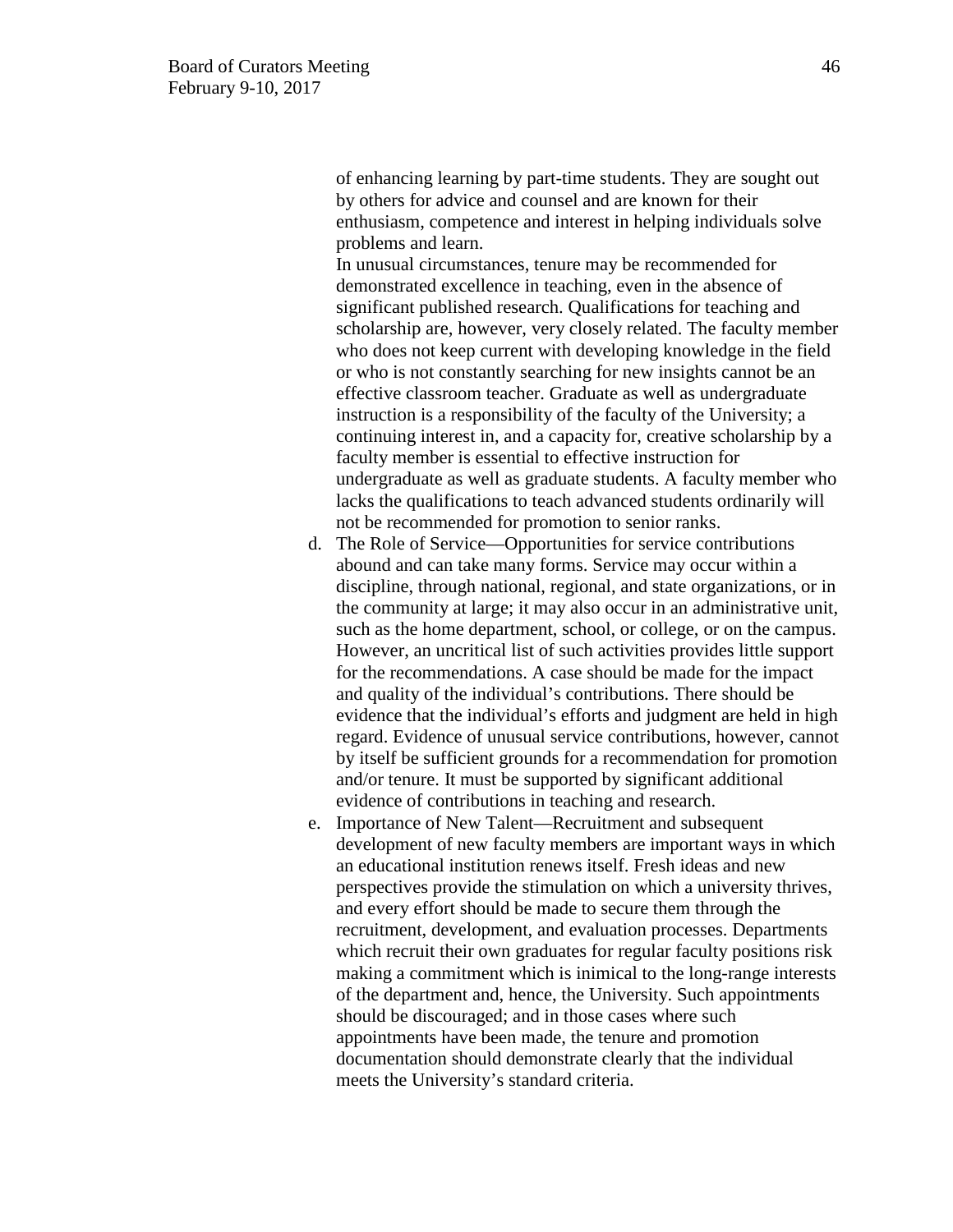of enhancing learning by part-time students. They are sought out by others for advice and counsel and are known for their enthusiasm, competence and interest in helping individuals solve problems and learn.

In unusual circumstances, tenure may be recommended for demonstrated excellence in teaching, even in the absence of significant published research. Qualifications for teaching and scholarship are, however, very closely related. The faculty member who does not keep current with developing knowledge in the field or who is not constantly searching for new insights cannot be an effective classroom teacher. Graduate as well as undergraduate instruction is a responsibility of the faculty of the University; a continuing interest in, and a capacity for, creative scholarship by a faculty member is essential to effective instruction for undergraduate as well as graduate students. A faculty member who lacks the qualifications to teach advanced students ordinarily will not be recommended for promotion to senior ranks.

d. The Role of Service—Opportunities for service contributions abound and can take many forms. Service may occur within a discipline, through national, regional, and state organizations, or in the community at large; it may also occur in an administrative unit, such as the home department, school, or college, or on the campus. However, an uncritical list of such activities provides little support for the recommendations. A case should be made for the impact and quality of the individual's contributions. There should be evidence that the individual's efforts and judgment are held in high regard. Evidence of unusual service contributions, however, cannot by itself be sufficient grounds for a recommendation for promotion and/or tenure. It must be supported by significant additional evidence of contributions in teaching and research.

e. Importance of New Talent—Recruitment and subsequent development of new faculty members are important ways in which an educational institution renews itself. Fresh ideas and new perspectives provide the stimulation on which a university thrives, and every effort should be made to secure them through the recruitment, development, and evaluation processes. Departments which recruit their own graduates for regular faculty positions risk making a commitment which is inimical to the long-range interests of the department and, hence, the University. Such appointments should be discouraged; and in those cases where such appointments have been made, the tenure and promotion documentation should demonstrate clearly that the individual meets the University's standard criteria.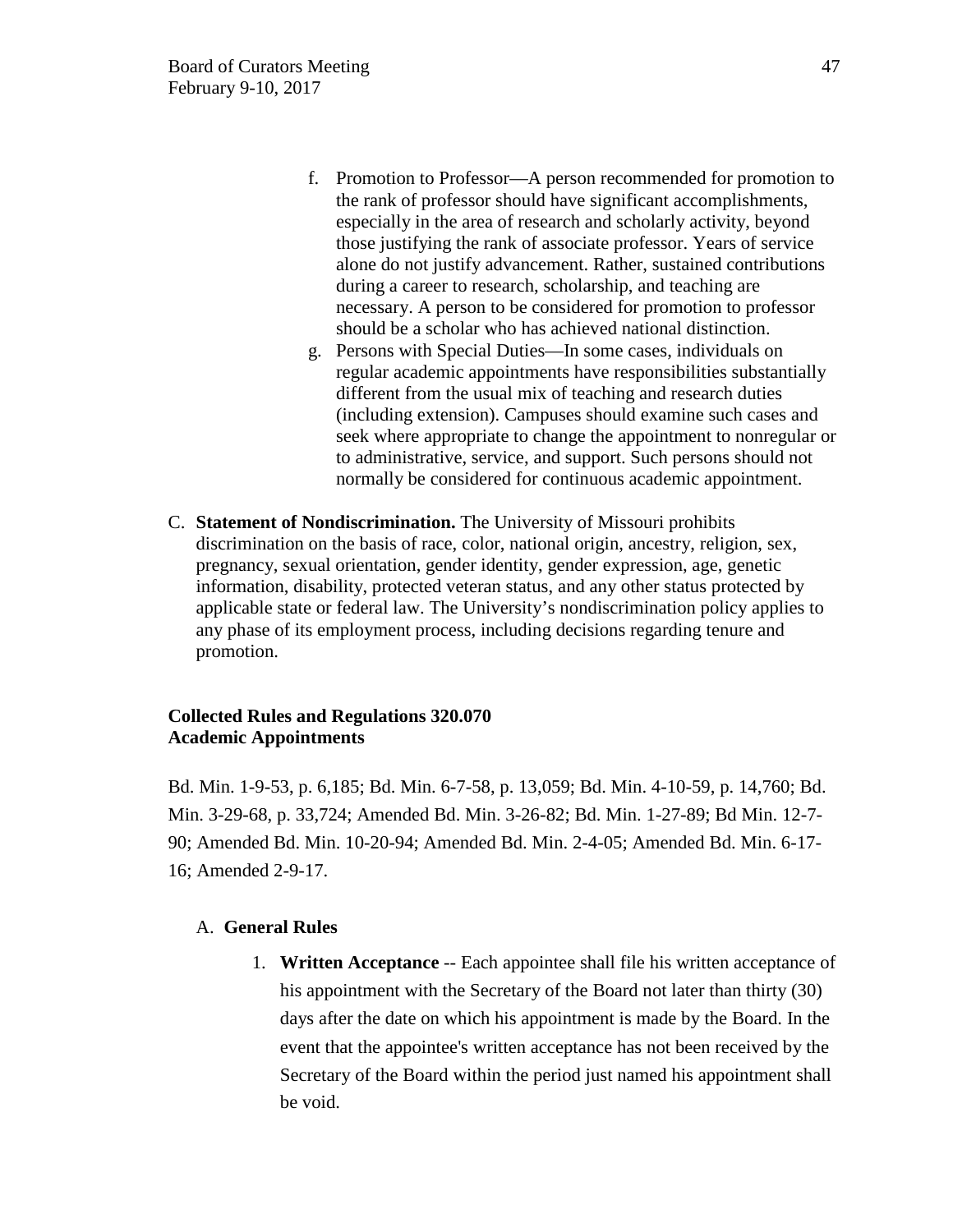f. Promotion to Professor—A person recommended for promotion to the rank of professor should have significant accomplishments, especially in the area of research and scholarly activity, beyond those justifying the rank of associate professor. Years of service alone do not justify advancement. Rather, sustained contributions during a career to research, scholarship, and teaching are necessary. A person to be considered for promotion to professor should be a scholar who has achieved national distinction.

g. Persons with Special Duties—In some cases, individuals on regular academic appointments have responsibilities substantially different from the usual mix of teaching and research duties (including extension). Campuses should examine such cases and seek where appropriate to change the appointment to nonregular or to administrative, service, and support. Such persons should not normally be considered for continuous academic appointment.

C. **Statement of Nondiscrimination.** The University of Missouri prohibits discrimination on the basis of race, color, national origin, ancestry, religion, sex, pregnancy, sexual orientation, gender identity, gender expression, age, genetic information, disability, protected veteran status, and any other status protected by applicable state or federal law. The University's nondiscrimination policy applies to any phase of its employment process, including decisions regarding tenure and promotion.

**Collected Rules and Regulations 320.070**
**Academic Appointments**

Bd. Min. 1-9-53, p. 6,185; Bd. Min. 6-7-58, p. 13,059; Bd. Min. 4-10-59, p. 14,760; Bd. Min. 3-29-68, p. 33,724; Amended Bd. Min. 3-26-82; Bd. Min. 1-27-89; Bd Min. 12-7-90; Amended Bd. Min. 10-20-94; Amended Bd. Min. 2-4-05; Amended Bd. Min. 6-17-16; Amended 2-9-17.

A. **General Rules**

1. **Written Acceptance** -- Each appointee shall file his written acceptance of his appointment with the Secretary of the Board not later than thirty (30) days after the date on which his appointment is made by the Board. In the event that the appointee's written acceptance has not been received by the Secretary of the Board within the period just named his appointment shall be void.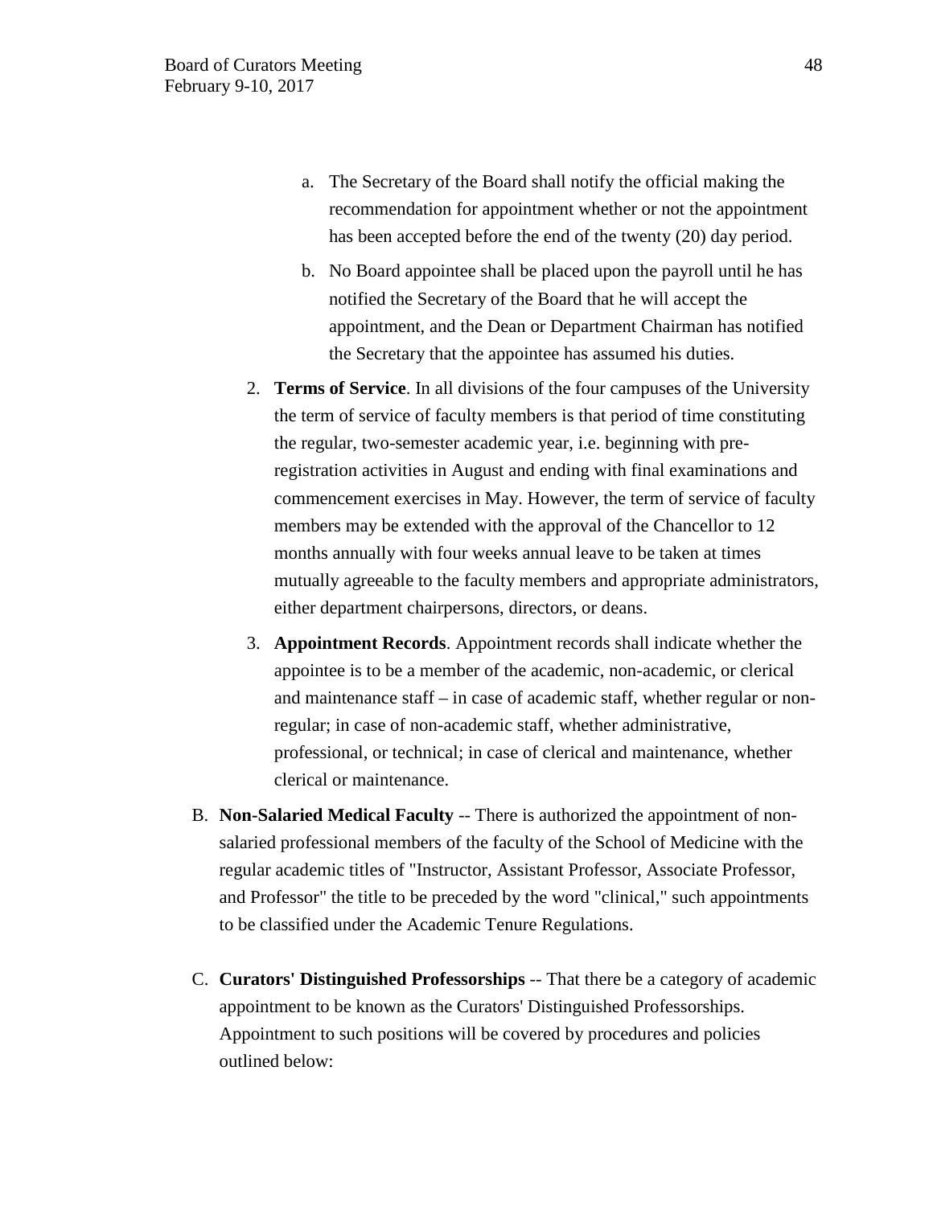a. The Secretary of the Board shall notify the official making the recommendation for appointment whether or not the appointment has been accepted before the end of the twenty (20) day period.

    b. No Board appointee shall be placed upon the payroll until he has notified the Secretary of the Board that he will accept the appointment, and the Dean or Department Chairman has notified the Secretary that the appointee has assumed his duties.

2. **Terms of Service**. In all divisions of the four campuses of the University the term of service of faculty members is that period of time constituting the regular, two-semester academic year, i.e. beginning with pre-registration activities in August and ending with final examinations and commencement exercises in May. However, the term of service of faculty members may be extended with the approval of the Chancellor to 12 months annually with four weeks annual leave to be taken at times mutually agreeable to the faculty members and appropriate administrators, either department chairpersons, directors, or deans.

3. **Appointment Records**. Appointment records shall indicate whether the appointee is to be a member of the academic, non-academic, or clerical and maintenance staff – in case of academic staff, whether regular or non-regular; in case of non-academic staff, whether administrative, professional, or technical; in case of clerical and maintenance, whether clerical or maintenance.

B. **Non-Salaried Medical Faculty** -- There is authorized the appointment of non-salaried professional members of the faculty of the School of Medicine with the regular academic titles of "Instructor, Assistant Professor, Associate Professor, and Professor" the title to be preceded by the word "clinical," such appointments to be classified under the Academic Tenure Regulations.

C. **Curators' Distinguished Professorships** -- That there be a category of academic appointment to be known as the Curators' Distinguished Professorships. Appointment to such positions will be covered by procedures and policies outlined below: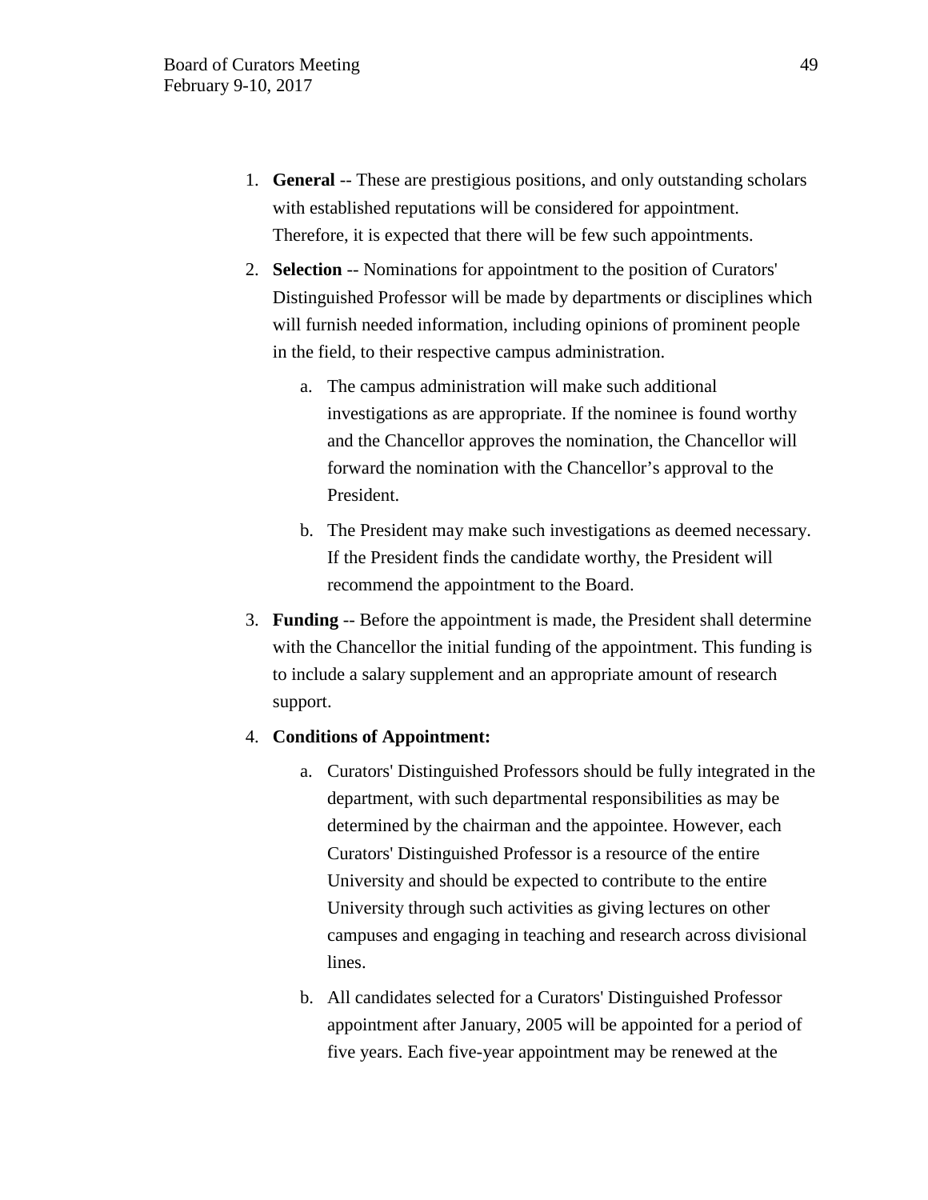1. **General** -- These are prestigious positions, and only outstanding scholars with established reputations will be considered for appointment. Therefore, it is expected that there will be few such appointments.

2. **Selection** -- Nominations for appointment to the position of Curators' Distinguished Professor will be made by departments or disciplines which will furnish needed information, including opinions of prominent people in the field, to their respective campus administration.

   a. The campus administration will make such additional investigations as are appropriate. If the nominee is found worthy and the Chancellor approves the nomination, the Chancellor will forward the nomination with the Chancellor's approval to the President.

   b. The President may make such investigations as deemed necessary. If the President finds the candidate worthy, the President will recommend the appointment to the Board.

3. **Funding** -- Before the appointment is made, the President shall determine with the Chancellor the initial funding of the appointment. This funding is to include a salary supplement and an appropriate amount of research support.

4. **Conditions of Appointment:**

   a. Curators' Distinguished Professors should be fully integrated in the department, with such departmental responsibilities as may be determined by the chairman and the appointee. However, each Curators' Distinguished Professor is a resource of the entire University and should be expected to contribute to the entire University through such activities as giving lectures on other campuses and engaging in teaching and research across divisional lines.

   b. All candidates selected for a Curators' Distinguished Professor appointment after January, 2005 will be appointed for a period of five years. Each five-year appointment may be renewed at the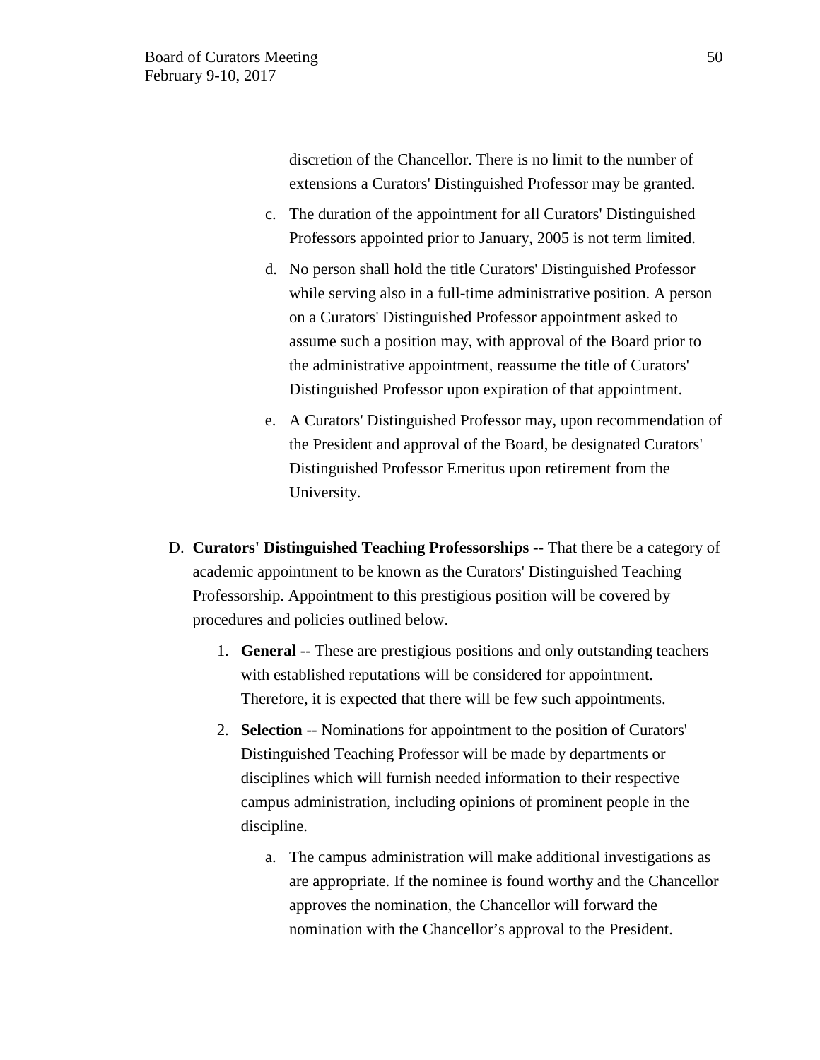discretion of the Chancellor. There is no limit to the number of extensions a Curators' Distinguished Professor may be granted.

c. The duration of the appointment for all Curators' Distinguished Professors appointed prior to January, 2005 is not term limited.

d. No person shall hold the title Curators' Distinguished Professor while serving also in a full-time administrative position. A person on a Curators' Distinguished Professor appointment asked to assume such a position may, with approval of the Board prior to the administrative appointment, reassume the title of Curators' Distinguished Professor upon expiration of that appointment.

e. A Curators' Distinguished Professor may, upon recommendation of the President and approval of the Board, be designated Curators' Distinguished Professor Emeritus upon retirement from the University.

D. **Curators' Distinguished Teaching Professorships** -- That there be a category of academic appointment to be known as the Curators' Distinguished Teaching Professorship. Appointment to this prestigious position will be covered by procedures and policies outlined below.

1. **General** -- These are prestigious positions and only outstanding teachers with established reputations will be considered for appointment. Therefore, it is expected that there will be few such appointments.

2. **Selection** -- Nominations for appointment to the position of Curators' Distinguished Teaching Professor will be made by departments or disciplines which will furnish needed information to their respective campus administration, including opinions of prominent people in the discipline.

    a. The campus administration will make additional investigations as are appropriate. If the nominee is found worthy and the Chancellor approves the nomination, the Chancellor will forward the nomination with the Chancellor's approval to the President.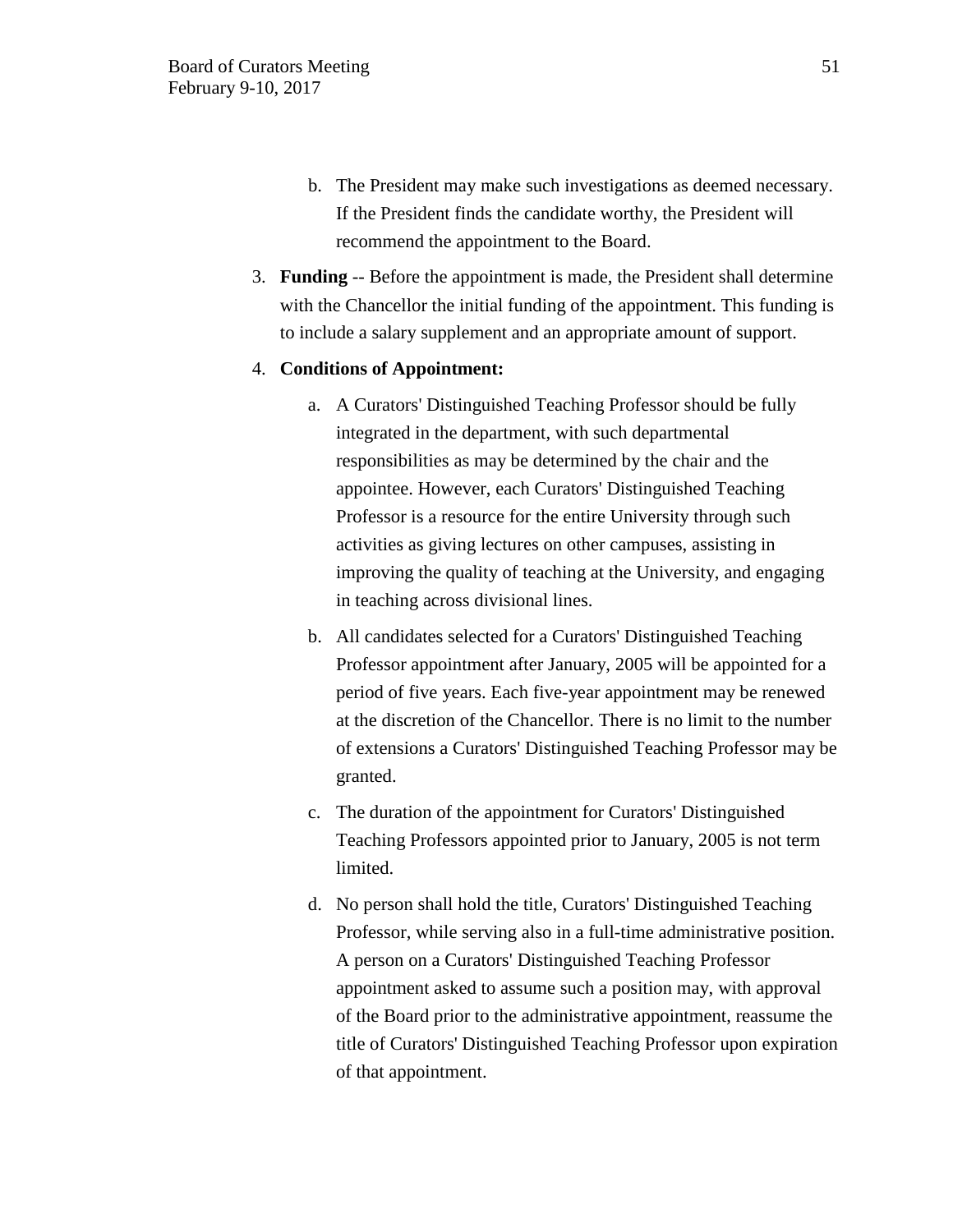b. The President may make such investigations as deemed necessary. If the President finds the candidate worthy, the President will recommend the appointment to the Board.

3. **Funding** -- Before the appointment is made, the President shall determine with the Chancellor the initial funding of the appointment. This funding is to include a salary supplement and an appropriate amount of support.

4. **Conditions of Appointment:**

   a. A Curators' Distinguished Teaching Professor should be fully integrated in the department, with such departmental responsibilities as may be determined by the chair and the appointee. However, each Curators' Distinguished Teaching Professor is a resource for the entire University through such activities as giving lectures on other campuses, assisting in improving the quality of teaching at the University, and engaging in teaching across divisional lines.

   b. All candidates selected for a Curators' Distinguished Teaching Professor appointment after January, 2005 will be appointed for a period of five years. Each five-year appointment may be renewed at the discretion of the Chancellor. There is no limit to the number of extensions a Curators' Distinguished Teaching Professor may be granted.

   c. The duration of the appointment for Curators' Distinguished Teaching Professors appointed prior to January, 2005 is not term limited.

   d. No person shall hold the title, Curators' Distinguished Teaching Professor, while serving also in a full-time administrative position. A person on a Curators' Distinguished Teaching Professor appointment asked to assume such a position may, with approval of the Board prior to the administrative appointment, reassume the title of Curators' Distinguished Teaching Professor upon expiration of that appointment.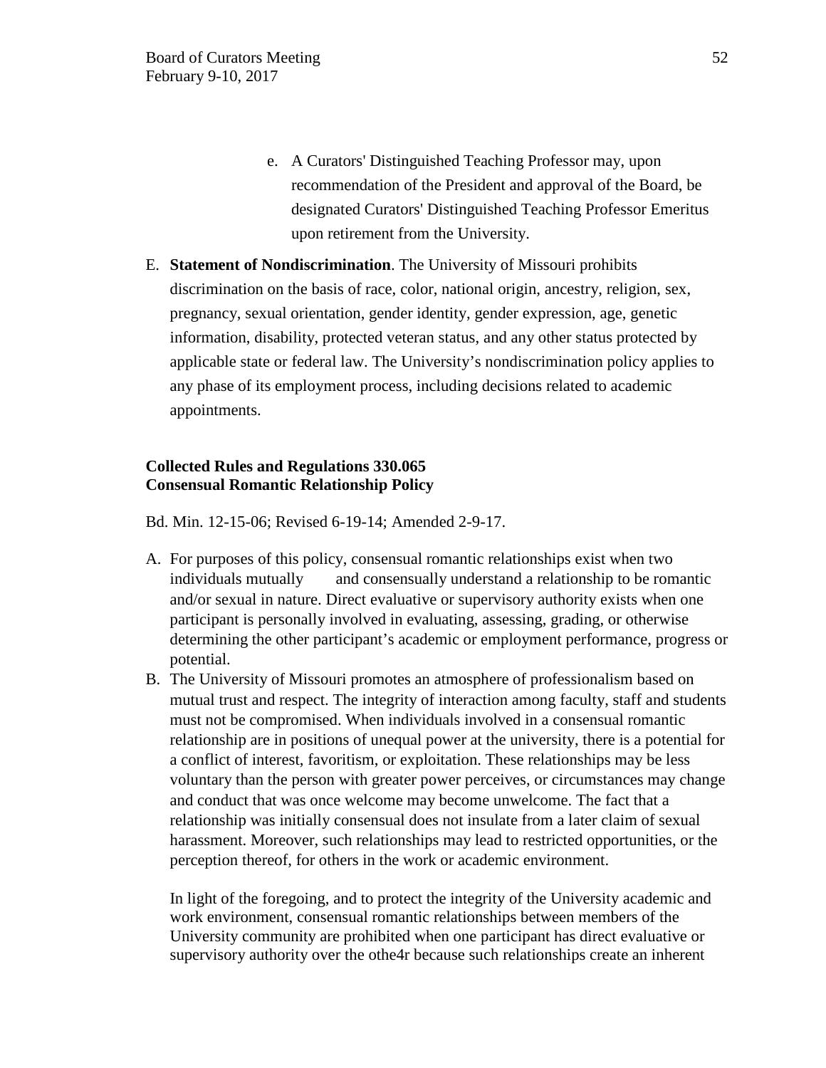e. A Curators' Distinguished Teaching Professor may, upon recommendation of the President and approval of the Board, be designated Curators' Distinguished Teaching Professor Emeritus upon retirement from the University.

E. **Statement of Nondiscrimination**. The University of Missouri prohibits discrimination on the basis of race, color, national origin, ancestry, religion, sex, pregnancy, sexual orientation, gender identity, gender expression, age, genetic information, disability, protected veteran status, and any other status protected by applicable state or federal law. The University's nondiscrimination policy applies to any phase of its employment process, including decisions related to academic appointments.

**Collected Rules and Regulations 330.065**
**Consensual Romantic Relationship Policy**

Bd. Min. 12-15-06; Revised 6-19-14; Amended 2-9-17.

A. For purposes of this policy, consensual romantic relationships exist when two individuals mutually and consensually understand a relationship to be romantic and/or sexual in nature. Direct evaluative or supervisory authority exists when one participant is personally involved in evaluating, assessing, grading, or otherwise determining the other participant's academic or employment performance, progress or potential.

B. The University of Missouri promotes an atmosphere of professionalism based on mutual trust and respect. The integrity of interaction among faculty, staff and students must not be compromised. When individuals involved in a consensual romantic relationship are in positions of unequal power at the university, there is a potential for a conflict of interest, favoritism, or exploitation. These relationships may be less voluntary than the person with greater power perceives, or circumstances may change and conduct that was once welcome may become unwelcome. The fact that a relationship was initially consensual does not insulate from a later claim of sexual harassment. Moreover, such relationships may lead to restricted opportunities, or the perception thereof, for others in the work or academic environment.

   In light of the foregoing, and to protect the integrity of the University academic and work environment, consensual romantic relationships between members of the University community are prohibited when one participant has direct evaluative or supervisory authority over the othe4r because such relationships create an inherent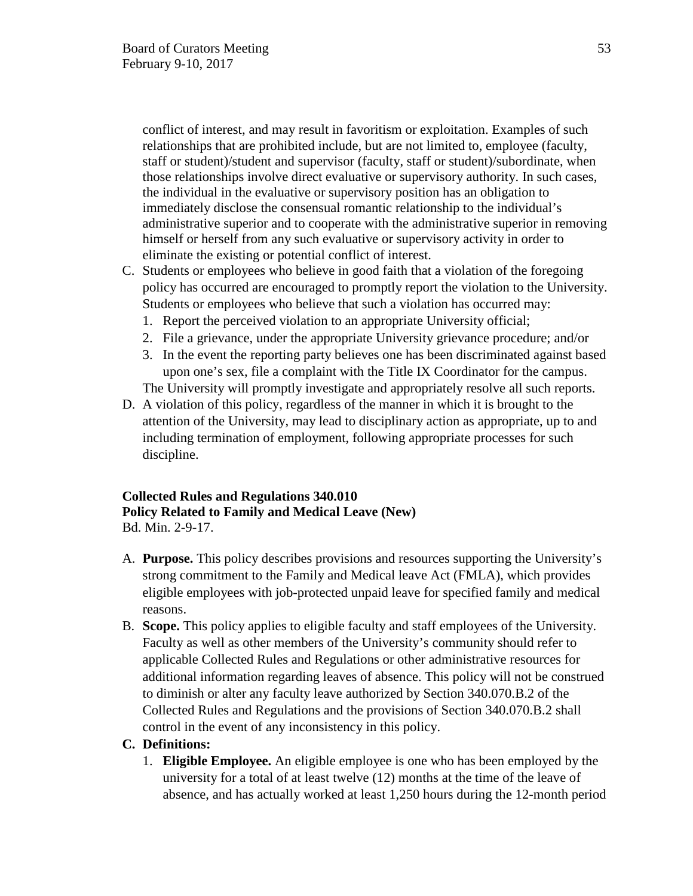conflict of interest, and may result in favoritism or exploitation. Examples of such relationships that are prohibited include, but are not limited to, employee (faculty, staff or student)/student and supervisor (faculty, staff or student)/subordinate, when those relationships involve direct evaluative or supervisory authority. In such cases, the individual in the evaluative or supervisory position has an obligation to immediately disclose the consensual romantic relationship to the individual's administrative superior and to cooperate with the administrative superior in removing himself or herself from any such evaluative or supervisory activity in order to eliminate the existing or potential conflict of interest.

C. Students or employees who believe in good faith that a violation of the foregoing policy has occurred are encouraged to promptly report the violation to the University. Students or employees who believe that such a violation has occurred may:
   1. Report the perceived violation to an appropriate University official;
   2. File a grievance, under the appropriate University grievance procedure; and/or
   3. In the event the reporting party believes one has been discriminated against based upon one's sex, file a complaint with the Title IX Coordinator for the campus.

   The University will promptly investigate and appropriately resolve all such reports.

D. A violation of this policy, regardless of the manner in which it is brought to the attention of the University, may lead to disciplinary action as appropriate, up to and including termination of employment, following appropriate processes for such discipline.

**Collected Rules and Regulations 340.010**
**Policy Related to Family and Medical Leave (New)**
Bd. Min. 2-9-17.

A. **Purpose.** This policy describes provisions and resources supporting the University's strong commitment to the Family and Medical leave Act (FMLA), which provides eligible employees with job-protected unpaid leave for specified family and medical reasons.

B. **Scope.** This policy applies to eligible faculty and staff employees of the University. Faculty as well as other members of the University's community should refer to applicable Collected Rules and Regulations or other administrative resources for additional information regarding leaves of absence. This policy will not be construed to diminish or alter any faculty leave authorized by Section 340.070.B.2 of the Collected Rules and Regulations and the provisions of Section 340.070.B.2 shall control in the event of any inconsistency in this policy.

C. **Definitions:**
   1. **Eligible Employee.** An eligible employee is one who has been employed by the university for a total of at least twelve (12) months at the time of the leave of absence, and has actually worked at least 1,250 hours during the 12-month period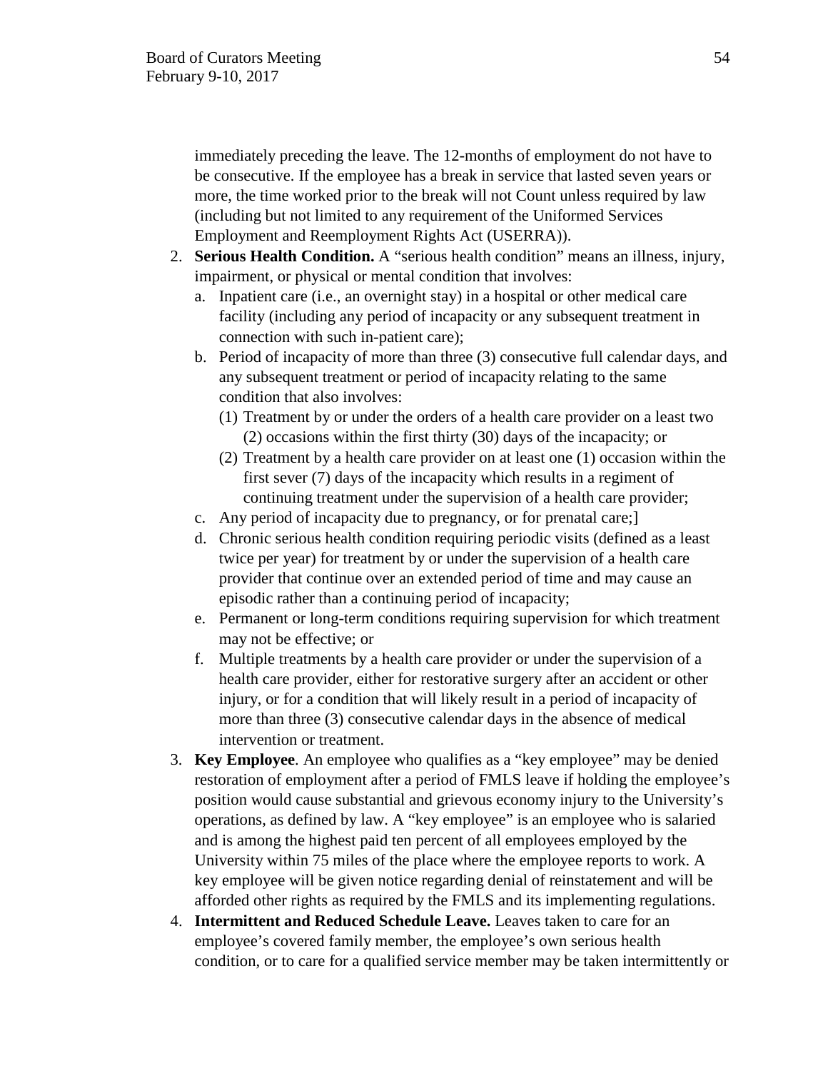immediately preceding the leave. The 12-months of employment do not have to be consecutive. If the employee has a break in service that lasted seven years or more, the time worked prior to the break will not Count unless required by law (including but not limited to any requirement of the Uniformed Services Employment and Reemployment Rights Act (USERRA)).

2. **Serious Health Condition.** A "serious health condition" means an illness, injury, impairment, or physical or mental condition that involves:
   a. Inpatient care (i.e., an overnight stay) in a hospital or other medical care facility (including any period of incapacity or any subsequent treatment in connection with such in-patient care);
   b. Period of incapacity of more than three (3) consecutive full calendar days, and any subsequent treatment or period of incapacity relating to the same condition that also involves:
      (1) Treatment by or under the orders of a health care provider on a least two (2) occasions within the first thirty (30) days of the incapacity; or
      (2) Treatment by a health care provider on at least one (1) occasion within the first sever (7) days of the incapacity which results in a regiment of continuing treatment under the supervision of a health care provider;
   c. Any period of incapacity due to pregnancy, or for prenatal care;]
   d. Chronic serious health condition requiring periodic visits (defined as a least twice per year) for treatment by or under the supervision of a health care provider that continue over an extended period of time and may cause an episodic rather than a continuing period of incapacity;
   e. Permanent or long-term conditions requiring supervision for which treatment may not be effective; or
   f. Multiple treatments by a health care provider or under the supervision of a health care provider, either for restorative surgery after an accident or other injury, or for a condition that will likely result in a period of incapacity of more than three (3) consecutive calendar days in the absence of medical intervention or treatment.
3. **Key Employee**. An employee who qualifies as a "key employee" may be denied restoration of employment after a period of FMLS leave if holding the employee's position would cause substantial and grievous economy injury to the University's operations, as defined by law. A "key employee" is an employee who is salaried and is among the highest paid ten percent of all employees employed by the University within 75 miles of the place where the employee reports to work. A key employee will be given notice regarding denial of reinstatement and will be afforded other rights as required by the FMLS and its implementing regulations.
4. **Intermittent and Reduced Schedule Leave.** Leaves taken to care for an employee's covered family member, the employee's own serious health condition, or to care for a qualified service member may be taken intermittently or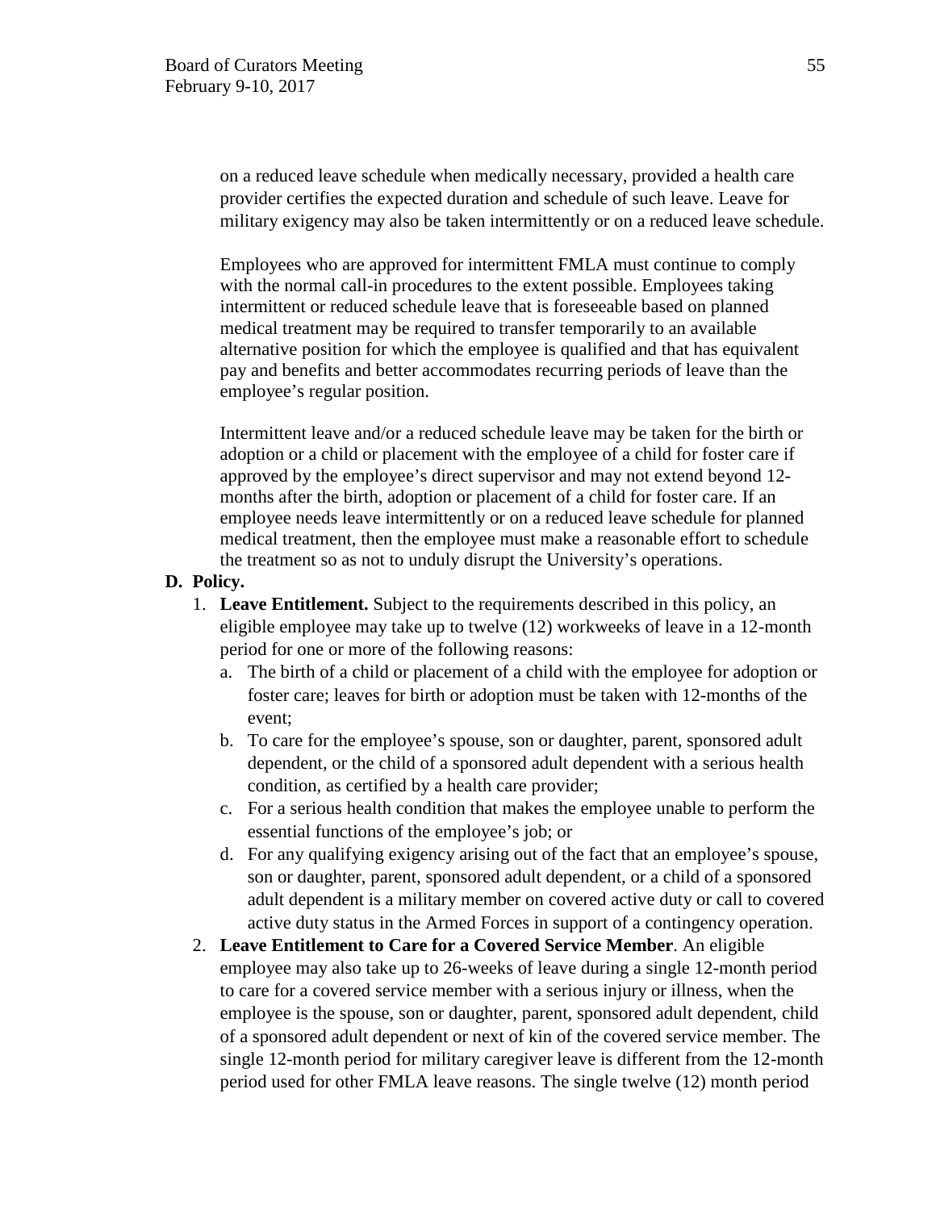on a reduced leave schedule when medically necessary, provided a health care provider certifies the expected duration and schedule of such leave. Leave for military exigency may also be taken intermittently or on a reduced leave schedule.

Employees who are approved for intermittent FMLA must continue to comply with the normal call-in procedures to the extent possible. Employees taking intermittent or reduced schedule leave that is foreseeable based on planned medical treatment may be required to transfer temporarily to an available alternative position for which the employee is qualified and that has equivalent pay and benefits and better accommodates recurring periods of leave than the employee's regular position.

Intermittent leave and/or a reduced schedule leave may be taken for the birth or adoption or a child or placement with the employee of a child for foster care if approved by the employee's direct supervisor and may not extend beyond 12-months after the birth, adoption or placement of a child for foster care. If an employee needs leave intermittently or on a reduced leave schedule for planned medical treatment, then the employee must make a reasonable effort to schedule the treatment so as not to unduly disrupt the University's operations.

**D. Policy.**

1. **Leave Entitlement.** Subject to the requirements described in this policy, an eligible employee may take up to twelve (12) workweeks of leave in a 12-month period for one or more of the following reasons:
   a. The birth of a child or placement of a child with the employee for adoption or foster care; leaves for birth or adoption must be taken with 12-months of the event;
   b. To care for the employee's spouse, son or daughter, parent, sponsored adult dependent, or the child of a sponsored adult dependent with a serious health condition, as certified by a health care provider;
   c. For a serious health condition that makes the employee unable to perform the essential functions of the employee's job; or
   d. For any qualifying exigency arising out of the fact that an employee's spouse, son or daughter, parent, sponsored adult dependent, or a child of a sponsored adult dependent is a military member on covered active duty or call to covered active duty status in the Armed Forces in support of a contingency operation.
2. **Leave Entitlement to Care for a Covered Service Member**. An eligible employee may also take up to 26-weeks of leave during a single 12-month period to care for a covered service member with a serious injury or illness, when the employee is the spouse, son or daughter, parent, sponsored adult dependent, child of a sponsored adult dependent or next of kin of the covered service member. The single 12-month period for military caregiver leave is different from the 12-month period used for other FMLA leave reasons. The single twelve (12) month period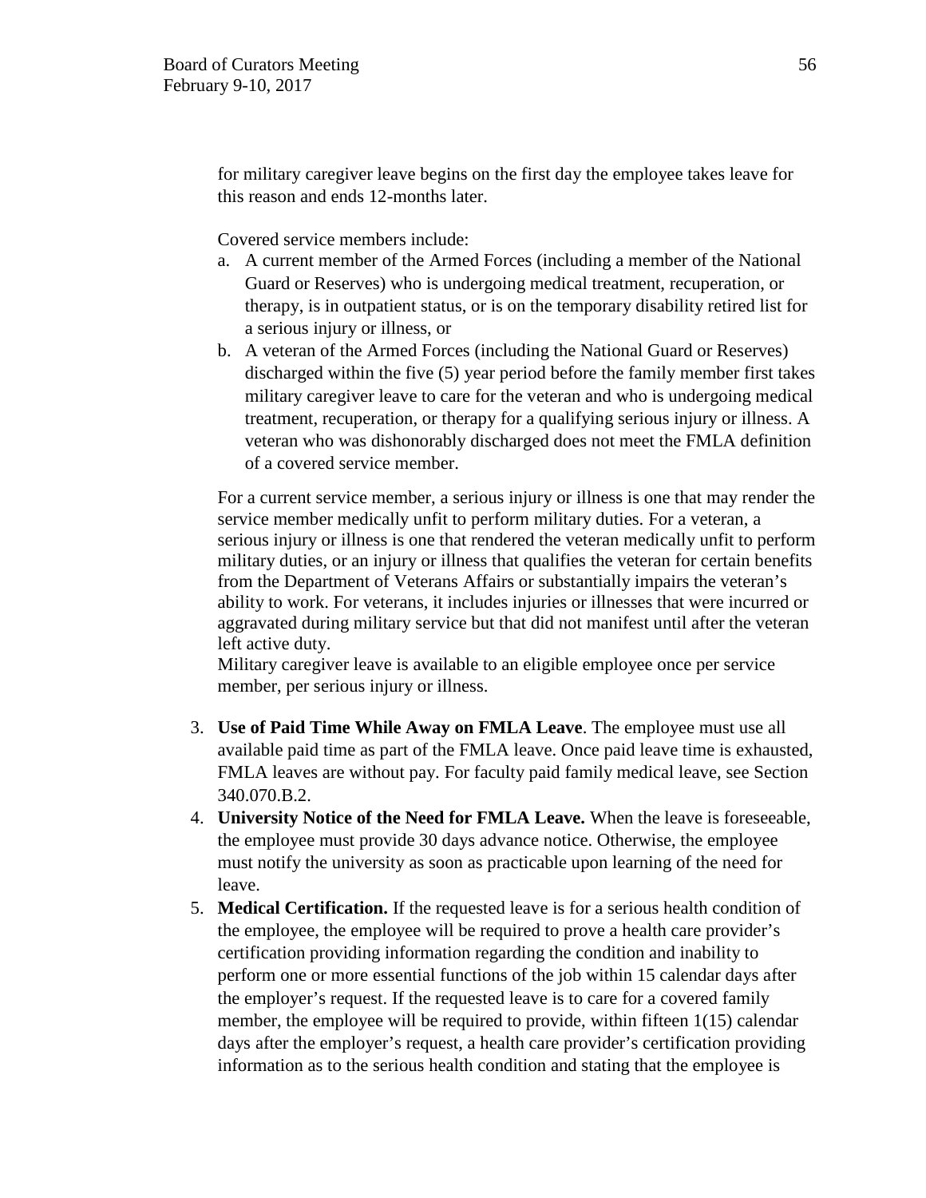for military caregiver leave begins on the first day the employee takes leave for this reason and ends 12-months later.

Covered service members include:

a. A current member of the Armed Forces (including a member of the National Guard or Reserves) who is undergoing medical treatment, recuperation, or therapy, is in outpatient status, or is on the temporary disability retired list for a serious injury or illness, or
b. A veteran of the Armed Forces (including the National Guard or Reserves) discharged within the five (5) year period before the family member first takes military caregiver leave to care for the veteran and who is undergoing medical treatment, recuperation, or therapy for a qualifying serious injury or illness. A veteran who was dishonorably discharged does not meet the FMLA definition of a covered service member.

For a current service member, a serious injury or illness is one that may render the service member medically unfit to perform military duties. For a veteran, a serious injury or illness is one that rendered the veteran medically unfit to perform military duties, or an injury or illness that qualifies the veteran for certain benefits from the Department of Veterans Affairs or substantially impairs the veteran's ability to work. For veterans, it includes injuries or illnesses that were incurred or aggravated during military service but that did not manifest until after the veteran left active duty.
Military caregiver leave is available to an eligible employee once per service member, per serious injury or illness.

3. **Use of Paid Time While Away on FMLA Leave**. The employee must use all available paid time as part of the FMLA leave. Once paid leave time is exhausted, FMLA leaves are without pay. For faculty paid family medical leave, see Section 340.070.B.2.
4. **University Notice of the Need for FMLA Leave.** When the leave is foreseeable, the employee must provide 30 days advance notice. Otherwise, the employee must notify the university as soon as practicable upon learning of the need for leave.
5. **Medical Certification.** If the requested leave is for a serious health condition of the employee, the employee will be required to prove a health care provider's certification providing information regarding the condition and inability to perform one or more essential functions of the job within 15 calendar days after the employer's request. If the requested leave is to care for a covered family member, the employee will be required to provide, within fifteen 1(15) calendar days after the employer's request, a health care provider's certification providing information as to the serious health condition and stating that the employee is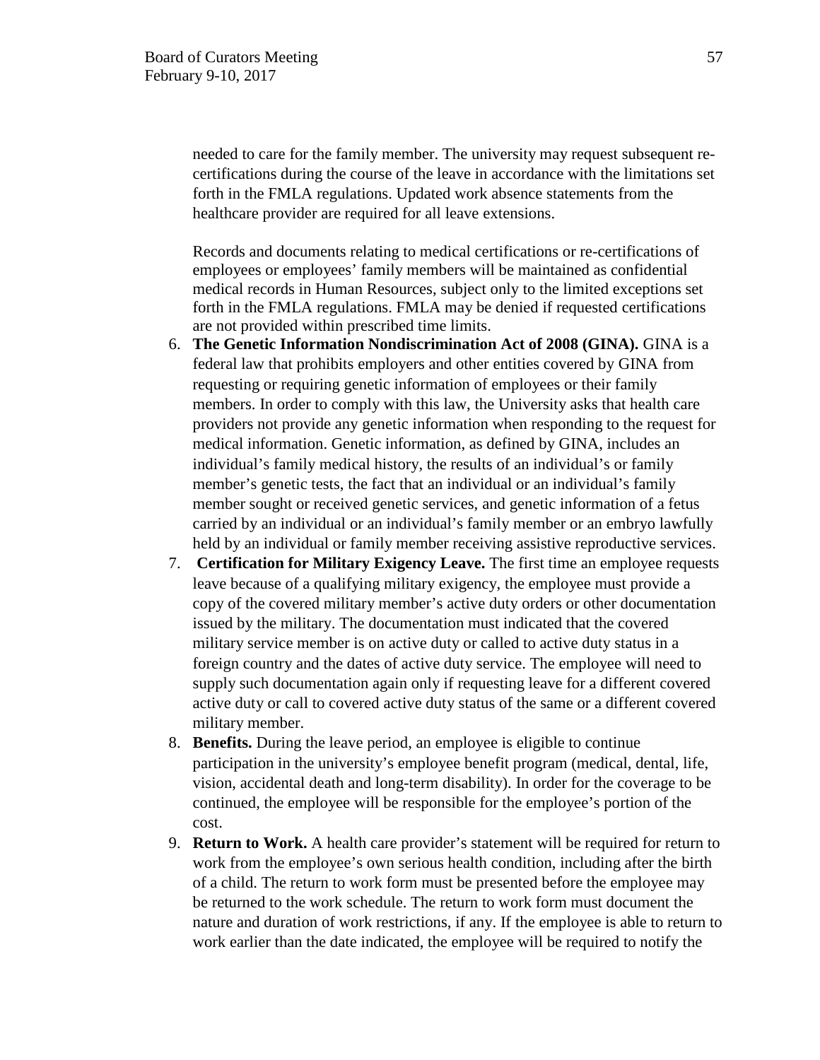needed to care for the family member. The university may request subsequent re-certifications during the course of the leave in accordance with the limitations set forth in the FMLA regulations. Updated work absence statements from the healthcare provider are required for all leave extensions.

Records and documents relating to medical certifications or re-certifications of employees or employees' family members will be maintained as confidential medical records in Human Resources, subject only to the limited exceptions set forth in the FMLA regulations. FMLA may be denied if requested certifications are not provided within prescribed time limits.

6. **The Genetic Information Nondiscrimination Act of 2008 (GINA).** GINA is a federal law that prohibits employers and other entities covered by GINA from requesting or requiring genetic information of employees or their family members. In order to comply with this law, the University asks that health care providers not provide any genetic information when responding to the request for medical information. Genetic information, as defined by GINA, includes an individual's family medical history, the results of an individual's or family member's genetic tests, the fact that an individual or an individual's family member sought or received genetic services, and genetic information of a fetus carried by an individual or an individual's family member or an embryo lawfully held by an individual or family member receiving assistive reproductive services.
7. **Certification for Military Exigency Leave.** The first time an employee requests leave because of a qualifying military exigency, the employee must provide a copy of the covered military member's active duty orders or other documentation issued by the military. The documentation must indicated that the covered military service member is on active duty or called to active duty status in a foreign country and the dates of active duty service. The employee will need to supply such documentation again only if requesting leave for a different covered active duty or call to covered active duty status of the same or a different covered military member.
8. **Benefits.** During the leave period, an employee is eligible to continue participation in the university's employee benefit program (medical, dental, life, vision, accidental death and long-term disability). In order for the coverage to be continued, the employee will be responsible for the employee's portion of the cost.
9. **Return to Work.** A health care provider's statement will be required for return to work from the employee's own serious health condition, including after the birth of a child. The return to work form must be presented before the employee may be returned to the work schedule. The return to work form must document the nature and duration of work restrictions, if any. If the employee is able to return to work earlier than the date indicated, the employee will be required to notify the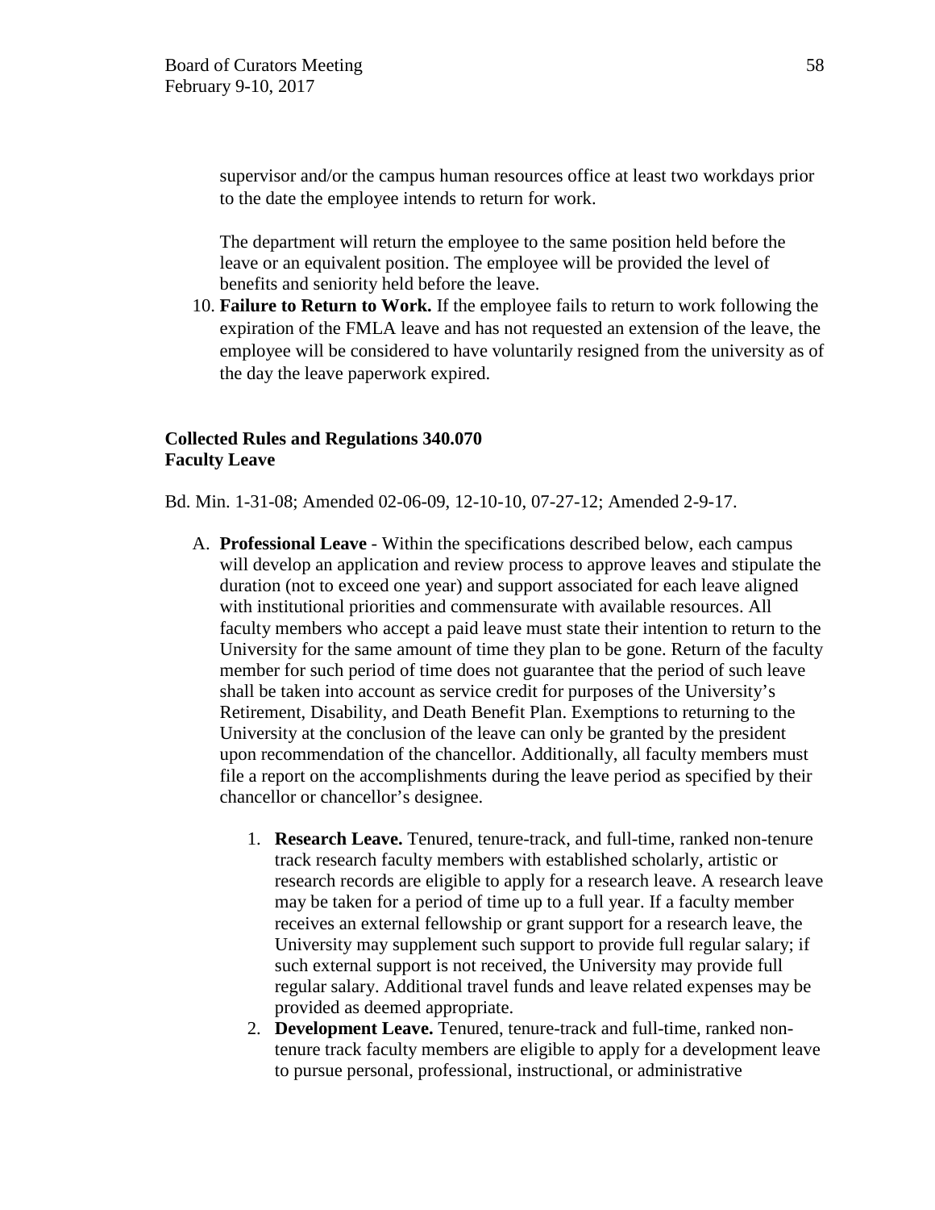supervisor and/or the campus human resources office at least two workdays prior to the date the employee intends to return for work.

The department will return the employee to the same position held before the leave or an equivalent position. The employee will be provided the level of benefits and seniority held before the leave.

10. **Failure to Return to Work.** If the employee fails to return to work following the expiration of the FMLA leave and has not requested an extension of the leave, the employee will be considered to have voluntarily resigned from the university as of the day the leave paperwork expired.

**Collected Rules and Regulations 340.070**
**Faculty Leave**

Bd. Min. 1-31-08; Amended 02-06-09, 12-10-10, 07-27-12; Amended 2-9-17.

A. **Professional Leave** - Within the specifications described below, each campus will develop an application and review process to approve leaves and stipulate the duration (not to exceed one year) and support associated for each leave aligned with institutional priorities and commensurate with available resources. All faculty members who accept a paid leave must state their intention to return to the University for the same amount of time they plan to be gone. Return of the faculty member for such period of time does not guarantee that the period of such leave shall be taken into account as service credit for purposes of the University's Retirement, Disability, and Death Benefit Plan. Exemptions to returning to the University at the conclusion of the leave can only be granted by the president upon recommendation of the chancellor. Additionally, all faculty members must file a report on the accomplishments during the leave period as specified by their chancellor or chancellor's designee.

   1. **Research Leave.** Tenured, tenure-track, and full-time, ranked non-tenure track research faculty members with established scholarly, artistic or research records are eligible to apply for a research leave. A research leave may be taken for a period of time up to a full year. If a faculty member receives an external fellowship or grant support for a research leave, the University may supplement such support to provide full regular salary; if such external support is not received, the University may provide full regular salary. Additional travel funds and leave related expenses may be provided as deemed appropriate.
   2. **Development Leave.** Tenured, tenure-track and full-time, ranked non-tenure track faculty members are eligible to apply for a development leave to pursue personal, professional, instructional, or administrative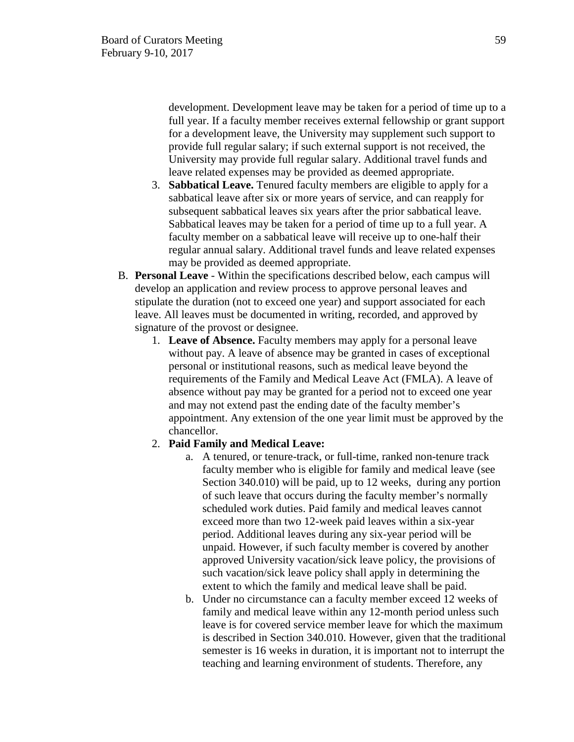development. Development leave may be taken for a period of time up to a full year. If a faculty member receives external fellowship or grant support for a development leave, the University may supplement such support to provide full regular salary; if such external support is not received, the University may provide full regular salary. Additional travel funds and leave related expenses may be provided as deemed appropriate.

3. **Sabbatical Leave.** Tenured faculty members are eligible to apply for a sabbatical leave after six or more years of service, and can reapply for subsequent sabbatical leaves six years after the prior sabbatical leave. Sabbatical leaves may be taken for a period of time up to a full year. A faculty member on a sabbatical leave will receive up to one-half their regular annual salary. Additional travel funds and leave related expenses may be provided as deemed appropriate.

B. **Personal Leave** - Within the specifications described below, each campus will develop an application and review process to approve personal leaves and stipulate the duration (not to exceed one year) and support associated for each leave. All leaves must be documented in writing, recorded, and approved by signature of the provost or designee.

1. **Leave of Absence.** Faculty members may apply for a personal leave without pay. A leave of absence may be granted in cases of exceptional personal or institutional reasons, such as medical leave beyond the requirements of the Family and Medical Leave Act (FMLA). A leave of absence without pay may be granted for a period not to exceed one year and may not extend past the ending date of the faculty member's appointment. Any extension of the one year limit must be approved by the chancellor.

2. **Paid Family and Medical Leave:**

   a. A tenured, or tenure-track, or full-time, ranked non-tenure track faculty member who is eligible for family and medical leave (see Section 340.010) will be paid, up to 12 weeks, during any portion of such leave that occurs during the faculty member's normally scheduled work duties. Paid family and medical leaves cannot exceed more than two 12-week paid leaves within a six-year period. Additional leaves during any six-year period will be unpaid. However, if such faculty member is covered by another approved University vacation/sick leave policy, the provisions of such vacation/sick leave policy shall apply in determining the extent to which the family and medical leave shall be paid.

   b. Under no circumstance can a faculty member exceed 12 weeks of family and medical leave within any 12-month period unless such leave is for covered service member leave for which the maximum is described in Section 340.010. However, given that the traditional semester is 16 weeks in duration, it is important not to interrupt the teaching and learning environment of students. Therefore, any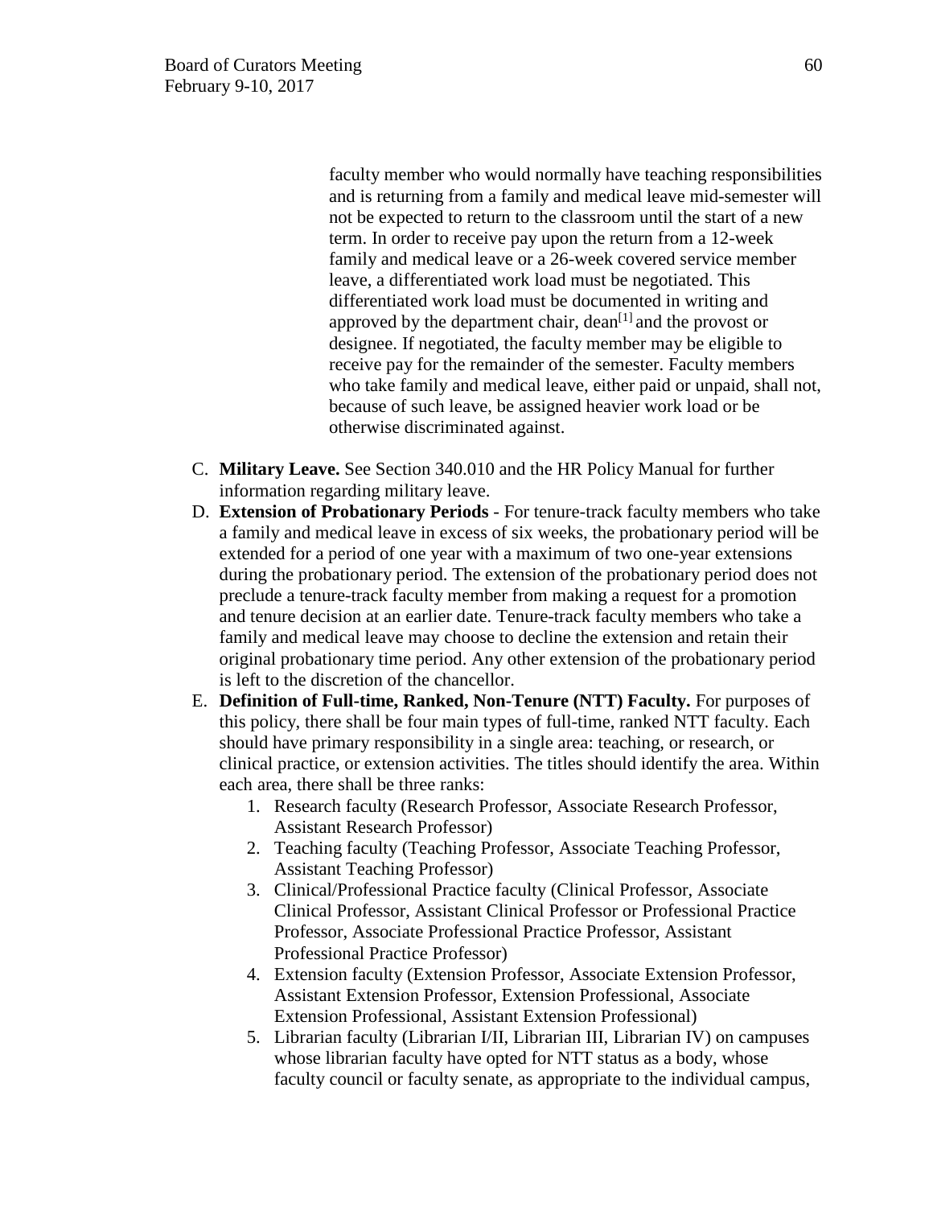faculty member who would normally have teaching responsibilities and is returning from a family and medical leave mid-semester will not be expected to return to the classroom until the start of a new term. In order to receive pay upon the return from a 12-week family and medical leave or a 26-week covered service member leave, a differentiated work load must be negotiated. This differentiated work load must be documented in writing and approved by the department chair, dean[1] and the provost or designee. If negotiated, the faculty member may be eligible to receive pay for the remainder of the semester. Faculty members who take family and medical leave, either paid or unpaid, shall not, because of such leave, be assigned heavier work load or be otherwise discriminated against.

C. **Military Leave.** See Section 340.010 and the HR Policy Manual for further information regarding military leave.
D. **Extension of Probationary Periods** - For tenure-track faculty members who take a family and medical leave in excess of six weeks, the probationary period will be extended for a period of one year with a maximum of two one-year extensions during the probationary period. The extension of the probationary period does not preclude a tenure-track faculty member from making a request for a promotion and tenure decision at an earlier date. Tenure-track faculty members who take a family and medical leave may choose to decline the extension and retain their original probationary time period. Any other extension of the probationary period is left to the discretion of the chancellor.
E. **Definition of Full-time, Ranked, Non-Tenure (NTT) Faculty.** For purposes of this policy, there shall be four main types of full-time, ranked NTT faculty. Each should have primary responsibility in a single area: teaching, or research, or clinical practice, or extension activities. The titles should identify the area. Within each area, there shall be three ranks:
   1. Research faculty (Research Professor, Associate Research Professor, Assistant Research Professor)
   2. Teaching faculty (Teaching Professor, Associate Teaching Professor, Assistant Teaching Professor)
   3. Clinical/Professional Practice faculty (Clinical Professor, Associate Clinical Professor, Assistant Clinical Professor or Professional Practice Professor, Associate Professional Practice Professor, Assistant Professional Practice Professor)
   4. Extension faculty (Extension Professor, Associate Extension Professor, Assistant Extension Professor, Extension Professional, Associate Extension Professional, Assistant Extension Professional)
   5. Librarian faculty (Librarian I/II, Librarian III, Librarian IV) on campuses whose librarian faculty have opted for NTT status as a body, whose faculty council or faculty senate, as appropriate to the individual campus,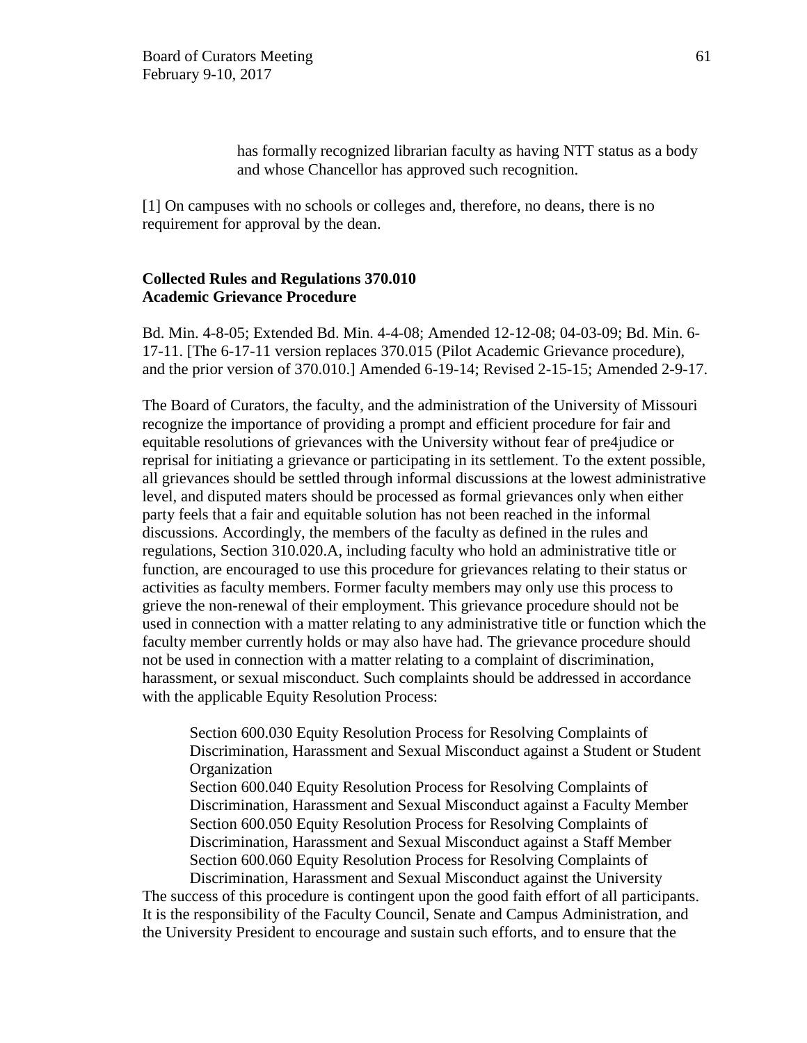has formally recognized librarian faculty as having NTT status as a body and whose Chancellor has approved such recognition.

[1] On campuses with no schools or colleges and, therefore, no deans, there is no requirement for approval by the dean.

**Collected Rules and Regulations 370.010**
**Academic Grievance Procedure**

Bd. Min. 4-8-05; Extended Bd. Min. 4-4-08; Amended 12-12-08; 04-03-09; Bd. Min. 6-17-11. [The 6-17-11 version replaces 370.015 (Pilot Academic Grievance procedure), and the prior version of 370.010.] Amended 6-19-14; Revised 2-15-15; Amended 2-9-17.

The Board of Curators, the faculty, and the administration of the University of Missouri recognize the importance of providing a prompt and efficient procedure for fair and equitable resolutions of grievances with the University without fear of pre4judice or reprisal for initiating a grievance or participating in its settlement. To the extent possible, all grievances should be settled through informal discussions at the lowest administrative level, and disputed maters should be processed as formal grievances only when either party feels that a fair and equitable solution has not been reached in the informal discussions. Accordingly, the members of the faculty as defined in the rules and regulations, Section 310.020.A, including faculty who hold an administrative title or function, are encouraged to use this procedure for grievances relating to their status or activities as faculty members. Former faculty members may only use this process to grieve the non-renewal of their employment. This grievance procedure should not be used in connection with a matter relating to any administrative title or function which the faculty member currently holds or may also have had. The grievance procedure should not be used in connection with a matter relating to a complaint of discrimination, harassment, or sexual misconduct. Such complaints should be addressed in accordance with the applicable Equity Resolution Process:

Section 600.030 Equity Resolution Process for Resolving Complaints of Discrimination, Harassment and Sexual Misconduct against a Student or Student Organization
Section 600.040 Equity Resolution Process for Resolving Complaints of Discrimination, Harassment and Sexual Misconduct against a Faculty Member
Section 600.050 Equity Resolution Process for Resolving Complaints of Discrimination, Harassment and Sexual Misconduct against a Staff Member
Section 600.060 Equity Resolution Process for Resolving Complaints of Discrimination, Harassment and Sexual Misconduct against the University

The success of this procedure is contingent upon the good faith effort of all participants. It is the responsibility of the Faculty Council, Senate and Campus Administration, and the University President to encourage and sustain such efforts, and to ensure that the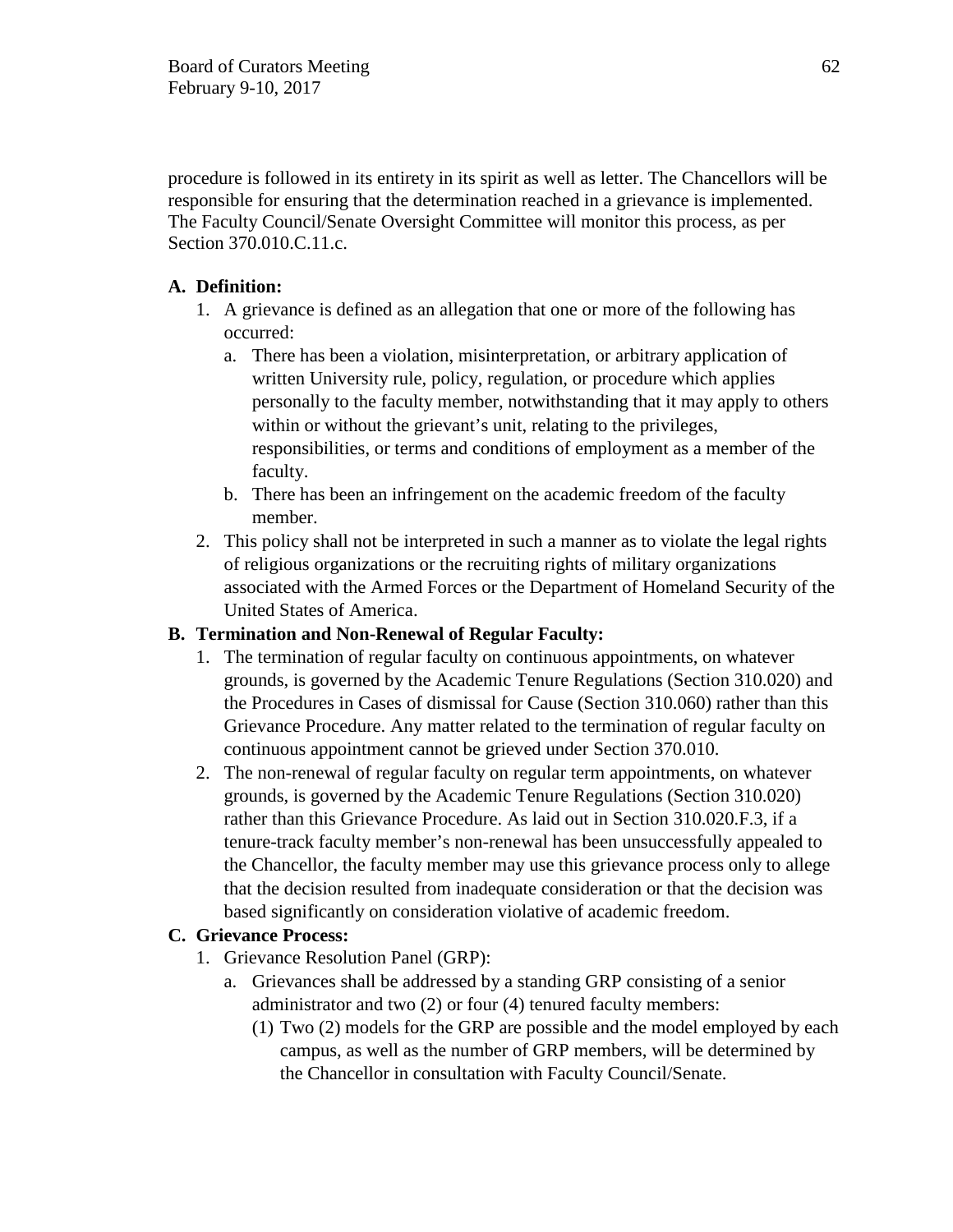procedure is followed in its entirety in its spirit as well as letter. The Chancellors will be responsible for ensuring that the determination reached in a grievance is implemented. The Faculty Council/Senate Oversight Committee will monitor this process, as per Section 370.010.C.11.c.

**A. Definition:**

1. A grievance is defined as an allegation that one or more of the following has occurred:
   a. There has been a violation, misinterpretation, or arbitrary application of written University rule, policy, regulation, or procedure which applies personally to the faculty member, notwithstanding that it may apply to others within or without the grievant's unit, relating to the privileges, responsibilities, or terms and conditions of employment as a member of the faculty.
   b. There has been an infringement on the academic freedom of the faculty member.
2. This policy shall not be interpreted in such a manner as to violate the legal rights of religious organizations or the recruiting rights of military organizations associated with the Armed Forces or the Department of Homeland Security of the United States of America.

**B. Termination and Non-Renewal of Regular Faculty:**

1. The termination of regular faculty on continuous appointments, on whatever grounds, is governed by the Academic Tenure Regulations (Section 310.020) and the Procedures in Cases of dismissal for Cause (Section 310.060) rather than this Grievance Procedure. Any matter related to the termination of regular faculty on continuous appointment cannot be grieved under Section 370.010.
2. The non-renewal of regular faculty on regular term appointments, on whatever grounds, is governed by the Academic Tenure Regulations (Section 310.020) rather than this Grievance Procedure. As laid out in Section 310.020.F.3, if a tenure-track faculty member's non-renewal has been unsuccessfully appealed to the Chancellor, the faculty member may use this grievance process only to allege that the decision resulted from inadequate consideration or that the decision was based significantly on consideration violative of academic freedom.

**C. Grievance Process:**

1. Grievance Resolution Panel (GRP):
   a. Grievances shall be addressed by a standing GRP consisting of a senior administrator and two (2) or four (4) tenured faculty members:
      (1) Two (2) models for the GRP are possible and the model employed by each campus, as well as the number of GRP members, will be determined by the Chancellor in consultation with Faculty Council/Senate.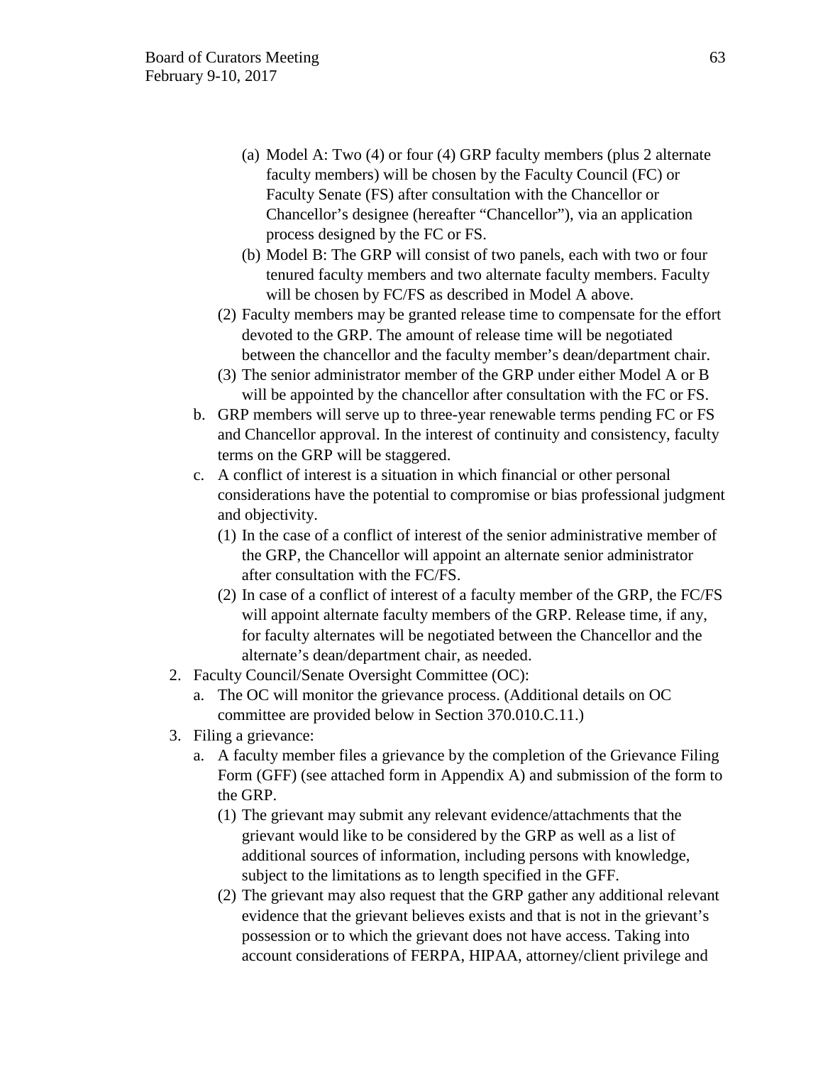- (a) Model A: Two (4) or four (4) GRP faculty members (plus 2 alternate faculty members) will be chosen by the Faculty Council (FC) or Faculty Senate (FS) after consultation with the Chancellor or Chancellor's designee (hereafter "Chancellor"), via an application process designed by the FC or FS.
   - (b) Model B: The GRP will consist of two panels, each with two or four tenured faculty members and two alternate faculty members. Faculty will be chosen by FC/FS as described in Model A above.
   - (2) Faculty members may be granted release time to compensate for the effort devoted to the GRP. The amount of release time will be negotiated between the chancellor and the faculty member's dean/department chair.
   - (3) The senior administrator member of the GRP under either Model A or B will be appointed by the chancellor after consultation with the FC or FS.
 - b. GRP members will serve up to three-year renewable terms pending FC or FS and Chancellor approval. In the interest of continuity and consistency, faculty terms on the GRP will be staggered.
 - c. A conflict of interest is a situation in which financial or other personal considerations have the potential to compromise or bias professional judgment and objectivity.
   - (1) In the case of a conflict of interest of the senior administrative member of the GRP, the Chancellor will appoint an alternate senior administrator after consultation with the FC/FS.
   - (2) In case of a conflict of interest of a faculty member of the GRP, the FC/FS will appoint alternate faculty members of the GRP. Release time, if any, for faculty alternates will be negotiated between the Chancellor and the alternate's dean/department chair, as needed.

2. Faculty Council/Senate Oversight Committee (OC):
   - a. The OC will monitor the grievance process. (Additional details on OC committee are provided below in Section 370.010.C.11.)
3. Filing a grievance:
   - a. A faculty member files a grievance by the completion of the Grievance Filing Form (GFF) (see attached form in Appendix A) and submission of the form to the GRP.
     - (1) The grievant may submit any relevant evidence/attachments that the grievant would like to be considered by the GRP as well as a list of additional sources of information, including persons with knowledge, subject to the limitations as to length specified in the GFF.
     - (2) The grievant may also request that the GRP gather any additional relevant evidence that the grievant believes exists and that is not in the grievant's possession or to which the grievant does not have access. Taking into account considerations of FERPA, HIPAA, attorney/client privilege and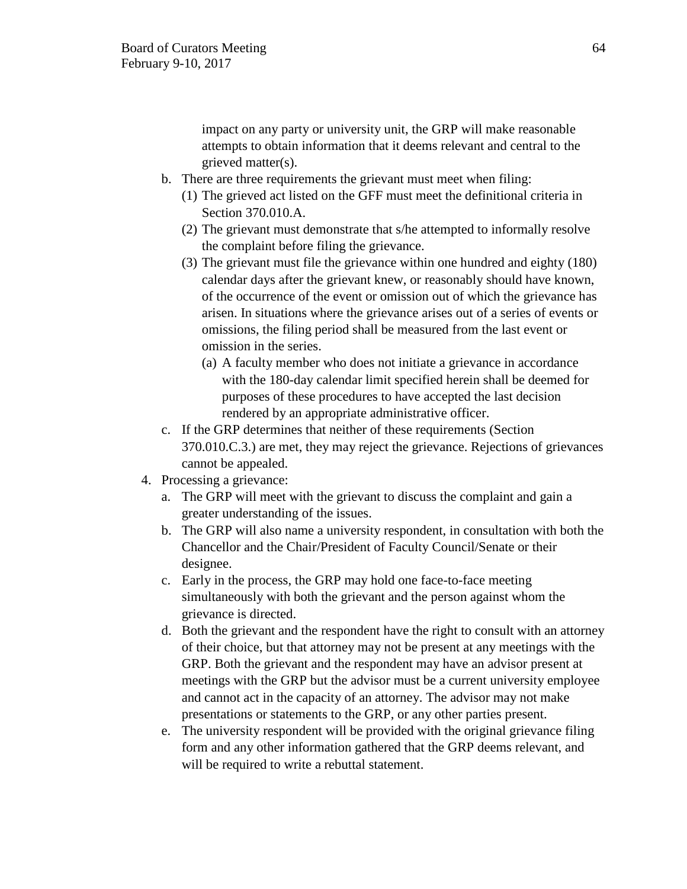impact on any party or university unit, the GRP will make reasonable attempts to obtain information that it deems relevant and central to the grieved matter(s).

b. There are three requirements the grievant must meet when filing:
   (1) The grieved act listed on the GFF must meet the definitional criteria in Section 370.010.A.
   (2) The grievant must demonstrate that s/he attempted to informally resolve the complaint before filing the grievance.
   (3) The grievant must file the grievance within one hundred and eighty (180) calendar days after the grievant knew, or reasonably should have known, of the occurrence of the event or omission out of which the grievance has arisen. In situations where the grievance arises out of a series of events or omissions, the filing period shall be measured from the last event or omission in the series.
      (a) A faculty member who does not initiate a grievance in accordance with the 180-day calendar limit specified herein shall be deemed for purposes of these procedures to have accepted the last decision rendered by an appropriate administrative officer.

c. If the GRP determines that neither of these requirements (Section 370.010.C.3.) are met, they may reject the grievance. Rejections of grievances cannot be appealed.

4. Processing a grievance:
   a. The GRP will meet with the grievant to discuss the complaint and gain a greater understanding of the issues.
   b. The GRP will also name a university respondent, in consultation with both the Chancellor and the Chair/President of Faculty Council/Senate or their designee.
   c. Early in the process, the GRP may hold one face-to-face meeting simultaneously with both the grievant and the person against whom the grievance is directed.
   d. Both the grievant and the respondent have the right to consult with an attorney of their choice, but that attorney may not be present at any meetings with the GRP. Both the grievant and the respondent may have an advisor present at meetings with the GRP but the advisor must be a current university employee and cannot act in the capacity of an attorney. The advisor may not make presentations or statements to the GRP, or any other parties present.
   e. The university respondent will be provided with the original grievance filing form and any other information gathered that the GRP deems relevant, and will be required to write a rebuttal statement.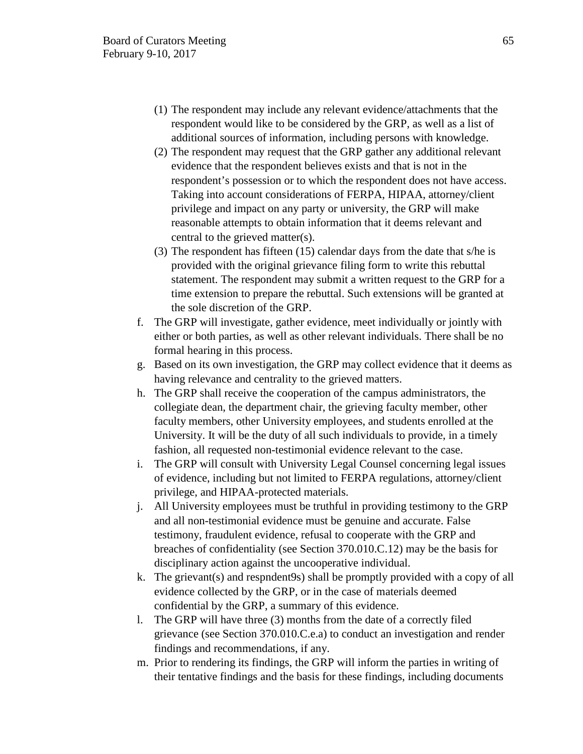(1) The respondent may include any relevant evidence/attachments that the respondent would like to be considered by the GRP, as well as a list of additional sources of information, including persons with knowledge.
(2) The respondent may request that the GRP gather any additional relevant evidence that the respondent believes exists and that is not in the respondent's possession or to which the respondent does not have access. Taking into account considerations of FERPA, HIPAA, attorney/client privilege and impact on any party or university, the GRP will make reasonable attempts to obtain information that it deems relevant and central to the grieved matter(s).
(3) The respondent has fifteen (15) calendar days from the date that s/he is provided with the original grievance filing form to write this rebuttal statement. The respondent may submit a written request to the GRP for a time extension to prepare the rebuttal. Such extensions will be granted at the sole discretion of the GRP.

f. The GRP will investigate, gather evidence, meet individually or jointly with either or both parties, as well as other relevant individuals. There shall be no formal hearing in this process.
g. Based on its own investigation, the GRP may collect evidence that it deems as having relevance and centrality to the grieved matters.
h. The GRP shall receive the cooperation of the campus administrators, the collegiate dean, the department chair, the grieving faculty member, other faculty members, other University employees, and students enrolled at the University. It will be the duty of all such individuals to provide, in a timely fashion, all requested non-testimonial evidence relevant to the case.
i. The GRP will consult with University Legal Counsel concerning legal issues of evidence, including but not limited to FERPA regulations, attorney/client privilege, and HIPAA-protected materials.
j. All University employees must be truthful in providing testimony to the GRP and all non-testimonial evidence must be genuine and accurate. False testimony, fraudulent evidence, refusal to cooperate with the GRP and breaches of confidentiality (see Section 370.010.C.12) may be the basis for disciplinary action against the uncooperative individual.
k. The grievant(s) and respndent9s) shall be promptly provided with a copy of all evidence collected by the GRP, or in the case of materials deemed confidential by the GRP, a summary of this evidence.
l. The GRP will have three (3) months from the date of a correctly filed grievance (see Section 370.010.C.e.a) to conduct an investigation and render findings and recommendations, if any.
m. Prior to rendering its findings, the GRP will inform the parties in writing of their tentative findings and the basis for these findings, including documents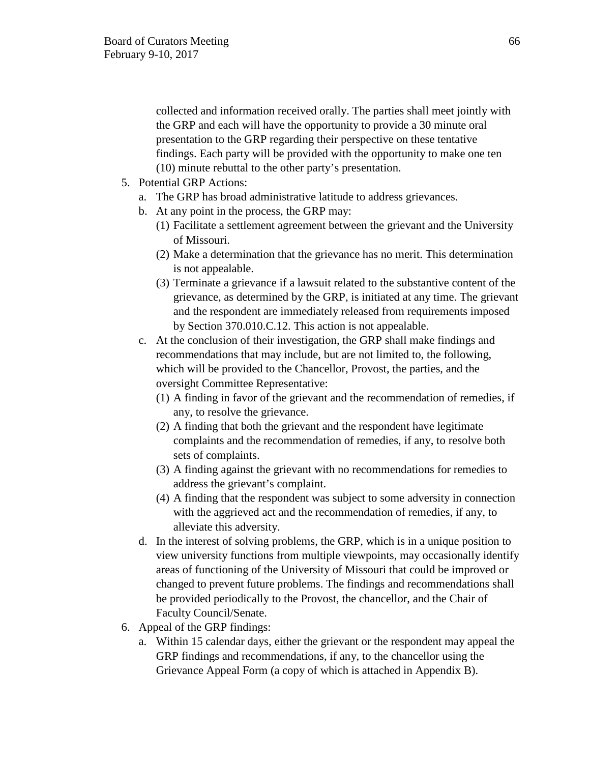collected and information received orally. The parties shall meet jointly with the GRP and each will have the opportunity to provide a 30 minute oral presentation to the GRP regarding their perspective on these tentative findings. Each party will be provided with the opportunity to make one ten (10) minute rebuttal to the other party's presentation.

5. Potential GRP Actions:
   a. The GRP has broad administrative latitude to address grievances.
   b. At any point in the process, the GRP may:
      (1) Facilitate a settlement agreement between the grievant and the University of Missouri.
      (2) Make a determination that the grievance has no merit. This determination is not appealable.
      (3) Terminate a grievance if a lawsuit related to the substantive content of the grievance, as determined by the GRP, is initiated at any time. The grievant and the respondent are immediately released from requirements imposed by Section 370.010.C.12. This action is not appealable.
   c. At the conclusion of their investigation, the GRP shall make findings and recommendations that may include, but are not limited to, the following, which will be provided to the Chancellor, Provost, the parties, and the oversight Committee Representative:
      (1) A finding in favor of the grievant and the recommendation of remedies, if any, to resolve the grievance.
      (2) A finding that both the grievant and the respondent have legitimate complaints and the recommendation of remedies, if any, to resolve both sets of complaints.
      (3) A finding against the grievant with no recommendations for remedies to address the grievant's complaint.
      (4) A finding that the respondent was subject to some adversity in connection with the aggrieved act and the recommendation of remedies, if any, to alleviate this adversity.
   d. In the interest of solving problems, the GRP, which is in a unique position to view university functions from multiple viewpoints, may occasionally identify areas of functioning of the University of Missouri that could be improved or changed to prevent future problems. The findings and recommendations shall be provided periodically to the Provost, the chancellor, and the Chair of Faculty Council/Senate.
6. Appeal of the GRP findings:
   a. Within 15 calendar days, either the grievant or the respondent may appeal the GRP findings and recommendations, if any, to the chancellor using the Grievance Appeal Form (a copy of which is attached in Appendix B).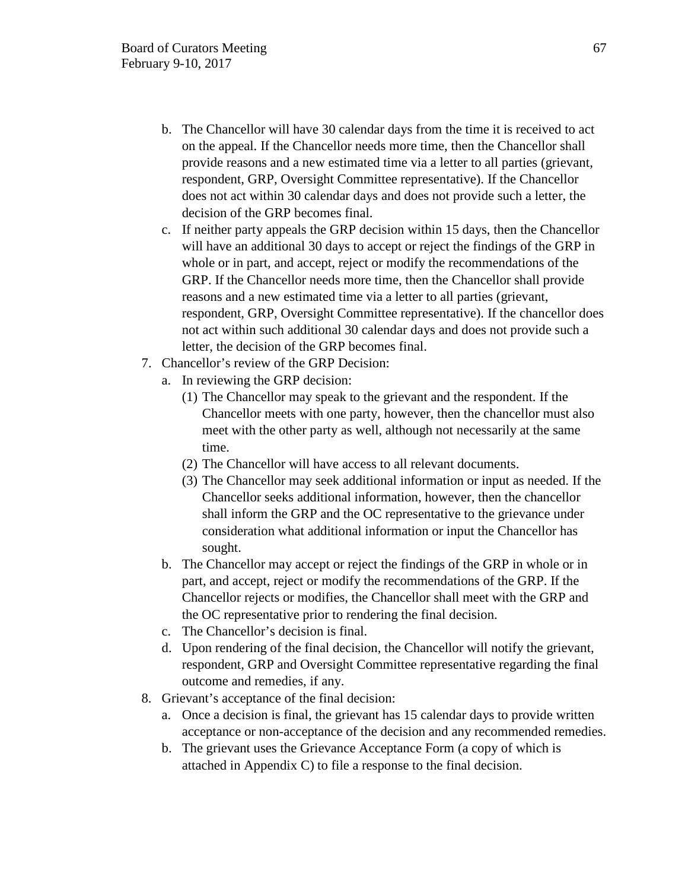b. The Chancellor will have 30 calendar days from the time it is received to act on the appeal. If the Chancellor needs more time, then the Chancellor shall provide reasons and a new estimated time via a letter to all parties (grievant, respondent, GRP, Oversight Committee representative). If the Chancellor does not act within 30 calendar days and does not provide such a letter, the decision of the GRP becomes final.

c. If neither party appeals the GRP decision within 15 days, then the Chancellor will have an additional 30 days to accept or reject the findings of the GRP in whole or in part, and accept, reject or modify the recommendations of the GRP. If the Chancellor needs more time, then the Chancellor shall provide reasons and a new estimated time via a letter to all parties (grievant, respondent, GRP, Oversight Committee representative). If the chancellor does not act within such additional 30 calendar days and does not provide such a letter, the decision of the GRP becomes final.

7. Chancellor's review of the GRP Decision:
   a. In reviewing the GRP decision:
      (1) The Chancellor may speak to the grievant and the respondent. If the Chancellor meets with one party, however, then the chancellor must also meet with the other party as well, although not necessarily at the same time.
      (2) The Chancellor will have access to all relevant documents.
      (3) The Chancellor may seek additional information or input as needed. If the Chancellor seeks additional information, however, then the chancellor shall inform the GRP and the OC representative to the grievance under consideration what additional information or input the Chancellor has sought.
   b. The Chancellor may accept or reject the findings of the GRP in whole or in part, and accept, reject or modify the recommendations of the GRP. If the Chancellor rejects or modifies, the Chancellor shall meet with the GRP and the OC representative prior to rendering the final decision.
   c. The Chancellor's decision is final.
   d. Upon rendering of the final decision, the Chancellor will notify the grievant, respondent, GRP and Oversight Committee representative regarding the final outcome and remedies, if any.
8. Grievant's acceptance of the final decision:
   a. Once a decision is final, the grievant has 15 calendar days to provide written acceptance or non-acceptance of the decision and any recommended remedies.
   b. The grievant uses the Grievance Acceptance Form (a copy of which is attached in Appendix C) to file a response to the final decision.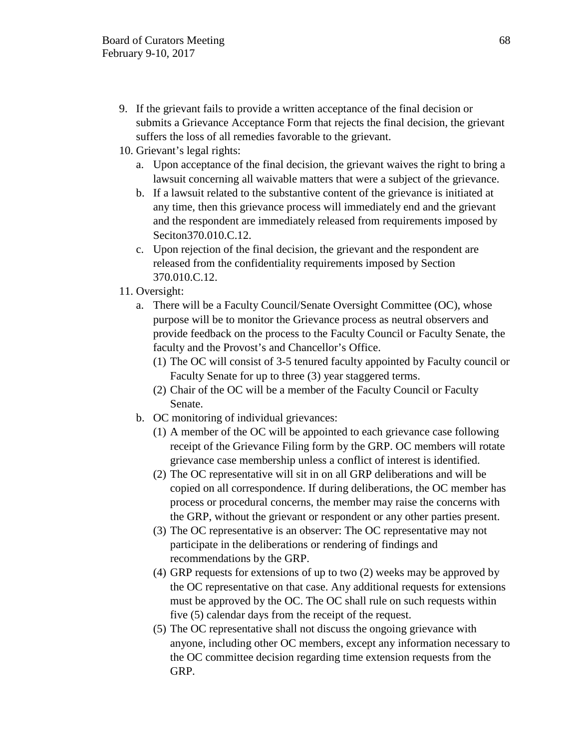9. If the grievant fails to provide a written acceptance of the final decision or submits a Grievance Acceptance Form that rejects the final decision, the grievant suffers the loss of all remedies favorable to the grievant.
10. Grievant's legal rights:
    a. Upon acceptance of the final decision, the grievant waives the right to bring a lawsuit concerning all waivable matters that were a subject of the grievance.
    b. If a lawsuit related to the substantive content of the grievance is initiated at any time, then this grievance process will immediately end and the grievant and the respondent are immediately released from requirements imposed by Seciton370.010.C.12.
    c. Upon rejection of the final decision, the grievant and the respondent are released from the confidentiality requirements imposed by Section 370.010.C.12.
11. Oversight:
    a. There will be a Faculty Council/Senate Oversight Committee (OC), whose purpose will be to monitor the Grievance process as neutral observers and provide feedback on the process to the Faculty Council or Faculty Senate, the faculty and the Provost's and Chancellor's Office.
        (1) The OC will consist of 3-5 tenured faculty appointed by Faculty council or Faculty Senate for up to three (3) year staggered terms.
        (2) Chair of the OC will be a member of the Faculty Council or Faculty Senate.
    b. OC monitoring of individual grievances:
        (1) A member of the OC will be appointed to each grievance case following receipt of the Grievance Filing form by the GRP. OC members will rotate grievance case membership unless a conflict of interest is identified.
        (2) The OC representative will sit in on all GRP deliberations and will be copied on all correspondence. If during deliberations, the OC member has process or procedural concerns, the member may raise the concerns with the GRP, without the grievant or respondent or any other parties present.
        (3) The OC representative is an observer: The OC representative may not participate in the deliberations or rendering of findings and recommendations by the GRP.
        (4) GRP requests for extensions of up to two (2) weeks may be approved by the OC representative on that case. Any additional requests for extensions must be approved by the OC. The OC shall rule on such requests within five (5) calendar days from the receipt of the request.
        (5) The OC representative shall not discuss the ongoing grievance with anyone, including other OC members, except any information necessary to the OC committee decision regarding time extension requests from the GRP.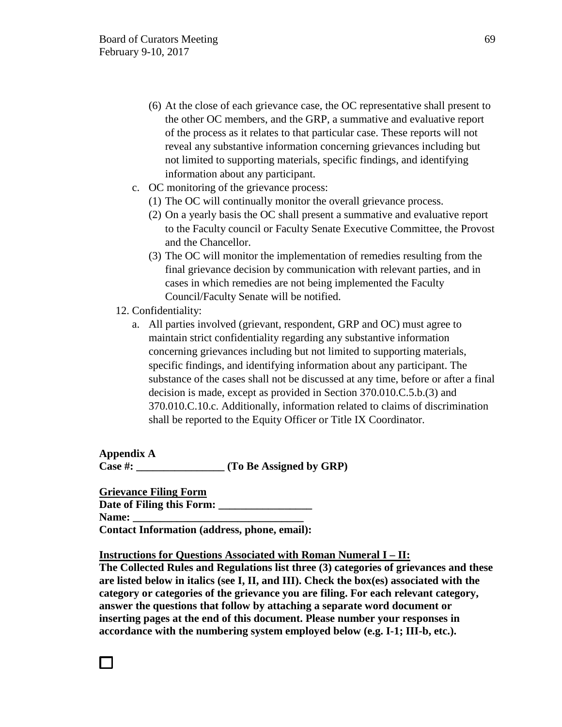(6) At the close of each grievance case, the OC representative shall present to the other OC members, and the GRP, a summative and evaluative report of the process as it relates to that particular case. These reports will not reveal any substantive information concerning grievances including but not limited to supporting materials, specific findings, and identifying information about any participant.

c. OC monitoring of the grievance process:
   (1) The OC will continually monitor the overall grievance process.
   (2) On a yearly basis the OC shall present a summative and evaluative report to the Faculty council or Faculty Senate Executive Committee, the Provost and the Chancellor.
   (3) The OC will monitor the implementation of remedies resulting from the final grievance decision by communication with relevant parties, and in cases in which remedies are not being implemented the Faculty Council/Faculty Senate will be notified.

12. Confidentiality:
   a. All parties involved (grievant, respondent, GRP and OC) must agree to maintain strict confidentiality regarding any substantive information concerning grievances including but not limited to supporting materials, specific findings, and identifying information about any participant. The substance of the cases shall not be discussed at any time, before or after a final decision is made, except as provided in Section 370.010.C.5.b.(3) and 370.010.C.10.c. Additionally, information related to claims of discrimination shall be reported to the Equity Officer or Title IX Coordinator.

**Appendix A**
**Case #: ________________ (To Be Assigned by GRP)**

**<u>Grievance Filing Form</u>**
**Date of Filing this Form: _________________**
**Name: _______________________________**
**Contact Information (address, phone, email):**

**<u>Instructions for Questions Associated with Roman Numeral I – II:</u>**
**The Collected Rules and Regulations list three (3) categories of grievances and these are listed below in italics (see I, II, and III). Check the box(es) associated with the category or categories of the grievance you are filing. For each relevant category, answer the questions that follow by attaching a separate word document or inserting pages at the end of this document. Please number your responses in accordance with the numbering system employed below (e.g. I-1; III-b, etc.).**

☐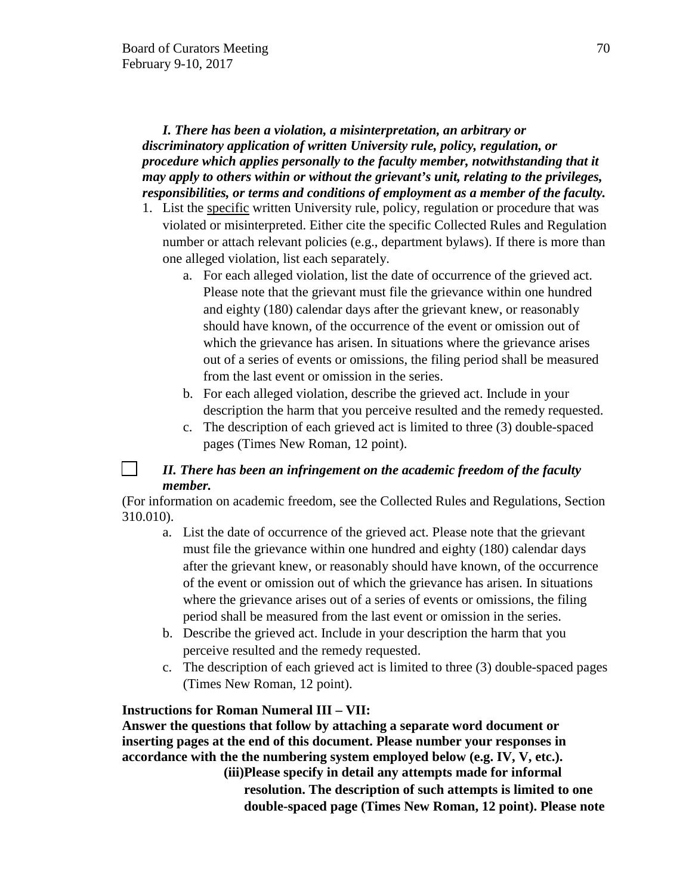***I. There has been a violation, a misinterpretation, an arbitrary or discriminatory application of written University rule, policy, regulation, or procedure which applies personally to the faculty member, notwithstanding that it may apply to others within or without the grievant's unit, relating to the privileges, responsibilities, or terms and conditions of employment as a member of the faculty.***

1. List the specific written University rule, policy, regulation or procedure that was violated or misinterpreted. Either cite the specific Collected Rules and Regulation number or attach relevant policies (e.g., department bylaws). If there is more than one alleged violation, list each separately.
   a. For each alleged violation, list the date of occurrence of the grieved act. Please note that the grievant must file the grievance within one hundred and eighty (180) calendar days after the grievant knew, or reasonably should have known, of the occurrence of the event or omission out of which the grievance has arisen. In situations where the grievance arises out of a series of events or omissions, the filing period shall be measured from the last event or omission in the series.
   b. For each alleged violation, describe the grieved act. Include in your description the harm that you perceive resulted and the remedy requested.
   c. The description of each grieved act is limited to three (3) double-spaced pages (Times New Roman, 12 point).

☐ ***II. There has been an infringement on the academic freedom of the faculty member.***

(For information on academic freedom, see the Collected Rules and Regulations, Section 310.010).

a. List the date of occurrence of the grieved act. Please note that the grievant must file the grievance within one hundred and eighty (180) calendar days after the grievant knew, or reasonably should have known, of the occurrence of the event or omission out of which the grievance has arisen. In situations where the grievance arises out of a series of events or omissions, the filing period shall be measured from the last event or omission in the series.
b. Describe the grieved act. Include in your description the harm that you perceive resulted and the remedy requested.
c. The description of each grieved act is limited to three (3) double-spaced pages (Times New Roman, 12 point).

**Instructions for Roman Numeral III – VII:**
**Answer the questions that follow by attaching a separate word document or inserting pages at the end of this document. Please number your responses in accordance with the the numbering system employed below (e.g. IV, V, etc.).**

**(iii)Please specify in detail any attempts made for informal resolution. The description of such attempts is limited to one double-spaced page (Times New Roman, 12 point). Please note**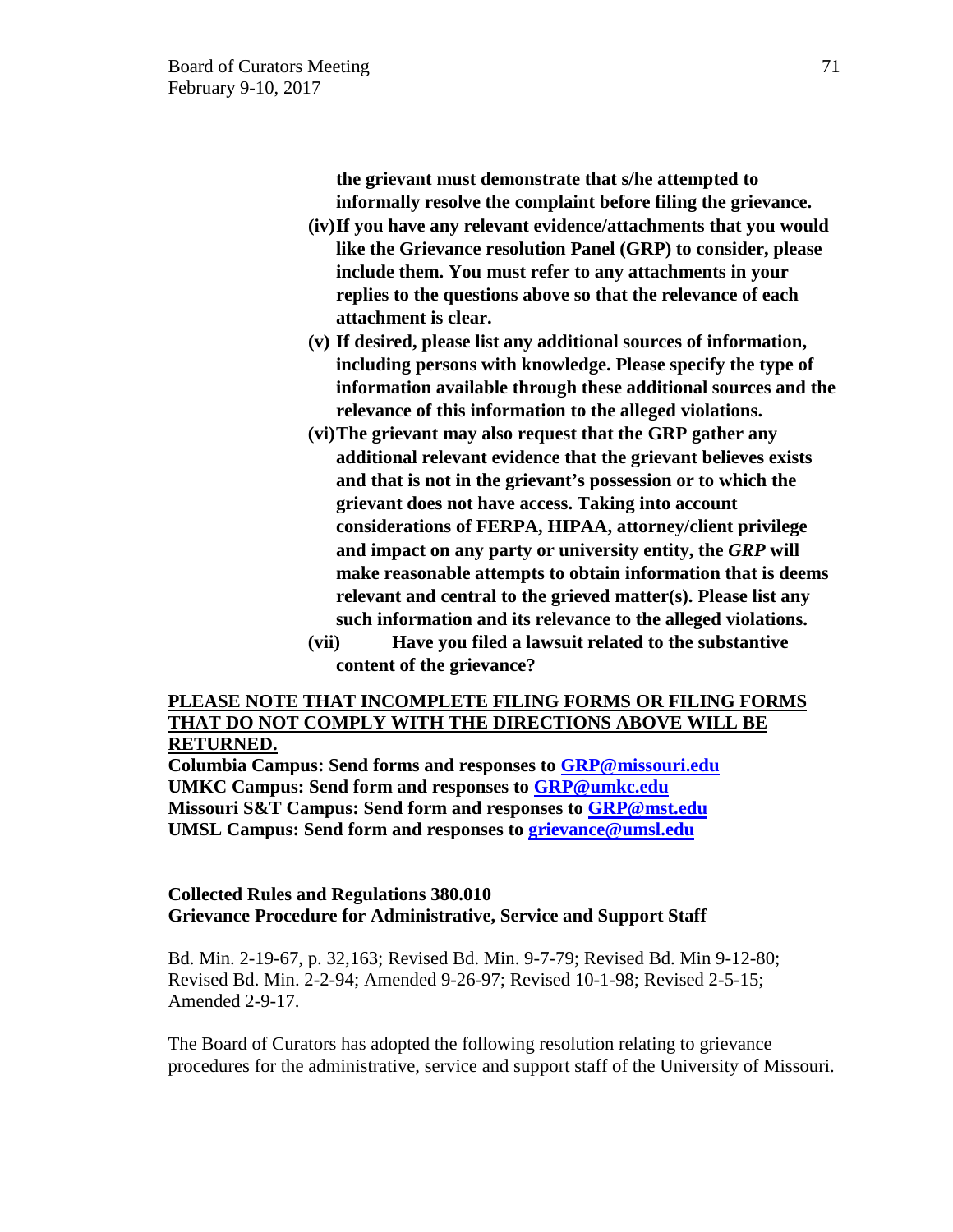**the grievant must demonstrate that s/he attempted to informally resolve the complaint before filing the grievance.**

**(iv) If you have any relevant evidence/attachments that you would like the Grievance resolution Panel (GRP) to consider, please include them. You must refer to any attachments in your replies to the questions above so that the relevance of each attachment is clear.**

**(v) If desired, please list any additional sources of information, including persons with knowledge. Please specify the type of information available through these additional sources and the relevance of this information to the alleged violations.**

**(vi) The grievant may also request that the GRP gather any additional relevant evidence that the grievant believes exists and that is not in the grievant's possession or to which the grievant does not have access. Taking into account considerations of FERPA, HIPAA, attorney/client privilege and impact on any party or university entity, the *GRP* will make reasonable attempts to obtain information that is deems relevant and central to the grieved matter(s). Please list any such information and its relevance to the alleged violations.**

**(vii) Have you filed a lawsuit related to the substantive content of the grievance?**

**PLEASE NOTE THAT INCOMPLETE FILING FORMS OR FILING FORMS THAT DO NOT COMPLY WITH THE DIRECTIONS ABOVE WILL BE RETURNED.**

**Columbia Campus: Send forms and responses to GRP@missouri.edu**
**UMKC Campus: Send form and responses to GRP@umkc.edu**
**Missouri S&T Campus: Send form and responses to GRP@mst.edu**
**UMSL Campus: Send form and responses to grievance@umsl.edu**

**Collected Rules and Regulations 380.010**
**Grievance Procedure for Administrative, Service and Support Staff**

Bd. Min. 2-19-67, p. 32,163; Revised Bd. Min. 9-7-79; Revised Bd. Min 9-12-80; Revised Bd. Min. 2-2-94; Amended 9-26-97; Revised 10-1-98; Revised 2-5-15; Amended 2-9-17.

The Board of Curators has adopted the following resolution relating to grievance procedures for the administrative, service and support staff of the University of Missouri.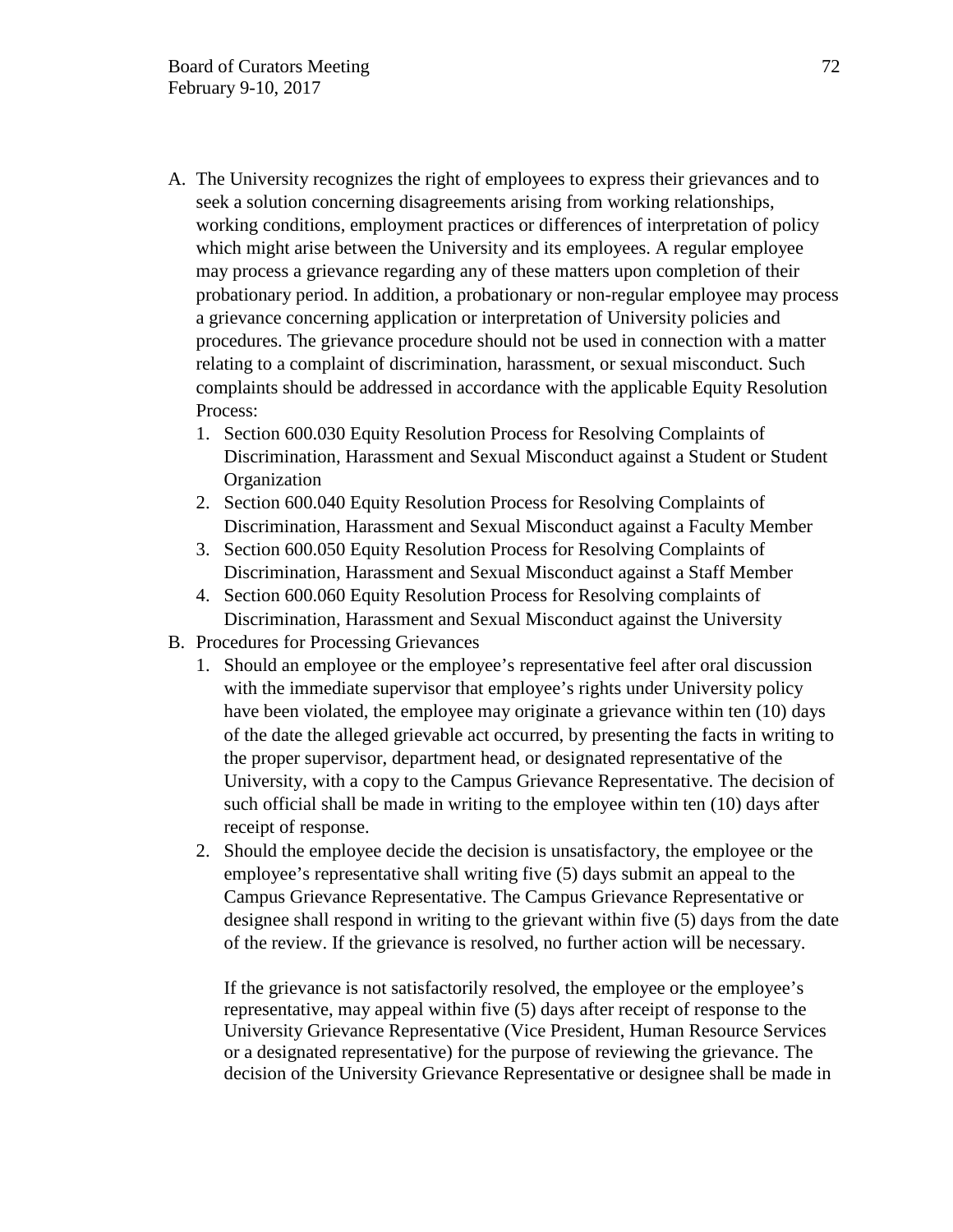A. The University recognizes the right of employees to express their grievances and to seek a solution concerning disagreements arising from working relationships, working conditions, employment practices or differences of interpretation of policy which might arise between the University and its employees. A regular employee may process a grievance regarding any of these matters upon completion of their probationary period. In addition, a probationary or non-regular employee may process a grievance concerning application or interpretation of University policies and procedures. The grievance procedure should not be used in connection with a matter relating to a complaint of discrimination, harassment, or sexual misconduct. Such complaints should be addressed in accordance with the applicable Equity Resolution Process:
   1. Section 600.030 Equity Resolution Process for Resolving Complaints of Discrimination, Harassment and Sexual Misconduct against a Student or Student Organization
   2. Section 600.040 Equity Resolution Process for Resolving Complaints of Discrimination, Harassment and Sexual Misconduct against a Faculty Member
   3. Section 600.050 Equity Resolution Process for Resolving Complaints of Discrimination, Harassment and Sexual Misconduct against a Staff Member
   4. Section 600.060 Equity Resolution Process for Resolving complaints of Discrimination, Harassment and Sexual Misconduct against the University
B. Procedures for Processing Grievances
   1. Should an employee or the employee's representative feel after oral discussion with the immediate supervisor that employee's rights under University policy have been violated, the employee may originate a grievance within ten (10) days of the date the alleged grievable act occurred, by presenting the facts in writing to the proper supervisor, department head, or designated representative of the University, with a copy to the Campus Grievance Representative. The decision of such official shall be made in writing to the employee within ten (10) days after receipt of response.
   2. Should the employee decide the decision is unsatisfactory, the employee or the employee's representative shall writing five (5) days submit an appeal to the Campus Grievance Representative. The Campus Grievance Representative or designee shall respond in writing to the grievant within five (5) days from the date of the review. If the grievance is resolved, no further action will be necessary.

      If the grievance is not satisfactorily resolved, the employee or the employee's representative, may appeal within five (5) days after receipt of response to the University Grievance Representative (Vice President, Human Resource Services or a designated representative) for the purpose of reviewing the grievance. The decision of the University Grievance Representative or designee shall be made in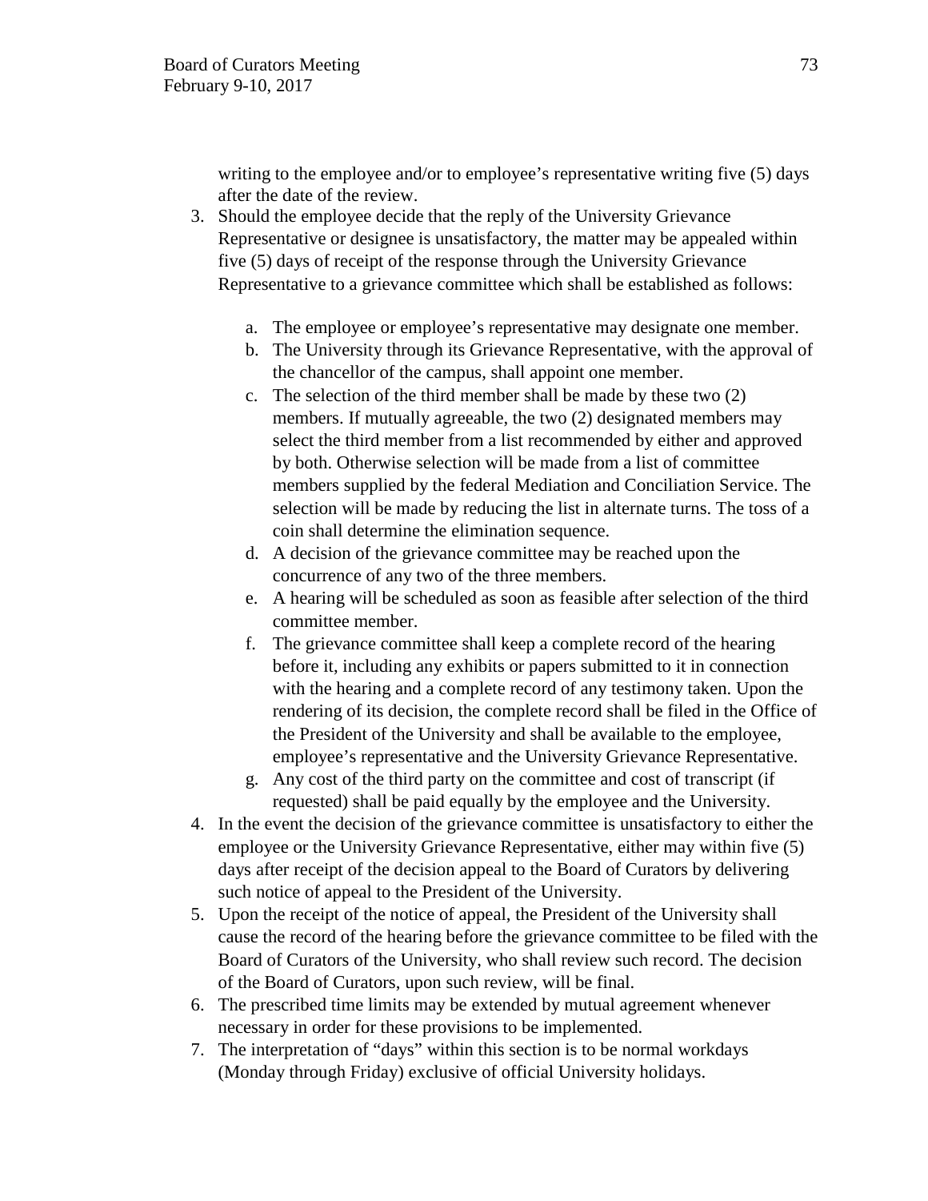writing to the employee and/or to employee's representative writing five (5) days after the date of the review.

3. Should the employee decide that the reply of the University Grievance Representative or designee is unsatisfactory, the matter may be appealed within five (5) days of receipt of the response through the University Grievance Representative to a grievance committee which shall be established as follows:

   a. The employee or employee's representative may designate one member.
   b. The University through its Grievance Representative, with the approval of the chancellor of the campus, shall appoint one member.
   c. The selection of the third member shall be made by these two (2) members. If mutually agreeable, the two (2) designated members may select the third member from a list recommended by either and approved by both. Otherwise selection will be made from a list of committee members supplied by the federal Mediation and Conciliation Service. The selection will be made by reducing the list in alternate turns. The toss of a coin shall determine the elimination sequence.
   d. A decision of the grievance committee may be reached upon the concurrence of any two of the three members.
   e. A hearing will be scheduled as soon as feasible after selection of the third committee member.
   f. The grievance committee shall keep a complete record of the hearing before it, including any exhibits or papers submitted to it in connection with the hearing and a complete record of any testimony taken. Upon the rendering of its decision, the complete record shall be filed in the Office of the President of the University and shall be available to the employee, employee's representative and the University Grievance Representative.
   g. Any cost of the third party on the committee and cost of transcript (if requested) shall be paid equally by the employee and the University.

4. In the event the decision of the grievance committee is unsatisfactory to either the employee or the University Grievance Representative, either may within five (5) days after receipt of the decision appeal to the Board of Curators by delivering such notice of appeal to the President of the University.
5. Upon the receipt of the notice of appeal, the President of the University shall cause the record of the hearing before the grievance committee to be filed with the Board of Curators of the University, who shall review such record. The decision of the Board of Curators, upon such review, will be final.
6. The prescribed time limits may be extended by mutual agreement whenever necessary in order for these provisions to be implemented.
7. The interpretation of "days" within this section is to be normal workdays (Monday through Friday) exclusive of official University holidays.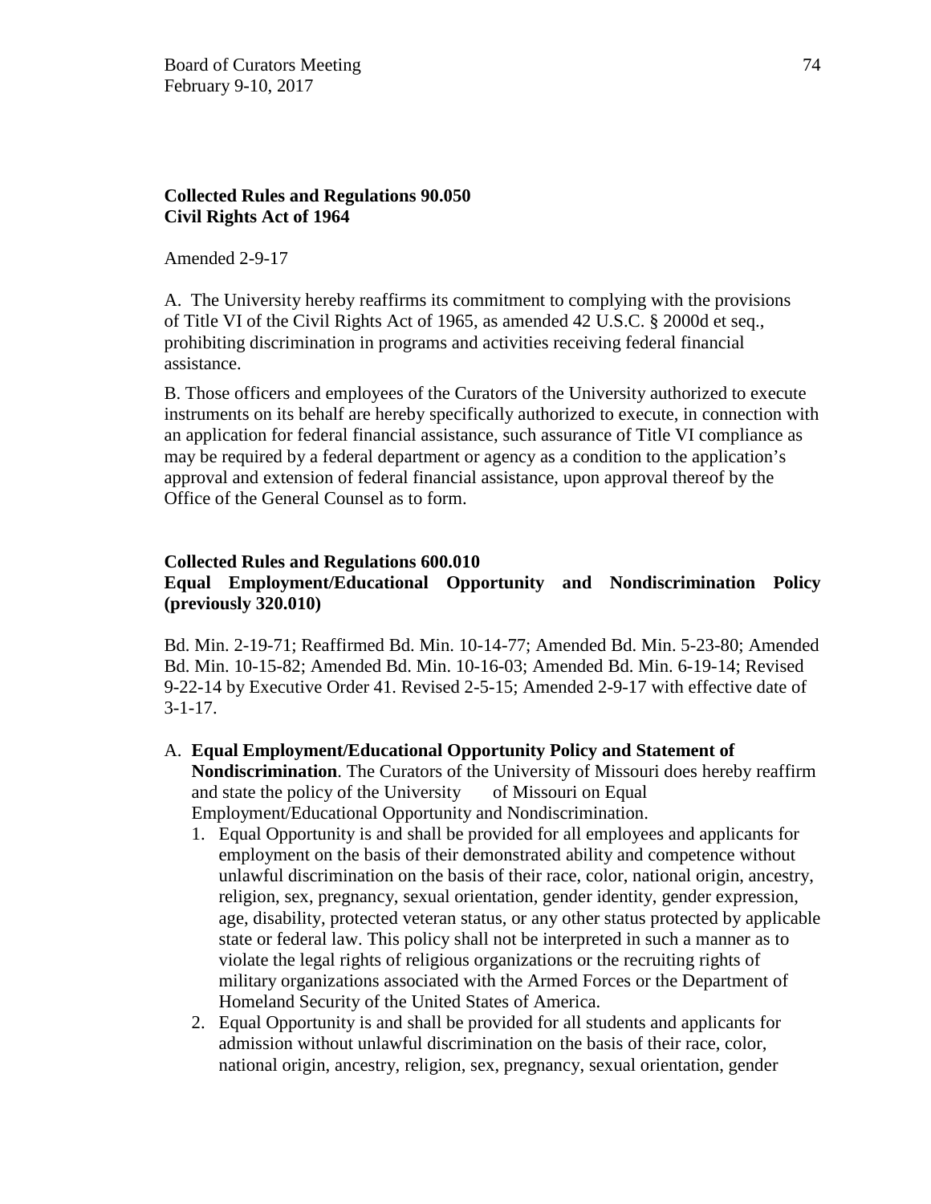**Collected Rules and Regulations 90.050**
**Civil Rights Act of 1964**

Amended 2-9-17

A. The University hereby reaffirms its commitment to complying with the provisions of Title VI of the Civil Rights Act of 1965, as amended 42 U.S.C. § 2000d et seq., prohibiting discrimination in programs and activities receiving federal financial assistance.

B. Those officers and employees of the Curators of the University authorized to execute instruments on its behalf are hereby specifically authorized to execute, in connection with an application for federal financial assistance, such assurance of Title VI compliance as may be required by a federal department or agency as a condition to the application's approval and extension of federal financial assistance, upon approval thereof by the Office of the General Counsel as to form.

**Collected Rules and Regulations 600.010**
**Equal Employment/Educational Opportunity and Nondiscrimination Policy (previously 320.010)**

Bd. Min. 2-19-71; Reaffirmed Bd. Min. 10-14-77; Amended Bd. Min. 5-23-80; Amended Bd. Min. 10-15-82; Amended Bd. Min. 10-16-03; Amended Bd. Min. 6-19-14; Revised 9-22-14 by Executive Order 41. Revised 2-5-15; Amended 2-9-17 with effective date of 3-1-17.

A. **Equal Employment/Educational Opportunity Policy and Statement of Nondiscrimination**. The Curators of the University of Missouri does hereby reaffirm and state the policy of the University of Missouri on Equal Employment/Educational Opportunity and Nondiscrimination.
   1. Equal Opportunity is and shall be provided for all employees and applicants for employment on the basis of their demonstrated ability and competence without unlawful discrimination on the basis of their race, color, national origin, ancestry, religion, sex, pregnancy, sexual orientation, gender identity, gender expression, age, disability, protected veteran status, or any other status protected by applicable state or federal law. This policy shall not be interpreted in such a manner as to violate the legal rights of religious organizations or the recruiting rights of military organizations associated with the Armed Forces or the Department of Homeland Security of the United States of America.
   2. Equal Opportunity is and shall be provided for all students and applicants for admission without unlawful discrimination on the basis of their race, color, national origin, ancestry, religion, sex, pregnancy, sexual orientation, gender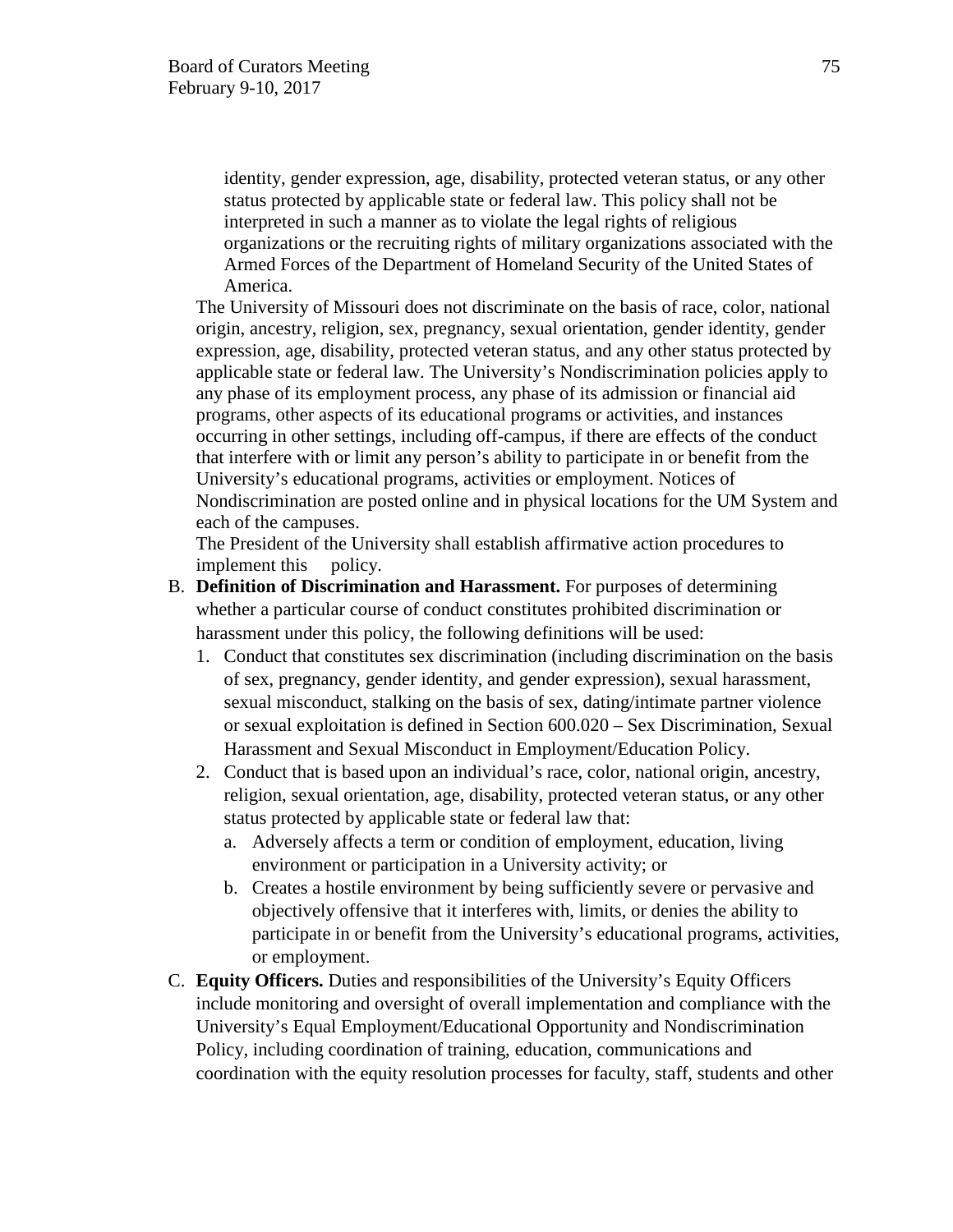identity, gender expression, age, disability, protected veteran status, or any other status protected by applicable state or federal law. This policy shall not be interpreted in such a manner as to violate the legal rights of religious organizations or the recruiting rights of military organizations associated with the Armed Forces of the Department of Homeland Security of the United States of America.

The University of Missouri does not discriminate on the basis of race, color, national origin, ancestry, religion, sex, pregnancy, sexual orientation, gender identity, gender expression, age, disability, protected veteran status, and any other status protected by applicable state or federal law. The University's Nondiscrimination policies apply to any phase of its employment process, any phase of its admission or financial aid programs, other aspects of its educational programs or activities, and instances occurring in other settings, including off-campus, if there are effects of the conduct that interfere with or limit any person's ability to participate in or benefit from the University's educational programs, activities or employment. Notices of Nondiscrimination are posted online and in physical locations for the UM System and each of the campuses.

The President of the University shall establish affirmative action procedures to implement this policy.

B. **Definition of Discrimination and Harassment.** For purposes of determining whether a particular course of conduct constitutes prohibited discrimination or harassment under this policy, the following definitions will be used:
   1. Conduct that constitutes sex discrimination (including discrimination on the basis of sex, pregnancy, gender identity, and gender expression), sexual harassment, sexual misconduct, stalking on the basis of sex, dating/intimate partner violence or sexual exploitation is defined in Section 600.020 – Sex Discrimination, Sexual Harassment and Sexual Misconduct in Employment/Education Policy.
   2. Conduct that is based upon an individual's race, color, national origin, ancestry, religion, sexual orientation, age, disability, protected veteran status, or any other status protected by applicable state or federal law that:
      a. Adversely affects a term or condition of employment, education, living environment or participation in a University activity; or
      b. Creates a hostile environment by being sufficiently severe or pervasive and objectively offensive that it interferes with, limits, or denies the ability to participate in or benefit from the University's educational programs, activities, or employment.
C. **Equity Officers.** Duties and responsibilities of the University's Equity Officers include monitoring and oversight of overall implementation and compliance with the University's Equal Employment/Educational Opportunity and Nondiscrimination Policy, including coordination of training, education, communications and coordination with the equity resolution processes for faculty, staff, students and other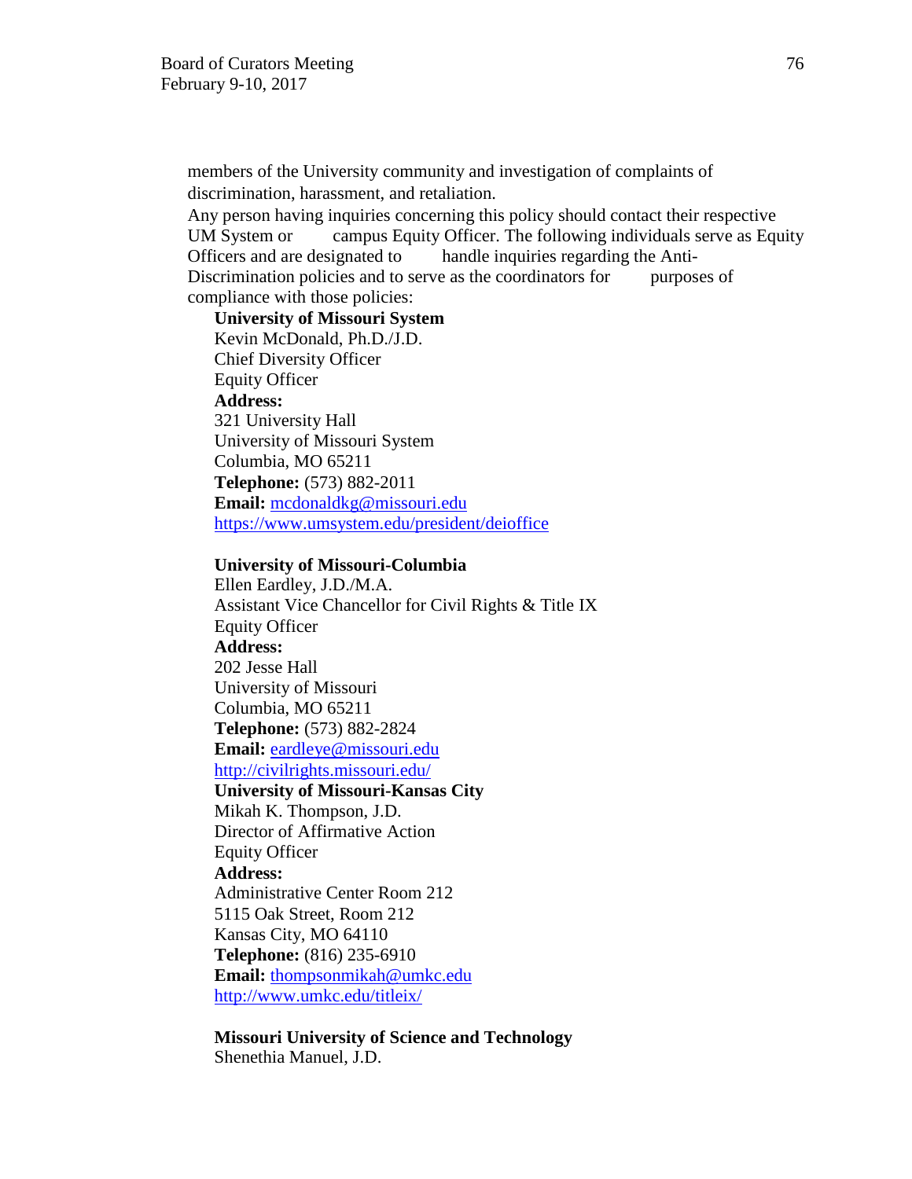members of the University community and investigation of complaints of discrimination, harassment, and retaliation.

Any person having inquiries concerning this policy should contact their respective UM System or campus Equity Officer. The following individuals serve as Equity Officers and are designated to handle inquiries regarding the Anti-Discrimination policies and to serve as the coordinators for purposes of compliance with those policies:

**University of Missouri System**
Kevin McDonald, Ph.D./J.D.
Chief Diversity Officer
Equity Officer
**Address:**
321 University Hall
University of Missouri System
Columbia, MO 65211
**Telephone:** (573) 882-2011
**Email:** mcdonaldkg@missouri.edu
https://www.umsystem.edu/president/deioffice

**University of Missouri-Columbia**
Ellen Eardley, J.D./M.A.
Assistant Vice Chancellor for Civil Rights & Title IX
Equity Officer
**Address:**
202 Jesse Hall
University of Missouri
Columbia, MO 65211
**Telephone:** (573) 882-2824
**Email:** eardleye@missouri.edu
http://civilrights.missouri.edu/

**University of Missouri-Kansas City**
Mikah K. Thompson, J.D.
Director of Affirmative Action
Equity Officer
**Address:**
Administrative Center Room 212
5115 Oak Street, Room 212
Kansas City, MO 64110
**Telephone:** (816) 235-6910
**Email:** thompsonmikah@umkc.edu
http://www.umkc.edu/titleix/

**Missouri University of Science and Technology**
Shenethia Manuel, J.D.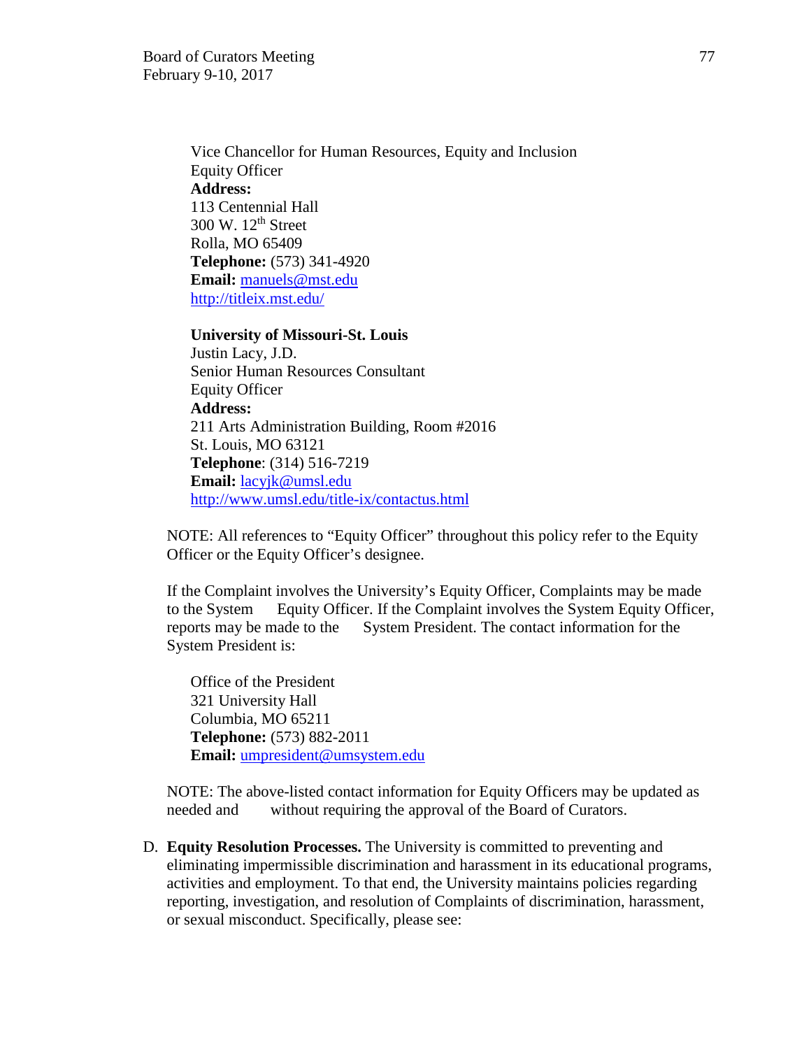Vice Chancellor for Human Resources, Equity and Inclusion
Equity Officer
**Address:**
113 Centennial Hall
300 W. 12th Street
Rolla, MO 65409
**Telephone:** (573) 341-4920
**Email:** manuels@mst.edu
http://titleix.mst.edu/

**University of Missouri-St. Louis**
Justin Lacy, J.D.
Senior Human Resources Consultant
Equity Officer
**Address:**
211 Arts Administration Building, Room #2016
St. Louis, MO 63121
**Telephone**: (314) 516-7219
**Email:** lacyjk@umsl.edu
http://www.umsl.edu/title-ix/contactus.html

NOTE: All references to "Equity Officer" throughout this policy refer to the Equity Officer or the Equity Officer's designee.

If the Complaint involves the University's Equity Officer, Complaints may be made to the System Equity Officer. If the Complaint involves the System Equity Officer, reports may be made to the System President. The contact information for the System President is:

Office of the President
321 University Hall
Columbia, MO 65211
**Telephone:** (573) 882-2011
**Email:** umpresident@umsystem.edu

NOTE: The above-listed contact information for Equity Officers may be updated as needed and without requiring the approval of the Board of Curators.

D. **Equity Resolution Processes.** The University is committed to preventing and eliminating impermissible discrimination and harassment in its educational programs, activities and employment. To that end, the University maintains policies regarding reporting, investigation, and resolution of Complaints of discrimination, harassment, or sexual misconduct. Specifically, please see: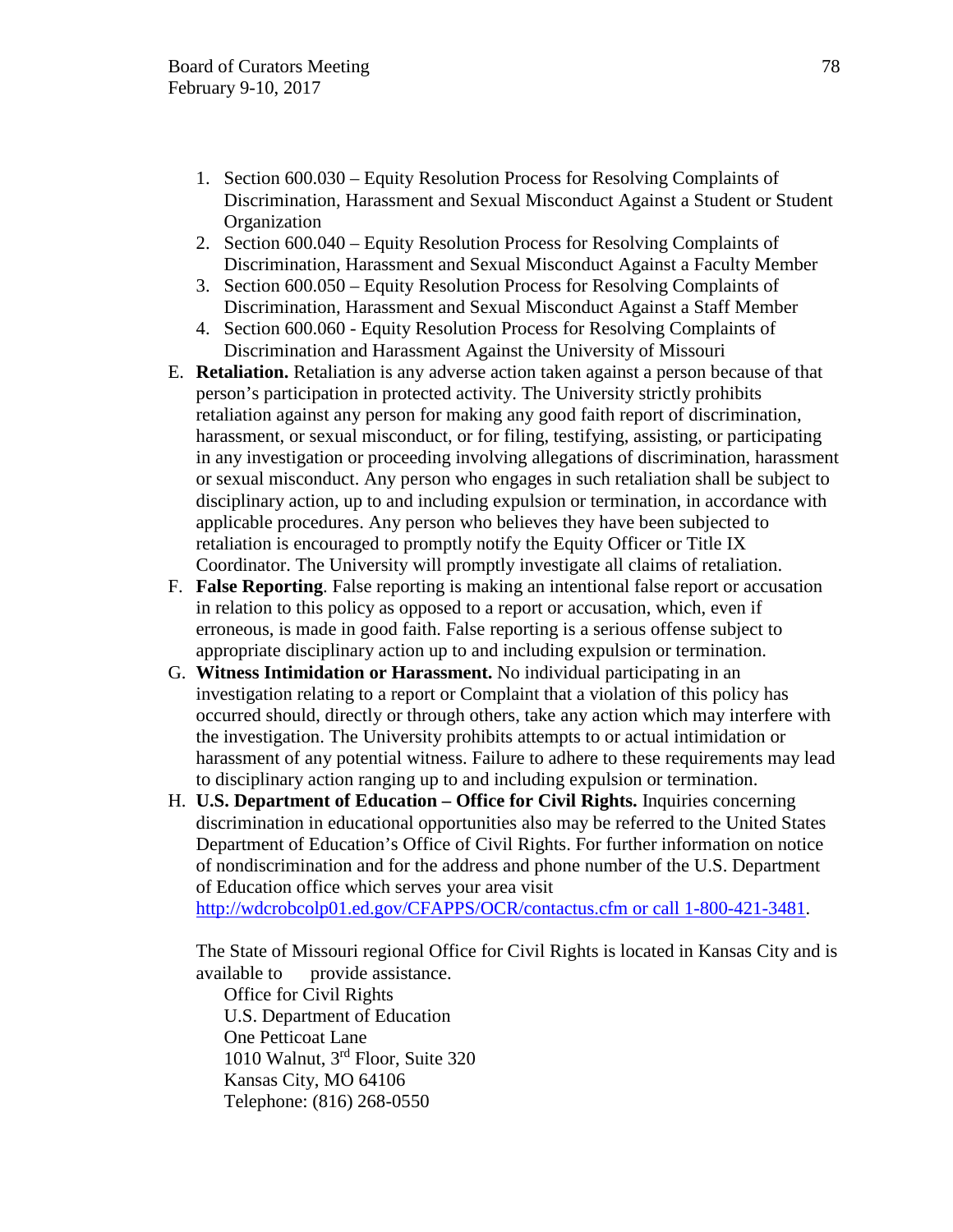1. Section 600.030 – Equity Resolution Process for Resolving Complaints of Discrimination, Harassment and Sexual Misconduct Against a Student or Student Organization
2. Section 600.040 – Equity Resolution Process for Resolving Complaints of Discrimination, Harassment and Sexual Misconduct Against a Faculty Member
3. Section 600.050 – Equity Resolution Process for Resolving Complaints of Discrimination, Harassment and Sexual Misconduct Against a Staff Member
4. Section 600.060 - Equity Resolution Process for Resolving Complaints of Discrimination and Harassment Against the University of Missouri

E. **Retaliation.** Retaliation is any adverse action taken against a person because of that person's participation in protected activity. The University strictly prohibits retaliation against any person for making any good faith report of discrimination, harassment, or sexual misconduct, or for filing, testifying, assisting, or participating in any investigation or proceeding involving allegations of discrimination, harassment or sexual misconduct. Any person who engages in such retaliation shall be subject to disciplinary action, up to and including expulsion or termination, in accordance with applicable procedures. Any person who believes they have been subjected to retaliation is encouraged to promptly notify the Equity Officer or Title IX Coordinator. The University will promptly investigate all claims of retaliation.

F. **False Reporting**. False reporting is making an intentional false report or accusation in relation to this policy as opposed to a report or accusation, which, even if erroneous, is made in good faith. False reporting is a serious offense subject to appropriate disciplinary action up to and including expulsion or termination.

G. **Witness Intimidation or Harassment.** No individual participating in an investigation relating to a report or Complaint that a violation of this policy has occurred should, directly or through others, take any action which may interfere with the investigation. The University prohibits attempts to or actual intimidation or harassment of any potential witness. Failure to adhere to these requirements may lead to disciplinary action ranging up to and including expulsion or termination.

H. **U.S. Department of Education – Office for Civil Rights.** Inquiries concerning discrimination in educational opportunities also may be referred to the United States Department of Education's Office of Civil Rights. For further information on notice of nondiscrimination and for the address and phone number of the U.S. Department of Education office which serves your area visit http://wdcrobcolp01.ed.gov/CFAPPS/OCR/contactus.cfm or call 1-800-421-3481.

   The State of Missouri regional Office for Civil Rights is located in Kansas City and is available to provide assistance.

   Office for Civil Rights
   U.S. Department of Education
   One Petticoat Lane
   1010 Walnut, 3rd Floor, Suite 320
   Kansas City, MO 64106
   Telephone: (816) 268-0550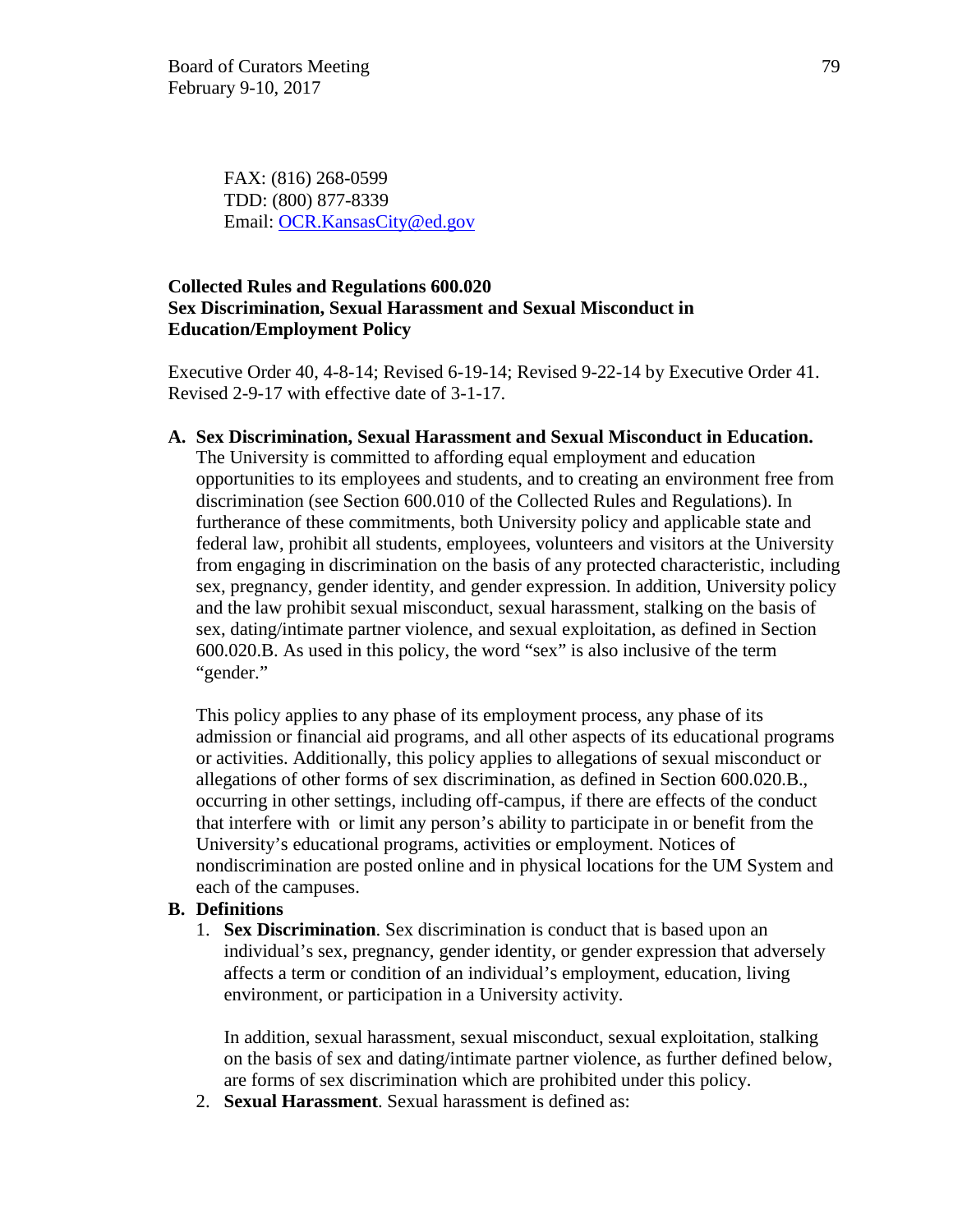FAX: (816) 268-0599
TDD: (800) 877-8339
Email: OCR.KansasCity@ed.gov

**Collected Rules and Regulations 600.020**
**Sex Discrimination, Sexual Harassment and Sexual Misconduct in Education/Employment Policy**

Executive Order 40, 4-8-14; Revised 6-19-14; Revised 9-22-14 by Executive Order 41. Revised 2-9-17 with effective date of 3-1-17.

**A. Sex Discrimination, Sexual Harassment and Sexual Misconduct in Education.** The University is committed to affording equal employment and education opportunities to its employees and students, and to creating an environment free from discrimination (see Section 600.010 of the Collected Rules and Regulations). In furtherance of these commitments, both University policy and applicable state and federal law, prohibit all students, employees, volunteers and visitors at the University from engaging in discrimination on the basis of any protected characteristic, including sex, pregnancy, gender identity, and gender expression. In addition, University policy and the law prohibit sexual misconduct, sexual harassment, stalking on the basis of sex, dating/intimate partner violence, and sexual exploitation, as defined in Section 600.020.B. As used in this policy, the word "sex" is also inclusive of the term "gender."

   This policy applies to any phase of its employment process, any phase of its admission or financial aid programs, and all other aspects of its educational programs or activities. Additionally, this policy applies to allegations of sexual misconduct or allegations of other forms of sex discrimination, as defined in Section 600.020.B., occurring in other settings, including off-campus, if there are effects of the conduct that interfere with or limit any person's ability to participate in or benefit from the University's educational programs, activities or employment. Notices of nondiscrimination are posted online and in physical locations for the UM System and each of the campuses.

**B. Definitions**

   1. **Sex Discrimination**. Sex discrimination is conduct that is based upon an individual's sex, pregnancy, gender identity, or gender expression that adversely affects a term or condition of an individual's employment, education, living environment, or participation in a University activity.

      In addition, sexual harassment, sexual misconduct, sexual exploitation, stalking on the basis of sex and dating/intimate partner violence, as further defined below, are forms of sex discrimination which are prohibited under this policy.

   2. **Sexual Harassment**. Sexual harassment is defined as: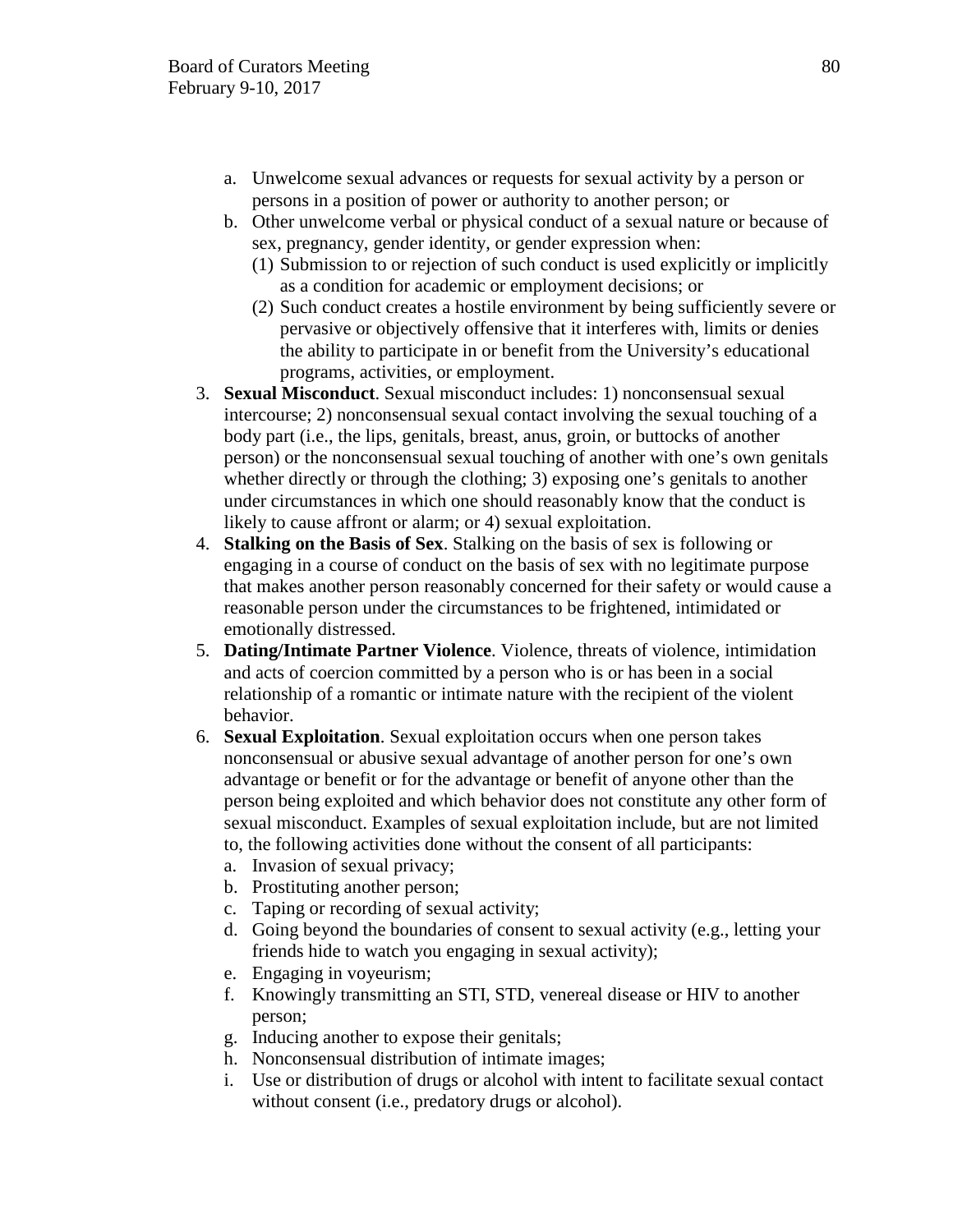a. Unwelcome sexual advances or requests for sexual activity by a person or persons in a position of power or authority to another person; or
   b. Other unwelcome verbal or physical conduct of a sexual nature or because of sex, pregnancy, gender identity, or gender expression when:
      (1) Submission to or rejection of such conduct is used explicitly or implicitly as a condition for academic or employment decisions; or
      (2) Such conduct creates a hostile environment by being sufficiently severe or pervasive or objectively offensive that it interferes with, limits or denies the ability to participate in or benefit from the University's educational programs, activities, or employment.

3. **Sexual Misconduct**. Sexual misconduct includes: 1) nonconsensual sexual intercourse; 2) nonconsensual sexual contact involving the sexual touching of a body part (i.e., the lips, genitals, breast, anus, groin, or buttocks of another person) or the nonconsensual sexual touching of another with one's own genitals whether directly or through the clothing; 3) exposing one's genitals to another under circumstances in which one should reasonably know that the conduct is likely to cause affront or alarm; or 4) sexual exploitation.
4. **Stalking on the Basis of Sex**. Stalking on the basis of sex is following or engaging in a course of conduct on the basis of sex with no legitimate purpose that makes another person reasonably concerned for their safety or would cause a reasonable person under the circumstances to be frightened, intimidated or emotionally distressed.
5. **Dating/Intimate Partner Violence**. Violence, threats of violence, intimidation and acts of coercion committed by a person who is or has been in a social relationship of a romantic or intimate nature with the recipient of the violent behavior.
6. **Sexual Exploitation**. Sexual exploitation occurs when one person takes nonconsensual or abusive sexual advantage of another person for one's own advantage or benefit or for the advantage or benefit of anyone other than the person being exploited and which behavior does not constitute any other form of sexual misconduct. Examples of sexual exploitation include, but are not limited to, the following activities done without the consent of all participants:
   a. Invasion of sexual privacy;
   b. Prostituting another person;
   c. Taping or recording of sexual activity;
   d. Going beyond the boundaries of consent to sexual activity (e.g., letting your friends hide to watch you engaging in sexual activity);
   e. Engaging in voyeurism;
   f. Knowingly transmitting an STI, STD, venereal disease or HIV to another person;
   g. Inducing another to expose their genitals;
   h. Nonconsensual distribution of intimate images;
   i. Use or distribution of drugs or alcohol with intent to facilitate sexual contact without consent (i.e., predatory drugs or alcohol).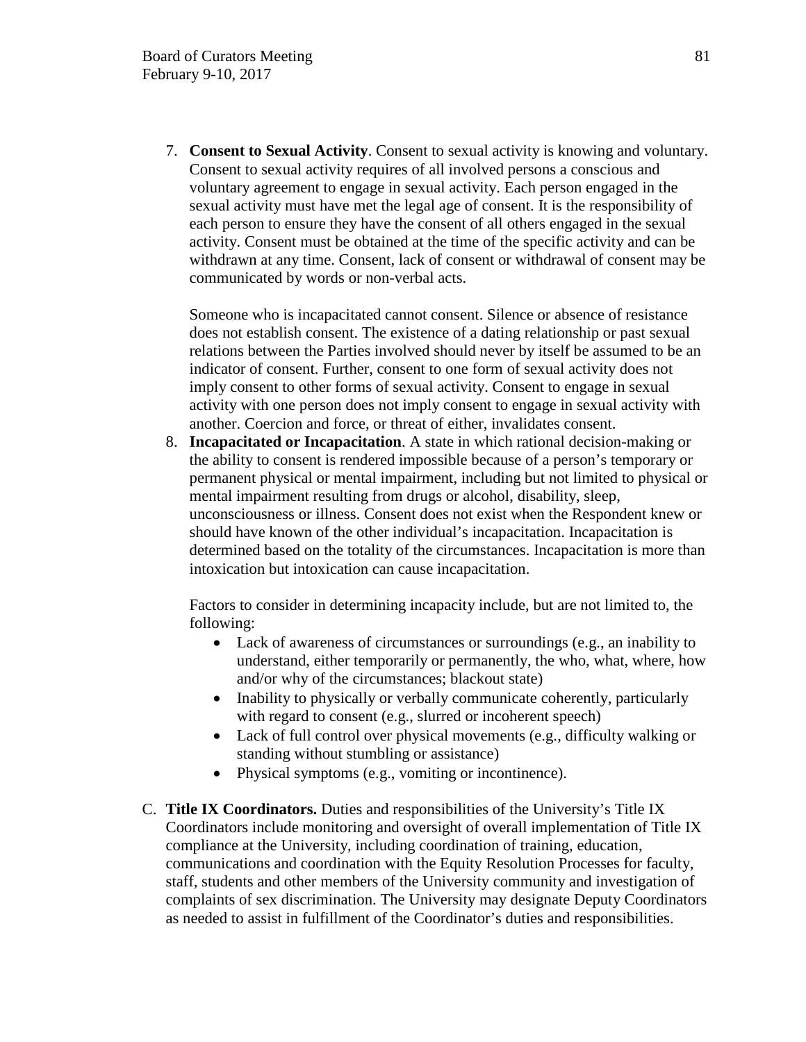7. **Consent to Sexual Activity**. Consent to sexual activity is knowing and voluntary. Consent to sexual activity requires of all involved persons a conscious and voluntary agreement to engage in sexual activity. Each person engaged in the sexual activity must have met the legal age of consent. It is the responsibility of each person to ensure they have the consent of all others engaged in the sexual activity. Consent must be obtained at the time of the specific activity and can be withdrawn at any time. Consent, lack of consent or withdrawal of consent may be communicated by words or non-verbal acts.

   Someone who is incapacitated cannot consent. Silence or absence of resistance does not establish consent. The existence of a dating relationship or past sexual relations between the Parties involved should never by itself be assumed to be an indicator of consent. Further, consent to one form of sexual activity does not imply consent to other forms of sexual activity. Consent to engage in sexual activity with one person does not imply consent to engage in sexual activity with another. Coercion and force, or threat of either, invalidates consent.

8. **Incapacitated or Incapacitation**. A state in which rational decision-making or the ability to consent is rendered impossible because of a person's temporary or permanent physical or mental impairment, including but not limited to physical or mental impairment resulting from drugs or alcohol, disability, sleep, unconsciousness or illness. Consent does not exist when the Respondent knew or should have known of the other individual's incapacitation. Incapacitation is determined based on the totality of the circumstances. Incapacitation is more than intoxication but intoxication can cause incapacitation.

   Factors to consider in determining incapacity include, but are not limited to, the following:

   - Lack of awareness of circumstances or surroundings (e.g., an inability to understand, either temporarily or permanently, the who, what, where, how and/or why of the circumstances; blackout state)
   - Inability to physically or verbally communicate coherently, particularly with regard to consent (e.g., slurred or incoherent speech)
   - Lack of full control over physical movements (e.g., difficulty walking or standing without stumbling or assistance)
   - Physical symptoms (e.g., vomiting or incontinence).

C. **Title IX Coordinators.** Duties and responsibilities of the University's Title IX Coordinators include monitoring and oversight of overall implementation of Title IX compliance at the University, including coordination of training, education, communications and coordination with the Equity Resolution Processes for faculty, staff, students and other members of the University community and investigation of complaints of sex discrimination. The University may designate Deputy Coordinators as needed to assist in fulfillment of the Coordinator's duties and responsibilities.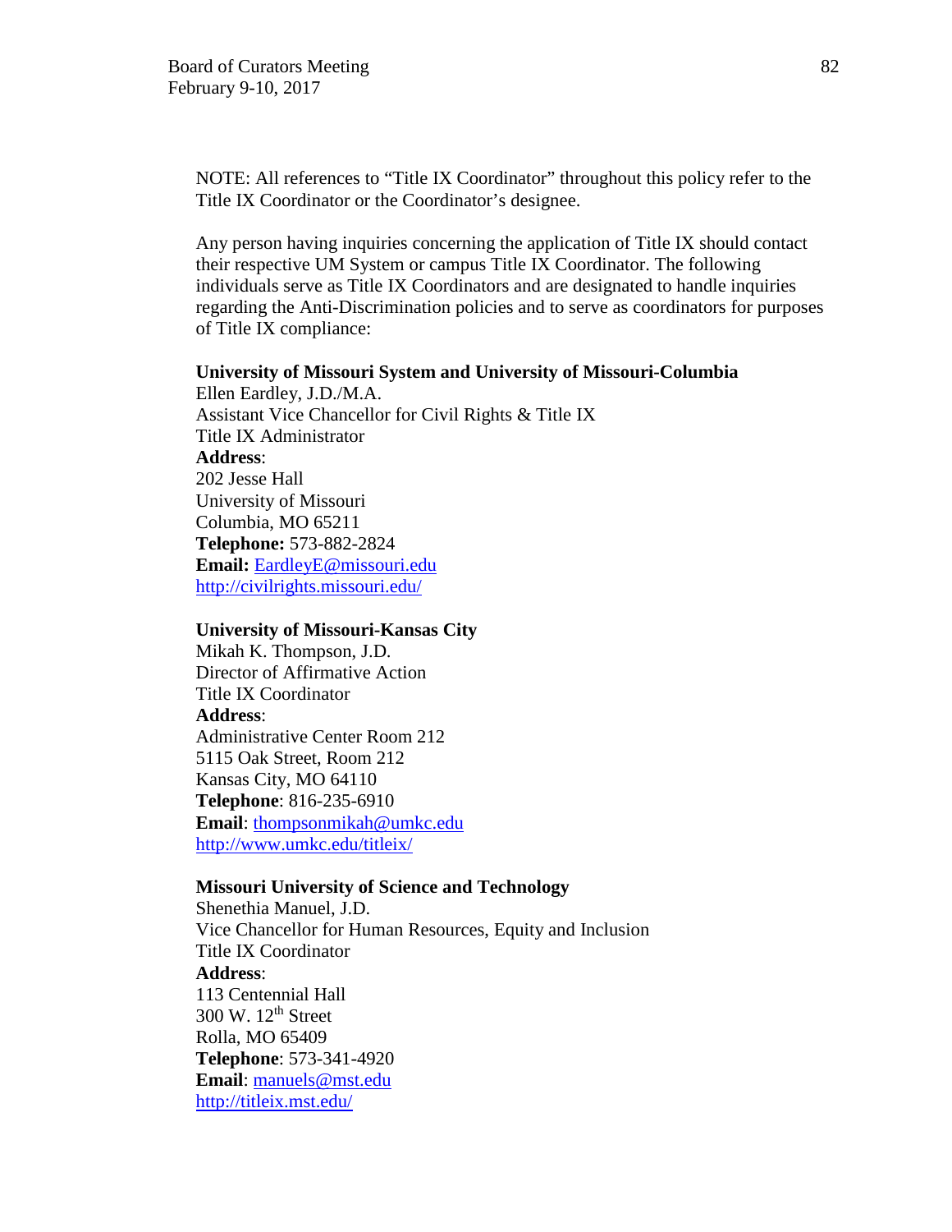NOTE: All references to "Title IX Coordinator" throughout this policy refer to the Title IX Coordinator or the Coordinator's designee.

Any person having inquiries concerning the application of Title IX should contact their respective UM System or campus Title IX Coordinator. The following individuals serve as Title IX Coordinators and are designated to handle inquiries regarding the Anti-Discrimination policies and to serve as coordinators for purposes of Title IX compliance:

**University of Missouri System and University of Missouri-Columbia**
Ellen Eardley, J.D./M.A.
Assistant Vice Chancellor for Civil Rights & Title IX
Title IX Administrator
**Address**:
202 Jesse Hall
University of Missouri
Columbia, MO 65211
**Telephone:** 573-882-2824
**Email:** EardleyE@missouri.edu
http://civilrights.missouri.edu/

**University of Missouri-Kansas City**
Mikah K. Thompson, J.D.
Director of Affirmative Action
Title IX Coordinator
**Address**:
Administrative Center Room 212
5115 Oak Street, Room 212
Kansas City, MO 64110
**Telephone**: 816-235-6910
**Email**: thompsonmikah@umkc.edu
http://www.umkc.edu/titleix/

**Missouri University of Science and Technology**
Shenethia Manuel, J.D.
Vice Chancellor for Human Resources, Equity and Inclusion
Title IX Coordinator
**Address**:
113 Centennial Hall
300 W. 12th Street
Rolla, MO 65409
**Telephone**: 573-341-4920
**Email**: manuels@mst.edu
http://titleix.mst.edu/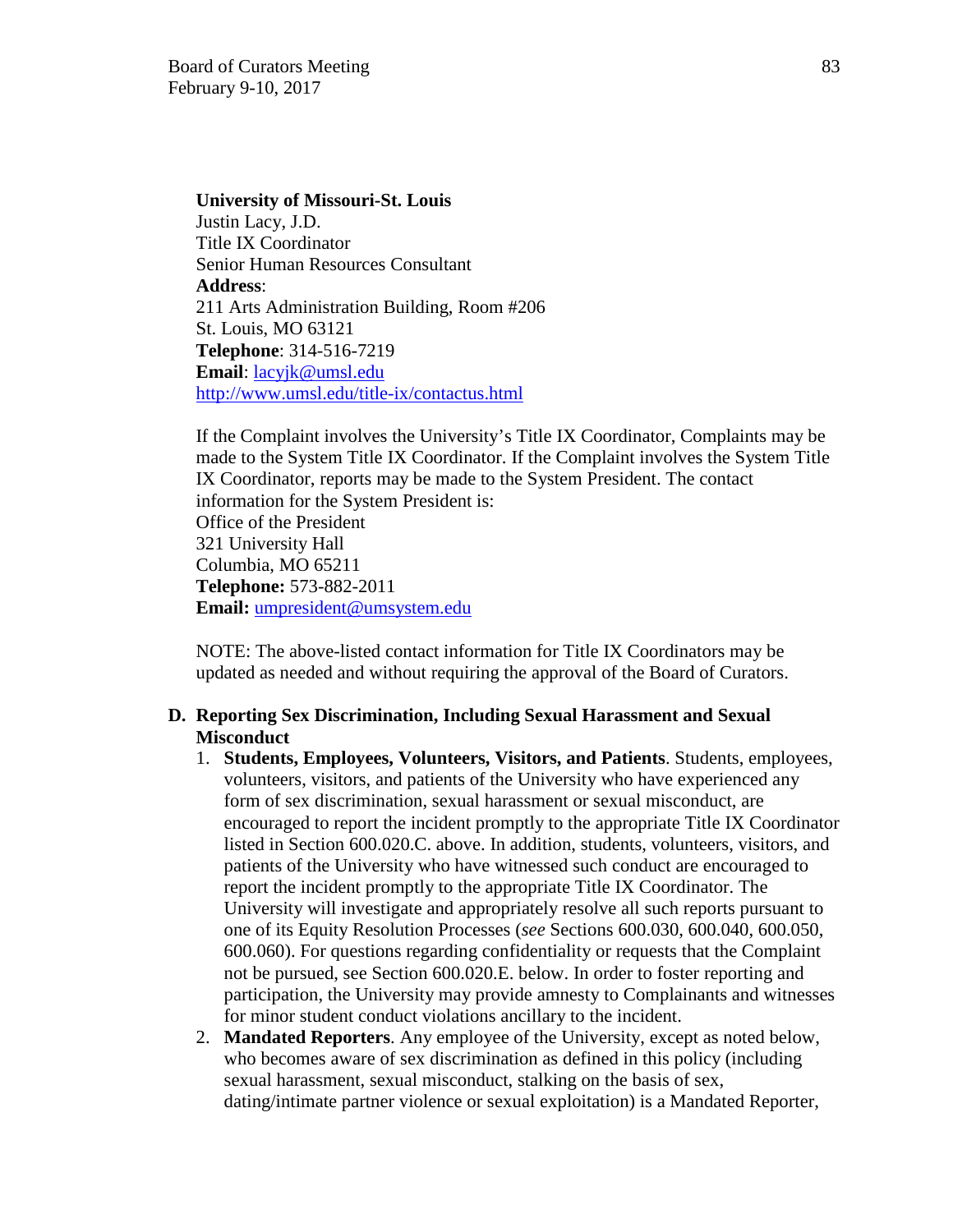**University of Missouri-St. Louis**
Justin Lacy, J.D.
Title IX Coordinator
Senior Human Resources Consultant
**Address**:
211 Arts Administration Building, Room #206
St. Louis, MO 63121
**Telephone**: 314-516-7219
**Email**: lacyjk@umsl.edu
http://www.umsl.edu/title-ix/contactus.html

If the Complaint involves the University's Title IX Coordinator, Complaints may be made to the System Title IX Coordinator. If the Complaint involves the System Title IX Coordinator, reports may be made to the System President. The contact information for the System President is:
Office of the President
321 University Hall
Columbia, MO 65211
**Telephone:** 573-882-2011
**Email:** umpresident@umsystem.edu

NOTE: The above-listed contact information for Title IX Coordinators may be updated as needed and without requiring the approval of the Board of Curators.

**D. Reporting Sex Discrimination, Including Sexual Harassment and Sexual Misconduct**

1. **Students, Employees, Volunteers, Visitors, and Patients**. Students, employees, volunteers, visitors, and patients of the University who have experienced any form of sex discrimination, sexual harassment or sexual misconduct, are encouraged to report the incident promptly to the appropriate Title IX Coordinator listed in Section 600.020.C. above. In addition, students, volunteers, visitors, and patients of the University who have witnessed such conduct are encouraged to report the incident promptly to the appropriate Title IX Coordinator. The University will investigate and appropriately resolve all such reports pursuant to one of its Equity Resolution Processes (*see* Sections 600.030, 600.040, 600.050, 600.060). For questions regarding confidentiality or requests that the Complaint not be pursued, see Section 600.020.E. below. In order to foster reporting and participation, the University may provide amnesty to Complainants and witnesses for minor student conduct violations ancillary to the incident.
2. **Mandated Reporters**. Any employee of the University, except as noted below, who becomes aware of sex discrimination as defined in this policy (including sexual harassment, sexual misconduct, stalking on the basis of sex, dating/intimate partner violence or sexual exploitation) is a Mandated Reporter,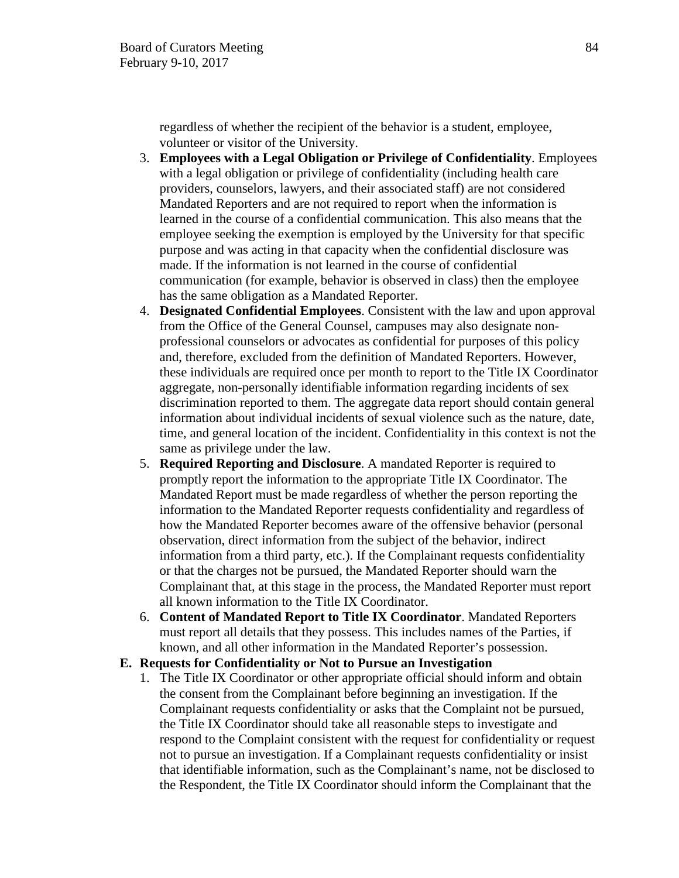regardless of whether the recipient of the behavior is a student, employee, volunteer or visitor of the University.

3. **Employees with a Legal Obligation or Privilege of Confidentiality**. Employees with a legal obligation or privilege of confidentiality (including health care providers, counselors, lawyers, and their associated staff) are not considered Mandated Reporters and are not required to report when the information is learned in the course of a confidential communication. This also means that the employee seeking the exemption is employed by the University for that specific purpose and was acting in that capacity when the confidential disclosure was made. If the information is not learned in the course of confidential communication (for example, behavior is observed in class) then the employee has the same obligation as a Mandated Reporter.
4. **Designated Confidential Employees**. Consistent with the law and upon approval from the Office of the General Counsel, campuses may also designate non-professional counselors or advocates as confidential for purposes of this policy and, therefore, excluded from the definition of Mandated Reporters. However, these individuals are required once per month to report to the Title IX Coordinator aggregate, non-personally identifiable information regarding incidents of sex discrimination reported to them. The aggregate data report should contain general information about individual incidents of sexual violence such as the nature, date, time, and general location of the incident. Confidentiality in this context is not the same as privilege under the law.
5. **Required Reporting and Disclosure**. A mandated Reporter is required to promptly report the information to the appropriate Title IX Coordinator. The Mandated Report must be made regardless of whether the person reporting the information to the Mandated Reporter requests confidentiality and regardless of how the Mandated Reporter becomes aware of the offensive behavior (personal observation, direct information from the subject of the behavior, indirect information from a third party, etc.). If the Complainant requests confidentiality or that the charges not be pursued, the Mandated Reporter should warn the Complainant that, at this stage in the process, the Mandated Reporter must report all known information to the Title IX Coordinator.
6. **Content of Mandated Report to Title IX Coordinator**. Mandated Reporters must report all details that they possess. This includes names of the Parties, if known, and all other information in the Mandated Reporter's possession.

**E. Requests for Confidentiality or Not to Pursue an Investigation**

1. The Title IX Coordinator or other appropriate official should inform and obtain the consent from the Complainant before beginning an investigation. If the Complainant requests confidentiality or asks that the Complaint not be pursued, the Title IX Coordinator should take all reasonable steps to investigate and respond to the Complaint consistent with the request for confidentiality or request not to pursue an investigation. If a Complainant requests confidentiality or insist that identifiable information, such as the Complainant's name, not be disclosed to the Respondent, the Title IX Coordinator should inform the Complainant that the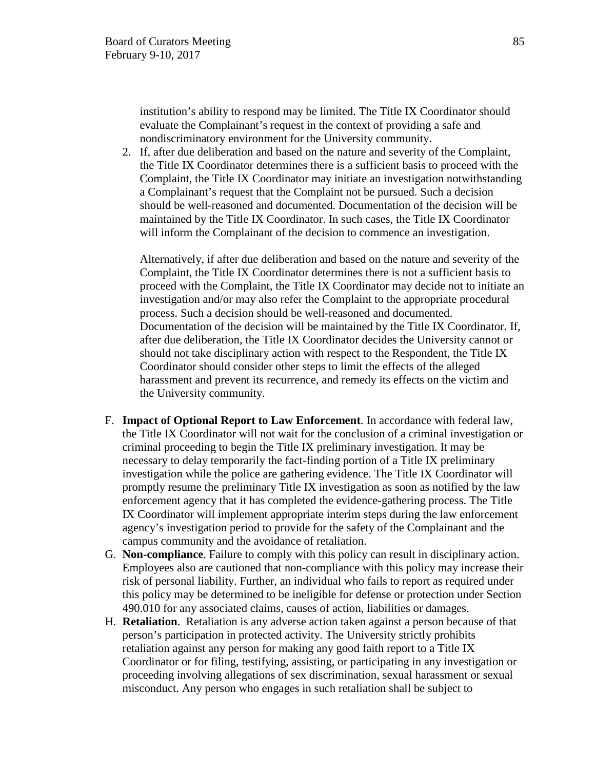institution's ability to respond may be limited. The Title IX Coordinator should evaluate the Complainant's request in the context of providing a safe and nondiscriminatory environment for the University community.

2. If, after due deliberation and based on the nature and severity of the Complaint, the Title IX Coordinator determines there is a sufficient basis to proceed with the Complaint, the Title IX Coordinator may initiate an investigation notwithstanding a Complainant's request that the Complaint not be pursued. Such a decision should be well-reasoned and documented. Documentation of the decision will be maintained by the Title IX Coordinator. In such cases, the Title IX Coordinator will inform the Complainant of the decision to commence an investigation.

   Alternatively, if after due deliberation and based on the nature and severity of the Complaint, the Title IX Coordinator determines there is not a sufficient basis to proceed with the Complaint, the Title IX Coordinator may decide not to initiate an investigation and/or may also refer the Complaint to the appropriate procedural process. Such a decision should be well-reasoned and documented. Documentation of the decision will be maintained by the Title IX Coordinator. If, after due deliberation, the Title IX Coordinator decides the University cannot or should not take disciplinary action with respect to the Respondent, the Title IX Coordinator should consider other steps to limit the effects of the alleged harassment and prevent its recurrence, and remedy its effects on the victim and the University community.

F. **Impact of Optional Report to Law Enforcement**. In accordance with federal law, the Title IX Coordinator will not wait for the conclusion of a criminal investigation or criminal proceeding to begin the Title IX preliminary investigation. It may be necessary to delay temporarily the fact-finding portion of a Title IX preliminary investigation while the police are gathering evidence. The Title IX Coordinator will promptly resume the preliminary Title IX investigation as soon as notified by the law enforcement agency that it has completed the evidence-gathering process. The Title IX Coordinator will implement appropriate interim steps during the law enforcement agency's investigation period to provide for the safety of the Complainant and the campus community and the avoidance of retaliation.

G. **Non-compliance**. Failure to comply with this policy can result in disciplinary action. Employees also are cautioned that non-compliance with this policy may increase their risk of personal liability. Further, an individual who fails to report as required under this policy may be determined to be ineligible for defense or protection under Section 490.010 for any associated claims, causes of action, liabilities or damages.

H. **Retaliation**. Retaliation is any adverse action taken against a person because of that person's participation in protected activity. The University strictly prohibits retaliation against any person for making any good faith report to a Title IX Coordinator or for filing, testifying, assisting, or participating in any investigation or proceeding involving allegations of sex discrimination, sexual harassment or sexual misconduct. Any person who engages in such retaliation shall be subject to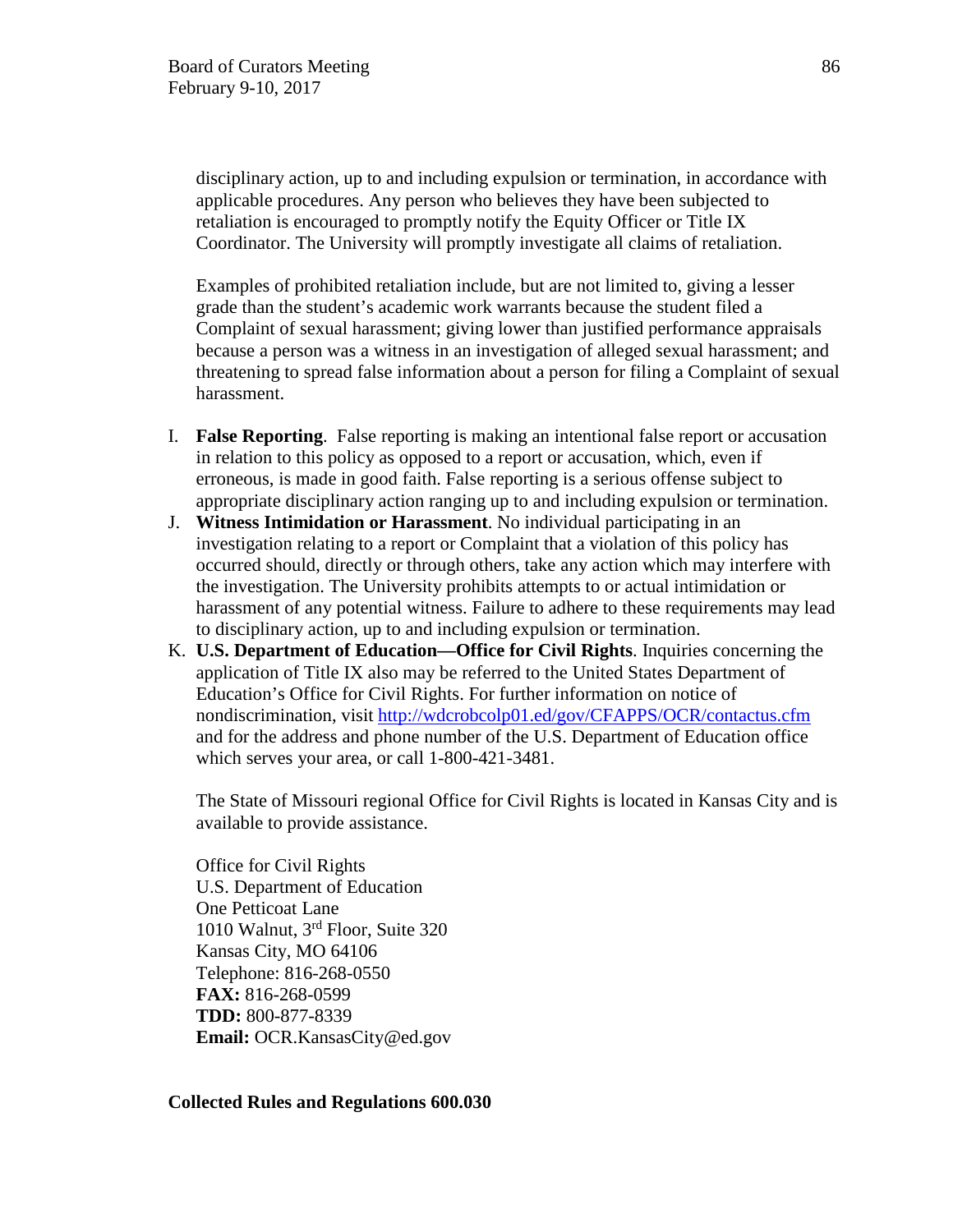disciplinary action, up to and including expulsion or termination, in accordance with applicable procedures. Any person who believes they have been subjected to retaliation is encouraged to promptly notify the Equity Officer or Title IX Coordinator. The University will promptly investigate all claims of retaliation.

Examples of prohibited retaliation include, but are not limited to, giving a lesser grade than the student's academic work warrants because the student filed a Complaint of sexual harassment; giving lower than justified performance appraisals because a person was a witness in an investigation of alleged sexual harassment; and threatening to spread false information about a person for filing a Complaint of sexual harassment.

I. **False Reporting**. False reporting is making an intentional false report or accusation in relation to this policy as opposed to a report or accusation, which, even if erroneous, is made in good faith. False reporting is a serious offense subject to appropriate disciplinary action ranging up to and including expulsion or termination.

J. **Witness Intimidation or Harassment**. No individual participating in an investigation relating to a report or Complaint that a violation of this policy has occurred should, directly or through others, take any action which may interfere with the investigation. The University prohibits attempts to or actual intimidation or harassment of any potential witness. Failure to adhere to these requirements may lead to disciplinary action, up to and including expulsion or termination.

K. **U.S. Department of Education—Office for Civil Rights**. Inquiries concerning the application of Title IX also may be referred to the United States Department of Education's Office for Civil Rights. For further information on notice of nondiscrimination, visit http://wdcrobcolp01.ed/gov/CFAPPS/OCR/contactus.cfm and for the address and phone number of the U.S. Department of Education office which serves your area, or call 1-800-421-3481.

The State of Missouri regional Office for Civil Rights is located in Kansas City and is available to provide assistance.

Office for Civil Rights
U.S. Department of Education
One Petticoat Lane
1010 Walnut, 3rd Floor, Suite 320
Kansas City, MO 64106
Telephone: 816-268-0550
**FAX:** 816-268-0599
**TDD:** 800-877-8339
**Email:** OCR.KansasCity@ed.gov

**Collected Rules and Regulations 600.030**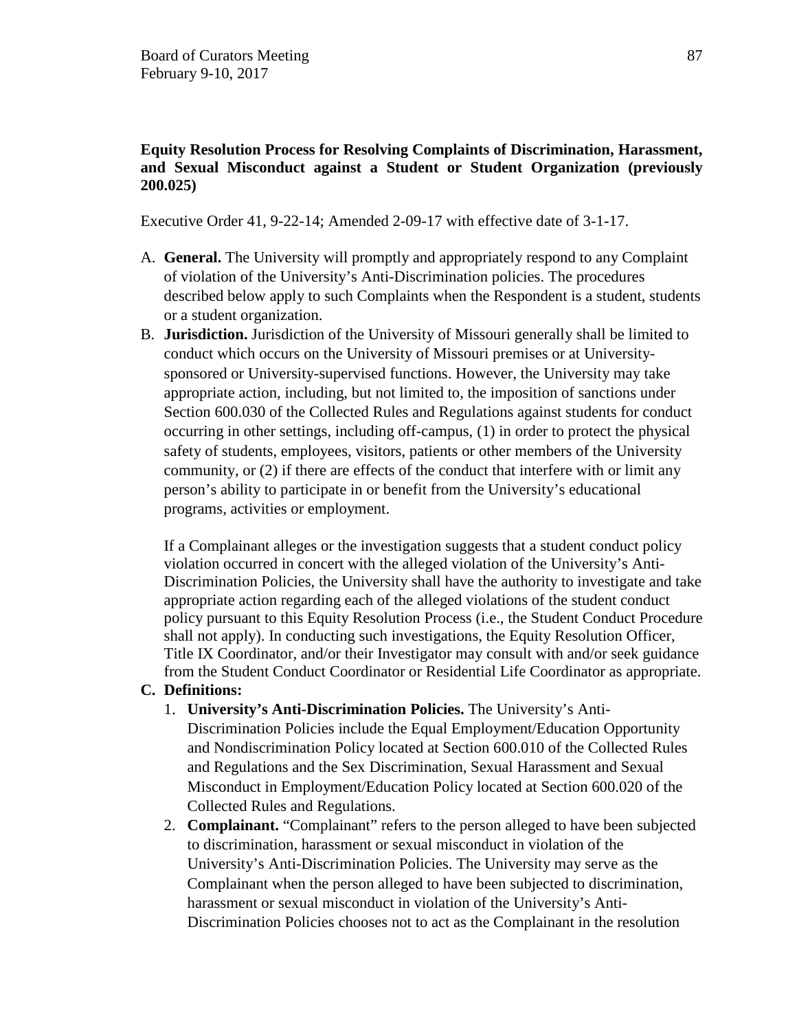**Equity Resolution Process for Resolving Complaints of Discrimination, Harassment, and Sexual Misconduct against a Student or Student Organization (previously 200.025)**

Executive Order 41, 9-22-14; Amended 2-09-17 with effective date of 3-1-17.

A. **General.** The University will promptly and appropriately respond to any Complaint of violation of the University's Anti-Discrimination policies. The procedures described below apply to such Complaints when the Respondent is a student, students or a student organization.

B. **Jurisdiction.** Jurisdiction of the University of Missouri generally shall be limited to conduct which occurs on the University of Missouri premises or at University-sponsored or University-supervised functions. However, the University may take appropriate action, including, but not limited to, the imposition of sanctions under Section 600.030 of the Collected Rules and Regulations against students for conduct occurring in other settings, including off-campus, (1) in order to protect the physical safety of students, employees, visitors, patients or other members of the University community, or (2) if there are effects of the conduct that interfere with or limit any person's ability to participate in or benefit from the University's educational programs, activities or employment.

   If a Complainant alleges or the investigation suggests that a student conduct policy violation occurred in concert with the alleged violation of the University's Anti-Discrimination Policies, the University shall have the authority to investigate and take appropriate action regarding each of the alleged violations of the student conduct policy pursuant to this Equity Resolution Process (i.e., the Student Conduct Procedure shall not apply). In conducting such investigations, the Equity Resolution Officer, Title IX Coordinator, and/or their Investigator may consult with and/or seek guidance from the Student Conduct Coordinator or Residential Life Coordinator as appropriate.

**C. Definitions:**

1. **University's Anti-Discrimination Policies.** The University's Anti-Discrimination Policies include the Equal Employment/Education Opportunity and Nondiscrimination Policy located at Section 600.010 of the Collected Rules and Regulations and the Sex Discrimination, Sexual Harassment and Sexual Misconduct in Employment/Education Policy located at Section 600.020 of the Collected Rules and Regulations.
2. **Complainant.** "Complainant" refers to the person alleged to have been subjected to discrimination, harassment or sexual misconduct in violation of the University's Anti-Discrimination Policies. The University may serve as the Complainant when the person alleged to have been subjected to discrimination, harassment or sexual misconduct in violation of the University's Anti-Discrimination Policies chooses not to act as the Complainant in the resolution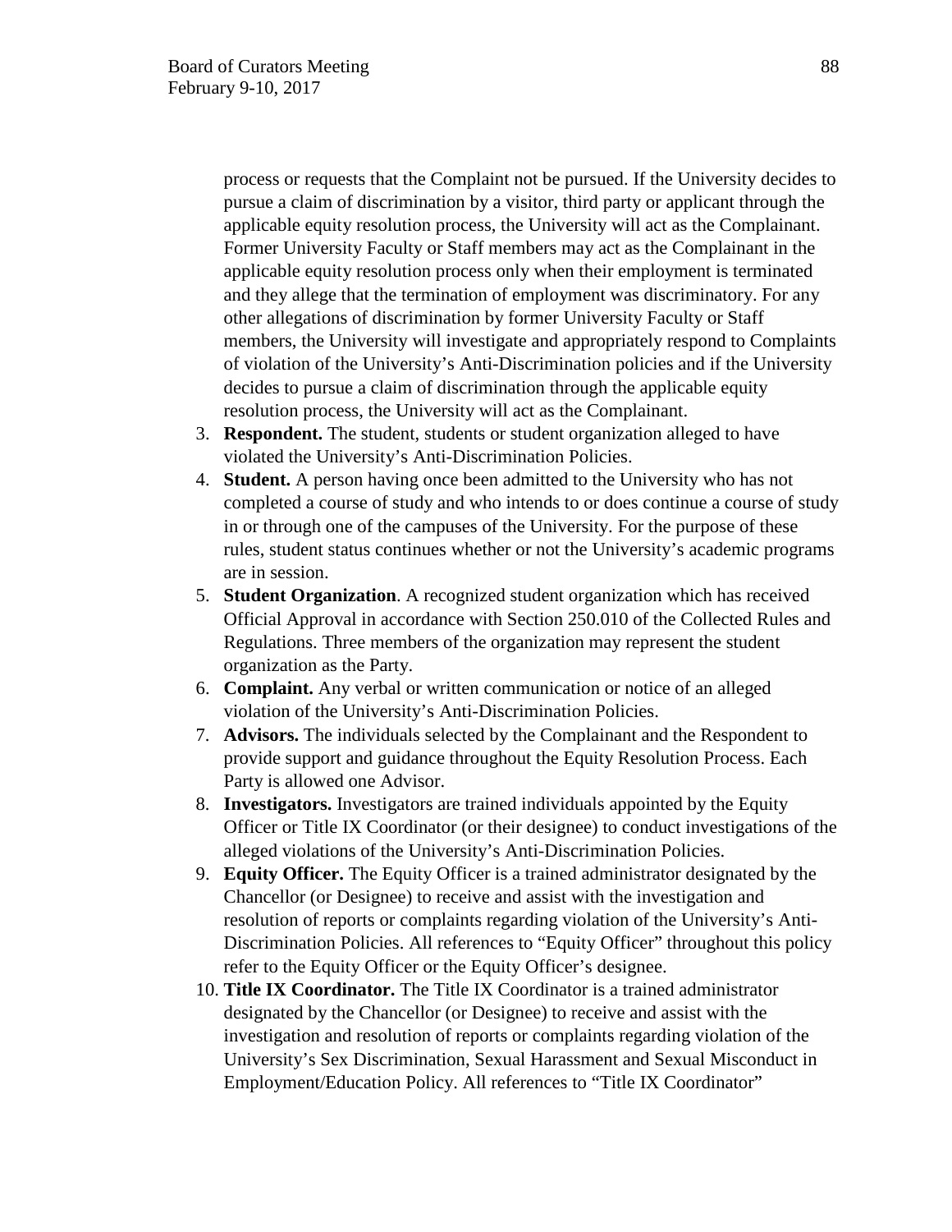process or requests that the Complaint not be pursued. If the University decides to pursue a claim of discrimination by a visitor, third party or applicant through the applicable equity resolution process, the University will act as the Complainant. Former University Faculty or Staff members may act as the Complainant in the applicable equity resolution process only when their employment is terminated and they allege that the termination of employment was discriminatory. For any other allegations of discrimination by former University Faculty or Staff members, the University will investigate and appropriately respond to Complaints of violation of the University's Anti-Discrimination policies and if the University decides to pursue a claim of discrimination through the applicable equity resolution process, the University will act as the Complainant.

3. **Respondent.** The student, students or student organization alleged to have violated the University's Anti-Discrimination Policies.
4. **Student.** A person having once been admitted to the University who has not completed a course of study and who intends to or does continue a course of study in or through one of the campuses of the University. For the purpose of these rules, student status continues whether or not the University's academic programs are in session.
5. **Student Organization**. A recognized student organization which has received Official Approval in accordance with Section 250.010 of the Collected Rules and Regulations. Three members of the organization may represent the student organization as the Party.
6. **Complaint.** Any verbal or written communication or notice of an alleged violation of the University's Anti-Discrimination Policies.
7. **Advisors.** The individuals selected by the Complainant and the Respondent to provide support and guidance throughout the Equity Resolution Process. Each Party is allowed one Advisor.
8. **Investigators.** Investigators are trained individuals appointed by the Equity Officer or Title IX Coordinator (or their designee) to conduct investigations of the alleged violations of the University's Anti-Discrimination Policies.
9. **Equity Officer.** The Equity Officer is a trained administrator designated by the Chancellor (or Designee) to receive and assist with the investigation and resolution of reports or complaints regarding violation of the University's Anti-Discrimination Policies. All references to "Equity Officer" throughout this policy refer to the Equity Officer or the Equity Officer's designee.
10. **Title IX Coordinator.** The Title IX Coordinator is a trained administrator designated by the Chancellor (or Designee) to receive and assist with the investigation and resolution of reports or complaints regarding violation of the University's Sex Discrimination, Sexual Harassment and Sexual Misconduct in Employment/Education Policy. All references to "Title IX Coordinator"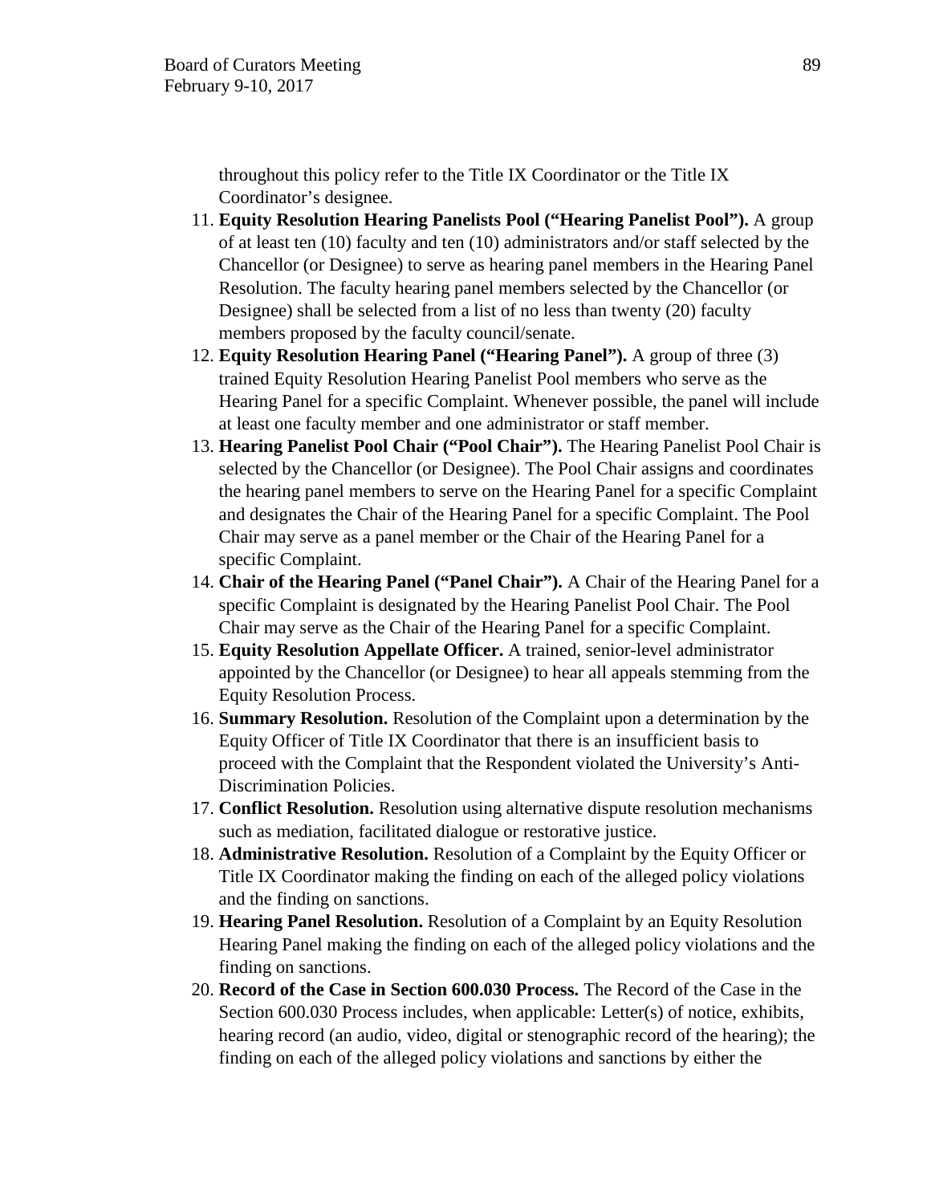throughout this policy refer to the Title IX Coordinator or the Title IX Coordinator's designee.

11. **Equity Resolution Hearing Panelists Pool ("Hearing Panelist Pool").** A group of at least ten (10) faculty and ten (10) administrators and/or staff selected by the Chancellor (or Designee) to serve as hearing panel members in the Hearing Panel Resolution. The faculty hearing panel members selected by the Chancellor (or Designee) shall be selected from a list of no less than twenty (20) faculty members proposed by the faculty council/senate.
12. **Equity Resolution Hearing Panel ("Hearing Panel").** A group of three (3) trained Equity Resolution Hearing Panelist Pool members who serve as the Hearing Panel for a specific Complaint. Whenever possible, the panel will include at least one faculty member and one administrator or staff member.
13. **Hearing Panelist Pool Chair ("Pool Chair").** The Hearing Panelist Pool Chair is selected by the Chancellor (or Designee). The Pool Chair assigns and coordinates the hearing panel members to serve on the Hearing Panel for a specific Complaint and designates the Chair of the Hearing Panel for a specific Complaint. The Pool Chair may serve as a panel member or the Chair of the Hearing Panel for a specific Complaint.
14. **Chair of the Hearing Panel ("Panel Chair").** A Chair of the Hearing Panel for a specific Complaint is designated by the Hearing Panelist Pool Chair. The Pool Chair may serve as the Chair of the Hearing Panel for a specific Complaint.
15. **Equity Resolution Appellate Officer.** A trained, senior-level administrator appointed by the Chancellor (or Designee) to hear all appeals stemming from the Equity Resolution Process.
16. **Summary Resolution.** Resolution of the Complaint upon a determination by the Equity Officer of Title IX Coordinator that there is an insufficient basis to proceed with the Complaint that the Respondent violated the University's Anti-Discrimination Policies.
17. **Conflict Resolution.** Resolution using alternative dispute resolution mechanisms such as mediation, facilitated dialogue or restorative justice.
18. **Administrative Resolution.** Resolution of a Complaint by the Equity Officer or Title IX Coordinator making the finding on each of the alleged policy violations and the finding on sanctions.
19. **Hearing Panel Resolution.** Resolution of a Complaint by an Equity Resolution Hearing Panel making the finding on each of the alleged policy violations and the finding on sanctions.
20. **Record of the Case in Section 600.030 Process.** The Record of the Case in the Section 600.030 Process includes, when applicable: Letter(s) of notice, exhibits, hearing record (an audio, video, digital or stenographic record of the hearing); the finding on each of the alleged policy violations and sanctions by either the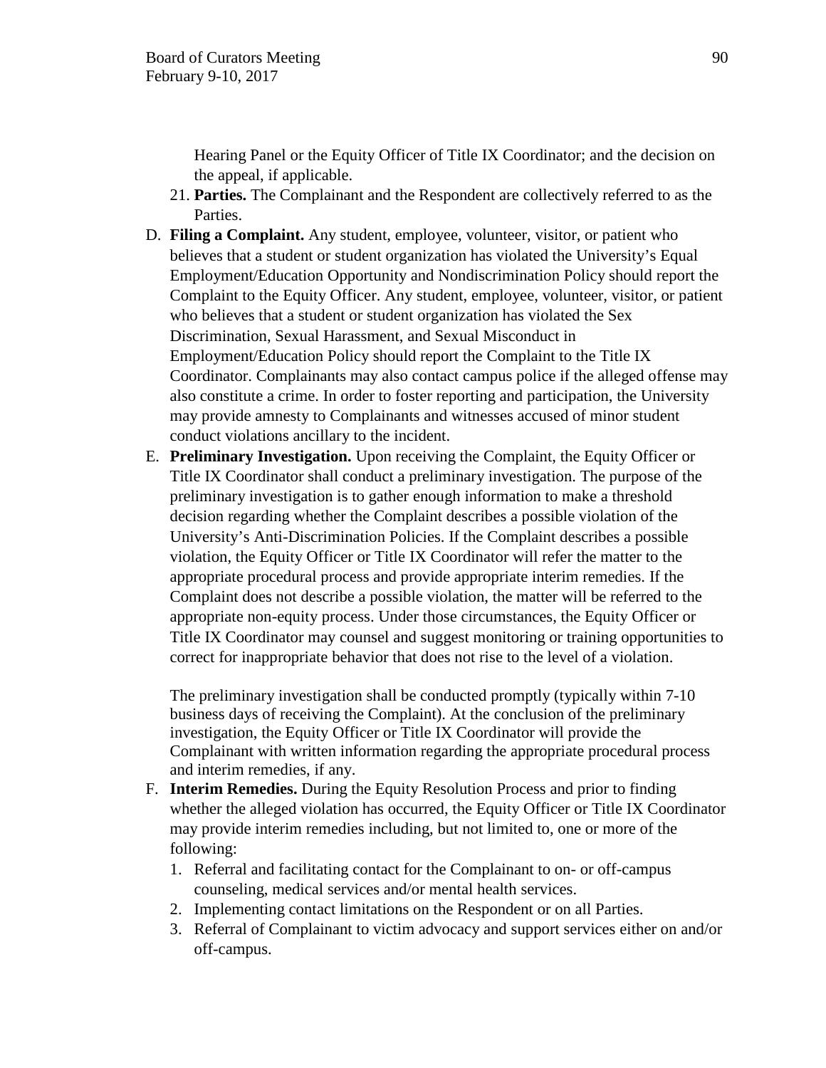Hearing Panel or the Equity Officer of Title IX Coordinator; and the decision on the appeal, if applicable.

21. **Parties.** The Complainant and the Respondent are collectively referred to as the Parties.

D. **Filing a Complaint.** Any student, employee, volunteer, visitor, or patient who believes that a student or student organization has violated the University's Equal Employment/Education Opportunity and Nondiscrimination Policy should report the Complaint to the Equity Officer. Any student, employee, volunteer, visitor, or patient who believes that a student or student organization has violated the Sex Discrimination, Sexual Harassment, and Sexual Misconduct in Employment/Education Policy should report the Complaint to the Title IX Coordinator. Complainants may also contact campus police if the alleged offense may also constitute a crime. In order to foster reporting and participation, the University may provide amnesty to Complainants and witnesses accused of minor student conduct violations ancillary to the incident.

E. **Preliminary Investigation.** Upon receiving the Complaint, the Equity Officer or Title IX Coordinator shall conduct a preliminary investigation. The purpose of the preliminary investigation is to gather enough information to make a threshold decision regarding whether the Complaint describes a possible violation of the University's Anti-Discrimination Policies. If the Complaint describes a possible violation, the Equity Officer or Title IX Coordinator will refer the matter to the appropriate procedural process and provide appropriate interim remedies. If the Complaint does not describe a possible violation, the matter will be referred to the appropriate non-equity process. Under those circumstances, the Equity Officer or Title IX Coordinator may counsel and suggest monitoring or training opportunities to correct for inappropriate behavior that does not rise to the level of a violation.

   The preliminary investigation shall be conducted promptly (typically within 7-10 business days of receiving the Complaint). At the conclusion of the preliminary investigation, the Equity Officer or Title IX Coordinator will provide the Complainant with written information regarding the appropriate procedural process and interim remedies, if any.

F. **Interim Remedies.** During the Equity Resolution Process and prior to finding whether the alleged violation has occurred, the Equity Officer or Title IX Coordinator may provide interim remedies including, but not limited to, one or more of the following:
   1. Referral and facilitating contact for the Complainant to on- or off-campus counseling, medical services and/or mental health services.
   2. Implementing contact limitations on the Respondent or on all Parties.
   3. Referral of Complainant to victim advocacy and support services either on and/or off-campus.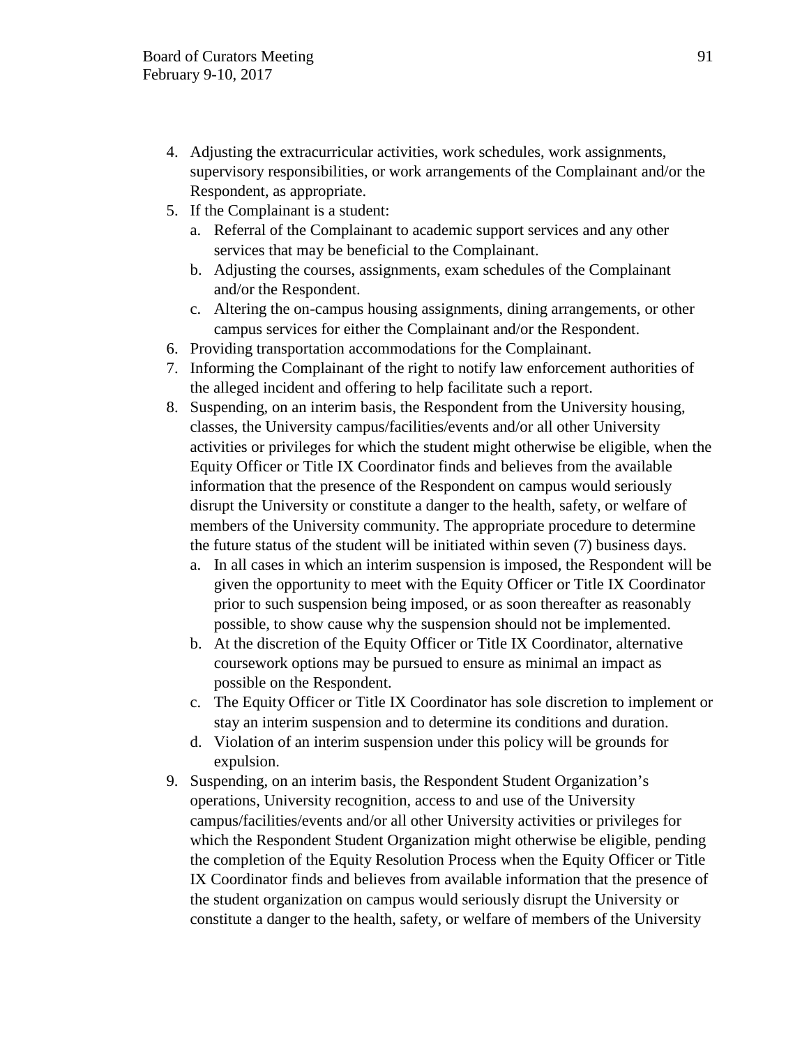4. Adjusting the extracurricular activities, work schedules, work assignments, supervisory responsibilities, or work arrangements of the Complainant and/or the Respondent, as appropriate.
5. If the Complainant is a student:
   a. Referral of the Complainant to academic support services and any other services that may be beneficial to the Complainant.
   b. Adjusting the courses, assignments, exam schedules of the Complainant and/or the Respondent.
   c. Altering the on-campus housing assignments, dining arrangements, or other campus services for either the Complainant and/or the Respondent.
6. Providing transportation accommodations for the Complainant.
7. Informing the Complainant of the right to notify law enforcement authorities of the alleged incident and offering to help facilitate such a report.
8. Suspending, on an interim basis, the Respondent from the University housing, classes, the University campus/facilities/events and/or all other University activities or privileges for which the student might otherwise be eligible, when the Equity Officer or Title IX Coordinator finds and believes from the available information that the presence of the Respondent on campus would seriously disrupt the University or constitute a danger to the health, safety, or welfare of members of the University community. The appropriate procedure to determine the future status of the student will be initiated within seven (7) business days.
   a. In all cases in which an interim suspension is imposed, the Respondent will be given the opportunity to meet with the Equity Officer or Title IX Coordinator prior to such suspension being imposed, or as soon thereafter as reasonably possible, to show cause why the suspension should not be implemented.
   b. At the discretion of the Equity Officer or Title IX Coordinator, alternative coursework options may be pursued to ensure as minimal an impact as possible on the Respondent.
   c. The Equity Officer or Title IX Coordinator has sole discretion to implement or stay an interim suspension and to determine its conditions and duration.
   d. Violation of an interim suspension under this policy will be grounds for expulsion.
9. Suspending, on an interim basis, the Respondent Student Organization's operations, University recognition, access to and use of the University campus/facilities/events and/or all other University activities or privileges for which the Respondent Student Organization might otherwise be eligible, pending the completion of the Equity Resolution Process when the Equity Officer or Title IX Coordinator finds and believes from available information that the presence of the student organization on campus would seriously disrupt the University or constitute a danger to the health, safety, or welfare of members of the University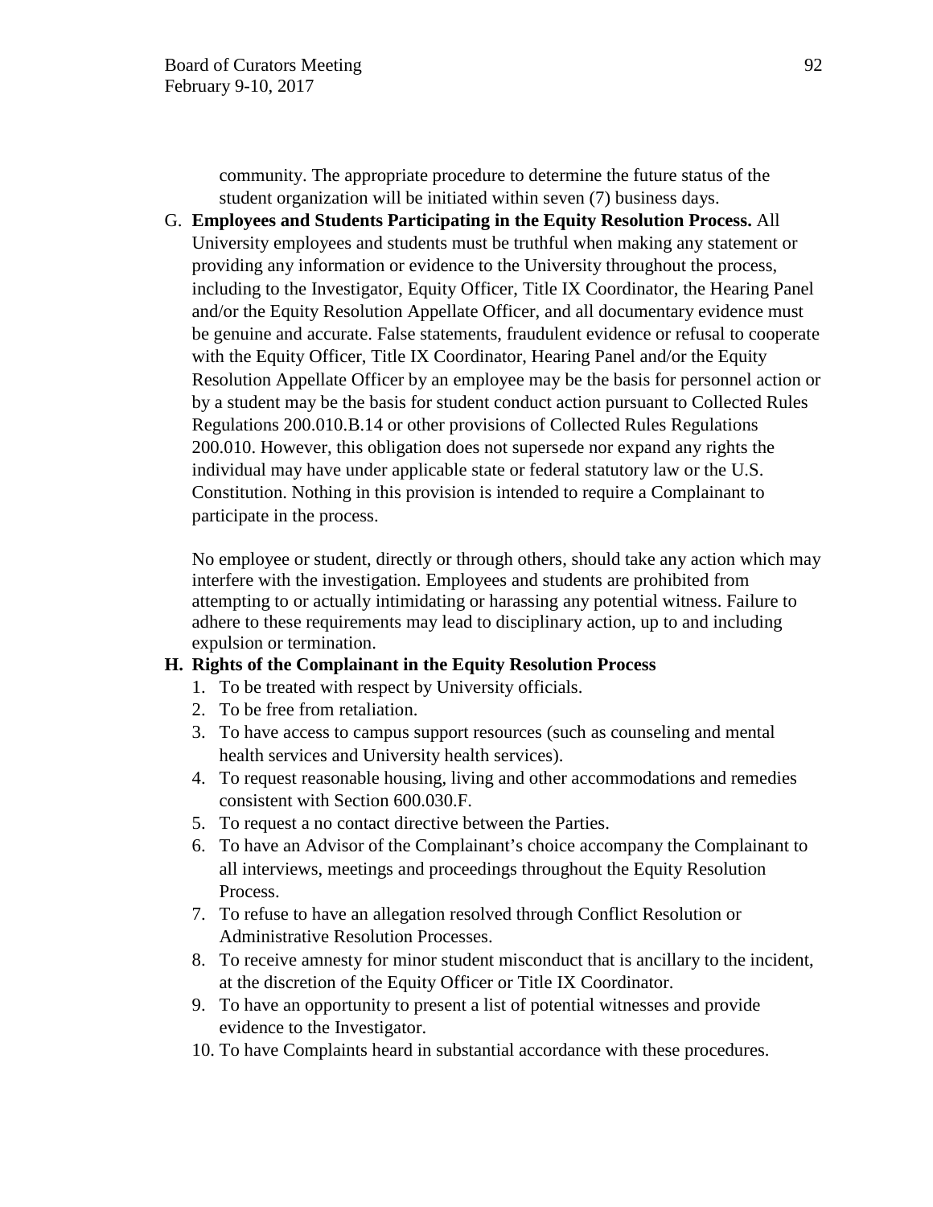community. The appropriate procedure to determine the future status of the student organization will be initiated within seven (7) business days.

G. **Employees and Students Participating in the Equity Resolution Process.** All University employees and students must be truthful when making any statement or providing any information or evidence to the University throughout the process, including to the Investigator, Equity Officer, Title IX Coordinator, the Hearing Panel and/or the Equity Resolution Appellate Officer, and all documentary evidence must be genuine and accurate. False statements, fraudulent evidence or refusal to cooperate with the Equity Officer, Title IX Coordinator, Hearing Panel and/or the Equity Resolution Appellate Officer by an employee may be the basis for personnel action or by a student may be the basis for student conduct action pursuant to Collected Rules Regulations 200.010.B.14 or other provisions of Collected Rules Regulations 200.010. However, this obligation does not supersede nor expand any rights the individual may have under applicable state or federal statutory law or the U.S. Constitution. Nothing in this provision is intended to require a Complainant to participate in the process.

   No employee or student, directly or through others, should take any action which may interfere with the investigation. Employees and students are prohibited from attempting to or actually intimidating or harassing any potential witness. Failure to adhere to these requirements may lead to disciplinary action, up to and including expulsion or termination.

H. **Rights of the Complainant in the Equity Resolution Process**
   1. To be treated with respect by University officials.
   2. To be free from retaliation.
   3. To have access to campus support resources (such as counseling and mental health services and University health services).
   4. To request reasonable housing, living and other accommodations and remedies consistent with Section 600.030.F.
   5. To request a no contact directive between the Parties.
   6. To have an Advisor of the Complainant's choice accompany the Complainant to all interviews, meetings and proceedings throughout the Equity Resolution Process.
   7. To refuse to have an allegation resolved through Conflict Resolution or Administrative Resolution Processes.
   8. To receive amnesty for minor student misconduct that is ancillary to the incident, at the discretion of the Equity Officer or Title IX Coordinator.
   9. To have an opportunity to present a list of potential witnesses and provide evidence to the Investigator.
   10. To have Complaints heard in substantial accordance with these procedures.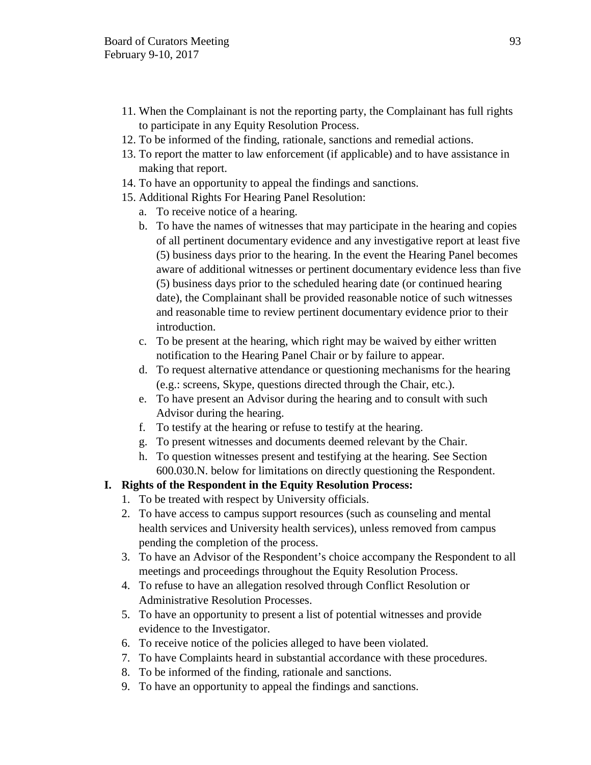11. When the Complainant is not the reporting party, the Complainant has full rights to participate in any Equity Resolution Process.
12. To be informed of the finding, rationale, sanctions and remedial actions.
13. To report the matter to law enforcement (if applicable) and to have assistance in making that report.
14. To have an opportunity to appeal the findings and sanctions.
15. Additional Rights For Hearing Panel Resolution:
    a. To receive notice of a hearing.
    b. To have the names of witnesses that may participate in the hearing and copies of all pertinent documentary evidence and any investigative report at least five (5) business days prior to the hearing. In the event the Hearing Panel becomes aware of additional witnesses or pertinent documentary evidence less than five (5) business days prior to the scheduled hearing date (or continued hearing date), the Complainant shall be provided reasonable notice of such witnesses and reasonable time to review pertinent documentary evidence prior to their introduction.
    c. To be present at the hearing, which right may be waived by either written notification to the Hearing Panel Chair or by failure to appear.
    d. To request alternative attendance or questioning mechanisms for the hearing (e.g.: screens, Skype, questions directed through the Chair, etc.).
    e. To have present an Advisor during the hearing and to consult with such Advisor during the hearing.
    f. To testify at the hearing or refuse to testify at the hearing.
    g. To present witnesses and documents deemed relevant by the Chair.
    h. To question witnesses present and testifying at the hearing. See Section 600.030.N. below for limitations on directly questioning the Respondent.

**I. Rights of the Respondent in the Equity Resolution Process:**

1. To be treated with respect by University officials.
2. To have access to campus support resources (such as counseling and mental health services and University health services), unless removed from campus pending the completion of the process.
3. To have an Advisor of the Respondent's choice accompany the Respondent to all meetings and proceedings throughout the Equity Resolution Process.
4. To refuse to have an allegation resolved through Conflict Resolution or Administrative Resolution Processes.
5. To have an opportunity to present a list of potential witnesses and provide evidence to the Investigator.
6. To receive notice of the policies alleged to have been violated.
7. To have Complaints heard in substantial accordance with these procedures.
8. To be informed of the finding, rationale and sanctions.
9. To have an opportunity to appeal the findings and sanctions.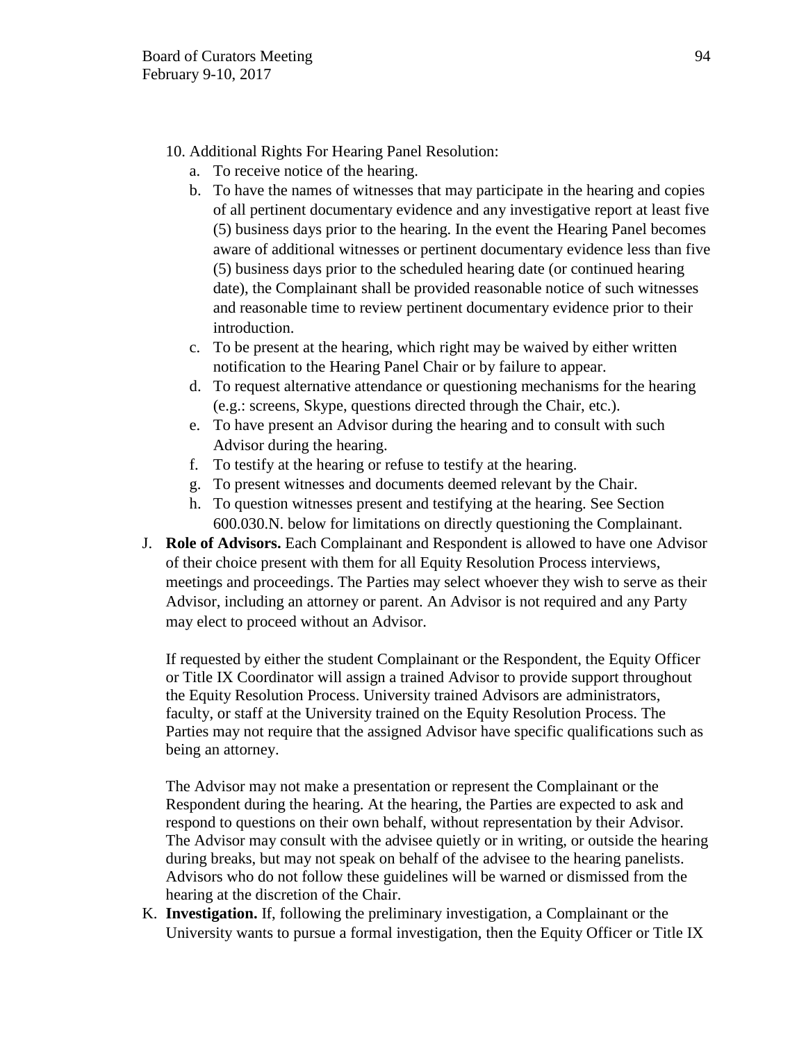10. Additional Rights For Hearing Panel Resolution:
    a. To receive notice of the hearing.
    b. To have the names of witnesses that may participate in the hearing and copies of all pertinent documentary evidence and any investigative report at least five (5) business days prior to the hearing. In the event the Hearing Panel becomes aware of additional witnesses or pertinent documentary evidence less than five (5) business days prior to the scheduled hearing date (or continued hearing date), the Complainant shall be provided reasonable notice of such witnesses and reasonable time to review pertinent documentary evidence prior to their introduction.
    c. To be present at the hearing, which right may be waived by either written notification to the Hearing Panel Chair or by failure to appear.
    d. To request alternative attendance or questioning mechanisms for the hearing (e.g.: screens, Skype, questions directed through the Chair, etc.).
    e. To have present an Advisor during the hearing and to consult with such Advisor during the hearing.
    f. To testify at the hearing or refuse to testify at the hearing.
    g. To present witnesses and documents deemed relevant by the Chair.
    h. To question witnesses present and testifying at the hearing. See Section 600.030.N. below for limitations on directly questioning the Complainant.

J. **Role of Advisors.** Each Complainant and Respondent is allowed to have one Advisor of their choice present with them for all Equity Resolution Process interviews, meetings and proceedings. The Parties may select whoever they wish to serve as their Advisor, including an attorney or parent. An Advisor is not required and any Party may elect to proceed without an Advisor.

   If requested by either the student Complainant or the Respondent, the Equity Officer or Title IX Coordinator will assign a trained Advisor to provide support throughout the Equity Resolution Process. University trained Advisors are administrators, faculty, or staff at the University trained on the Equity Resolution Process. The Parties may not require that the assigned Advisor have specific qualifications such as being an attorney.

   The Advisor may not make a presentation or represent the Complainant or the Respondent during the hearing. At the hearing, the Parties are expected to ask and respond to questions on their own behalf, without representation by their Advisor. The Advisor may consult with the advisee quietly or in writing, or outside the hearing during breaks, but may not speak on behalf of the advisee to the hearing panelists. Advisors who do not follow these guidelines will be warned or dismissed from the hearing at the discretion of the Chair.

K. **Investigation.** If, following the preliminary investigation, a Complainant or the University wants to pursue a formal investigation, then the Equity Officer or Title IX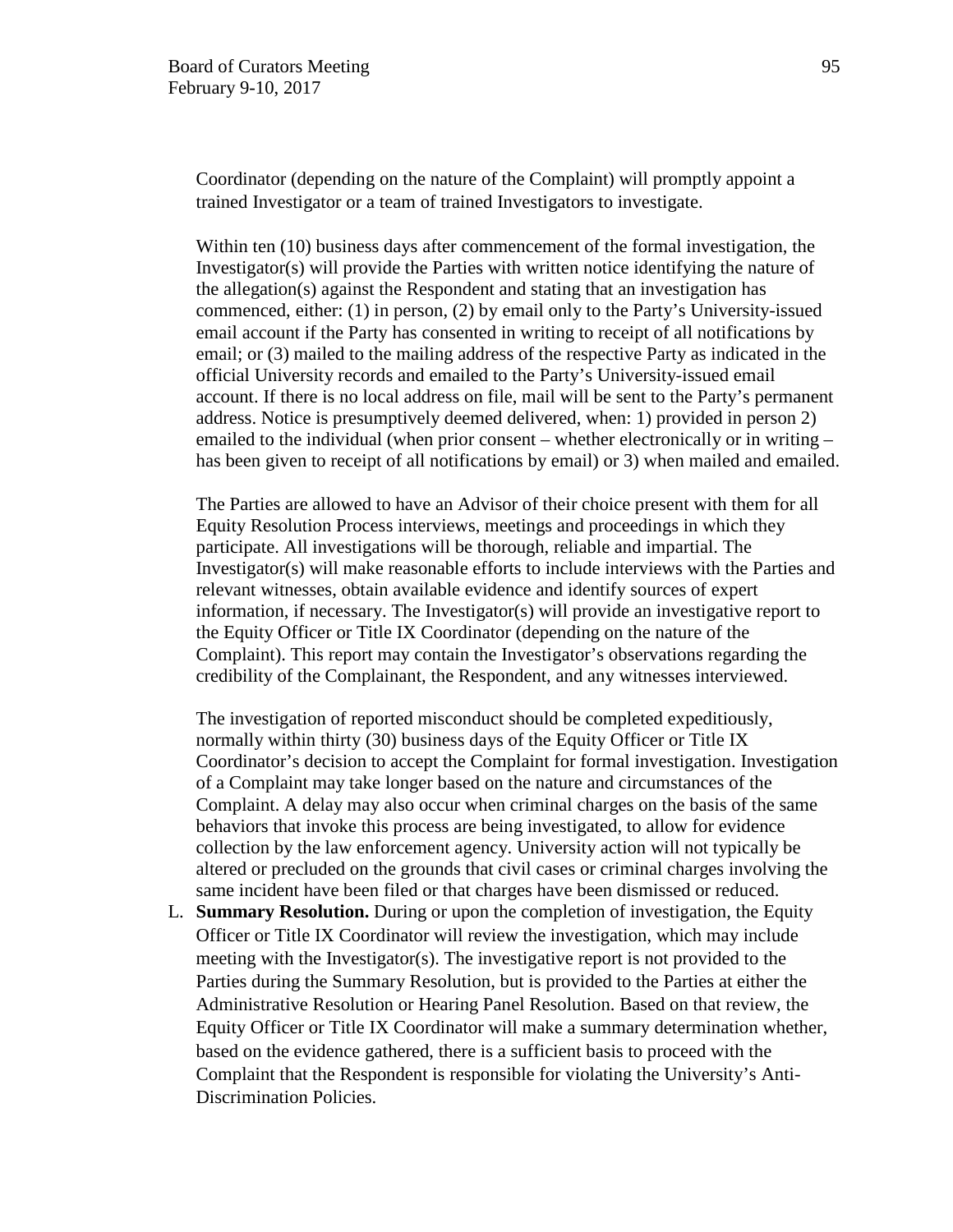Coordinator (depending on the nature of the Complaint) will promptly appoint a trained Investigator or a team of trained Investigators to investigate.

Within ten (10) business days after commencement of the formal investigation, the Investigator(s) will provide the Parties with written notice identifying the nature of the allegation(s) against the Respondent and stating that an investigation has commenced, either: (1) in person, (2) by email only to the Party's University-issued email account if the Party has consented in writing to receipt of all notifications by email; or (3) mailed to the mailing address of the respective Party as indicated in the official University records and emailed to the Party's University-issued email account. If there is no local address on file, mail will be sent to the Party's permanent address. Notice is presumptively deemed delivered, when: 1) provided in person 2) emailed to the individual (when prior consent – whether electronically or in writing – has been given to receipt of all notifications by email) or 3) when mailed and emailed.

The Parties are allowed to have an Advisor of their choice present with them for all Equity Resolution Process interviews, meetings and proceedings in which they participate. All investigations will be thorough, reliable and impartial. The Investigator(s) will make reasonable efforts to include interviews with the Parties and relevant witnesses, obtain available evidence and identify sources of expert information, if necessary. The Investigator(s) will provide an investigative report to the Equity Officer or Title IX Coordinator (depending on the nature of the Complaint). This report may contain the Investigator's observations regarding the credibility of the Complainant, the Respondent, and any witnesses interviewed.

The investigation of reported misconduct should be completed expeditiously, normally within thirty (30) business days of the Equity Officer or Title IX Coordinator's decision to accept the Complaint for formal investigation. Investigation of a Complaint may take longer based on the nature and circumstances of the Complaint. A delay may also occur when criminal charges on the basis of the same behaviors that invoke this process are being investigated, to allow for evidence collection by the law enforcement agency. University action will not typically be altered or precluded on the grounds that civil cases or criminal charges involving the same incident have been filed or that charges have been dismissed or reduced.

L. **Summary Resolution.** During or upon the completion of investigation, the Equity Officer or Title IX Coordinator will review the investigation, which may include meeting with the Investigator(s). The investigative report is not provided to the Parties during the Summary Resolution, but is provided to the Parties at either the Administrative Resolution or Hearing Panel Resolution. Based on that review, the Equity Officer or Title IX Coordinator will make a summary determination whether, based on the evidence gathered, there is a sufficient basis to proceed with the Complaint that the Respondent is responsible for violating the University's Anti-Discrimination Policies.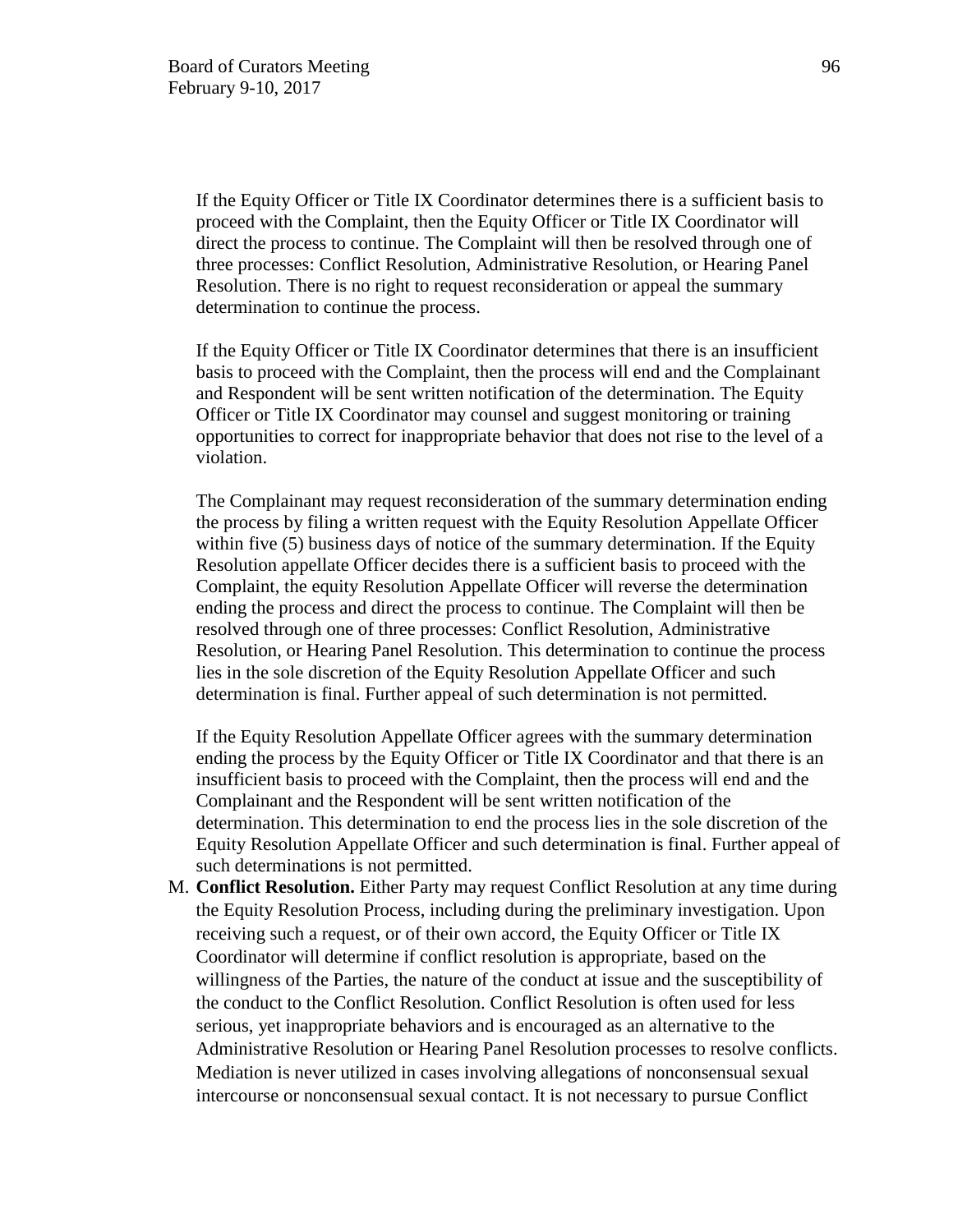If the Equity Officer or Title IX Coordinator determines there is a sufficient basis to proceed with the Complaint, then the Equity Officer or Title IX Coordinator will direct the process to continue. The Complaint will then be resolved through one of three processes: Conflict Resolution, Administrative Resolution, or Hearing Panel Resolution. There is no right to request reconsideration or appeal the summary determination to continue the process.

If the Equity Officer or Title IX Coordinator determines that there is an insufficient basis to proceed with the Complaint, then the process will end and the Complainant and Respondent will be sent written notification of the determination. The Equity Officer or Title IX Coordinator may counsel and suggest monitoring or training opportunities to correct for inappropriate behavior that does not rise to the level of a violation.

The Complainant may request reconsideration of the summary determination ending the process by filing a written request with the Equity Resolution Appellate Officer within five (5) business days of notice of the summary determination. If the Equity Resolution appellate Officer decides there is a sufficient basis to proceed with the Complaint, the equity Resolution Appellate Officer will reverse the determination ending the process and direct the process to continue. The Complaint will then be resolved through one of three processes: Conflict Resolution, Administrative Resolution, or Hearing Panel Resolution. This determination to continue the process lies in the sole discretion of the Equity Resolution Appellate Officer and such determination is final. Further appeal of such determination is not permitted.

If the Equity Resolution Appellate Officer agrees with the summary determination ending the process by the Equity Officer or Title IX Coordinator and that there is an insufficient basis to proceed with the Complaint, then the process will end and the Complainant and the Respondent will be sent written notification of the determination. This determination to end the process lies in the sole discretion of the Equity Resolution Appellate Officer and such determination is final. Further appeal of such determinations is not permitted.

M. **Conflict Resolution.** Either Party may request Conflict Resolution at any time during the Equity Resolution Process, including during the preliminary investigation. Upon receiving such a request, or of their own accord, the Equity Officer or Title IX Coordinator will determine if conflict resolution is appropriate, based on the willingness of the Parties, the nature of the conduct at issue and the susceptibility of the conduct to the Conflict Resolution. Conflict Resolution is often used for less serious, yet inappropriate behaviors and is encouraged as an alternative to the Administrative Resolution or Hearing Panel Resolution processes to resolve conflicts. Mediation is never utilized in cases involving allegations of nonconsensual sexual intercourse or nonconsensual sexual contact. It is not necessary to pursue Conflict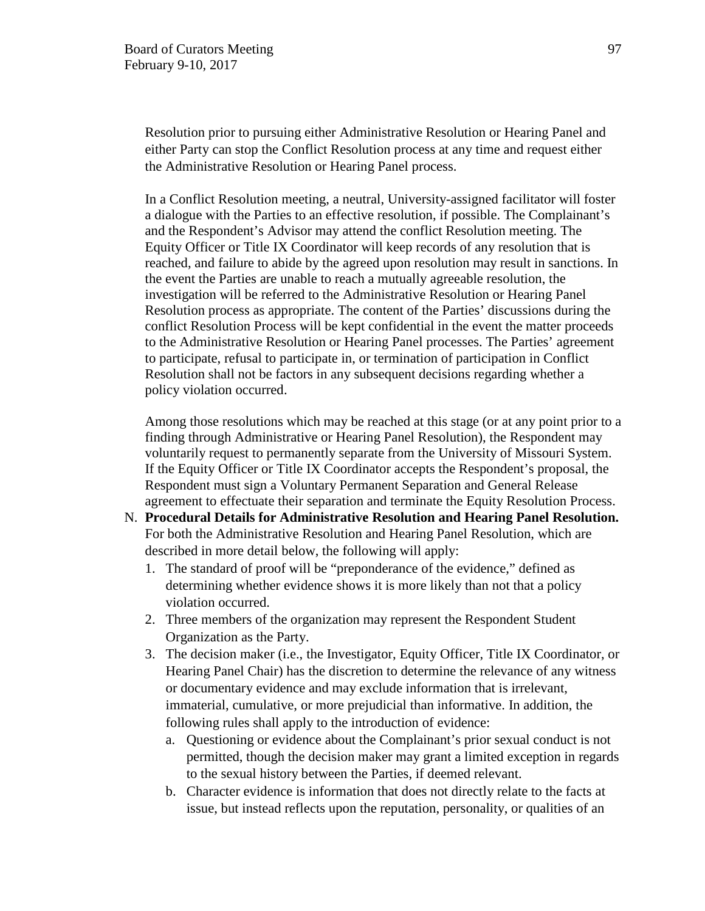Resolution prior to pursuing either Administrative Resolution or Hearing Panel and either Party can stop the Conflict Resolution process at any time and request either the Administrative Resolution or Hearing Panel process.

In a Conflict Resolution meeting, a neutral, University-assigned facilitator will foster a dialogue with the Parties to an effective resolution, if possible. The Complainant's and the Respondent's Advisor may attend the conflict Resolution meeting. The Equity Officer or Title IX Coordinator will keep records of any resolution that is reached, and failure to abide by the agreed upon resolution may result in sanctions. In the event the Parties are unable to reach a mutually agreeable resolution, the investigation will be referred to the Administrative Resolution or Hearing Panel Resolution process as appropriate. The content of the Parties' discussions during the conflict Resolution Process will be kept confidential in the event the matter proceeds to the Administrative Resolution or Hearing Panel processes. The Parties' agreement to participate, refusal to participate in, or termination of participation in Conflict Resolution shall not be factors in any subsequent decisions regarding whether a policy violation occurred.

Among those resolutions which may be reached at this stage (or at any point prior to a finding through Administrative or Hearing Panel Resolution), the Respondent may voluntarily request to permanently separate from the University of Missouri System. If the Equity Officer or Title IX Coordinator accepts the Respondent's proposal, the Respondent must sign a Voluntary Permanent Separation and General Release agreement to effectuate their separation and terminate the Equity Resolution Process.

N. **Procedural Details for Administrative Resolution and Hearing Panel Resolution.** For both the Administrative Resolution and Hearing Panel Resolution, which are described in more detail below, the following will apply:

   1. The standard of proof will be "preponderance of the evidence," defined as determining whether evidence shows it is more likely than not that a policy violation occurred.
   2. Three members of the organization may represent the Respondent Student Organization as the Party.
   3. The decision maker (i.e., the Investigator, Equity Officer, Title IX Coordinator, or Hearing Panel Chair) has the discretion to determine the relevance of any witness or documentary evidence and may exclude information that is irrelevant, immaterial, cumulative, or more prejudicial than informative. In addition, the following rules shall apply to the introduction of evidence:
      a. Questioning or evidence about the Complainant's prior sexual conduct is not permitted, though the decision maker may grant a limited exception in regards to the sexual history between the Parties, if deemed relevant.
      b. Character evidence is information that does not directly relate to the facts at issue, but instead reflects upon the reputation, personality, or qualities of an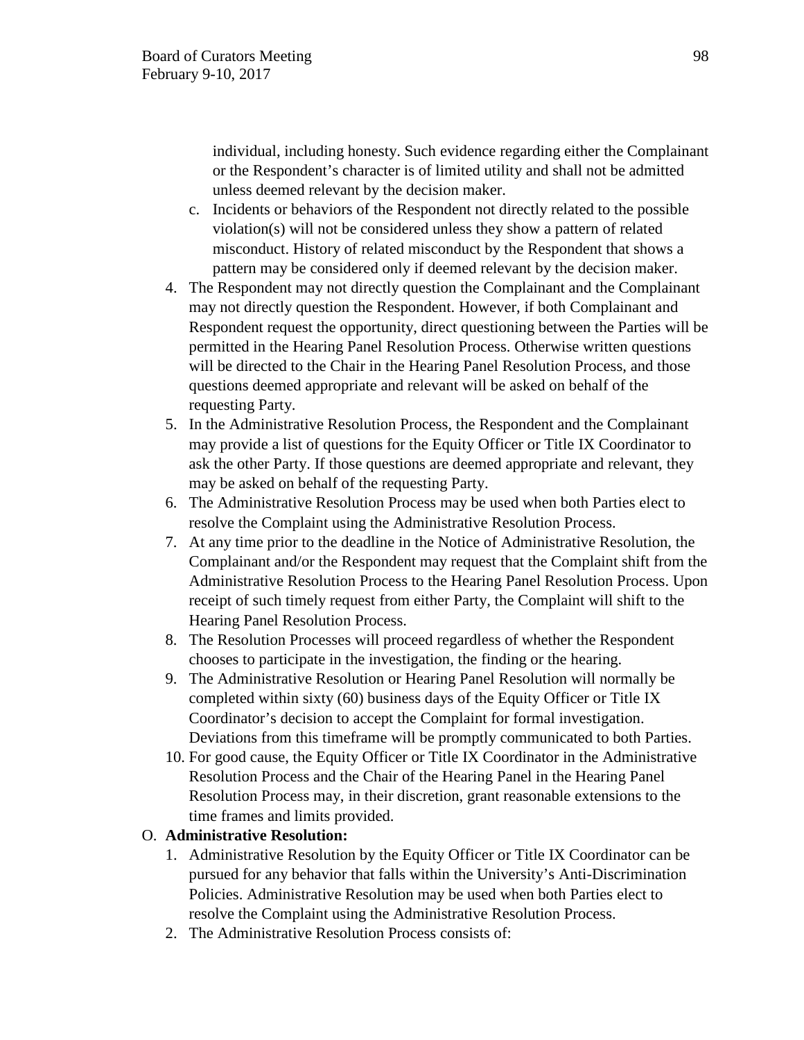individual, including honesty. Such evidence regarding either the Complainant or the Respondent's character is of limited utility and shall not be admitted unless deemed relevant by the decision maker.

   c. Incidents or behaviors of the Respondent not directly related to the possible violation(s) will not be considered unless they show a pattern of related misconduct. History of related misconduct by the Respondent that shows a pattern may be considered only if deemed relevant by the decision maker.

4. The Respondent may not directly question the Complainant and the Complainant may not directly question the Respondent. However, if both Complainant and Respondent request the opportunity, direct questioning between the Parties will be permitted in the Hearing Panel Resolution Process. Otherwise written questions will be directed to the Chair in the Hearing Panel Resolution Process, and those questions deemed appropriate and relevant will be asked on behalf of the requesting Party.
5. In the Administrative Resolution Process, the Respondent and the Complainant may provide a list of questions for the Equity Officer or Title IX Coordinator to ask the other Party. If those questions are deemed appropriate and relevant, they may be asked on behalf of the requesting Party.
6. The Administrative Resolution Process may be used when both Parties elect to resolve the Complaint using the Administrative Resolution Process.
7. At any time prior to the deadline in the Notice of Administrative Resolution, the Complainant and/or the Respondent may request that the Complaint shift from the Administrative Resolution Process to the Hearing Panel Resolution Process. Upon receipt of such timely request from either Party, the Complaint will shift to the Hearing Panel Resolution Process.
8. The Resolution Processes will proceed regardless of whether the Respondent chooses to participate in the investigation, the finding or the hearing.
9. The Administrative Resolution or Hearing Panel Resolution will normally be completed within sixty (60) business days of the Equity Officer or Title IX Coordinator's decision to accept the Complaint for formal investigation. Deviations from this timeframe will be promptly communicated to both Parties.
10. For good cause, the Equity Officer or Title IX Coordinator in the Administrative Resolution Process and the Chair of the Hearing Panel in the Hearing Panel Resolution Process may, in their discretion, grant reasonable extensions to the time frames and limits provided.

O. **Administrative Resolution:**

1. Administrative Resolution by the Equity Officer or Title IX Coordinator can be pursued for any behavior that falls within the University's Anti-Discrimination Policies. Administrative Resolution may be used when both Parties elect to resolve the Complaint using the Administrative Resolution Process.
2. The Administrative Resolution Process consists of: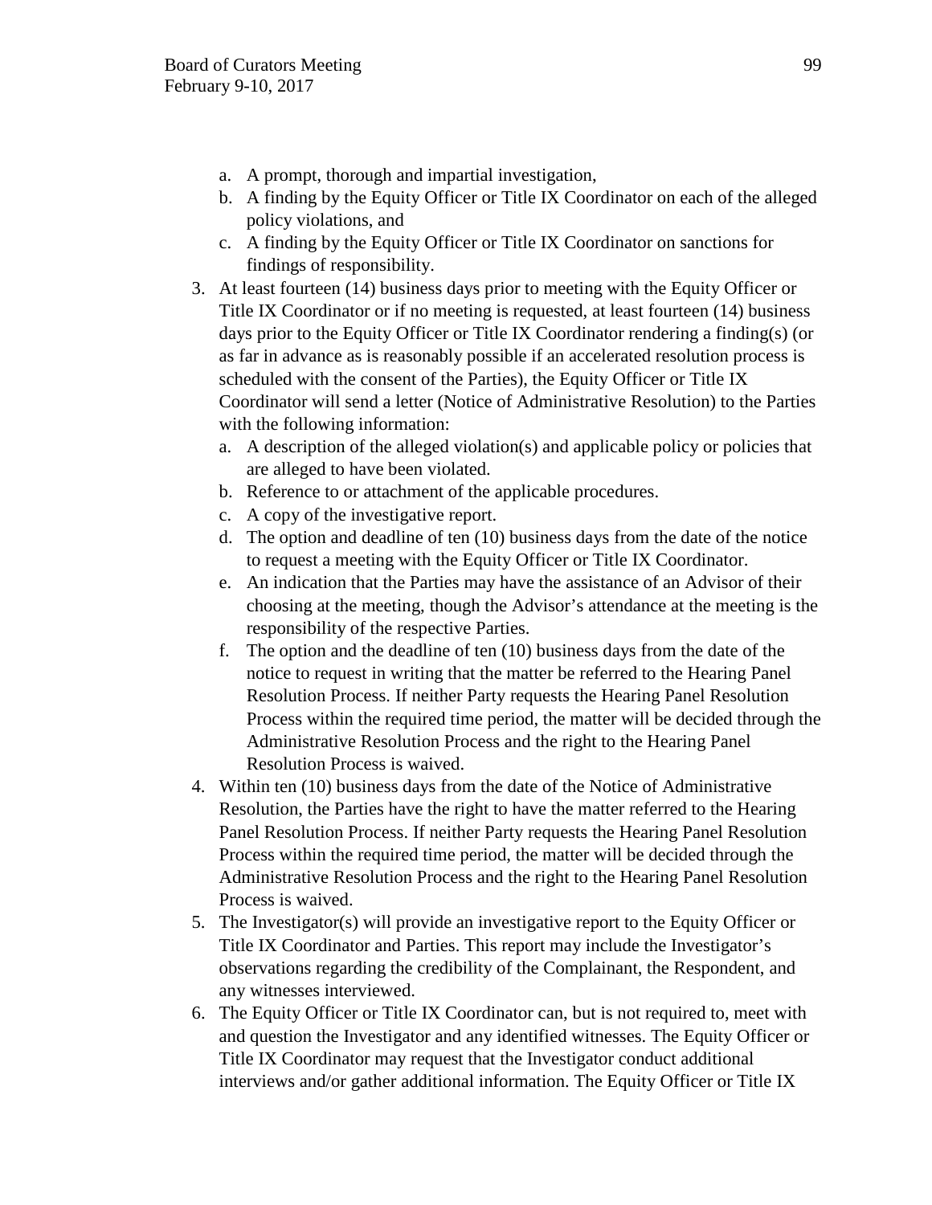a. A prompt, thorough and impartial investigation,
   b. A finding by the Equity Officer or Title IX Coordinator on each of the alleged policy violations, and
   c. A finding by the Equity Officer or Title IX Coordinator on sanctions for findings of responsibility.
3. At least fourteen (14) business days prior to meeting with the Equity Officer or Title IX Coordinator or if no meeting is requested, at least fourteen (14) business days prior to the Equity Officer or Title IX Coordinator rendering a finding(s) (or as far in advance as is reasonably possible if an accelerated resolution process is scheduled with the consent of the Parties), the Equity Officer or Title IX Coordinator will send a letter (Notice of Administrative Resolution) to the Parties with the following information:
   a. A description of the alleged violation(s) and applicable policy or policies that are alleged to have been violated.
   b. Reference to or attachment of the applicable procedures.
   c. A copy of the investigative report.
   d. The option and deadline of ten (10) business days from the date of the notice to request a meeting with the Equity Officer or Title IX Coordinator.
   e. An indication that the Parties may have the assistance of an Advisor of their choosing at the meeting, though the Advisor's attendance at the meeting is the responsibility of the respective Parties.
   f. The option and the deadline of ten (10) business days from the date of the notice to request in writing that the matter be referred to the Hearing Panel Resolution Process. If neither Party requests the Hearing Panel Resolution Process within the required time period, the matter will be decided through the Administrative Resolution Process and the right to the Hearing Panel Resolution Process is waived.
4. Within ten (10) business days from the date of the Notice of Administrative Resolution, the Parties have the right to have the matter referred to the Hearing Panel Resolution Process. If neither Party requests the Hearing Panel Resolution Process within the required time period, the matter will be decided through the Administrative Resolution Process and the right to the Hearing Panel Resolution Process is waived.
5. The Investigator(s) will provide an investigative report to the Equity Officer or Title IX Coordinator and Parties. This report may include the Investigator's observations regarding the credibility of the Complainant, the Respondent, and any witnesses interviewed.
6. The Equity Officer or Title IX Coordinator can, but is not required to, meet with and question the Investigator and any identified witnesses. The Equity Officer or Title IX Coordinator may request that the Investigator conduct additional interviews and/or gather additional information. The Equity Officer or Title IX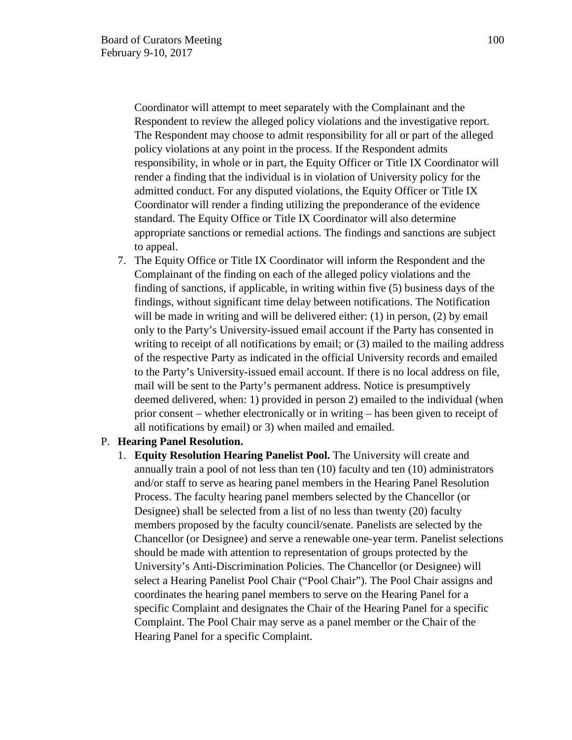Coordinator will attempt to meet separately with the Complainant and the Respondent to review the alleged policy violations and the investigative report. The Respondent may choose to admit responsibility for all or part of the alleged policy violations at any point in the process. If the Respondent admits responsibility, in whole or in part, the Equity Officer or Title IX Coordinator will render a finding that the individual is in violation of University policy for the admitted conduct. For any disputed violations, the Equity Officer or Title IX Coordinator will render a finding utilizing the preponderance of the evidence standard. The Equity Office or Title IX Coordinator will also determine appropriate sanctions or remedial actions. The findings and sanctions are subject to appeal.

7. The Equity Office or Title IX Coordinator will inform the Respondent and the Complainant of the finding on each of the alleged policy violations and the finding of sanctions, if applicable, in writing within five (5) business days of the findings, without significant time delay between notifications. The Notification will be made in writing and will be delivered either: (1) in person, (2) by email only to the Party's University-issued email account if the Party has consented in writing to receipt of all notifications by email; or (3) mailed to the mailing address of the respective Party as indicated in the official University records and emailed to the Party's University-issued email account. If there is no local address on file, mail will be sent to the Party's permanent address. Notice is presumptively deemed delivered, when: 1) provided in person 2) emailed to the individual (when prior consent – whether electronically or in writing – has been given to receipt of all notifications by email) or 3) when mailed and emailed.

P. **Hearing Panel Resolution.**

1. **Equity Resolution Hearing Panelist Pool.** The University will create and annually train a pool of not less than ten (10) faculty and ten (10) administrators and/or staff to serve as hearing panel members in the Hearing Panel Resolution Process. The faculty hearing panel members selected by the Chancellor (or Designee) shall be selected from a list of no less than twenty (20) faculty members proposed by the faculty council/senate. Panelists are selected by the Chancellor (or Designee) and serve a renewable one-year term. Panelist selections should be made with attention to representation of groups protected by the University's Anti-Discrimination Policies. The Chancellor (or Designee) will select a Hearing Panelist Pool Chair ("Pool Chair"). The Pool Chair assigns and coordinates the hearing panel members to serve on the Hearing Panel for a specific Complaint and designates the Chair of the Hearing Panel for a specific Complaint. The Pool Chair may serve as a panel member or the Chair of the Hearing Panel for a specific Complaint.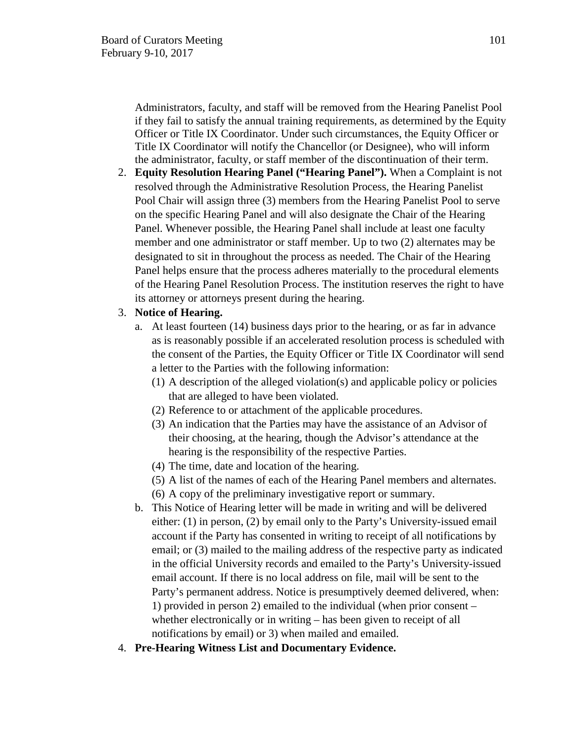Administrators, faculty, and staff will be removed from the Hearing Panelist Pool if they fail to satisfy the annual training requirements, as determined by the Equity Officer or Title IX Coordinator. Under such circumstances, the Equity Officer or Title IX Coordinator will notify the Chancellor (or Designee), who will inform the administrator, faculty, or staff member of the discontinuation of their term.

2. **Equity Resolution Hearing Panel ("Hearing Panel").** When a Complaint is not resolved through the Administrative Resolution Process, the Hearing Panelist Pool Chair will assign three (3) members from the Hearing Panelist Pool to serve on the specific Hearing Panel and will also designate the Chair of the Hearing Panel. Whenever possible, the Hearing Panel shall include at least one faculty member and one administrator or staff member. Up to two (2) alternates may be designated to sit in throughout the process as needed. The Chair of the Hearing Panel helps ensure that the process adheres materially to the procedural elements of the Hearing Panel Resolution Process. The institution reserves the right to have its attorney or attorneys present during the hearing.
3. **Notice of Hearing.**
   a. At least fourteen (14) business days prior to the hearing, or as far in advance as is reasonably possible if an accelerated resolution process is scheduled with the consent of the Parties, the Equity Officer or Title IX Coordinator will send a letter to the Parties with the following information:
      (1) A description of the alleged violation(s) and applicable policy or policies that are alleged to have been violated.
      (2) Reference to or attachment of the applicable procedures.
      (3) An indication that the Parties may have the assistance of an Advisor of their choosing, at the hearing, though the Advisor's attendance at the hearing is the responsibility of the respective Parties.
      (4) The time, date and location of the hearing.
      (5) A list of the names of each of the Hearing Panel members and alternates.
      (6) A copy of the preliminary investigative report or summary.

   b. This Notice of Hearing letter will be made in writing and will be delivered either: (1) in person, (2) by email only to the Party's University-issued email account if the Party has consented in writing to receipt of all notifications by email; or (3) mailed to the mailing address of the respective party as indicated in the official University records and emailed to the Party's University-issued email account. If there is no local address on file, mail will be sent to the Party's permanent address. Notice is presumptively deemed delivered, when: 1) provided in person 2) emailed to the individual (when prior consent – whether electronically or in writing – has been given to receipt of all notifications by email) or 3) when mailed and emailed.
4. **Pre-Hearing Witness List and Documentary Evidence.**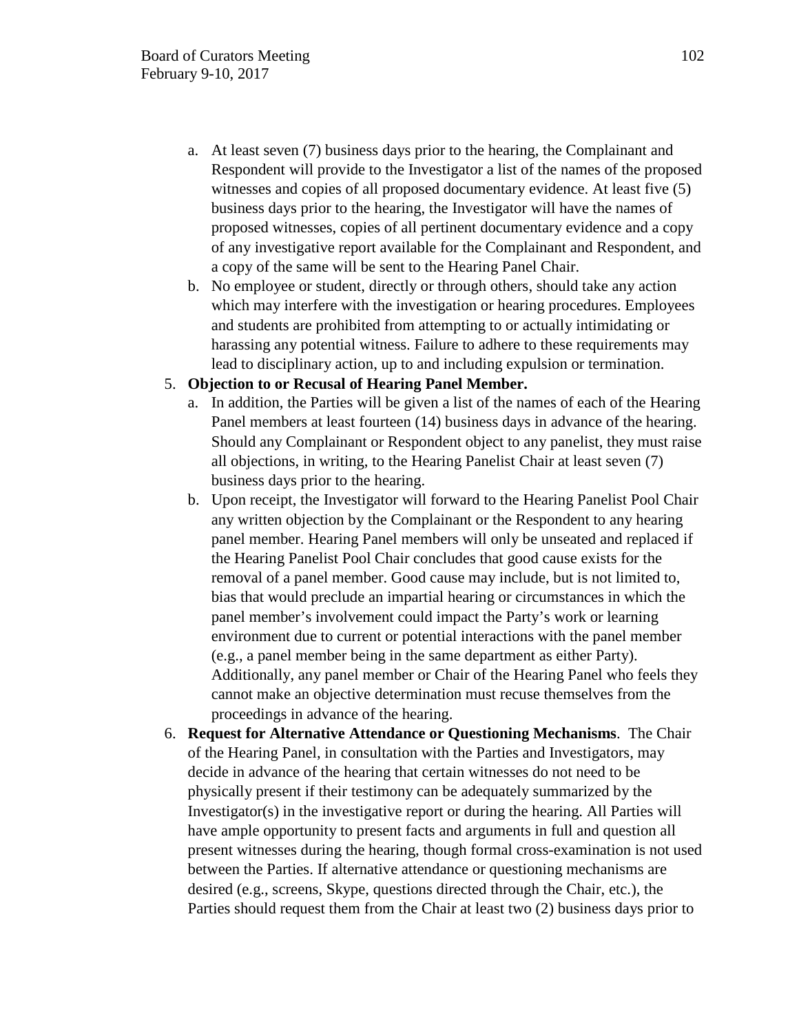a. At least seven (7) business days prior to the hearing, the Complainant and Respondent will provide to the Investigator a list of the names of the proposed witnesses and copies of all proposed documentary evidence. At least five (5) business days prior to the hearing, the Investigator will have the names of proposed witnesses, copies of all pertinent documentary evidence and a copy of any investigative report available for the Complainant and Respondent, and a copy of the same will be sent to the Hearing Panel Chair.
   b. No employee or student, directly or through others, should take any action which may interfere with the investigation or hearing procedures. Employees and students are prohibited from attempting to or actually intimidating or harassing any potential witness. Failure to adhere to these requirements may lead to disciplinary action, up to and including expulsion or termination.

5. **Objection to or Recusal of Hearing Panel Member.**
   a. In addition, the Parties will be given a list of the names of each of the Hearing Panel members at least fourteen (14) business days in advance of the hearing. Should any Complainant or Respondent object to any panelist, they must raise all objections, in writing, to the Hearing Panelist Chair at least seven (7) business days prior to the hearing.
   b. Upon receipt, the Investigator will forward to the Hearing Panelist Pool Chair any written objection by the Complainant or the Respondent to any hearing panel member. Hearing Panel members will only be unseated and replaced if the Hearing Panelist Pool Chair concludes that good cause exists for the removal of a panel member. Good cause may include, but is not limited to, bias that would preclude an impartial hearing or circumstances in which the panel member's involvement could impact the Party's work or learning environment due to current or potential interactions with the panel member (e.g., a panel member being in the same department as either Party). Additionally, any panel member or Chair of the Hearing Panel who feels they cannot make an objective determination must recuse themselves from the proceedings in advance of the hearing.

6. **Request for Alternative Attendance or Questioning Mechanisms**. The Chair of the Hearing Panel, in consultation with the Parties and Investigators, may decide in advance of the hearing that certain witnesses do not need to be physically present if their testimony can be adequately summarized by the Investigator(s) in the investigative report or during the hearing. All Parties will have ample opportunity to present facts and arguments in full and question all present witnesses during the hearing, though formal cross-examination is not used between the Parties. If alternative attendance or questioning mechanisms are desired (e.g., screens, Skype, questions directed through the Chair, etc.), the Parties should request them from the Chair at least two (2) business days prior to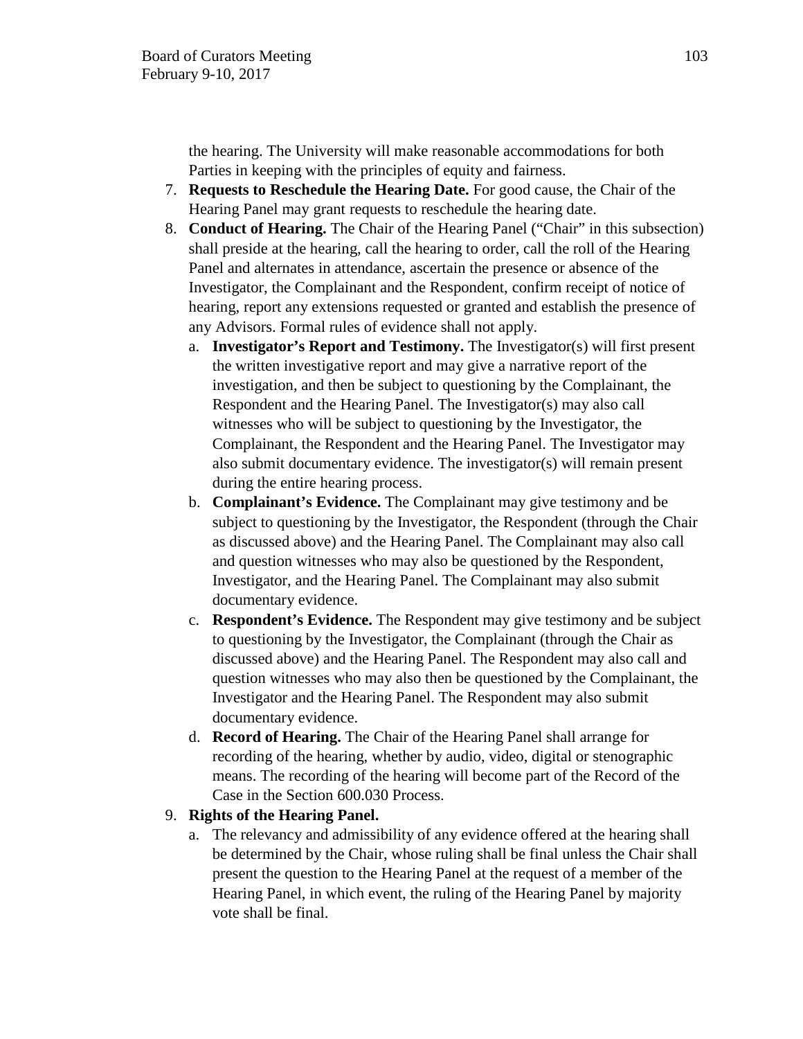the hearing. The University will make reasonable accommodations for both Parties in keeping with the principles of equity and fairness.

7. **Requests to Reschedule the Hearing Date.** For good cause, the Chair of the Hearing Panel may grant requests to reschedule the hearing date.
8. **Conduct of Hearing.** The Chair of the Hearing Panel ("Chair" in this subsection) shall preside at the hearing, call the hearing to order, call the roll of the Hearing Panel and alternates in attendance, ascertain the presence or absence of the Investigator, the Complainant and the Respondent, confirm receipt of notice of hearing, report any extensions requested or granted and establish the presence of any Advisors. Formal rules of evidence shall not apply.
   a. **Investigator's Report and Testimony.** The Investigator(s) will first present the written investigative report and may give a narrative report of the investigation, and then be subject to questioning by the Complainant, the Respondent and the Hearing Panel. The Investigator(s) may also call witnesses who will be subject to questioning by the Investigator, the Complainant, the Respondent and the Hearing Panel. The Investigator may also submit documentary evidence. The investigator(s) will remain present during the entire hearing process.
   b. **Complainant's Evidence.** The Complainant may give testimony and be subject to questioning by the Investigator, the Respondent (through the Chair as discussed above) and the Hearing Panel. The Complainant may also call and question witnesses who may also be questioned by the Respondent, Investigator, and the Hearing Panel. The Complainant may also submit documentary evidence.
   c. **Respondent's Evidence.** The Respondent may give testimony and be subject to questioning by the Investigator, the Complainant (through the Chair as discussed above) and the Hearing Panel. The Respondent may also call and question witnesses who may also then be questioned by the Complainant, the Investigator and the Hearing Panel. The Respondent may also submit documentary evidence.
   d. **Record of Hearing.** The Chair of the Hearing Panel shall arrange for recording of the hearing, whether by audio, video, digital or stenographic means. The recording of the hearing will become part of the Record of the Case in the Section 600.030 Process.
9. **Rights of the Hearing Panel.**
   a. The relevancy and admissibility of any evidence offered at the hearing shall be determined by the Chair, whose ruling shall be final unless the Chair shall present the question to the Hearing Panel at the request of a member of the Hearing Panel, in which event, the ruling of the Hearing Panel by majority vote shall be final.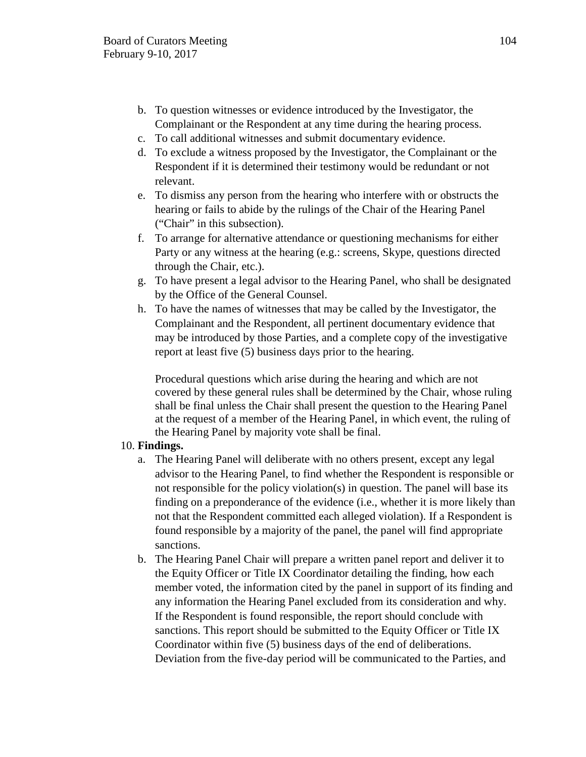b. To question witnesses or evidence introduced by the Investigator, the Complainant or the Respondent at any time during the hearing process.
c. To call additional witnesses and submit documentary evidence.
d. To exclude a witness proposed by the Investigator, the Complainant or the Respondent if it is determined their testimony would be redundant or not relevant.
e. To dismiss any person from the hearing who interfere with or obstructs the hearing or fails to abide by the rulings of the Chair of the Hearing Panel ("Chair" in this subsection).
f. To arrange for alternative attendance or questioning mechanisms for either Party or any witness at the hearing (e.g.: screens, Skype, questions directed through the Chair, etc.).
g. To have present a legal advisor to the Hearing Panel, who shall be designated by the Office of the General Counsel.
h. To have the names of witnesses that may be called by the Investigator, the Complainant and the Respondent, all pertinent documentary evidence that may be introduced by those Parties, and a complete copy of the investigative report at least five (5) business days prior to the hearing.

   Procedural questions which arise during the hearing and which are not covered by these general rules shall be determined by the Chair, whose ruling shall be final unless the Chair shall present the question to the Hearing Panel at the request of a member of the Hearing Panel, in which event, the ruling of the Hearing Panel by majority vote shall be final.

10. **Findings.**
    a. The Hearing Panel will deliberate with no others present, except any legal advisor to the Hearing Panel, to find whether the Respondent is responsible or not responsible for the policy violation(s) in question. The panel will base its finding on a preponderance of the evidence (i.e., whether it is more likely than not that the Respondent committed each alleged violation). If a Respondent is found responsible by a majority of the panel, the panel will find appropriate sanctions.
    b. The Hearing Panel Chair will prepare a written panel report and deliver it to the Equity Officer or Title IX Coordinator detailing the finding, how each member voted, the information cited by the panel in support of its finding and any information the Hearing Panel excluded from its consideration and why. If the Respondent is found responsible, the report should conclude with sanctions. This report should be submitted to the Equity Officer or Title IX Coordinator within five (5) business days of the end of deliberations. Deviation from the five-day period will be communicated to the Parties, and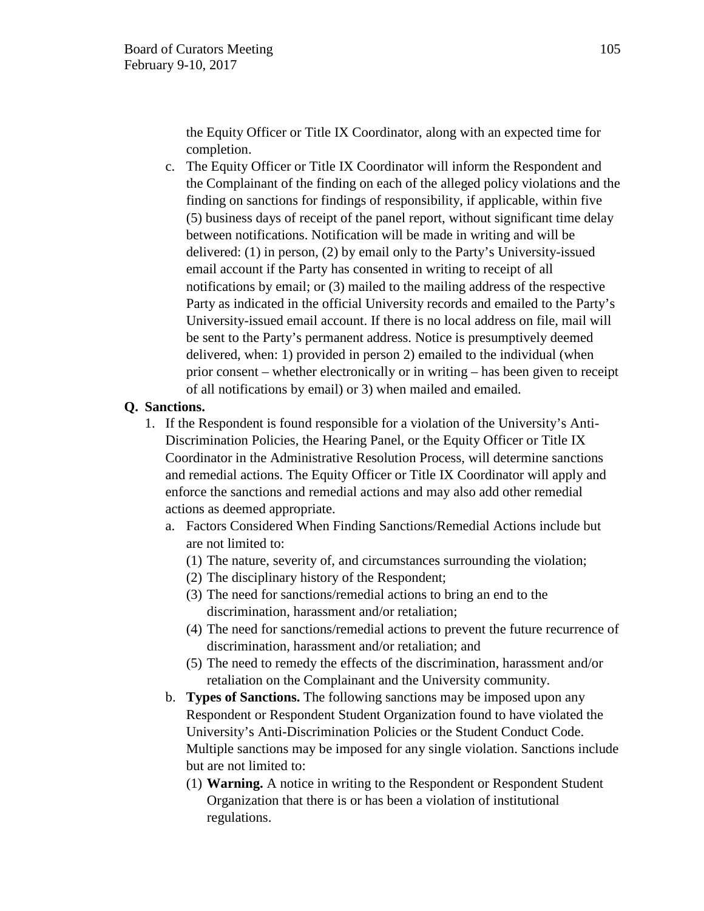the Equity Officer or Title IX Coordinator, along with an expected time for completion.

c. The Equity Officer or Title IX Coordinator will inform the Respondent and the Complainant of the finding on each of the alleged policy violations and the finding on sanctions for findings of responsibility, if applicable, within five (5) business days of receipt of the panel report, without significant time delay between notifications. Notification will be made in writing and will be delivered: (1) in person, (2) by email only to the Party's University-issued email account if the Party has consented in writing to receipt of all notifications by email; or (3) mailed to the mailing address of the respective Party as indicated in the official University records and emailed to the Party's University-issued email account. If there is no local address on file, mail will be sent to the Party's permanent address. Notice is presumptively deemed delivered, when: 1) provided in person 2) emailed to the individual (when prior consent – whether electronically or in writing – has been given to receipt of all notifications by email) or 3) when mailed and emailed.

**Q. Sanctions.**

1. If the Respondent is found responsible for a violation of the University's Anti-Discrimination Policies, the Hearing Panel, or the Equity Officer or Title IX Coordinator in the Administrative Resolution Process, will determine sanctions and remedial actions. The Equity Officer or Title IX Coordinator will apply and enforce the sanctions and remedial actions and may also add other remedial actions as deemed appropriate.
   a. Factors Considered When Finding Sanctions/Remedial Actions include but are not limited to:
      (1) The nature, severity of, and circumstances surrounding the violation;
      (2) The disciplinary history of the Respondent;
      (3) The need for sanctions/remedial actions to bring an end to the discrimination, harassment and/or retaliation;
      (4) The need for sanctions/remedial actions to prevent the future recurrence of discrimination, harassment and/or retaliation; and
      (5) The need to remedy the effects of the discrimination, harassment and/or retaliation on the Complainant and the University community.
   b. **Types of Sanctions.** The following sanctions may be imposed upon any Respondent or Respondent Student Organization found to have violated the University's Anti-Discrimination Policies or the Student Conduct Code. Multiple sanctions may be imposed for any single violation. Sanctions include but are not limited to:
      (1) **Warning.** A notice in writing to the Respondent or Respondent Student Organization that there is or has been a violation of institutional regulations.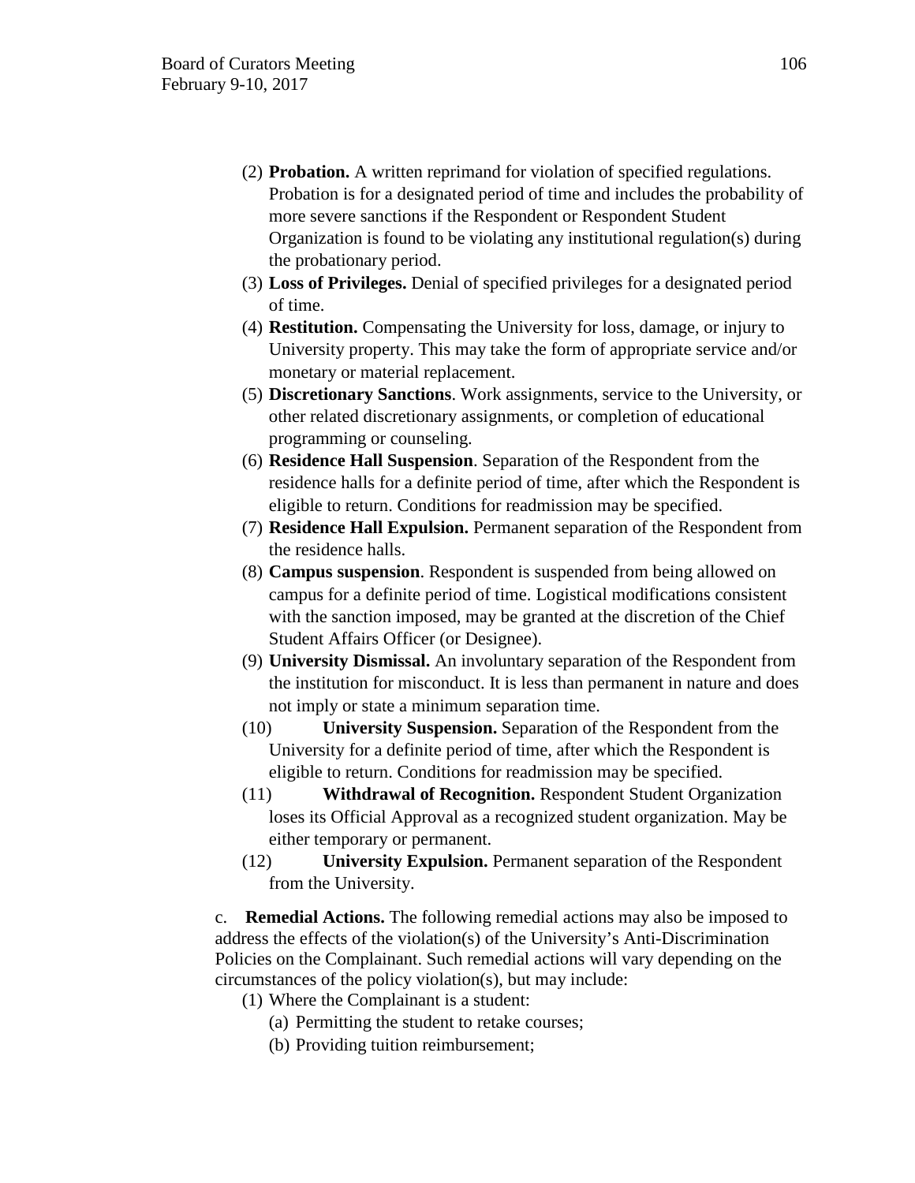(2) **Probation.** A written reprimand for violation of specified regulations. Probation is for a designated period of time and includes the probability of more severe sanctions if the Respondent or Respondent Student Organization is found to be violating any institutional regulation(s) during the probationary period.

(3) **Loss of Privileges.** Denial of specified privileges for a designated period of time.

(4) **Restitution.** Compensating the University for loss, damage, or injury to University property. This may take the form of appropriate service and/or monetary or material replacement.

(5) **Discretionary Sanctions**. Work assignments, service to the University, or other related discretionary assignments, or completion of educational programming or counseling.

(6) **Residence Hall Suspension**. Separation of the Respondent from the residence halls for a definite period of time, after which the Respondent is eligible to return. Conditions for readmission may be specified.

(7) **Residence Hall Expulsion.** Permanent separation of the Respondent from the residence halls.

(8) **Campus suspension**. Respondent is suspended from being allowed on campus for a definite period of time. Logistical modifications consistent with the sanction imposed, may be granted at the discretion of the Chief Student Affairs Officer (or Designee).

(9) **University Dismissal.** An involuntary separation of the Respondent from the institution for misconduct. It is less than permanent in nature and does not imply or state a minimum separation time.

(10) **University Suspension.** Separation of the Respondent from the University for a definite period of time, after which the Respondent is eligible to return. Conditions for readmission may be specified.

(11) **Withdrawal of Recognition.** Respondent Student Organization loses its Official Approval as a recognized student organization. May be either temporary or permanent.

(12) **University Expulsion.** Permanent separation of the Respondent from the University.

c. **Remedial Actions.** The following remedial actions may also be imposed to address the effects of the violation(s) of the University's Anti-Discrimination Policies on the Complainant. Such remedial actions will vary depending on the circumstances of the policy violation(s), but may include:

(1) Where the Complainant is a student:

(a) Permitting the student to retake courses;

(b) Providing tuition reimbursement;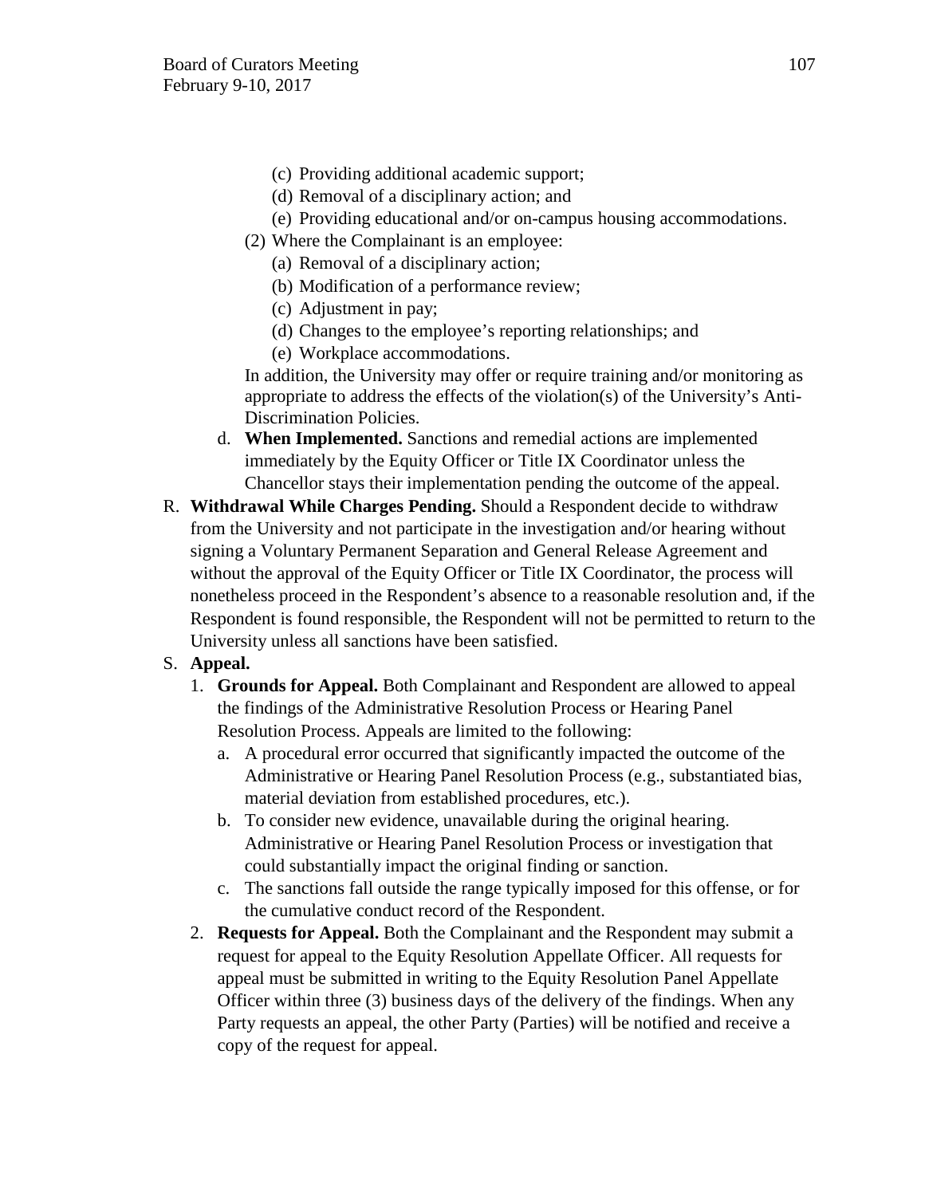(c) Providing additional academic support;
(d) Removal of a disciplinary action; and
(e) Providing educational and/or on-campus housing accommodations.

(2) Where the Complainant is an employee:
(a) Removal of a disciplinary action;
(b) Modification of a performance review;
(c) Adjustment in pay;
(d) Changes to the employee's reporting relationships; and
(e) Workplace accommodations.

In addition, the University may offer or require training and/or monitoring as appropriate to address the effects of the violation(s) of the University's Anti-Discrimination Policies.

d. **When Implemented.** Sanctions and remedial actions are implemented immediately by the Equity Officer or Title IX Coordinator unless the Chancellor stays their implementation pending the outcome of the appeal.

R. **Withdrawal While Charges Pending.** Should a Respondent decide to withdraw from the University and not participate in the investigation and/or hearing without signing a Voluntary Permanent Separation and General Release Agreement and without the approval of the Equity Officer or Title IX Coordinator, the process will nonetheless proceed in the Respondent's absence to a reasonable resolution and, if the Respondent is found responsible, the Respondent will not be permitted to return to the University unless all sanctions have been satisfied.

S. **Appeal.**

1. **Grounds for Appeal.** Both Complainant and Respondent are allowed to appeal the findings of the Administrative Resolution Process or Hearing Panel Resolution Process. Appeals are limited to the following:
   a. A procedural error occurred that significantly impacted the outcome of the Administrative or Hearing Panel Resolution Process (e.g., substantiated bias, material deviation from established procedures, etc.).
   b. To consider new evidence, unavailable during the original hearing. Administrative or Hearing Panel Resolution Process or investigation that could substantially impact the original finding or sanction.
   c. The sanctions fall outside the range typically imposed for this offense, or for the cumulative conduct record of the Respondent.
2. **Requests for Appeal.** Both the Complainant and the Respondent may submit a request for appeal to the Equity Resolution Appellate Officer. All requests for appeal must be submitted in writing to the Equity Resolution Panel Appellate Officer within three (3) business days of the delivery of the findings. When any Party requests an appeal, the other Party (Parties) will be notified and receive a copy of the request for appeal.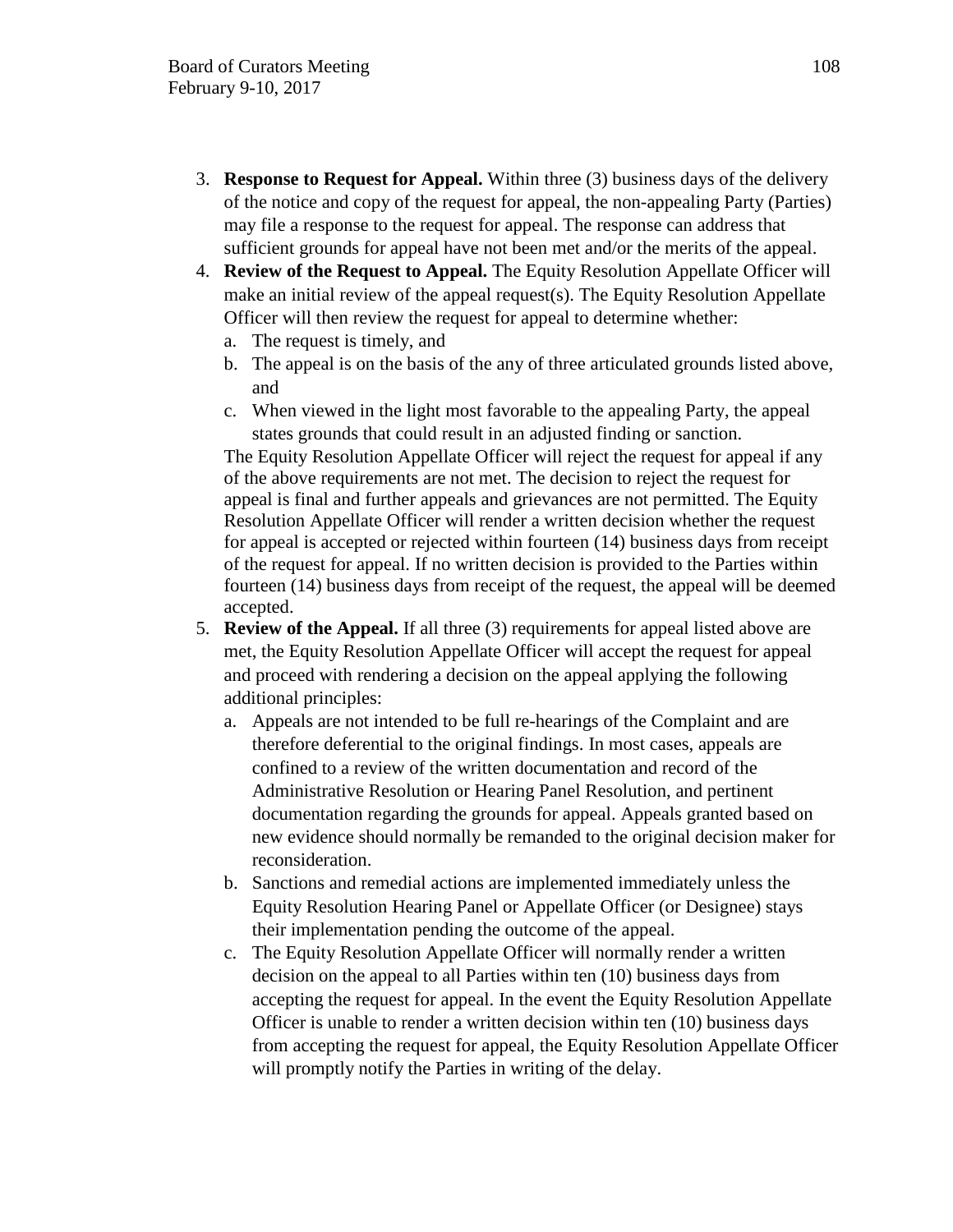3. **Response to Request for Appeal.** Within three (3) business days of the delivery of the notice and copy of the request for appeal, the non-appealing Party (Parties) may file a response to the request for appeal. The response can address that sufficient grounds for appeal have not been met and/or the merits of the appeal.
4. **Review of the Request to Appeal.** The Equity Resolution Appellate Officer will make an initial review of the appeal request(s). The Equity Resolution Appellate Officer will then review the request for appeal to determine whether:
   a. The request is timely, and
   b. The appeal is on the basis of the any of three articulated grounds listed above, and
   c. When viewed in the light most favorable to the appealing Party, the appeal states grounds that could result in an adjusted finding or sanction.

   The Equity Resolution Appellate Officer will reject the request for appeal if any of the above requirements are not met. The decision to reject the request for appeal is final and further appeals and grievances are not permitted. The Equity Resolution Appellate Officer will render a written decision whether the request for appeal is accepted or rejected within fourteen (14) business days from receipt of the request for appeal. If no written decision is provided to the Parties within fourteen (14) business days from receipt of the request, the appeal will be deemed accepted.
5. **Review of the Appeal.** If all three (3) requirements for appeal listed above are met, the Equity Resolution Appellate Officer will accept the request for appeal and proceed with rendering a decision on the appeal applying the following additional principles:
   a. Appeals are not intended to be full re-hearings of the Complaint and are therefore deferential to the original findings. In most cases, appeals are confined to a review of the written documentation and record of the Administrative Resolution or Hearing Panel Resolution, and pertinent documentation regarding the grounds for appeal. Appeals granted based on new evidence should normally be remanded to the original decision maker for reconsideration.
   b. Sanctions and remedial actions are implemented immediately unless the Equity Resolution Hearing Panel or Appellate Officer (or Designee) stays their implementation pending the outcome of the appeal.
   c. The Equity Resolution Appellate Officer will normally render a written decision on the appeal to all Parties within ten (10) business days from accepting the request for appeal. In the event the Equity Resolution Appellate Officer is unable to render a written decision within ten (10) business days from accepting the request for appeal, the Equity Resolution Appellate Officer will promptly notify the Parties in writing of the delay.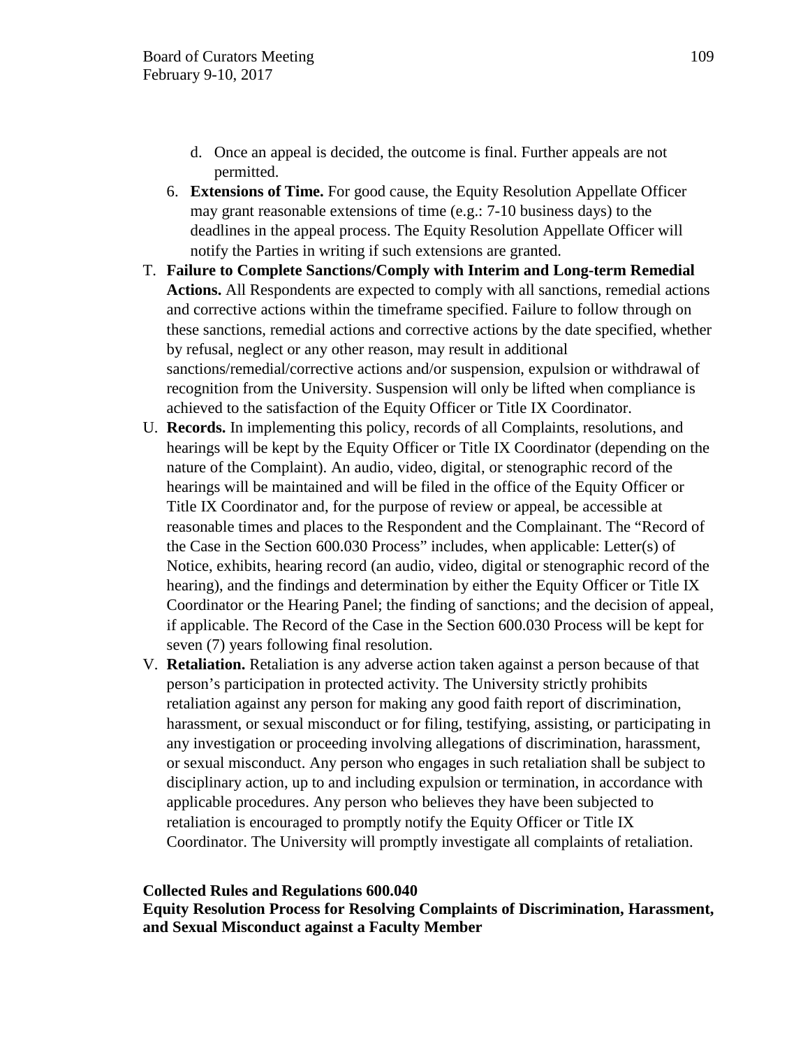d. Once an appeal is decided, the outcome is final. Further appeals are not permitted.

6. **Extensions of Time.** For good cause, the Equity Resolution Appellate Officer may grant reasonable extensions of time (e.g.: 7-10 business days) to the deadlines in the appeal process. The Equity Resolution Appellate Officer will notify the Parties in writing if such extensions are granted.

T. **Failure to Complete Sanctions/Comply with Interim and Long-term Remedial Actions.** All Respondents are expected to comply with all sanctions, remedial actions and corrective actions within the timeframe specified. Failure to follow through on these sanctions, remedial actions and corrective actions by the date specified, whether by refusal, neglect or any other reason, may result in additional sanctions/remedial/corrective actions and/or suspension, expulsion or withdrawal of recognition from the University. Suspension will only be lifted when compliance is achieved to the satisfaction of the Equity Officer or Title IX Coordinator.

U. **Records.** In implementing this policy, records of all Complaints, resolutions, and hearings will be kept by the Equity Officer or Title IX Coordinator (depending on the nature of the Complaint). An audio, video, digital, or stenographic record of the hearings will be maintained and will be filed in the office of the Equity Officer or Title IX Coordinator and, for the purpose of review or appeal, be accessible at reasonable times and places to the Respondent and the Complainant. The "Record of the Case in the Section 600.030 Process" includes, when applicable: Letter(s) of Notice, exhibits, hearing record (an audio, video, digital or stenographic record of the hearing), and the findings and determination by either the Equity Officer or Title IX Coordinator or the Hearing Panel; the finding of sanctions; and the decision of appeal, if applicable. The Record of the Case in the Section 600.030 Process will be kept for seven (7) years following final resolution.

V. **Retaliation.** Retaliation is any adverse action taken against a person because of that person's participation in protected activity. The University strictly prohibits retaliation against any person for making any good faith report of discrimination, harassment, or sexual misconduct or for filing, testifying, assisting, or participating in any investigation or proceeding involving allegations of discrimination, harassment, or sexual misconduct. Any person who engages in such retaliation shall be subject to disciplinary action, up to and including expulsion or termination, in accordance with applicable procedures. Any person who believes they have been subjected to retaliation is encouraged to promptly notify the Equity Officer or Title IX Coordinator. The University will promptly investigate all complaints of retaliation.

**Collected Rules and Regulations 600.040**
**Equity Resolution Process for Resolving Complaints of Discrimination, Harassment, and Sexual Misconduct against a Faculty Member**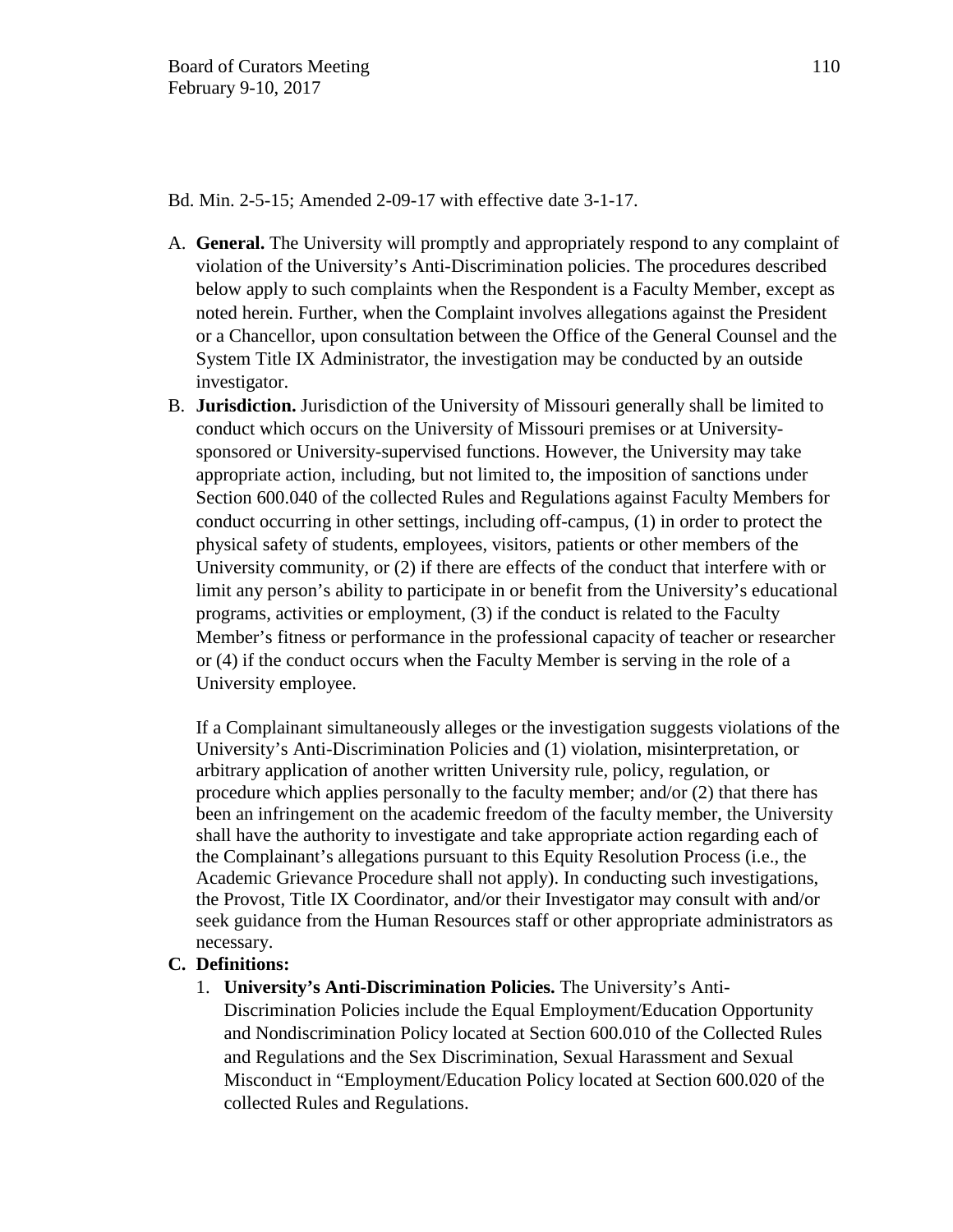Bd. Min. 2-5-15; Amended 2-09-17 with effective date 3-1-17.

A. **General.** The University will promptly and appropriately respond to any complaint of violation of the University's Anti-Discrimination policies. The procedures described below apply to such complaints when the Respondent is a Faculty Member, except as noted herein. Further, when the Complaint involves allegations against the President or a Chancellor, upon consultation between the Office of the General Counsel and the System Title IX Administrator, the investigation may be conducted by an outside investigator.

B. **Jurisdiction.** Jurisdiction of the University of Missouri generally shall be limited to conduct which occurs on the University of Missouri premises or at University-sponsored or University-supervised functions. However, the University may take appropriate action, including, but not limited to, the imposition of sanctions under Section 600.040 of the collected Rules and Regulations against Faculty Members for conduct occurring in other settings, including off-campus, (1) in order to protect the physical safety of students, employees, visitors, patients or other members of the University community, or (2) if there are effects of the conduct that interfere with or limit any person's ability to participate in or benefit from the University's educational programs, activities or employment, (3) if the conduct is related to the Faculty Member's fitness or performance in the professional capacity of teacher or researcher or (4) if the conduct occurs when the Faculty Member is serving in the role of a University employee.

   If a Complainant simultaneously alleges or the investigation suggests violations of the University's Anti-Discrimination Policies and (1) violation, misinterpretation, or arbitrary application of another written University rule, policy, regulation, or procedure which applies personally to the faculty member; and/or (2) that there has been an infringement on the academic freedom of the faculty member, the University shall have the authority to investigate and take appropriate action regarding each of the Complainant's allegations pursuant to this Equity Resolution Process (i.e., the Academic Grievance Procedure shall not apply). In conducting such investigations, the Provost, Title IX Coordinator, and/or their Investigator may consult with and/or seek guidance from the Human Resources staff or other appropriate administrators as necessary.

C. **Definitions:**
   1. **University's Anti-Discrimination Policies.** The University's Anti-Discrimination Policies include the Equal Employment/Education Opportunity and Nondiscrimination Policy located at Section 600.010 of the Collected Rules and Regulations and the Sex Discrimination, Sexual Harassment and Sexual Misconduct in "Employment/Education Policy located at Section 600.020 of the collected Rules and Regulations.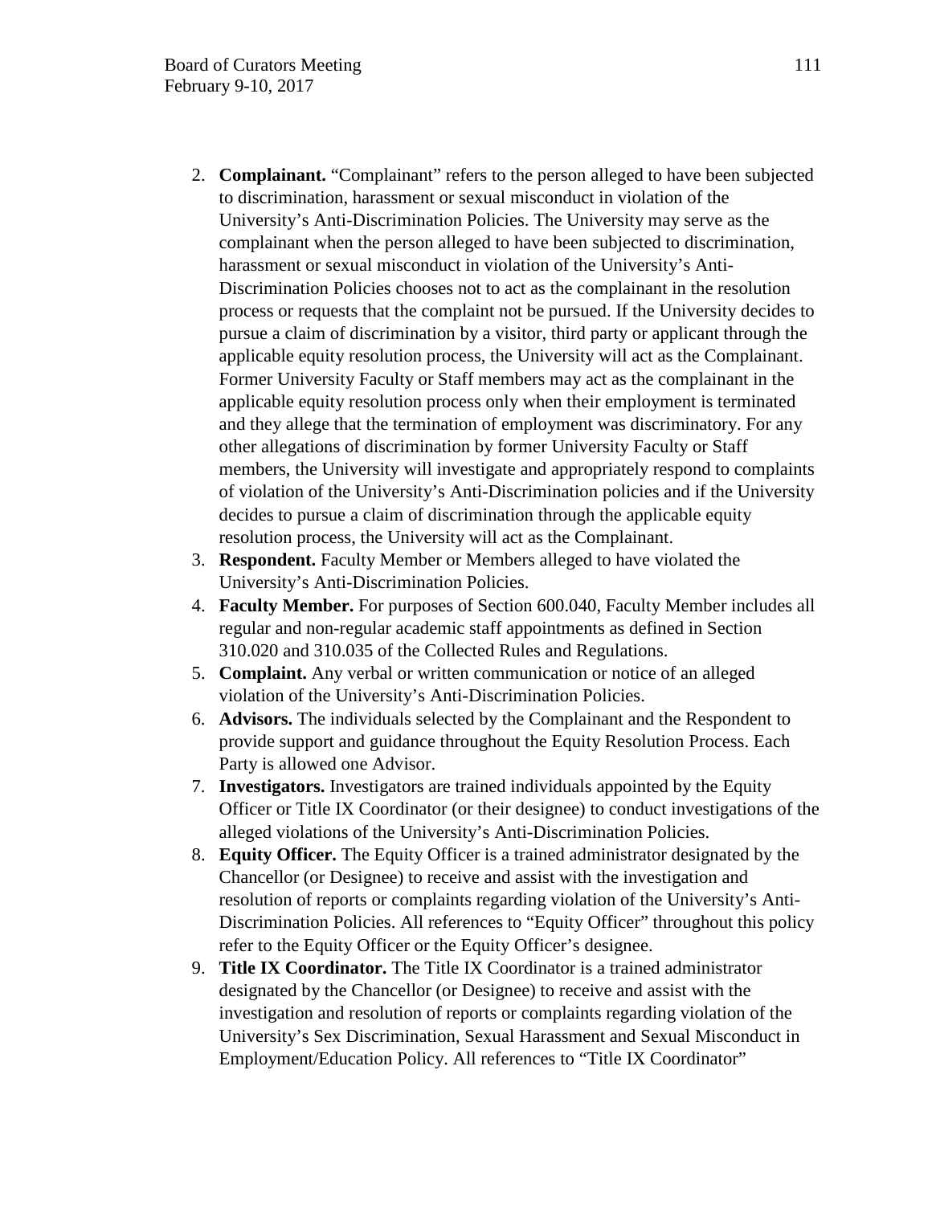2. **Complainant.** "Complainant" refers to the person alleged to have been subjected to discrimination, harassment or sexual misconduct in violation of the University's Anti-Discrimination Policies. The University may serve as the complainant when the person alleged to have been subjected to discrimination, harassment or sexual misconduct in violation of the University's Anti-Discrimination Policies chooses not to act as the complainant in the resolution process or requests that the complaint not be pursued. If the University decides to pursue a claim of discrimination by a visitor, third party or applicant through the applicable equity resolution process, the University will act as the Complainant. Former University Faculty or Staff members may act as the complainant in the applicable equity resolution process only when their employment is terminated and they allege that the termination of employment was discriminatory. For any other allegations of discrimination by former University Faculty or Staff members, the University will investigate and appropriately respond to complaints of violation of the University's Anti-Discrimination policies and if the University decides to pursue a claim of discrimination through the applicable equity resolution process, the University will act as the Complainant.
3. **Respondent.** Faculty Member or Members alleged to have violated the University's Anti-Discrimination Policies.
4. **Faculty Member.** For purposes of Section 600.040, Faculty Member includes all regular and non-regular academic staff appointments as defined in Section 310.020 and 310.035 of the Collected Rules and Regulations.
5. **Complaint.** Any verbal or written communication or notice of an alleged violation of the University's Anti-Discrimination Policies.
6. **Advisors.** The individuals selected by the Complainant and the Respondent to provide support and guidance throughout the Equity Resolution Process. Each Party is allowed one Advisor.
7. **Investigators.** Investigators are trained individuals appointed by the Equity Officer or Title IX Coordinator (or their designee) to conduct investigations of the alleged violations of the University's Anti-Discrimination Policies.
8. **Equity Officer.** The Equity Officer is a trained administrator designated by the Chancellor (or Designee) to receive and assist with the investigation and resolution of reports or complaints regarding violation of the University's Anti-Discrimination Policies. All references to "Equity Officer" throughout this policy refer to the Equity Officer or the Equity Officer's designee.
9. **Title IX Coordinator.** The Title IX Coordinator is a trained administrator designated by the Chancellor (or Designee) to receive and assist with the investigation and resolution of reports or complaints regarding violation of the University's Sex Discrimination, Sexual Harassment and Sexual Misconduct in Employment/Education Policy. All references to "Title IX Coordinator"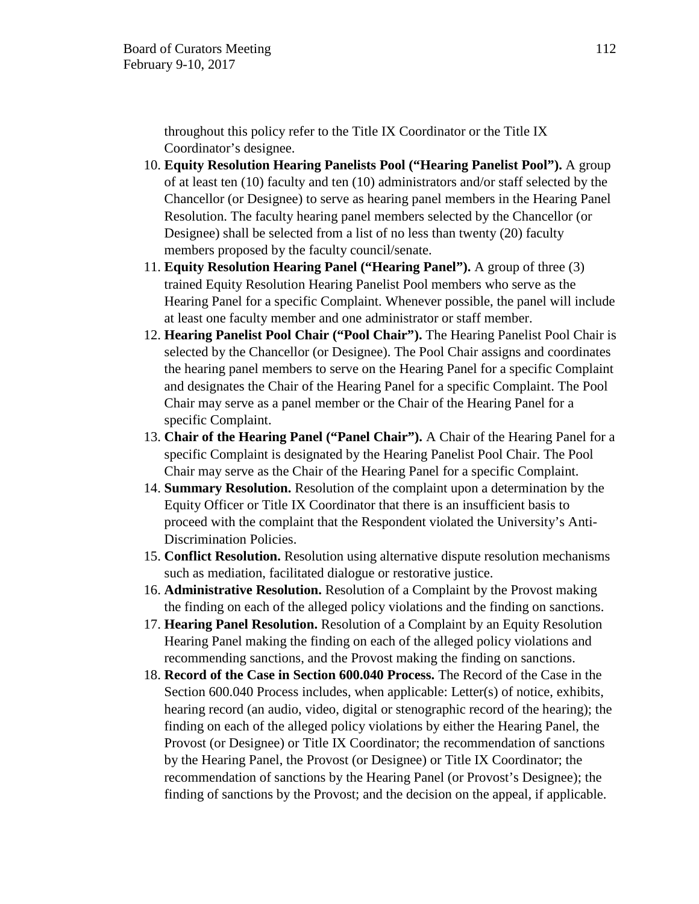throughout this policy refer to the Title IX Coordinator or the Title IX Coordinator's designee.

10. **Equity Resolution Hearing Panelists Pool ("Hearing Panelist Pool").** A group of at least ten (10) faculty and ten (10) administrators and/or staff selected by the Chancellor (or Designee) to serve as hearing panel members in the Hearing Panel Resolution. The faculty hearing panel members selected by the Chancellor (or Designee) shall be selected from a list of no less than twenty (20) faculty members proposed by the faculty council/senate.
11. **Equity Resolution Hearing Panel ("Hearing Panel").** A group of three (3) trained Equity Resolution Hearing Panelist Pool members who serve as the Hearing Panel for a specific Complaint. Whenever possible, the panel will include at least one faculty member and one administrator or staff member.
12. **Hearing Panelist Pool Chair ("Pool Chair").** The Hearing Panelist Pool Chair is selected by the Chancellor (or Designee). The Pool Chair assigns and coordinates the hearing panel members to serve on the Hearing Panel for a specific Complaint and designates the Chair of the Hearing Panel for a specific Complaint. The Pool Chair may serve as a panel member or the Chair of the Hearing Panel for a specific Complaint.
13. **Chair of the Hearing Panel ("Panel Chair").** A Chair of the Hearing Panel for a specific Complaint is designated by the Hearing Panelist Pool Chair. The Pool Chair may serve as the Chair of the Hearing Panel for a specific Complaint.
14. **Summary Resolution.** Resolution of the complaint upon a determination by the Equity Officer or Title IX Coordinator that there is an insufficient basis to proceed with the complaint that the Respondent violated the University's Anti-Discrimination Policies.
15. **Conflict Resolution.** Resolution using alternative dispute resolution mechanisms such as mediation, facilitated dialogue or restorative justice.
16. **Administrative Resolution.** Resolution of a Complaint by the Provost making the finding on each of the alleged policy violations and the finding on sanctions.
17. **Hearing Panel Resolution.** Resolution of a Complaint by an Equity Resolution Hearing Panel making the finding on each of the alleged policy violations and recommending sanctions, and the Provost making the finding on sanctions.
18. **Record of the Case in Section 600.040 Process.** The Record of the Case in the Section 600.040 Process includes, when applicable: Letter(s) of notice, exhibits, hearing record (an audio, video, digital or stenographic record of the hearing); the finding on each of the alleged policy violations by either the Hearing Panel, the Provost (or Designee) or Title IX Coordinator; the recommendation of sanctions by the Hearing Panel, the Provost (or Designee) or Title IX Coordinator; the recommendation of sanctions by the Hearing Panel (or Provost's Designee); the finding of sanctions by the Provost; and the decision on the appeal, if applicable.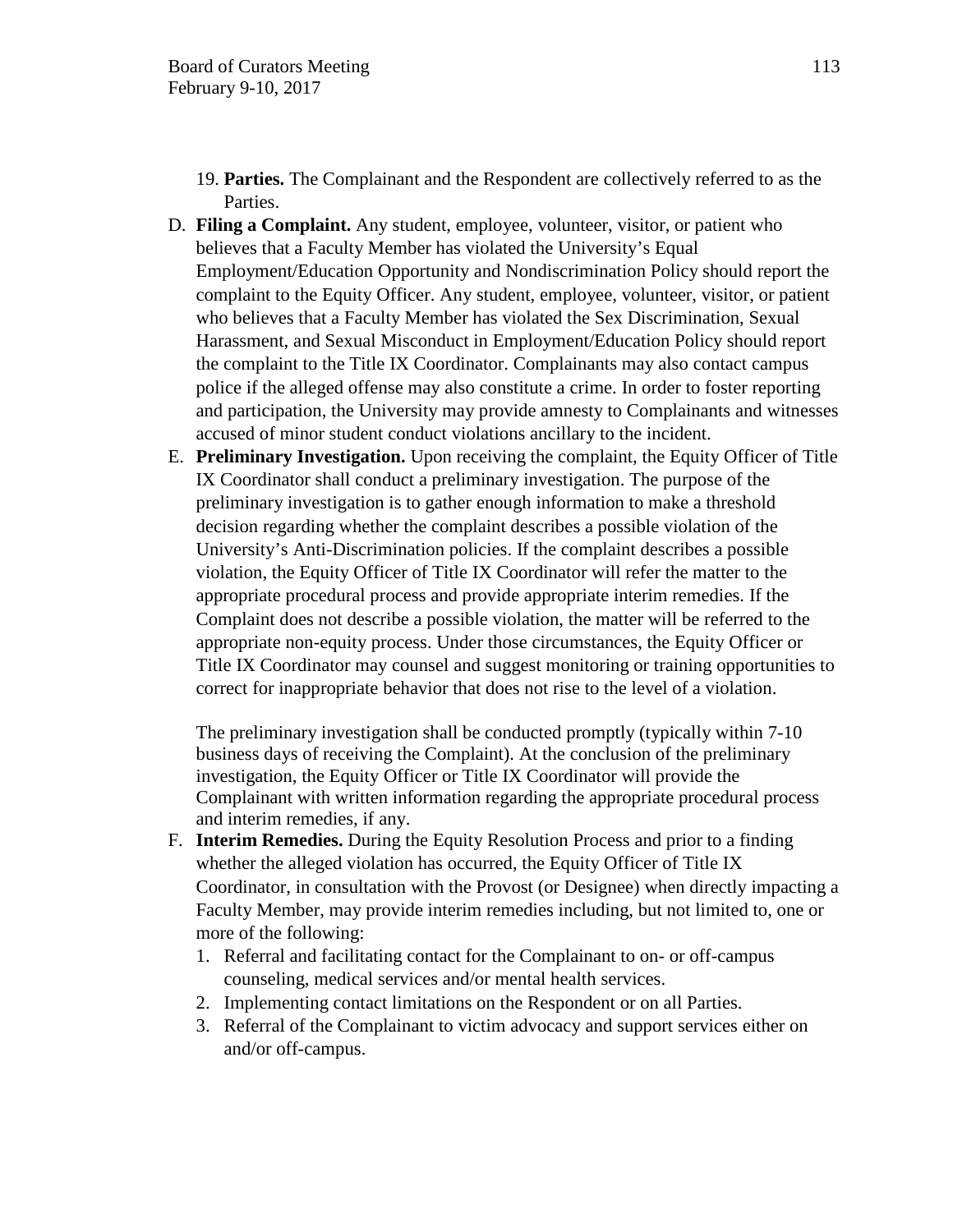19. **Parties.** The Complainant and the Respondent are collectively referred to as the Parties.

D. **Filing a Complaint.** Any student, employee, volunteer, visitor, or patient who believes that a Faculty Member has violated the University's Equal Employment/Education Opportunity and Nondiscrimination Policy should report the complaint to the Equity Officer. Any student, employee, volunteer, visitor, or patient who believes that a Faculty Member has violated the Sex Discrimination, Sexual Harassment, and Sexual Misconduct in Employment/Education Policy should report the complaint to the Title IX Coordinator. Complainants may also contact campus police if the alleged offense may also constitute a crime. In order to foster reporting and participation, the University may provide amnesty to Complainants and witnesses accused of minor student conduct violations ancillary to the incident.

E. **Preliminary Investigation.** Upon receiving the complaint, the Equity Officer of Title IX Coordinator shall conduct a preliminary investigation. The purpose of the preliminary investigation is to gather enough information to make a threshold decision regarding whether the complaint describes a possible violation of the University's Anti-Discrimination policies. If the complaint describes a possible violation, the Equity Officer of Title IX Coordinator will refer the matter to the appropriate procedural process and provide appropriate interim remedies. If the Complaint does not describe a possible violation, the matter will be referred to the appropriate non-equity process. Under those circumstances, the Equity Officer or Title IX Coordinator may counsel and suggest monitoring or training opportunities to correct for inappropriate behavior that does not rise to the level of a violation.

   The preliminary investigation shall be conducted promptly (typically within 7-10 business days of receiving the Complaint). At the conclusion of the preliminary investigation, the Equity Officer or Title IX Coordinator will provide the Complainant with written information regarding the appropriate procedural process and interim remedies, if any.

F. **Interim Remedies.** During the Equity Resolution Process and prior to a finding whether the alleged violation has occurred, the Equity Officer of Title IX Coordinator, in consultation with the Provost (or Designee) when directly impacting a Faculty Member, may provide interim remedies including, but not limited to, one or more of the following:
   1. Referral and facilitating contact for the Complainant to on- or off-campus counseling, medical services and/or mental health services.
   2. Implementing contact limitations on the Respondent or on all Parties.
   3. Referral of the Complainant to victim advocacy and support services either on and/or off-campus.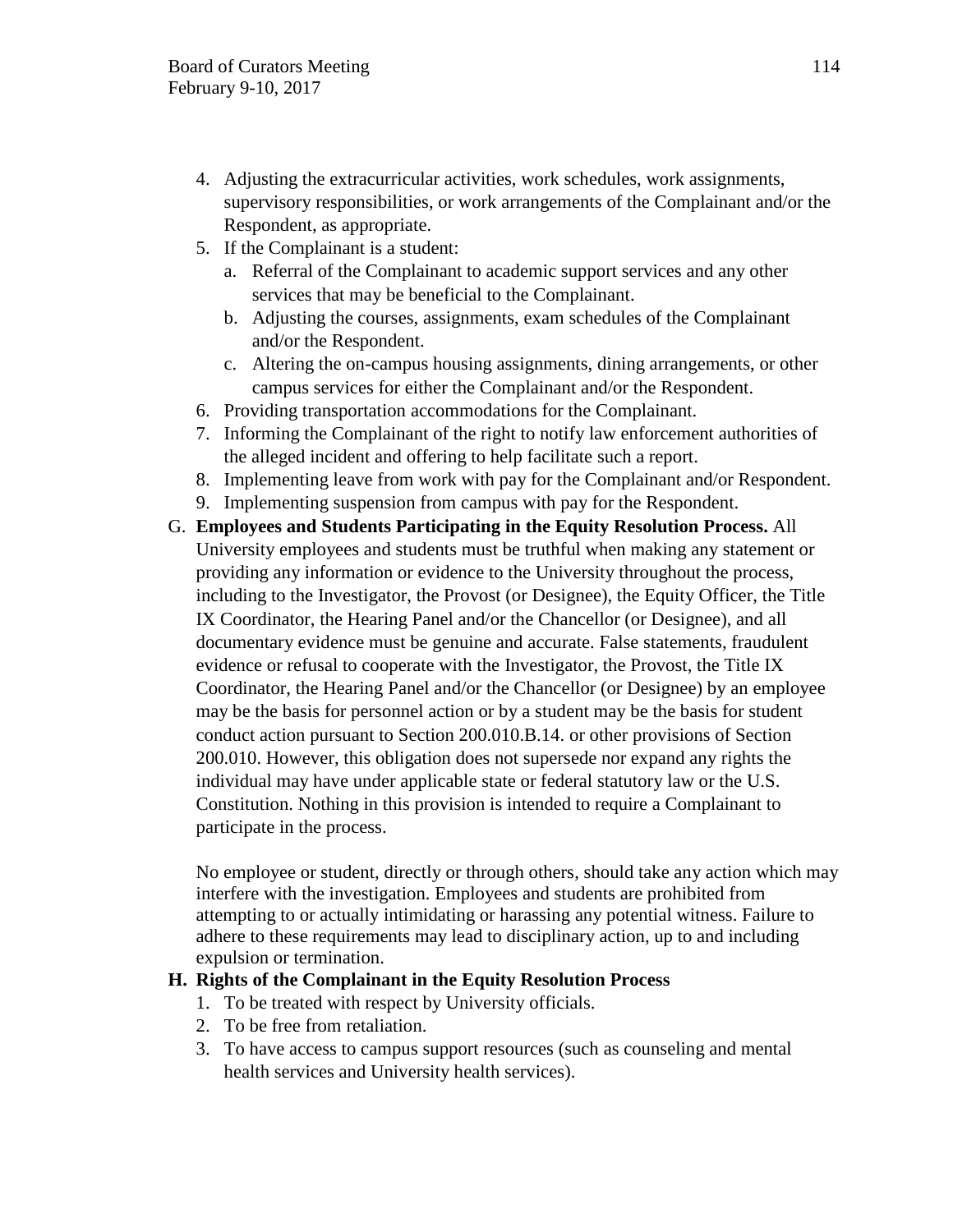4. Adjusting the extracurricular activities, work schedules, work assignments, supervisory responsibilities, or work arrangements of the Complainant and/or the Respondent, as appropriate.
5. If the Complainant is a student:
   a. Referral of the Complainant to academic support services and any other services that may be beneficial to the Complainant.
   b. Adjusting the courses, assignments, exam schedules of the Complainant and/or the Respondent.
   c. Altering the on-campus housing assignments, dining arrangements, or other campus services for either the Complainant and/or the Respondent.
6. Providing transportation accommodations for the Complainant.
7. Informing the Complainant of the right to notify law enforcement authorities of the alleged incident and offering to help facilitate such a report.
8. Implementing leave from work with pay for the Complainant and/or Respondent.
9. Implementing suspension from campus with pay for the Respondent.

G. **Employees and Students Participating in the Equity Resolution Process.** All University employees and students must be truthful when making any statement or providing any information or evidence to the University throughout the process, including to the Investigator, the Provost (or Designee), the Equity Officer, the Title IX Coordinator, the Hearing Panel and/or the Chancellor (or Designee), and all documentary evidence must be genuine and accurate. False statements, fraudulent evidence or refusal to cooperate with the Investigator, the Provost, the Title IX Coordinator, the Hearing Panel and/or the Chancellor (or Designee) by an employee may be the basis for personnel action or by a student may be the basis for student conduct action pursuant to Section 200.010.B.14. or other provisions of Section 200.010. However, this obligation does not supersede nor expand any rights the individual may have under applicable state or federal statutory law or the U.S. Constitution. Nothing in this provision is intended to require a Complainant to participate in the process.

   No employee or student, directly or through others, should take any action which may interfere with the investigation. Employees and students are prohibited from attempting to or actually intimidating or harassing any potential witness. Failure to adhere to these requirements may lead to disciplinary action, up to and including expulsion or termination.

H. **Rights of the Complainant in the Equity Resolution Process**
   1. To be treated with respect by University officials.
   2. To be free from retaliation.
   3. To have access to campus support resources (such as counseling and mental health services and University health services).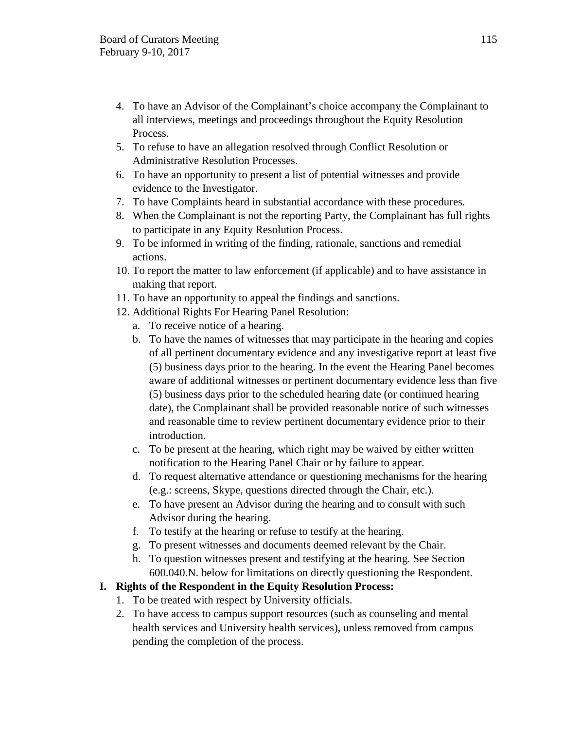4. To have an Advisor of the Complainant's choice accompany the Complainant to all interviews, meetings and proceedings throughout the Equity Resolution Process.
5. To refuse to have an allegation resolved through Conflict Resolution or Administrative Resolution Processes.
6. To have an opportunity to present a list of potential witnesses and provide evidence to the Investigator.
7. To have Complaints heard in substantial accordance with these procedures.
8. When the Complainant is not the reporting Party, the Complainant has full rights to participate in any Equity Resolution Process.
9. To be informed in writing of the finding, rationale, sanctions and remedial actions.
10. To report the matter to law enforcement (if applicable) and to have assistance in making that report.
11. To have an opportunity to appeal the findings and sanctions.
12. Additional Rights For Hearing Panel Resolution:
    a. To receive notice of a hearing.
    b. To have the names of witnesses that may participate in the hearing and copies of all pertinent documentary evidence and any investigative report at least five (5) business days prior to the hearing. In the event the Hearing Panel becomes aware of additional witnesses or pertinent documentary evidence less than five (5) business days prior to the scheduled hearing date (or continued hearing date), the Complainant shall be provided reasonable notice of such witnesses and reasonable time to review pertinent documentary evidence prior to their introduction.
    c. To be present at the hearing, which right may be waived by either written notification to the Hearing Panel Chair or by failure to appear.
    d. To request alternative attendance or questioning mechanisms for the hearing (e.g.: screens, Skype, questions directed through the Chair, etc.).
    e. To have present an Advisor during the hearing and to consult with such Advisor during the hearing.
    f. To testify at the hearing or refuse to testify at the hearing.
    g. To present witnesses and documents deemed relevant by the Chair.
    h. To question witnesses present and testifying at the hearing. See Section 600.040.N. below for limitations on directly questioning the Respondent.

**I. Rights of the Respondent in the Equity Resolution Process:**

1. To be treated with respect by University officials.
2. To have access to campus support resources (such as counseling and mental health services and University health services), unless removed from campus pending the completion of the process.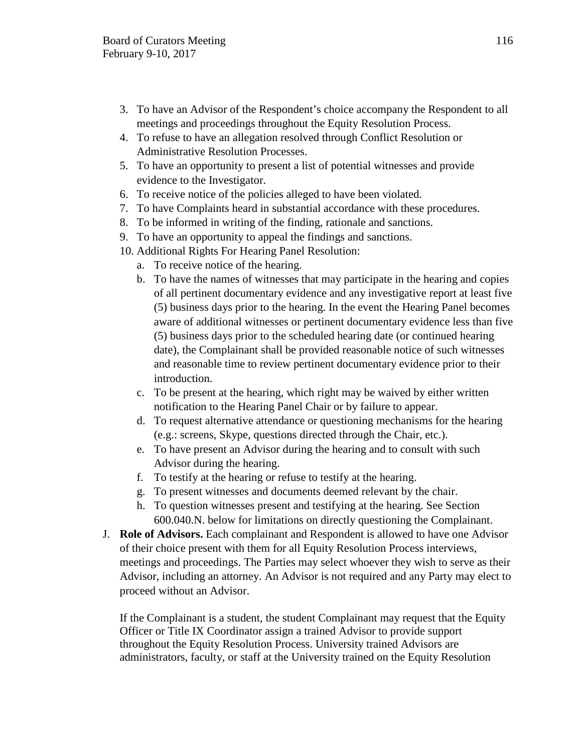3. To have an Advisor of the Respondent's choice accompany the Respondent to all meetings and proceedings throughout the Equity Resolution Process.
4. To refuse to have an allegation resolved through Conflict Resolution or Administrative Resolution Processes.
5. To have an opportunity to present a list of potential witnesses and provide evidence to the Investigator.
6. To receive notice of the policies alleged to have been violated.
7. To have Complaints heard in substantial accordance with these procedures.
8. To be informed in writing of the finding, rationale and sanctions.
9. To have an opportunity to appeal the findings and sanctions.
10. Additional Rights For Hearing Panel Resolution:
    a. To receive notice of the hearing.
    b. To have the names of witnesses that may participate in the hearing and copies of all pertinent documentary evidence and any investigative report at least five (5) business days prior to the hearing. In the event the Hearing Panel becomes aware of additional witnesses or pertinent documentary evidence less than five (5) business days prior to the scheduled hearing date (or continued hearing date), the Complainant shall be provided reasonable notice of such witnesses and reasonable time to review pertinent documentary evidence prior to their introduction.
    c. To be present at the hearing, which right may be waived by either written notification to the Hearing Panel Chair or by failure to appear.
    d. To request alternative attendance or questioning mechanisms for the hearing (e.g.: screens, Skype, questions directed through the Chair, etc.).
    e. To have present an Advisor during the hearing and to consult with such Advisor during the hearing.
    f. To testify at the hearing or refuse to testify at the hearing.
    g. To present witnesses and documents deemed relevant by the chair.
    h. To question witnesses present and testifying at the hearing. See Section 600.040.N. below for limitations on directly questioning the Complainant.

J. **Role of Advisors.** Each complainant and Respondent is allowed to have one Advisor of their choice present with them for all Equity Resolution Process interviews, meetings and proceedings. The Parties may select whoever they wish to serve as their Advisor, including an attorney. An Advisor is not required and any Party may elect to proceed without an Advisor.

   If the Complainant is a student, the student Complainant may request that the Equity Officer or Title IX Coordinator assign a trained Advisor to provide support throughout the Equity Resolution Process. University trained Advisors are administrators, faculty, or staff at the University trained on the Equity Resolution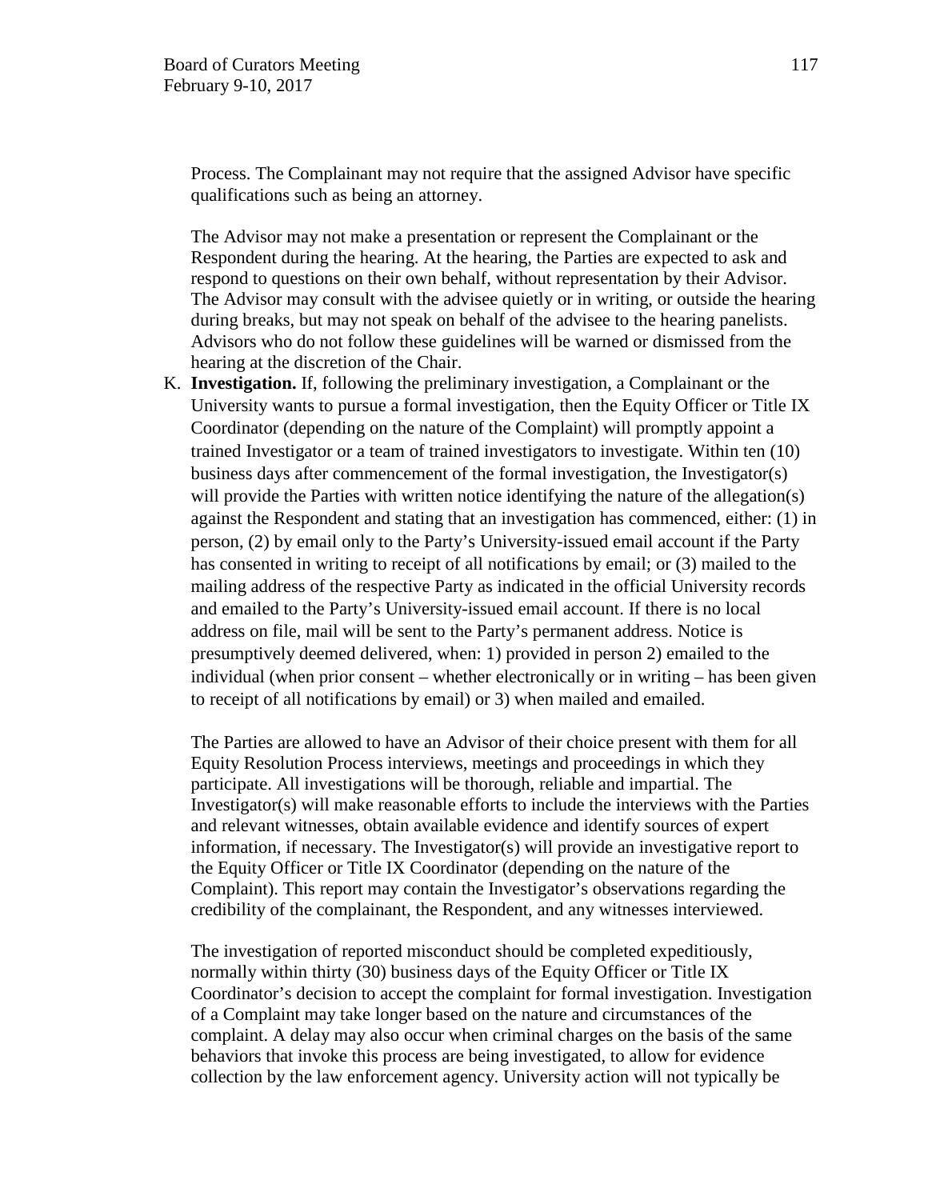Process. The Complainant may not require that the assigned Advisor have specific qualifications such as being an attorney.

The Advisor may not make a presentation or represent the Complainant or the Respondent during the hearing. At the hearing, the Parties are expected to ask and respond to questions on their own behalf, without representation by their Advisor. The Advisor may consult with the advisee quietly or in writing, or outside the hearing during breaks, but may not speak on behalf of the advisee to the hearing panelists. Advisors who do not follow these guidelines will be warned or dismissed from the hearing at the discretion of the Chair.

K. **Investigation.** If, following the preliminary investigation, a Complainant or the University wants to pursue a formal investigation, then the Equity Officer or Title IX Coordinator (depending on the nature of the Complaint) will promptly appoint a trained Investigator or a team of trained investigators to investigate. Within ten (10) business days after commencement of the formal investigation, the Investigator(s) will provide the Parties with written notice identifying the nature of the allegation(s) against the Respondent and stating that an investigation has commenced, either: (1) in person, (2) by email only to the Party's University-issued email account if the Party has consented in writing to receipt of all notifications by email; or (3) mailed to the mailing address of the respective Party as indicated in the official University records and emailed to the Party's University-issued email account. If there is no local address on file, mail will be sent to the Party's permanent address. Notice is presumptively deemed delivered, when: 1) provided in person 2) emailed to the individual (when prior consent – whether electronically or in writing – has been given to receipt of all notifications by email) or 3) when mailed and emailed.

   The Parties are allowed to have an Advisor of their choice present with them for all Equity Resolution Process interviews, meetings and proceedings in which they participate. All investigations will be thorough, reliable and impartial. The Investigator(s) will make reasonable efforts to include the interviews with the Parties and relevant witnesses, obtain available evidence and identify sources of expert information, if necessary. The Investigator(s) will provide an investigative report to the Equity Officer or Title IX Coordinator (depending on the nature of the Complaint). This report may contain the Investigator's observations regarding the credibility of the complainant, the Respondent, and any witnesses interviewed.

   The investigation of reported misconduct should be completed expeditiously, normally within thirty (30) business days of the Equity Officer or Title IX Coordinator's decision to accept the complaint for formal investigation. Investigation of a Complaint may take longer based on the nature and circumstances of the complaint. A delay may also occur when criminal charges on the basis of the same behaviors that invoke this process are being investigated, to allow for evidence collection by the law enforcement agency. University action will not typically be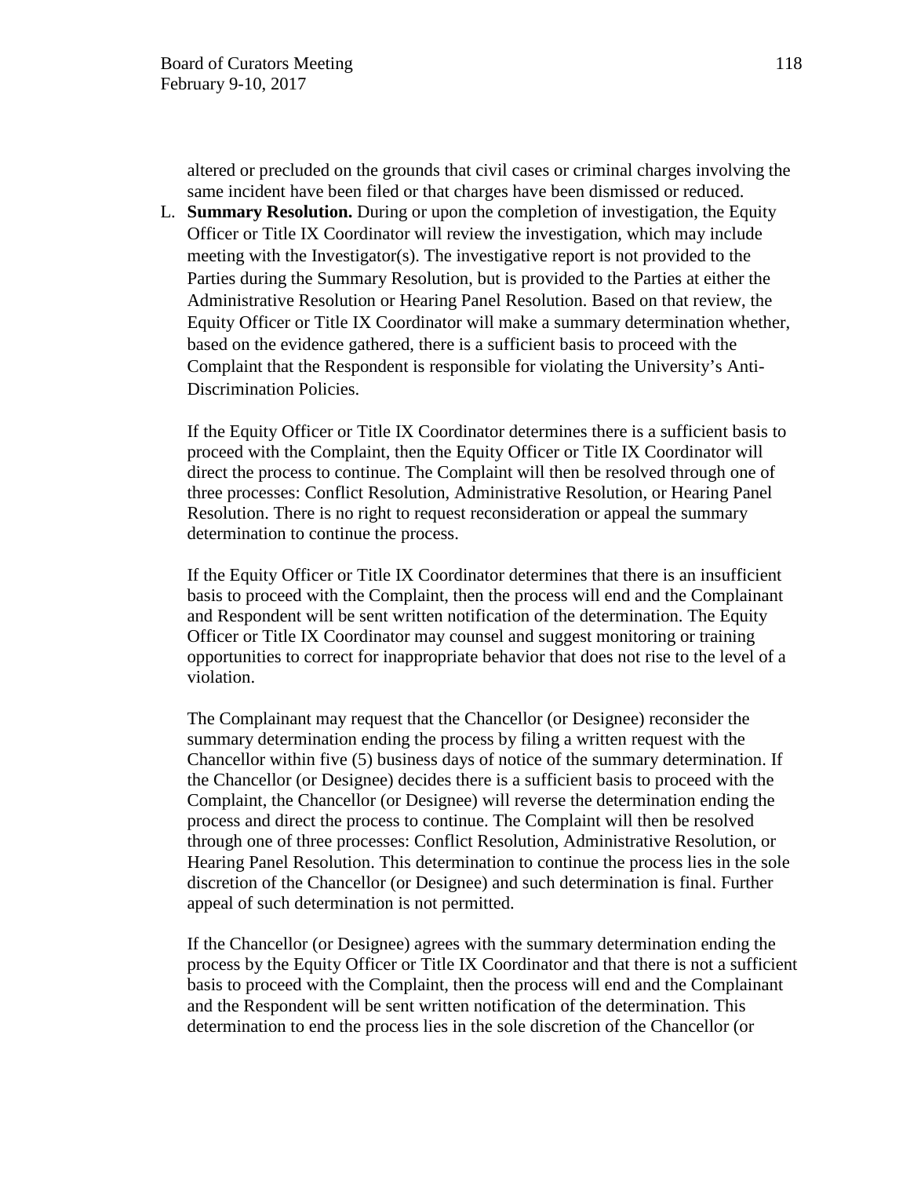altered or precluded on the grounds that civil cases or criminal charges involving the same incident have been filed or that charges have been dismissed or reduced.

L. **Summary Resolution.** During or upon the completion of investigation, the Equity Officer or Title IX Coordinator will review the investigation, which may include meeting with the Investigator(s). The investigative report is not provided to the Parties during the Summary Resolution, but is provided to the Parties at either the Administrative Resolution or Hearing Panel Resolution. Based on that review, the Equity Officer or Title IX Coordinator will make a summary determination whether, based on the evidence gathered, there is a sufficient basis to proceed with the Complaint that the Respondent is responsible for violating the University's Anti-Discrimination Policies.

   If the Equity Officer or Title IX Coordinator determines there is a sufficient basis to proceed with the Complaint, then the Equity Officer or Title IX Coordinator will direct the process to continue. The Complaint will then be resolved through one of three processes: Conflict Resolution, Administrative Resolution, or Hearing Panel Resolution. There is no right to request reconsideration or appeal the summary determination to continue the process.

   If the Equity Officer or Title IX Coordinator determines that there is an insufficient basis to proceed with the Complaint, then the process will end and the Complainant and Respondent will be sent written notification of the determination. The Equity Officer or Title IX Coordinator may counsel and suggest monitoring or training opportunities to correct for inappropriate behavior that does not rise to the level of a violation.

   The Complainant may request that the Chancellor (or Designee) reconsider the summary determination ending the process by filing a written request with the Chancellor within five (5) business days of notice of the summary determination. If the Chancellor (or Designee) decides there is a sufficient basis to proceed with the Complaint, the Chancellor (or Designee) will reverse the determination ending the process and direct the process to continue. The Complaint will then be resolved through one of three processes: Conflict Resolution, Administrative Resolution, or Hearing Panel Resolution. This determination to continue the process lies in the sole discretion of the Chancellor (or Designee) and such determination is final. Further appeal of such determination is not permitted.

   If the Chancellor (or Designee) agrees with the summary determination ending the process by the Equity Officer or Title IX Coordinator and that there is not a sufficient basis to proceed with the Complaint, then the process will end and the Complainant and the Respondent will be sent written notification of the determination. This determination to end the process lies in the sole discretion of the Chancellor (or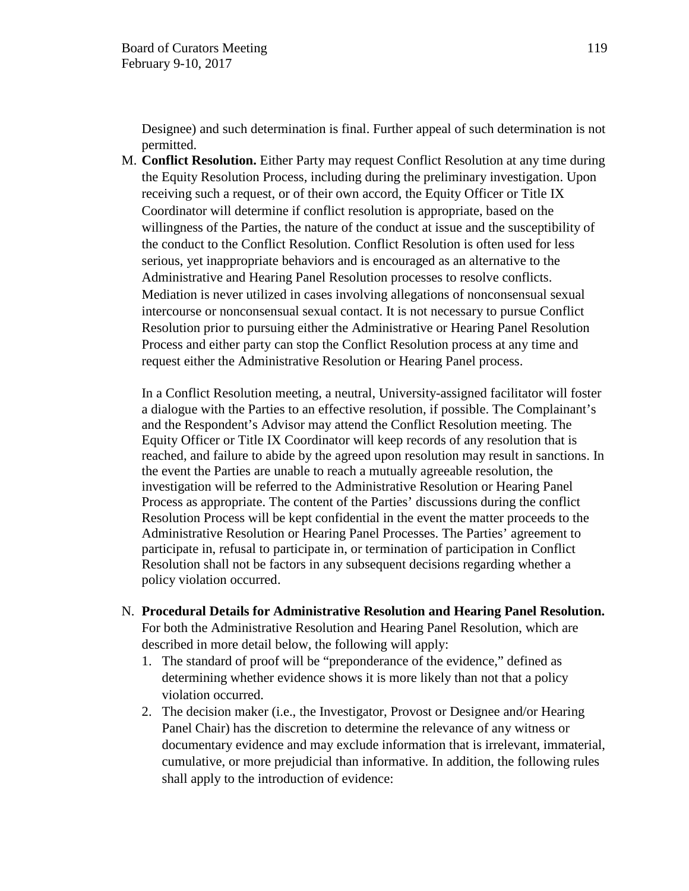Designee) and such determination is final. Further appeal of such determination is not permitted.

M. **Conflict Resolution.** Either Party may request Conflict Resolution at any time during the Equity Resolution Process, including during the preliminary investigation. Upon receiving such a request, or of their own accord, the Equity Officer or Title IX Coordinator will determine if conflict resolution is appropriate, based on the willingness of the Parties, the nature of the conduct at issue and the susceptibility of the conduct to the Conflict Resolution. Conflict Resolution is often used for less serious, yet inappropriate behaviors and is encouraged as an alternative to the Administrative and Hearing Panel Resolution processes to resolve conflicts. Mediation is never utilized in cases involving allegations of nonconsensual sexual intercourse or nonconsensual sexual contact. It is not necessary to pursue Conflict Resolution prior to pursuing either the Administrative or Hearing Panel Resolution Process and either party can stop the Conflict Resolution process at any time and request either the Administrative Resolution or Hearing Panel process.

   In a Conflict Resolution meeting, a neutral, University-assigned facilitator will foster a dialogue with the Parties to an effective resolution, if possible. The Complainant's and the Respondent's Advisor may attend the Conflict Resolution meeting. The Equity Officer or Title IX Coordinator will keep records of any resolution that is reached, and failure to abide by the agreed upon resolution may result in sanctions. In the event the Parties are unable to reach a mutually agreeable resolution, the investigation will be referred to the Administrative Resolution or Hearing Panel Process as appropriate. The content of the Parties' discussions during the conflict Resolution Process will be kept confidential in the event the matter proceeds to the Administrative Resolution or Hearing Panel Processes. The Parties' agreement to participate in, refusal to participate in, or termination of participation in Conflict Resolution shall not be factors in any subsequent decisions regarding whether a policy violation occurred.

N. **Procedural Details for Administrative Resolution and Hearing Panel Resolution.** For both the Administrative Resolution and Hearing Panel Resolution, which are described in more detail below, the following will apply:

   1. The standard of proof will be "preponderance of the evidence," defined as determining whether evidence shows it is more likely than not that a policy violation occurred.
   2. The decision maker (i.e., the Investigator, Provost or Designee and/or Hearing Panel Chair) has the discretion to determine the relevance of any witness or documentary evidence and may exclude information that is irrelevant, immaterial, cumulative, or more prejudicial than informative. In addition, the following rules shall apply to the introduction of evidence: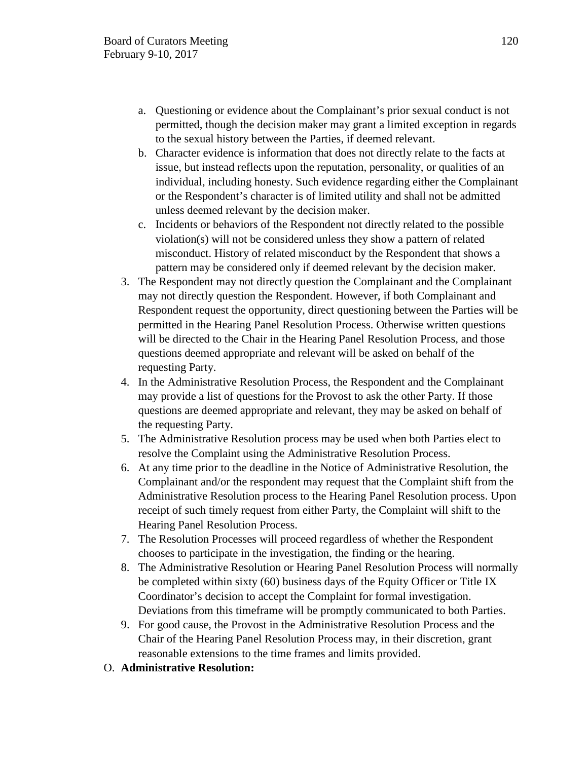a. Questioning or evidence about the Complainant's prior sexual conduct is not permitted, though the decision maker may grant a limited exception in regards to the sexual history between the Parties, if deemed relevant.
b. Character evidence is information that does not directly relate to the facts at issue, but instead reflects upon the reputation, personality, or qualities of an individual, including honesty. Such evidence regarding either the Complainant or the Respondent's character is of limited utility and shall not be admitted unless deemed relevant by the decision maker.
c. Incidents or behaviors of the Respondent not directly related to the possible violation(s) will not be considered unless they show a pattern of related misconduct. History of related misconduct by the Respondent that shows a pattern may be considered only if deemed relevant by the decision maker.

3. The Respondent may not directly question the Complainant and the Complainant may not directly question the Respondent. However, if both Complainant and Respondent request the opportunity, direct questioning between the Parties will be permitted in the Hearing Panel Resolution Process. Otherwise written questions will be directed to the Chair in the Hearing Panel Resolution Process, and those questions deemed appropriate and relevant will be asked on behalf of the requesting Party.
4. In the Administrative Resolution Process, the Respondent and the Complainant may provide a list of questions for the Provost to ask the other Party. If those questions are deemed appropriate and relevant, they may be asked on behalf of the requesting Party.
5. The Administrative Resolution process may be used when both Parties elect to resolve the Complaint using the Administrative Resolution Process.
6. At any time prior to the deadline in the Notice of Administrative Resolution, the Complainant and/or the respondent may request that the Complaint shift from the Administrative Resolution process to the Hearing Panel Resolution process. Upon receipt of such timely request from either Party, the Complaint will shift to the Hearing Panel Resolution Process.
7. The Resolution Processes will proceed regardless of whether the Respondent chooses to participate in the investigation, the finding or the hearing.
8. The Administrative Resolution or Hearing Panel Resolution Process will normally be completed within sixty (60) business days of the Equity Officer or Title IX Coordinator's decision to accept the Complaint for formal investigation. Deviations from this timeframe will be promptly communicated to both Parties.
9. For good cause, the Provost in the Administrative Resolution Process and the Chair of the Hearing Panel Resolution Process may, in their discretion, grant reasonable extensions to the time frames and limits provided.

O. **Administrative Resolution:**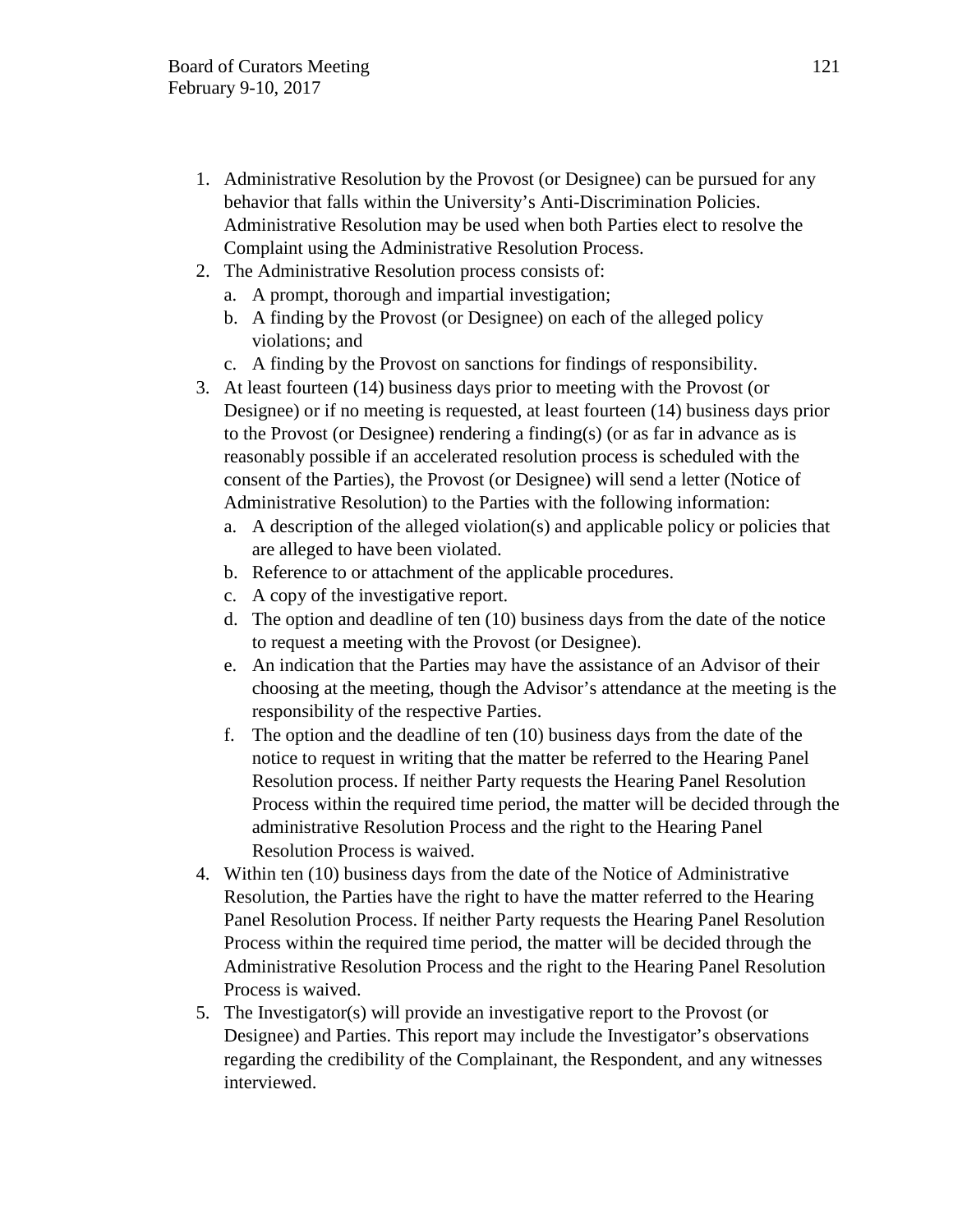1. Administrative Resolution by the Provost (or Designee) can be pursued for any behavior that falls within the University's Anti-Discrimination Policies. Administrative Resolution may be used when both Parties elect to resolve the Complaint using the Administrative Resolution Process.
2. The Administrative Resolution process consists of:
   a. A prompt, thorough and impartial investigation;
   b. A finding by the Provost (or Designee) on each of the alleged policy violations; and
   c. A finding by the Provost on sanctions for findings of responsibility.
3. At least fourteen (14) business days prior to meeting with the Provost (or Designee) or if no meeting is requested, at least fourteen (14) business days prior to the Provost (or Designee) rendering a finding(s) (or as far in advance as is reasonably possible if an accelerated resolution process is scheduled with the consent of the Parties), the Provost (or Designee) will send a letter (Notice of Administrative Resolution) to the Parties with the following information:
   a. A description of the alleged violation(s) and applicable policy or policies that are alleged to have been violated.
   b. Reference to or attachment of the applicable procedures.
   c. A copy of the investigative report.
   d. The option and deadline of ten (10) business days from the date of the notice to request a meeting with the Provost (or Designee).
   e. An indication that the Parties may have the assistance of an Advisor of their choosing at the meeting, though the Advisor's attendance at the meeting is the responsibility of the respective Parties.
   f. The option and the deadline of ten (10) business days from the date of the notice to request in writing that the matter be referred to the Hearing Panel Resolution process. If neither Party requests the Hearing Panel Resolution Process within the required time period, the matter will be decided through the administrative Resolution Process and the right to the Hearing Panel Resolution Process is waived.
4. Within ten (10) business days from the date of the Notice of Administrative Resolution, the Parties have the right to have the matter referred to the Hearing Panel Resolution Process. If neither Party requests the Hearing Panel Resolution Process within the required time period, the matter will be decided through the Administrative Resolution Process and the right to the Hearing Panel Resolution Process is waived.
5. The Investigator(s) will provide an investigative report to the Provost (or Designee) and Parties. This report may include the Investigator's observations regarding the credibility of the Complainant, the Respondent, and any witnesses interviewed.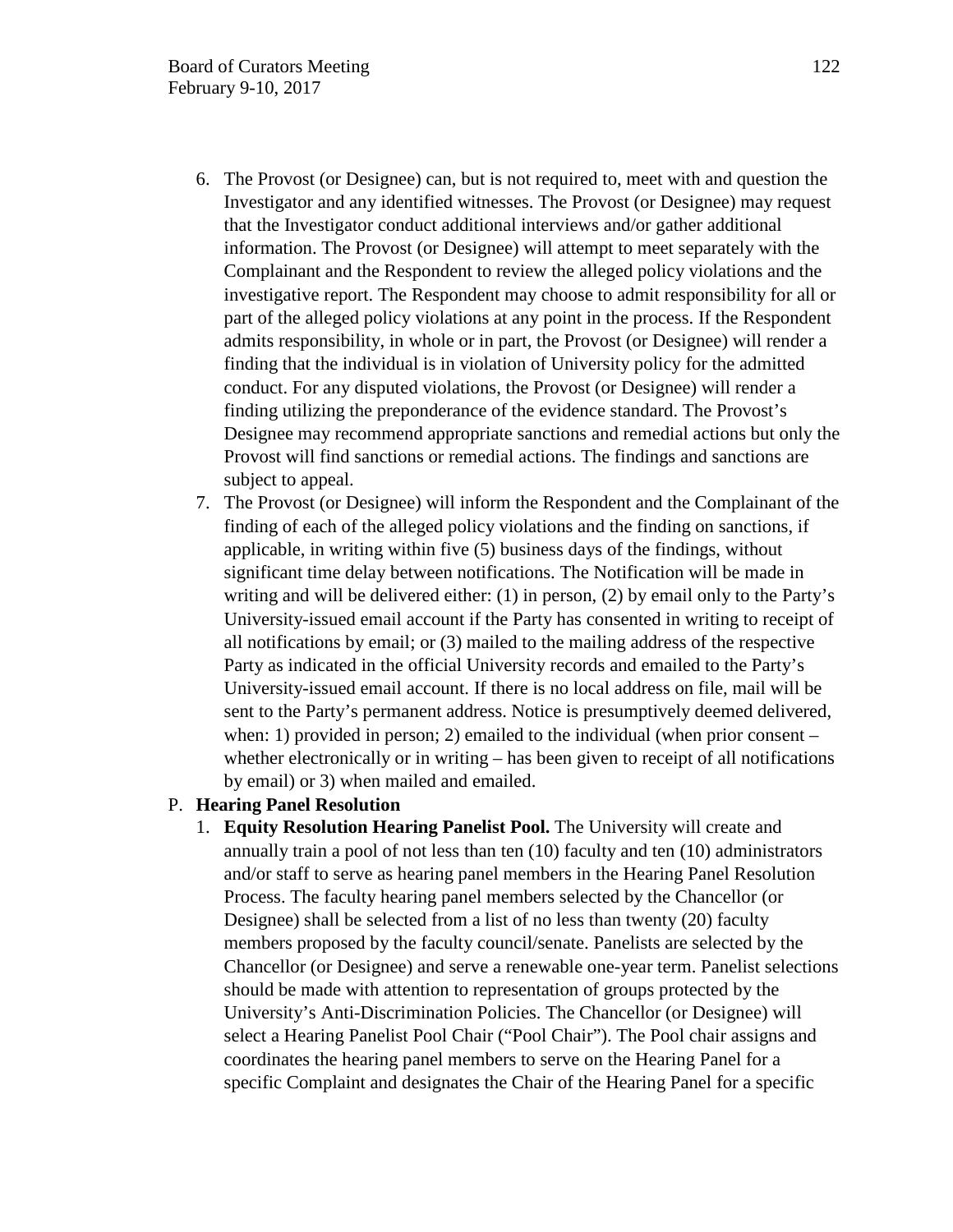6. The Provost (or Designee) can, but is not required to, meet with and question the Investigator and any identified witnesses. The Provost (or Designee) may request that the Investigator conduct additional interviews and/or gather additional information. The Provost (or Designee) will attempt to meet separately with the Complainant and the Respondent to review the alleged policy violations and the investigative report. The Respondent may choose to admit responsibility for all or part of the alleged policy violations at any point in the process. If the Respondent admits responsibility, in whole or in part, the Provost (or Designee) will render a finding that the individual is in violation of University policy for the admitted conduct. For any disputed violations, the Provost (or Designee) will render a finding utilizing the preponderance of the evidence standard. The Provost's Designee may recommend appropriate sanctions and remedial actions but only the Provost will find sanctions or remedial actions. The findings and sanctions are subject to appeal.
7. The Provost (or Designee) will inform the Respondent and the Complainant of the finding of each of the alleged policy violations and the finding on sanctions, if applicable, in writing within five (5) business days of the findings, without significant time delay between notifications. The Notification will be made in writing and will be delivered either: (1) in person, (2) by email only to the Party's University-issued email account if the Party has consented in writing to receipt of all notifications by email; or (3) mailed to the mailing address of the respective Party as indicated in the official University records and emailed to the Party's University-issued email account. If there is no local address on file, mail will be sent to the Party's permanent address. Notice is presumptively deemed delivered, when: 1) provided in person; 2) emailed to the individual (when prior consent – whether electronically or in writing – has been given to receipt of all notifications by email) or 3) when mailed and emailed.

P. **Hearing Panel Resolution**

1. **Equity Resolution Hearing Panelist Pool.** The University will create and annually train a pool of not less than ten (10) faculty and ten (10) administrators and/or staff to serve as hearing panel members in the Hearing Panel Resolution Process. The faculty hearing panel members selected by the Chancellor (or Designee) shall be selected from a list of no less than twenty (20) faculty members proposed by the faculty council/senate. Panelists are selected by the Chancellor (or Designee) and serve a renewable one-year term. Panelist selections should be made with attention to representation of groups protected by the University's Anti-Discrimination Policies. The Chancellor (or Designee) will select a Hearing Panelist Pool Chair ("Pool Chair"). The Pool chair assigns and coordinates the hearing panel members to serve on the Hearing Panel for a specific Complaint and designates the Chair of the Hearing Panel for a specific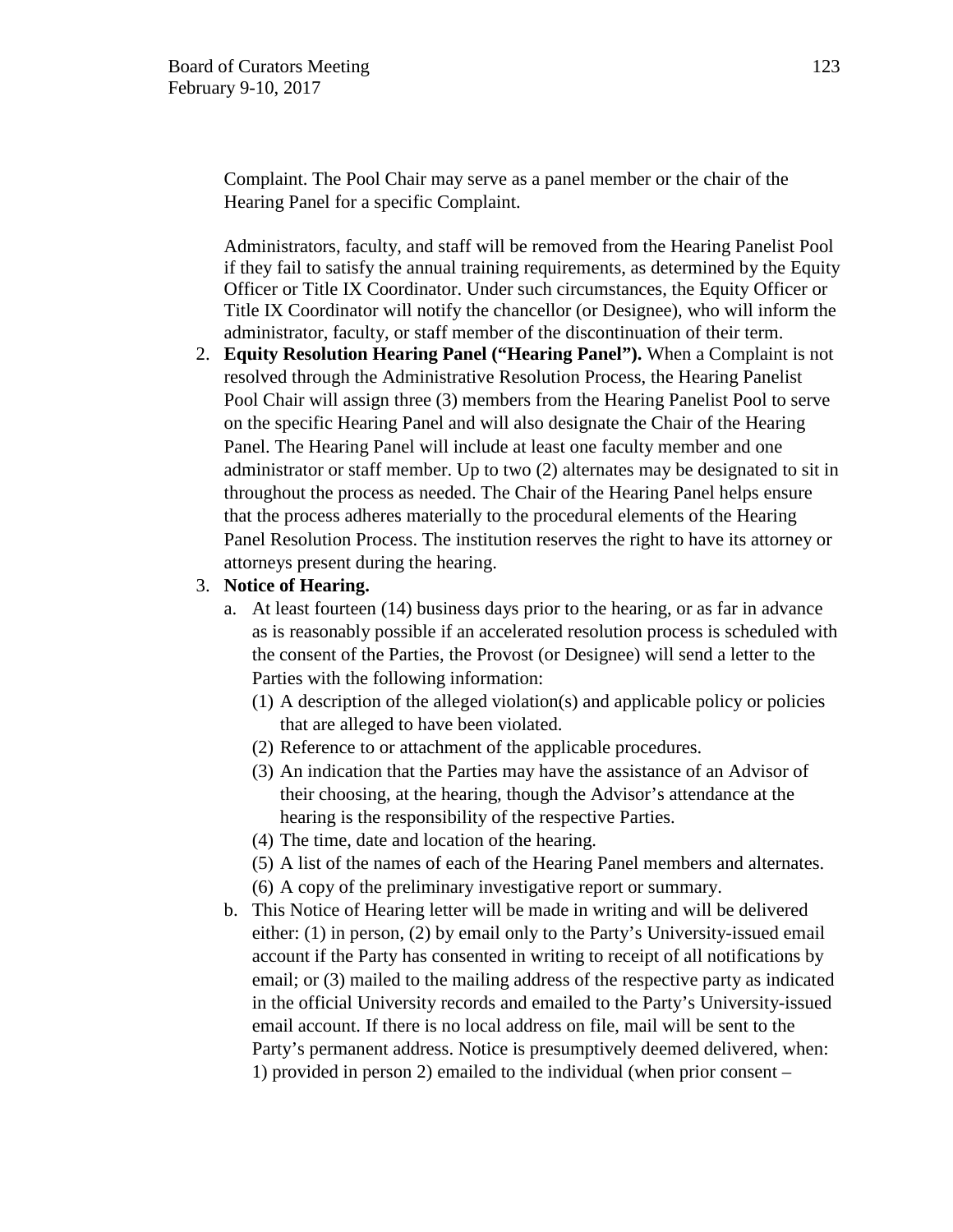Complaint. The Pool Chair may serve as a panel member or the chair of the Hearing Panel for a specific Complaint.

Administrators, faculty, and staff will be removed from the Hearing Panelist Pool if they fail to satisfy the annual training requirements, as determined by the Equity Officer or Title IX Coordinator. Under such circumstances, the Equity Officer or Title IX Coordinator will notify the chancellor (or Designee), who will inform the administrator, faculty, or staff member of the discontinuation of their term.

2. **Equity Resolution Hearing Panel ("Hearing Panel").** When a Complaint is not resolved through the Administrative Resolution Process, the Hearing Panelist Pool Chair will assign three (3) members from the Hearing Panelist Pool to serve on the specific Hearing Panel and will also designate the Chair of the Hearing Panel. The Hearing Panel will include at least one faculty member and one administrator or staff member. Up to two (2) alternates may be designated to sit in throughout the process as needed. The Chair of the Hearing Panel helps ensure that the process adheres materially to the procedural elements of the Hearing Panel Resolution Process. The institution reserves the right to have its attorney or attorneys present during the hearing.

3. **Notice of Hearing.**
   a. At least fourteen (14) business days prior to the hearing, or as far in advance as is reasonably possible if an accelerated resolution process is scheduled with the consent of the Parties, the Provost (or Designee) will send a letter to the Parties with the following information:
      (1) A description of the alleged violation(s) and applicable policy or policies that are alleged to have been violated.
      (2) Reference to or attachment of the applicable procedures.
      (3) An indication that the Parties may have the assistance of an Advisor of their choosing, at the hearing, though the Advisor's attendance at the hearing is the responsibility of the respective Parties.
      (4) The time, date and location of the hearing.
      (5) A list of the names of each of the Hearing Panel members and alternates.
      (6) A copy of the preliminary investigative report or summary.

   b. This Notice of Hearing letter will be made in writing and will be delivered either: (1) in person, (2) by email only to the Party's University-issued email account if the Party has consented in writing to receipt of all notifications by email; or (3) mailed to the mailing address of the respective party as indicated in the official University records and emailed to the Party's University-issued email account. If there is no local address on file, mail will be sent to the Party's permanent address. Notice is presumptively deemed delivered, when: 1) provided in person 2) emailed to the individual (when prior consent –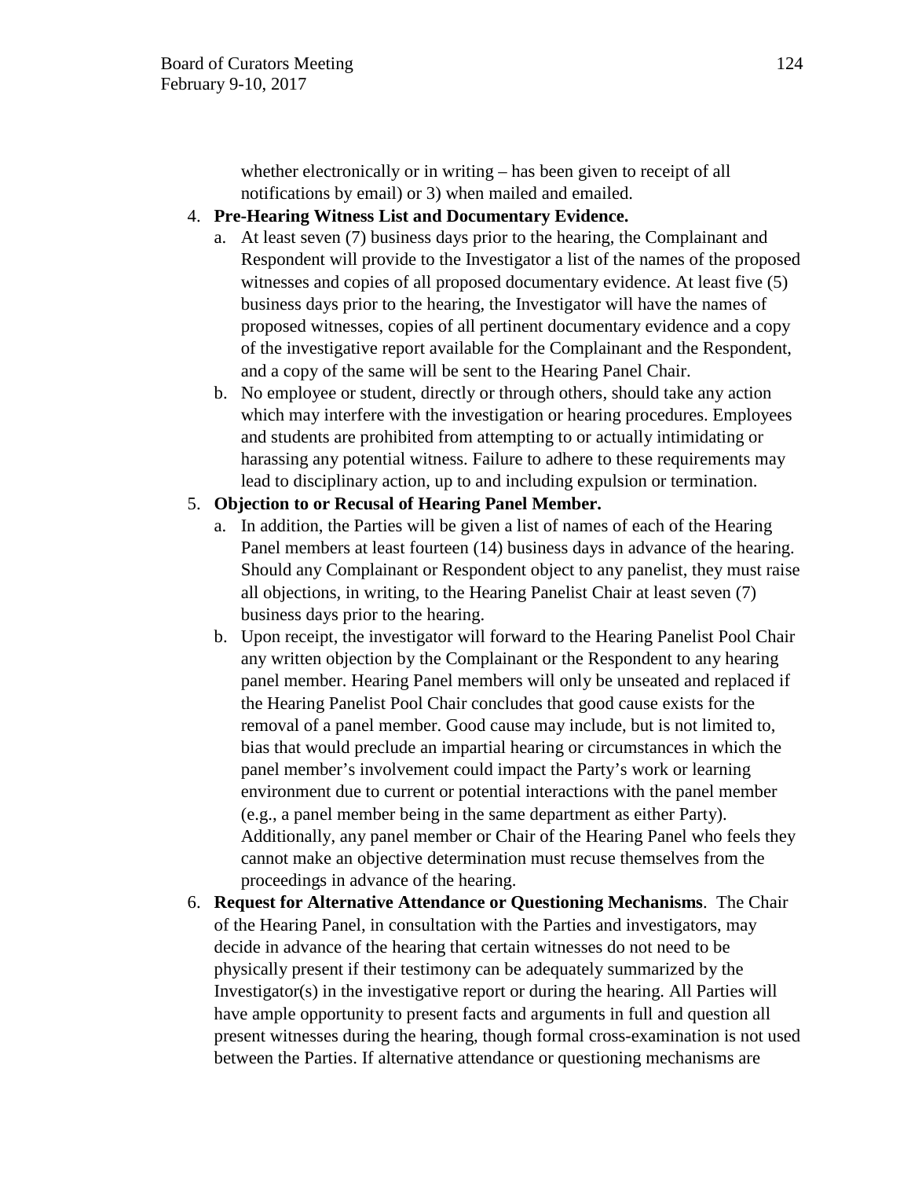whether electronically or in writing – has been given to receipt of all notifications by email) or 3) when mailed and emailed.

4. **Pre-Hearing Witness List and Documentary Evidence.**
   a. At least seven (7) business days prior to the hearing, the Complainant and Respondent will provide to the Investigator a list of the names of the proposed witnesses and copies of all proposed documentary evidence. At least five (5) business days prior to the hearing, the Investigator will have the names of proposed witnesses, copies of all pertinent documentary evidence and a copy of the investigative report available for the Complainant and the Respondent, and a copy of the same will be sent to the Hearing Panel Chair.
   b. No employee or student, directly or through others, should take any action which may interfere with the investigation or hearing procedures. Employees and students are prohibited from attempting to or actually intimidating or harassing any potential witness. Failure to adhere to these requirements may lead to disciplinary action, up to and including expulsion or termination.
5. **Objection to or Recusal of Hearing Panel Member.**
   a. In addition, the Parties will be given a list of names of each of the Hearing Panel members at least fourteen (14) business days in advance of the hearing. Should any Complainant or Respondent object to any panelist, they must raise all objections, in writing, to the Hearing Panelist Chair at least seven (7) business days prior to the hearing.
   b. Upon receipt, the investigator will forward to the Hearing Panelist Pool Chair any written objection by the Complainant or the Respondent to any hearing panel member. Hearing Panel members will only be unseated and replaced if the Hearing Panelist Pool Chair concludes that good cause exists for the removal of a panel member. Good cause may include, but is not limited to, bias that would preclude an impartial hearing or circumstances in which the panel member's involvement could impact the Party's work or learning environment due to current or potential interactions with the panel member (e.g., a panel member being in the same department as either Party). Additionally, any panel member or Chair of the Hearing Panel who feels they cannot make an objective determination must recuse themselves from the proceedings in advance of the hearing.
6. **Request for Alternative Attendance or Questioning Mechanisms**. The Chair of the Hearing Panel, in consultation with the Parties and investigators, may decide in advance of the hearing that certain witnesses do not need to be physically present if their testimony can be adequately summarized by the Investigator(s) in the investigative report or during the hearing. All Parties will have ample opportunity to present facts and arguments in full and question all present witnesses during the hearing, though formal cross-examination is not used between the Parties. If alternative attendance or questioning mechanisms are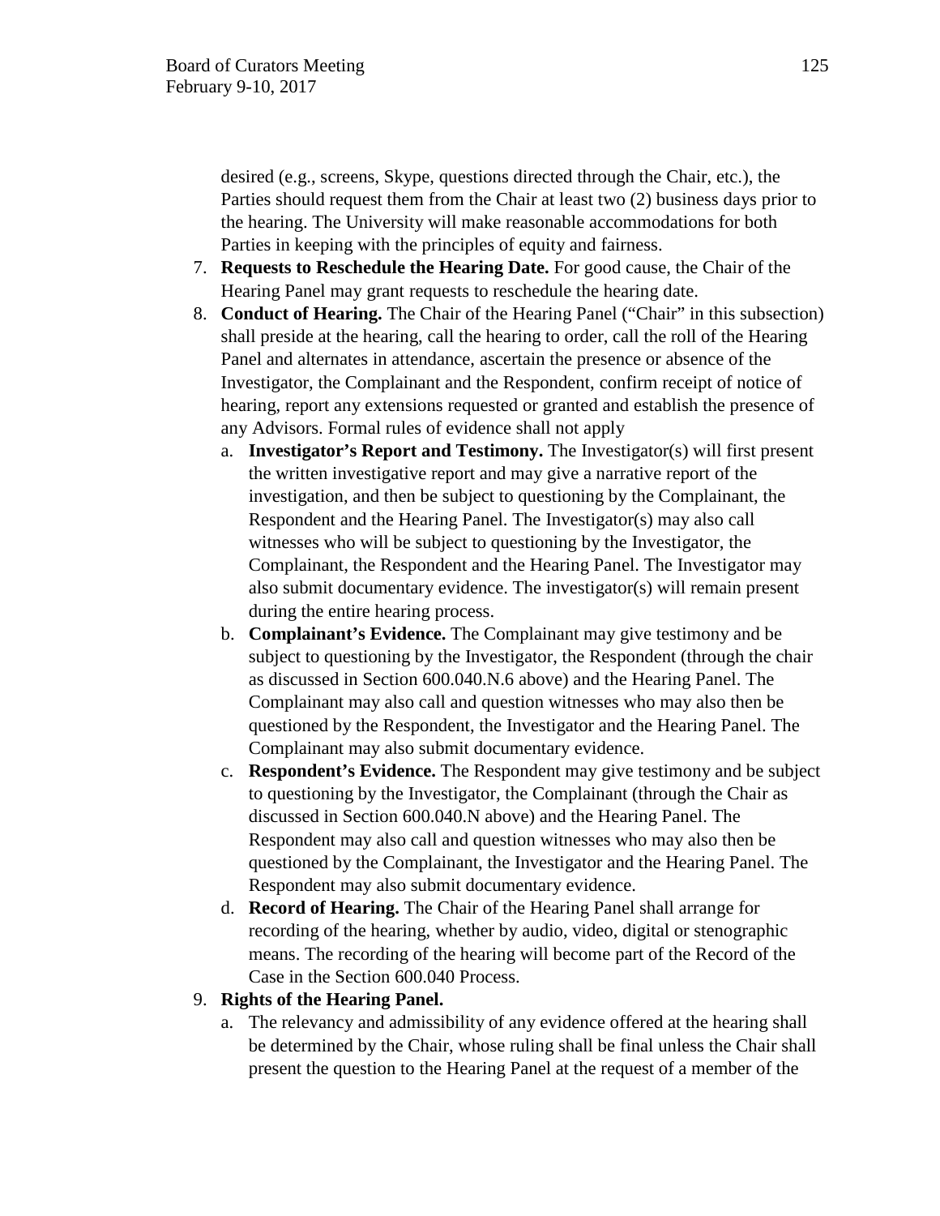desired (e.g., screens, Skype, questions directed through the Chair, etc.), the Parties should request them from the Chair at least two (2) business days prior to the hearing. The University will make reasonable accommodations for both Parties in keeping with the principles of equity and fairness.

7. **Requests to Reschedule the Hearing Date.** For good cause, the Chair of the Hearing Panel may grant requests to reschedule the hearing date.
8. **Conduct of Hearing.** The Chair of the Hearing Panel ("Chair" in this subsection) shall preside at the hearing, call the hearing to order, call the roll of the Hearing Panel and alternates in attendance, ascertain the presence or absence of the Investigator, the Complainant and the Respondent, confirm receipt of notice of hearing, report any extensions requested or granted and establish the presence of any Advisors. Formal rules of evidence shall not apply
   a. **Investigator's Report and Testimony.** The Investigator(s) will first present the written investigative report and may give a narrative report of the investigation, and then be subject to questioning by the Complainant, the Respondent and the Hearing Panel. The Investigator(s) may also call witnesses who will be subject to questioning by the Investigator, the Complainant, the Respondent and the Hearing Panel. The Investigator may also submit documentary evidence. The investigator(s) will remain present during the entire hearing process.
   b. **Complainant's Evidence.** The Complainant may give testimony and be subject to questioning by the Investigator, the Respondent (through the chair as discussed in Section 600.040.N.6 above) and the Hearing Panel. The Complainant may also call and question witnesses who may also then be questioned by the Respondent, the Investigator and the Hearing Panel. The Complainant may also submit documentary evidence.
   c. **Respondent's Evidence.** The Respondent may give testimony and be subject to questioning by the Investigator, the Complainant (through the Chair as discussed in Section 600.040.N above) and the Hearing Panel. The Respondent may also call and question witnesses who may also then be questioned by the Complainant, the Investigator and the Hearing Panel. The Respondent may also submit documentary evidence.
   d. **Record of Hearing.** The Chair of the Hearing Panel shall arrange for recording of the hearing, whether by audio, video, digital or stenographic means. The recording of the hearing will become part of the Record of the Case in the Section 600.040 Process.
9. **Rights of the Hearing Panel.**
   a. The relevancy and admissibility of any evidence offered at the hearing shall be determined by the Chair, whose ruling shall be final unless the Chair shall present the question to the Hearing Panel at the request of a member of the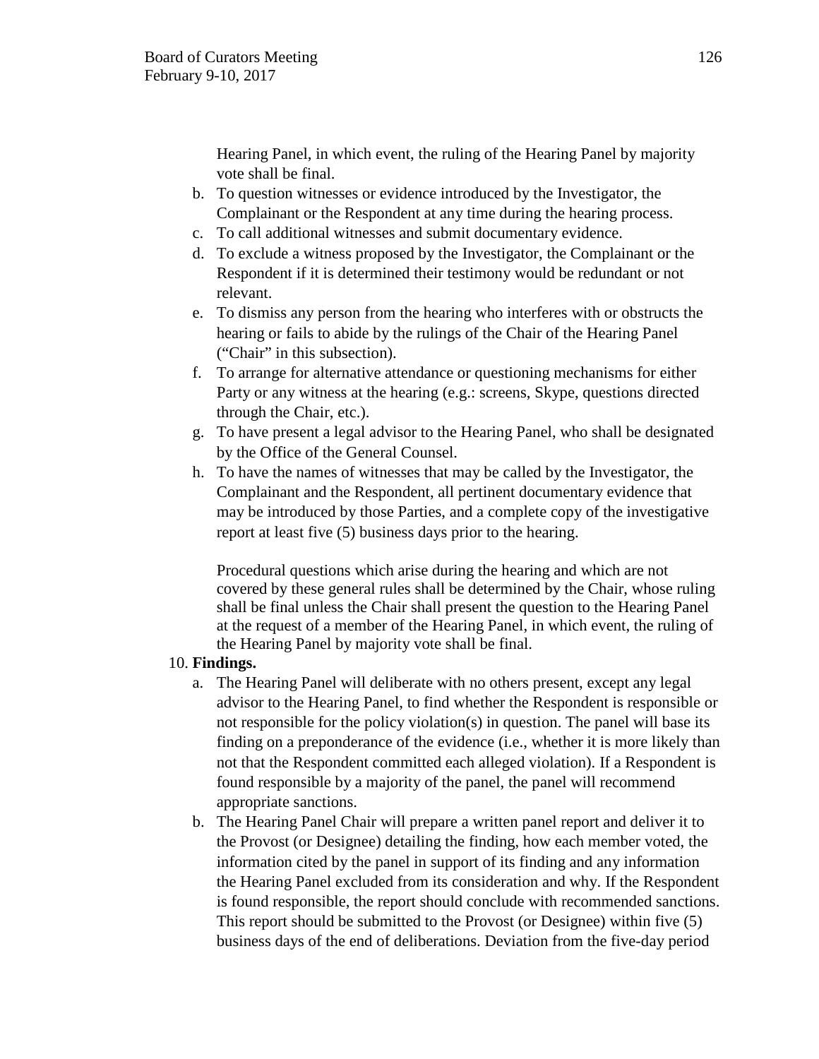Hearing Panel, in which event, the ruling of the Hearing Panel by majority vote shall be final.

b. To question witnesses or evidence introduced by the Investigator, the Complainant or the Respondent at any time during the hearing process.
c. To call additional witnesses and submit documentary evidence.
d. To exclude a witness proposed by the Investigator, the Complainant or the Respondent if it is determined their testimony would be redundant or not relevant.
e. To dismiss any person from the hearing who interferes with or obstructs the hearing or fails to abide by the rulings of the Chair of the Hearing Panel ("Chair" in this subsection).
f. To arrange for alternative attendance or questioning mechanisms for either Party or any witness at the hearing (e.g.: screens, Skype, questions directed through the Chair, etc.).
g. To have present a legal advisor to the Hearing Panel, who shall be designated by the Office of the General Counsel.
h. To have the names of witnesses that may be called by the Investigator, the Complainant and the Respondent, all pertinent documentary evidence that may be introduced by those Parties, and a complete copy of the investigative report at least five (5) business days prior to the hearing.

Procedural questions which arise during the hearing and which are not covered by these general rules shall be determined by the Chair, whose ruling shall be final unless the Chair shall present the question to the Hearing Panel at the request of a member of the Hearing Panel, in which event, the ruling of the Hearing Panel by majority vote shall be final.

10. **Findings.**
    a. The Hearing Panel will deliberate with no others present, except any legal advisor to the Hearing Panel, to find whether the Respondent is responsible or not responsible for the policy violation(s) in question. The panel will base its finding on a preponderance of the evidence (i.e., whether it is more likely than not that the Respondent committed each alleged violation). If a Respondent is found responsible by a majority of the panel, the panel will recommend appropriate sanctions.
    b. The Hearing Panel Chair will prepare a written panel report and deliver it to the Provost (or Designee) detailing the finding, how each member voted, the information cited by the panel in support of its finding and any information the Hearing Panel excluded from its consideration and why. If the Respondent is found responsible, the report should conclude with recommended sanctions. This report should be submitted to the Provost (or Designee) within five (5) business days of the end of deliberations. Deviation from the five-day period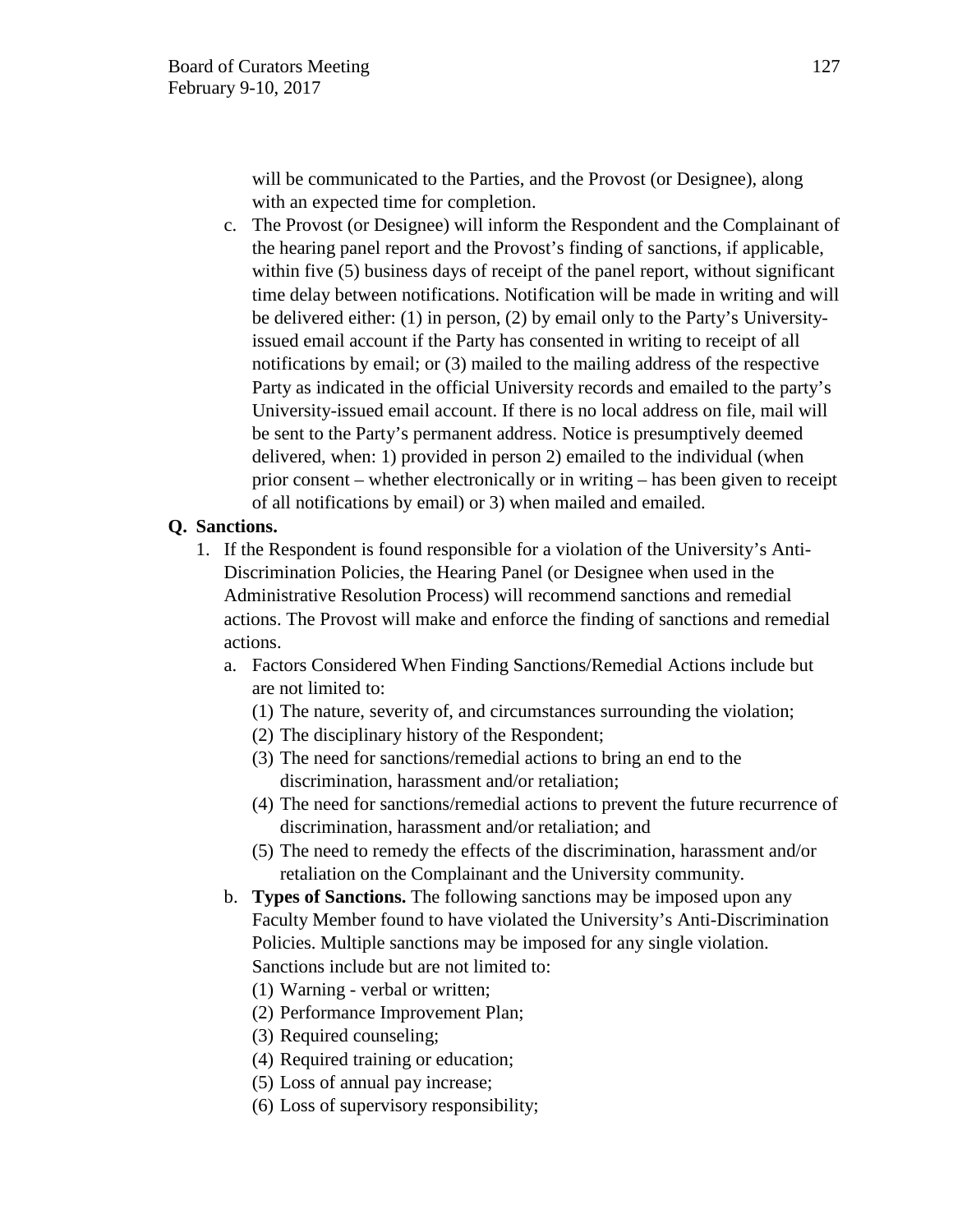will be communicated to the Parties, and the Provost (or Designee), along with an expected time for completion.

c. The Provost (or Designee) will inform the Respondent and the Complainant of the hearing panel report and the Provost's finding of sanctions, if applicable, within five (5) business days of receipt of the panel report, without significant time delay between notifications. Notification will be made in writing and will be delivered either: (1) in person, (2) by email only to the Party's University-issued email account if the Party has consented in writing to receipt of all notifications by email; or (3) mailed to the mailing address of the respective Party as indicated in the official University records and emailed to the party's University-issued email account. If there is no local address on file, mail will be sent to the Party's permanent address. Notice is presumptively deemed delivered, when: 1) provided in person 2) emailed to the individual (when prior consent – whether electronically or in writing – has been given to receipt of all notifications by email) or 3) when mailed and emailed.

**Q. Sanctions.**

1. If the Respondent is found responsible for a violation of the University's Anti-Discrimination Policies, the Hearing Panel (or Designee when used in the Administrative Resolution Process) will recommend sanctions and remedial actions. The Provost will make and enforce the finding of sanctions and remedial actions.
   a. Factors Considered When Finding Sanctions/Remedial Actions include but are not limited to:
      (1) The nature, severity of, and circumstances surrounding the violation;
      (2) The disciplinary history of the Respondent;
      (3) The need for sanctions/remedial actions to bring an end to the discrimination, harassment and/or retaliation;
      (4) The need for sanctions/remedial actions to prevent the future recurrence of discrimination, harassment and/or retaliation; and
      (5) The need to remedy the effects of the discrimination, harassment and/or retaliation on the Complainant and the University community.
   b. **Types of Sanctions.** The following sanctions may be imposed upon any Faculty Member found to have violated the University's Anti-Discrimination Policies. Multiple sanctions may be imposed for any single violation. Sanctions include but are not limited to:
      (1) Warning - verbal or written;
      (2) Performance Improvement Plan;
      (3) Required counseling;
      (4) Required training or education;
      (5) Loss of annual pay increase;
      (6) Loss of supervisory responsibility;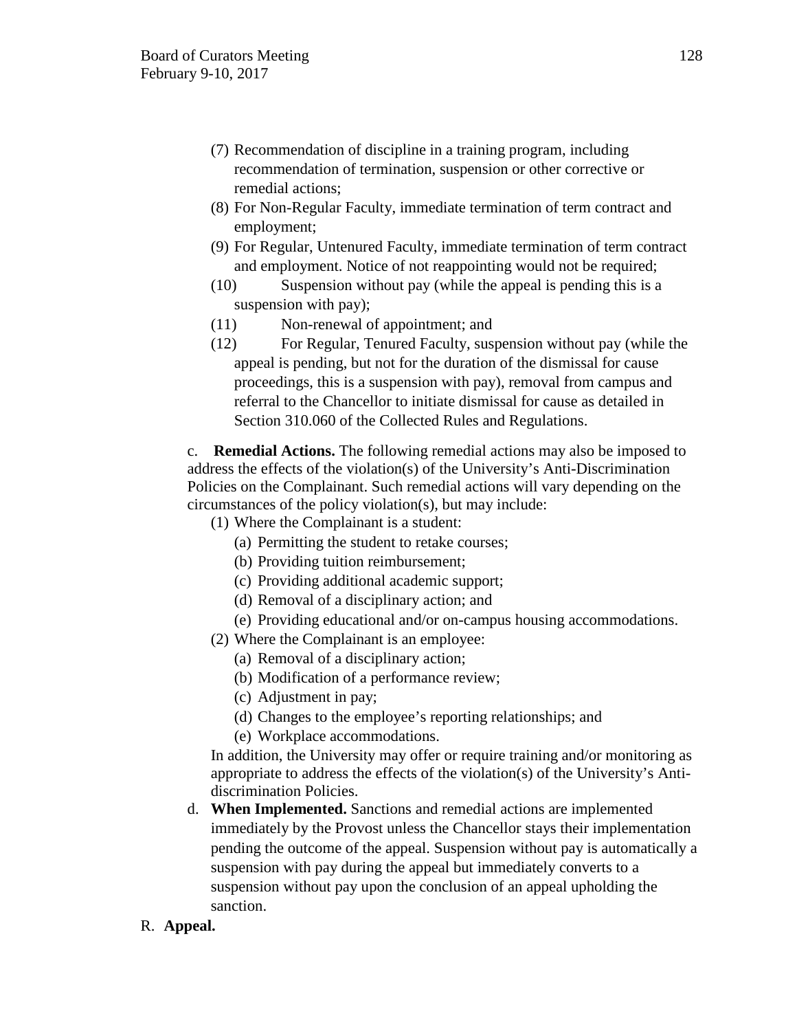(7) Recommendation of discipline in a training program, including recommendation of termination, suspension or other corrective or remedial actions;

(8) For Non-Regular Faculty, immediate termination of term contract and employment;

(9) For Regular, Untenured Faculty, immediate termination of term contract and employment. Notice of not reappointing would not be required;

(10) Suspension without pay (while the appeal is pending this is a suspension with pay);

(11) Non-renewal of appointment; and

(12) For Regular, Tenured Faculty, suspension without pay (while the appeal is pending, but not for the duration of the dismissal for cause proceedings, this is a suspension with pay), removal from campus and referral to the Chancellor to initiate dismissal for cause as detailed in Section 310.060 of the Collected Rules and Regulations.

c. **Remedial Actions.** The following remedial actions may also be imposed to address the effects of the violation(s) of the University's Anti-Discrimination Policies on the Complainant. Such remedial actions will vary depending on the circumstances of the policy violation(s), but may include:

(1) Where the Complainant is a student:
   - (a) Permitting the student to retake courses;
   - (b) Providing tuition reimbursement;
   - (c) Providing additional academic support;
   - (d) Removal of a disciplinary action; and
   - (e) Providing educational and/or on-campus housing accommodations.

(2) Where the Complainant is an employee:
   - (a) Removal of a disciplinary action;
   - (b) Modification of a performance review;
   - (c) Adjustment in pay;
   - (d) Changes to the employee's reporting relationships; and
   - (e) Workplace accommodations.

In addition, the University may offer or require training and/or monitoring as appropriate to address the effects of the violation(s) of the University's Anti-discrimination Policies.

d. **When Implemented.** Sanctions and remedial actions are implemented immediately by the Provost unless the Chancellor stays their implementation pending the outcome of the appeal. Suspension without pay is automatically a suspension with pay during the appeal but immediately converts to a suspension without pay upon the conclusion of an appeal upholding the sanction.

R. **Appeal.**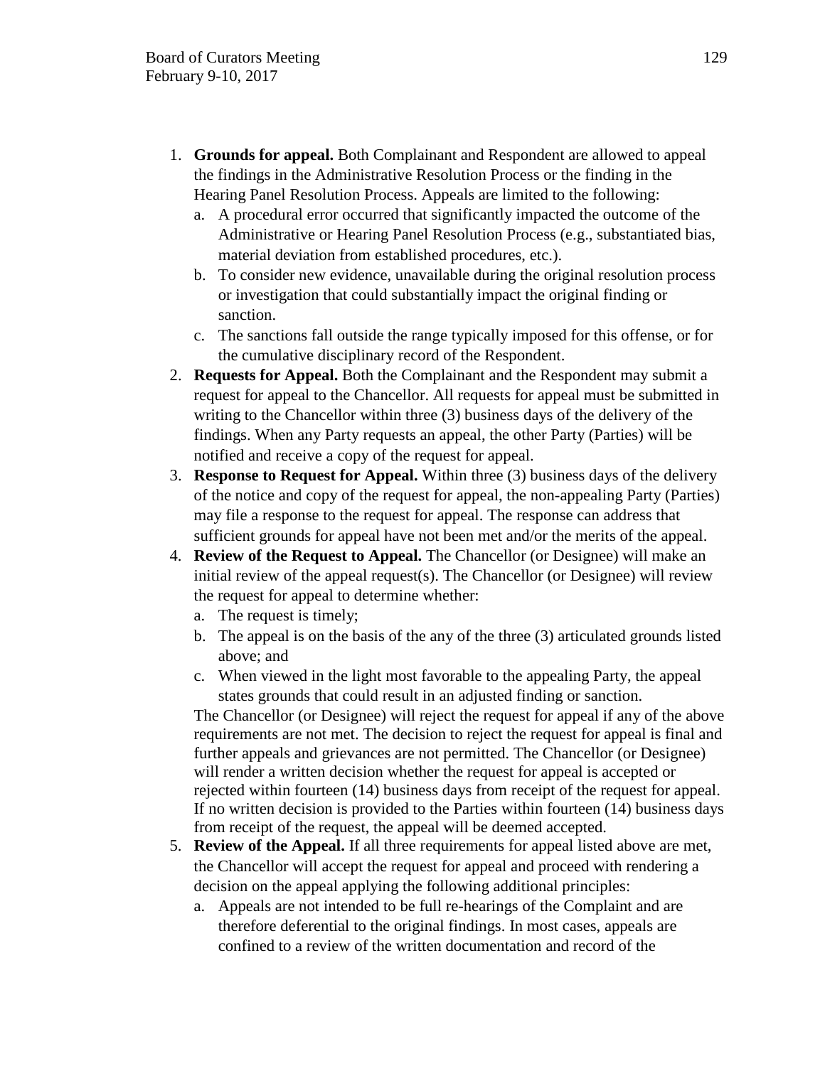1. **Grounds for appeal.** Both Complainant and Respondent are allowed to appeal the findings in the Administrative Resolution Process or the finding in the Hearing Panel Resolution Process. Appeals are limited to the following:
   a. A procedural error occurred that significantly impacted the outcome of the Administrative or Hearing Panel Resolution Process (e.g., substantiated bias, material deviation from established procedures, etc.).
   b. To consider new evidence, unavailable during the original resolution process or investigation that could substantially impact the original finding or sanction.
   c. The sanctions fall outside the range typically imposed for this offense, or for the cumulative disciplinary record of the Respondent.
2. **Requests for Appeal.** Both the Complainant and the Respondent may submit a request for appeal to the Chancellor. All requests for appeal must be submitted in writing to the Chancellor within three (3) business days of the delivery of the findings. When any Party requests an appeal, the other Party (Parties) will be notified and receive a copy of the request for appeal.
3. **Response to Request for Appeal.** Within three (3) business days of the delivery of the notice and copy of the request for appeal, the non-appealing Party (Parties) may file a response to the request for appeal. The response can address that sufficient grounds for appeal have not been met and/or the merits of the appeal.
4. **Review of the Request to Appeal.** The Chancellor (or Designee) will make an initial review of the appeal request(s). The Chancellor (or Designee) will review the request for appeal to determine whether:
   a. The request is timely;
   b. The appeal is on the basis of the any of the three (3) articulated grounds listed above; and
   c. When viewed in the light most favorable to the appealing Party, the appeal states grounds that could result in an adjusted finding or sanction.

   The Chancellor (or Designee) will reject the request for appeal if any of the above requirements are not met. The decision to reject the request for appeal is final and further appeals and grievances are not permitted. The Chancellor (or Designee) will render a written decision whether the request for appeal is accepted or rejected within fourteen (14) business days from receipt of the request for appeal. If no written decision is provided to the Parties within fourteen (14) business days from receipt of the request, the appeal will be deemed accepted.
5. **Review of the Appeal.** If all three requirements for appeal listed above are met, the Chancellor will accept the request for appeal and proceed with rendering a decision on the appeal applying the following additional principles:
   a. Appeals are not intended to be full re-hearings of the Complaint and are therefore deferential to the original findings. In most cases, appeals are confined to a review of the written documentation and record of the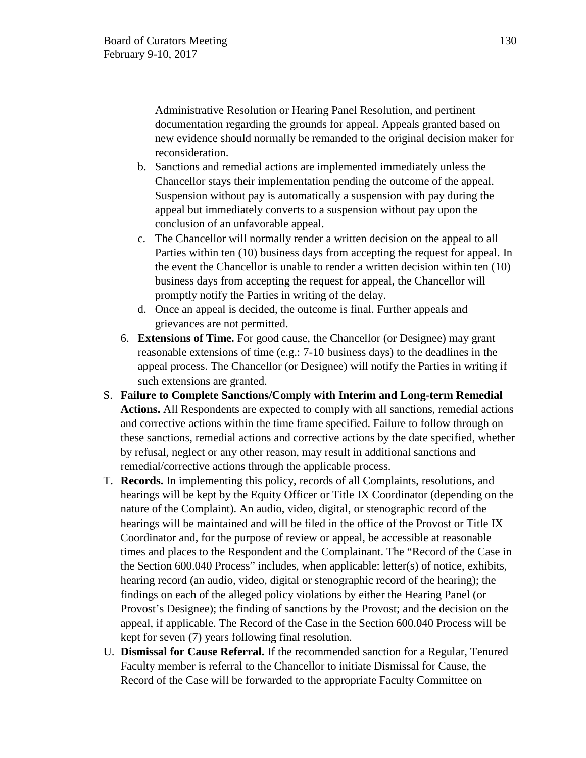Administrative Resolution or Hearing Panel Resolution, and pertinent documentation regarding the grounds for appeal. Appeals granted based on new evidence should normally be remanded to the original decision maker for reconsideration.

   b. Sanctions and remedial actions are implemented immediately unless the Chancellor stays their implementation pending the outcome of the appeal. Suspension without pay is automatically a suspension with pay during the appeal but immediately converts to a suspension without pay upon the conclusion of an unfavorable appeal.
   c. The Chancellor will normally render a written decision on the appeal to all Parties within ten (10) business days from accepting the request for appeal. In the event the Chancellor is unable to render a written decision within ten (10) business days from accepting the request for appeal, the Chancellor will promptly notify the Parties in writing of the delay.
   d. Once an appeal is decided, the outcome is final. Further appeals and grievances are not permitted.

6. **Extensions of Time.** For good cause, the Chancellor (or Designee) may grant reasonable extensions of time (e.g.: 7-10 business days) to the deadlines in the appeal process. The Chancellor (or Designee) will notify the Parties in writing if such extensions are granted.

S. **Failure to Complete Sanctions/Comply with Interim and Long-term Remedial Actions.** All Respondents are expected to comply with all sanctions, remedial actions and corrective actions within the time frame specified. Failure to follow through on these sanctions, remedial actions and corrective actions by the date specified, whether by refusal, neglect or any other reason, may result in additional sanctions and remedial/corrective actions through the applicable process.

T. **Records.** In implementing this policy, records of all Complaints, resolutions, and hearings will be kept by the Equity Officer or Title IX Coordinator (depending on the nature of the Complaint). An audio, video, digital, or stenographic record of the hearings will be maintained and will be filed in the office of the Provost or Title IX Coordinator and, for the purpose of review or appeal, be accessible at reasonable times and places to the Respondent and the Complainant. The "Record of the Case in the Section 600.040 Process" includes, when applicable: letter(s) of notice, exhibits, hearing record (an audio, video, digital or stenographic record of the hearing); the findings on each of the alleged policy violations by either the Hearing Panel (or Provost's Designee); the finding of sanctions by the Provost; and the decision on the appeal, if applicable. The Record of the Case in the Section 600.040 Process will be kept for seven (7) years following final resolution.

U. **Dismissal for Cause Referral.** If the recommended sanction for a Regular, Tenured Faculty member is referral to the Chancellor to initiate Dismissal for Cause, the Record of the Case will be forwarded to the appropriate Faculty Committee on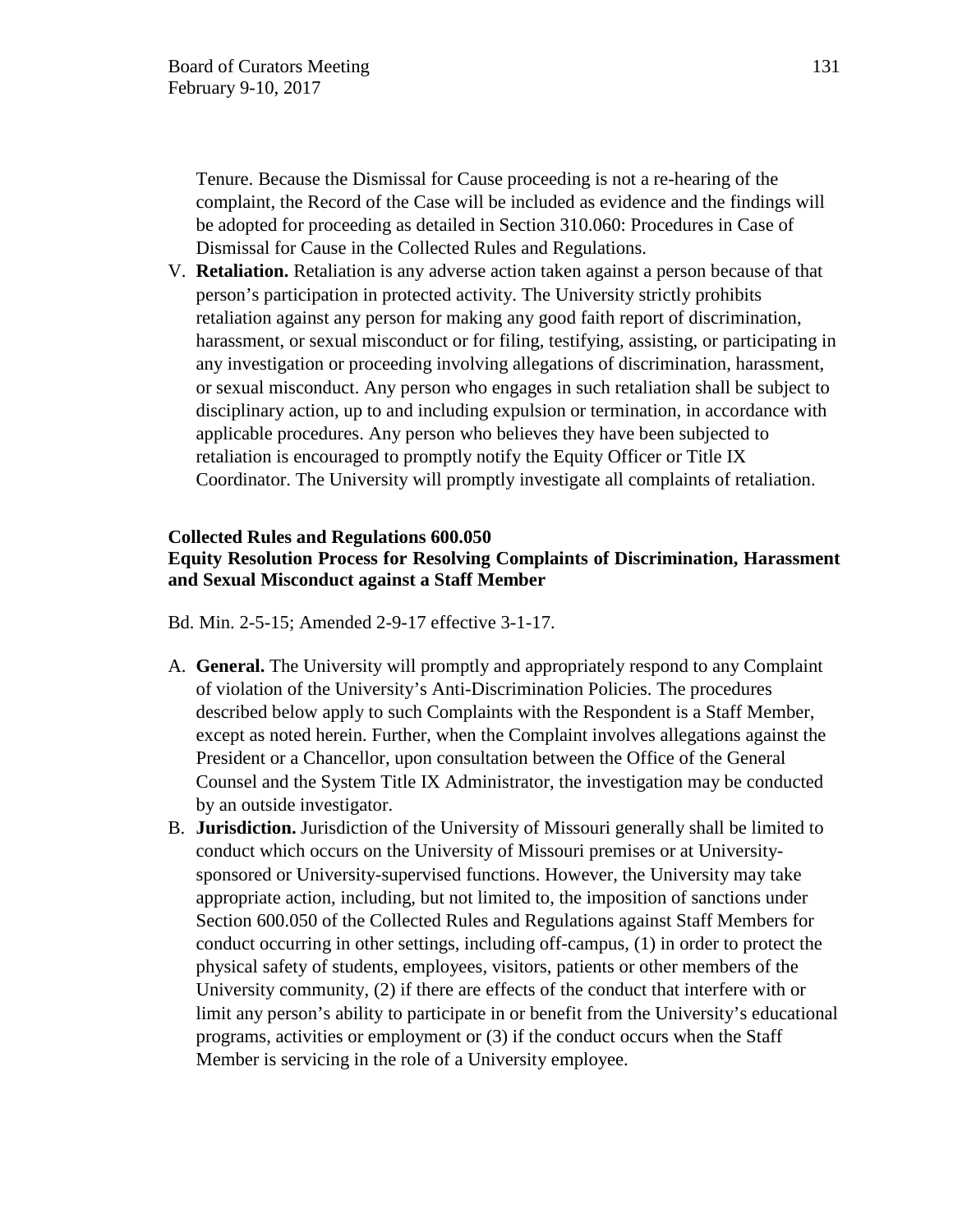Tenure. Because the Dismissal for Cause proceeding is not a re-hearing of the complaint, the Record of the Case will be included as evidence and the findings will be adopted for proceeding as detailed in Section 310.060: Procedures in Case of Dismissal for Cause in the Collected Rules and Regulations.

V. **Retaliation.** Retaliation is any adverse action taken against a person because of that person's participation in protected activity. The University strictly prohibits retaliation against any person for making any good faith report of discrimination, harassment, or sexual misconduct or for filing, testifying, assisting, or participating in any investigation or proceeding involving allegations of discrimination, harassment, or sexual misconduct. Any person who engages in such retaliation shall be subject to disciplinary action, up to and including expulsion or termination, in accordance with applicable procedures. Any person who believes they have been subjected to retaliation is encouraged to promptly notify the Equity Officer or Title IX Coordinator. The University will promptly investigate all complaints of retaliation.

**Collected Rules and Regulations 600.050**
**Equity Resolution Process for Resolving Complaints of Discrimination, Harassment and Sexual Misconduct against a Staff Member**

Bd. Min. 2-5-15; Amended 2-9-17 effective 3-1-17.

A. **General.** The University will promptly and appropriately respond to any Complaint of violation of the University's Anti-Discrimination Policies. The procedures described below apply to such Complaints with the Respondent is a Staff Member, except as noted herein. Further, when the Complaint involves allegations against the President or a Chancellor, upon consultation between the Office of the General Counsel and the System Title IX Administrator, the investigation may be conducted by an outside investigator.

B. **Jurisdiction.** Jurisdiction of the University of Missouri generally shall be limited to conduct which occurs on the University of Missouri premises or at University-sponsored or University-supervised functions. However, the University may take appropriate action, including, but not limited to, the imposition of sanctions under Section 600.050 of the Collected Rules and Regulations against Staff Members for conduct occurring in other settings, including off-campus, (1) in order to protect the physical safety of students, employees, visitors, patients or other members of the University community, (2) if there are effects of the conduct that interfere with or limit any person's ability to participate in or benefit from the University's educational programs, activities or employment or (3) if the conduct occurs when the Staff Member is servicing in the role of a University employee.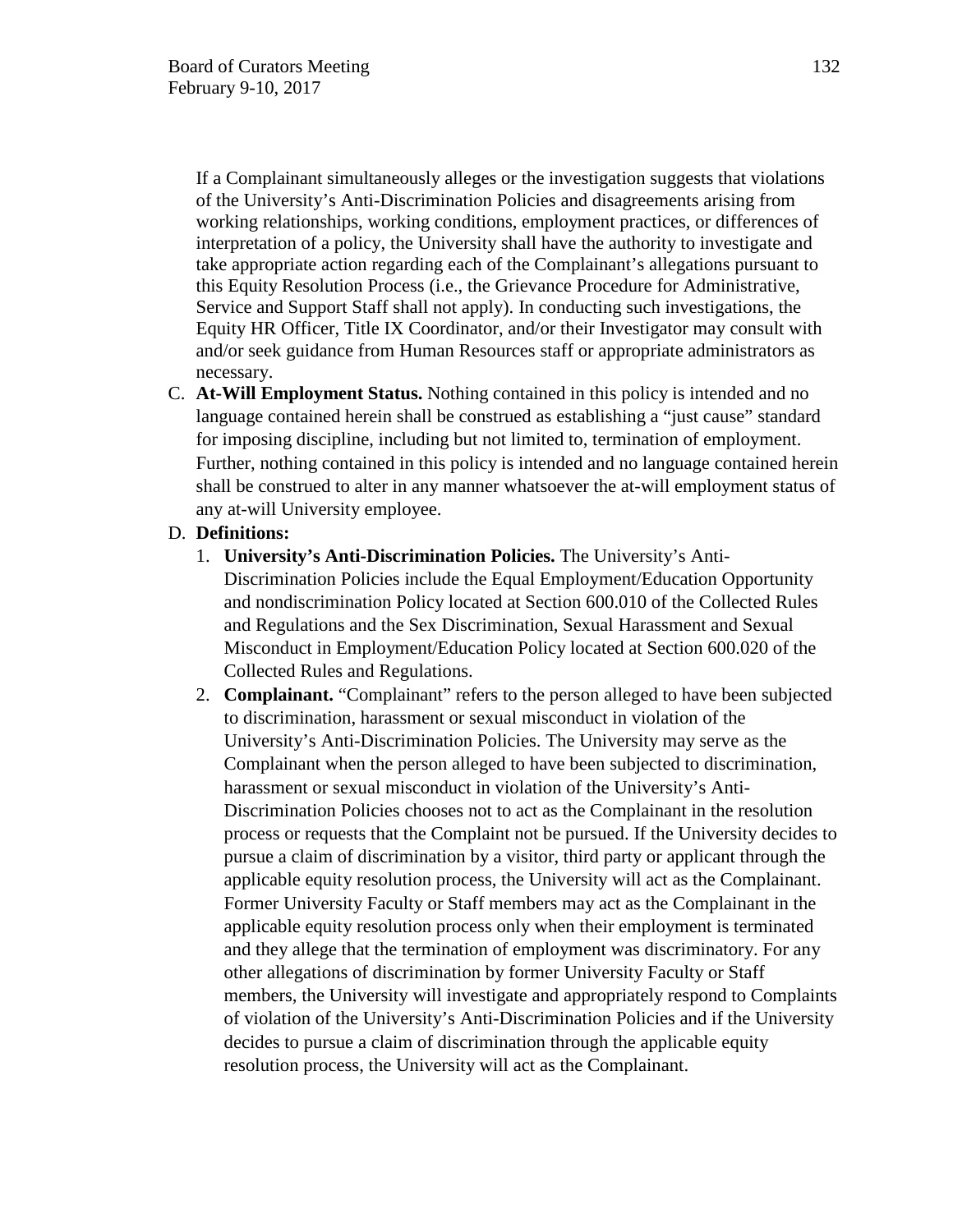If a Complainant simultaneously alleges or the investigation suggests that violations of the University's Anti-Discrimination Policies and disagreements arising from working relationships, working conditions, employment practices, or differences of interpretation of a policy, the University shall have the authority to investigate and take appropriate action regarding each of the Complainant's allegations pursuant to this Equity Resolution Process (i.e., the Grievance Procedure for Administrative, Service and Support Staff shall not apply). In conducting such investigations, the Equity HR Officer, Title IX Coordinator, and/or their Investigator may consult with and/or seek guidance from Human Resources staff or appropriate administrators as necessary.

C. **At-Will Employment Status.** Nothing contained in this policy is intended and no language contained herein shall be construed as establishing a "just cause" standard for imposing discipline, including but not limited to, termination of employment. Further, nothing contained in this policy is intended and no language contained herein shall be construed to alter in any manner whatsoever the at-will employment status of any at-will University employee.

D. **Definitions:**

1. **University's Anti-Discrimination Policies.** The University's Anti-Discrimination Policies include the Equal Employment/Education Opportunity and nondiscrimination Policy located at Section 600.010 of the Collected Rules and Regulations and the Sex Discrimination, Sexual Harassment and Sexual Misconduct in Employment/Education Policy located at Section 600.020 of the Collected Rules and Regulations.
2. **Complainant.** "Complainant" refers to the person alleged to have been subjected to discrimination, harassment or sexual misconduct in violation of the University's Anti-Discrimination Policies. The University may serve as the Complainant when the person alleged to have been subjected to discrimination, harassment or sexual misconduct in violation of the University's Anti-Discrimination Policies chooses not to act as the Complainant in the resolution process or requests that the Complaint not be pursued. If the University decides to pursue a claim of discrimination by a visitor, third party or applicant through the applicable equity resolution process, the University will act as the Complainant. Former University Faculty or Staff members may act as the Complainant in the applicable equity resolution process only when their employment is terminated and they allege that the termination of employment was discriminatory. For any other allegations of discrimination by former University Faculty or Staff members, the University will investigate and appropriately respond to Complaints of violation of the University's Anti-Discrimination Policies and if the University decides to pursue a claim of discrimination through the applicable equity resolution process, the University will act as the Complainant.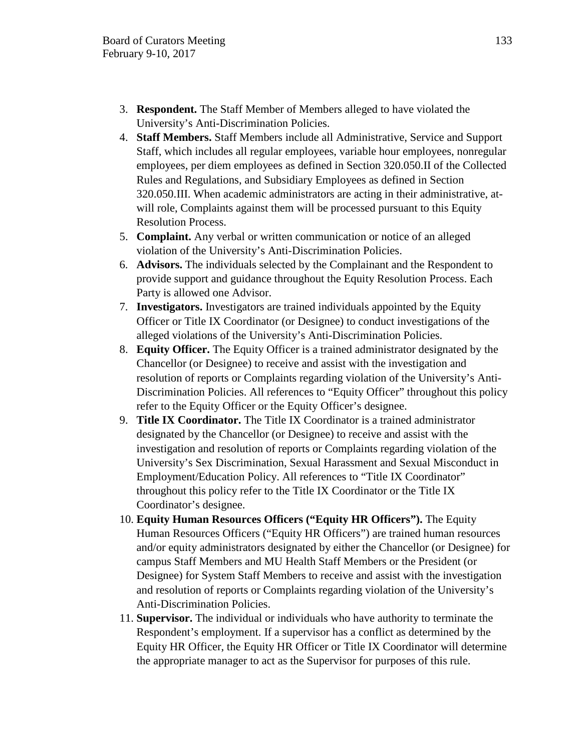3. **Respondent.** The Staff Member of Members alleged to have violated the University's Anti-Discrimination Policies.
4. **Staff Members.** Staff Members include all Administrative, Service and Support Staff, which includes all regular employees, variable hour employees, nonregular employees, per diem employees as defined in Section 320.050.II of the Collected Rules and Regulations, and Subsidiary Employees as defined in Section 320.050.III. When academic administrators are acting in their administrative, at-will role, Complaints against them will be processed pursuant to this Equity Resolution Process.
5. **Complaint.** Any verbal or written communication or notice of an alleged violation of the University's Anti-Discrimination Policies.
6. **Advisors.** The individuals selected by the Complainant and the Respondent to provide support and guidance throughout the Equity Resolution Process. Each Party is allowed one Advisor.
7. **Investigators.** Investigators are trained individuals appointed by the Equity Officer or Title IX Coordinator (or Designee) to conduct investigations of the alleged violations of the University's Anti-Discrimination Policies.
8. **Equity Officer.** The Equity Officer is a trained administrator designated by the Chancellor (or Designee) to receive and assist with the investigation and resolution of reports or Complaints regarding violation of the University's Anti-Discrimination Policies. All references to "Equity Officer" throughout this policy refer to the Equity Officer or the Equity Officer's designee.
9. **Title IX Coordinator.** The Title IX Coordinator is a trained administrator designated by the Chancellor (or Designee) to receive and assist with the investigation and resolution of reports or Complaints regarding violation of the University's Sex Discrimination, Sexual Harassment and Sexual Misconduct in Employment/Education Policy. All references to "Title IX Coordinator" throughout this policy refer to the Title IX Coordinator or the Title IX Coordinator's designee.
10. **Equity Human Resources Officers ("Equity HR Officers").** The Equity Human Resources Officers ("Equity HR Officers") are trained human resources and/or equity administrators designated by either the Chancellor (or Designee) for campus Staff Members and MU Health Staff Members or the President (or Designee) for System Staff Members to receive and assist with the investigation and resolution of reports or Complaints regarding violation of the University's Anti-Discrimination Policies.
11. **Supervisor.** The individual or individuals who have authority to terminate the Respondent's employment. If a supervisor has a conflict as determined by the Equity HR Officer, the Equity HR Officer or Title IX Coordinator will determine the appropriate manager to act as the Supervisor for purposes of this rule.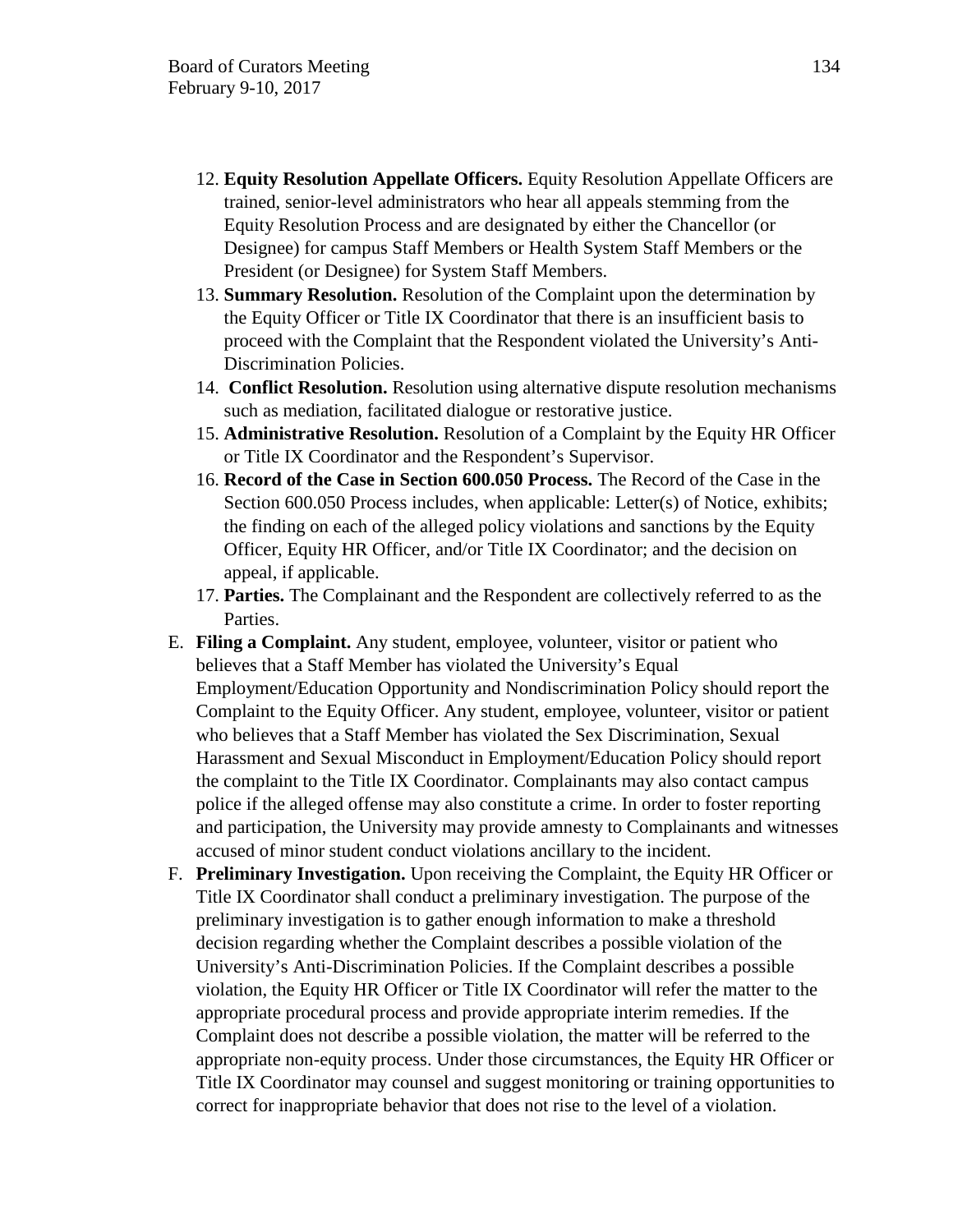12. **Equity Resolution Appellate Officers.** Equity Resolution Appellate Officers are trained, senior-level administrators who hear all appeals stemming from the Equity Resolution Process and are designated by either the Chancellor (or Designee) for campus Staff Members or Health System Staff Members or the President (or Designee) for System Staff Members.
13. **Summary Resolution.** Resolution of the Complaint upon the determination by the Equity Officer or Title IX Coordinator that there is an insufficient basis to proceed with the Complaint that the Respondent violated the University's Anti-Discrimination Policies.
14. **Conflict Resolution.** Resolution using alternative dispute resolution mechanisms such as mediation, facilitated dialogue or restorative justice.
15. **Administrative Resolution.** Resolution of a Complaint by the Equity HR Officer or Title IX Coordinator and the Respondent's Supervisor.
16. **Record of the Case in Section 600.050 Process.** The Record of the Case in the Section 600.050 Process includes, when applicable: Letter(s) of Notice, exhibits; the finding on each of the alleged policy violations and sanctions by the Equity Officer, Equity HR Officer, and/or Title IX Coordinator; and the decision on appeal, if applicable.
17. **Parties.** The Complainant and the Respondent are collectively referred to as the Parties.

E. **Filing a Complaint.** Any student, employee, volunteer, visitor or patient who believes that a Staff Member has violated the University's Equal Employment/Education Opportunity and Nondiscrimination Policy should report the Complaint to the Equity Officer. Any student, employee, volunteer, visitor or patient who believes that a Staff Member has violated the Sex Discrimination, Sexual Harassment and Sexual Misconduct in Employment/Education Policy should report the complaint to the Title IX Coordinator. Complainants may also contact campus police if the alleged offense may also constitute a crime. In order to foster reporting and participation, the University may provide amnesty to Complainants and witnesses accused of minor student conduct violations ancillary to the incident.

F. **Preliminary Investigation.** Upon receiving the Complaint, the Equity HR Officer or Title IX Coordinator shall conduct a preliminary investigation. The purpose of the preliminary investigation is to gather enough information to make a threshold decision regarding whether the Complaint describes a possible violation of the University's Anti-Discrimination Policies. If the Complaint describes a possible violation, the Equity HR Officer or Title IX Coordinator will refer the matter to the appropriate procedural process and provide appropriate interim remedies. If the Complaint does not describe a possible violation, the matter will be referred to the appropriate non-equity process. Under those circumstances, the Equity HR Officer or Title IX Coordinator may counsel and suggest monitoring or training opportunities to correct for inappropriate behavior that does not rise to the level of a violation.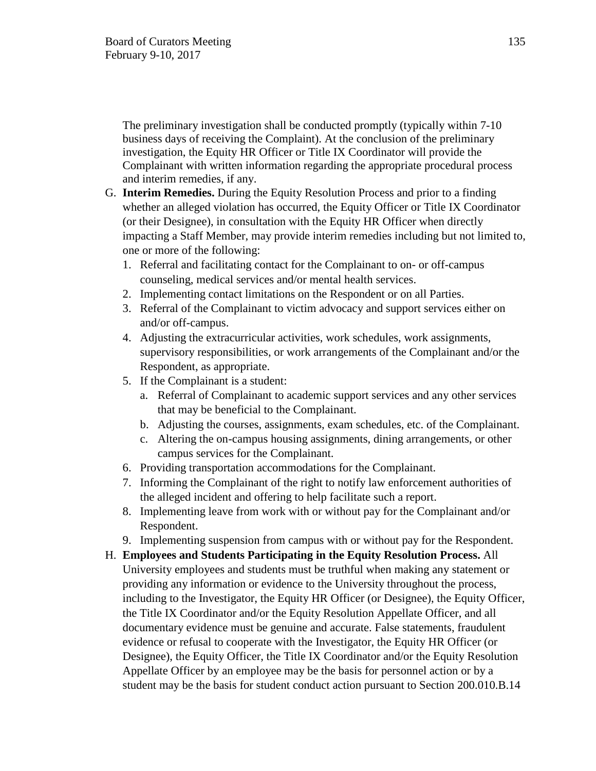The preliminary investigation shall be conducted promptly (typically within 7-10 business days of receiving the Complaint). At the conclusion of the preliminary investigation, the Equity HR Officer or Title IX Coordinator will provide the Complainant with written information regarding the appropriate procedural process and interim remedies, if any.

G. **Interim Remedies.** During the Equity Resolution Process and prior to a finding whether an alleged violation has occurred, the Equity Officer or Title IX Coordinator (or their Designee), in consultation with the Equity HR Officer when directly impacting a Staff Member, may provide interim remedies including but not limited to, one or more of the following:
   1. Referral and facilitating contact for the Complainant to on- or off-campus counseling, medical services and/or mental health services.
   2. Implementing contact limitations on the Respondent or on all Parties.
   3. Referral of the Complainant to victim advocacy and support services either on and/or off-campus.
   4. Adjusting the extracurricular activities, work schedules, work assignments, supervisory responsibilities, or work arrangements of the Complainant and/or the Respondent, as appropriate.
   5. If the Complainant is a student:
      a. Referral of Complainant to academic support services and any other services that may be beneficial to the Complainant.
      b. Adjusting the courses, assignments, exam schedules, etc. of the Complainant.
      c. Altering the on-campus housing assignments, dining arrangements, or other campus services for the Complainant.
   6. Providing transportation accommodations for the Complainant.
   7. Informing the Complainant of the right to notify law enforcement authorities of the alleged incident and offering to help facilitate such a report.
   8. Implementing leave from work with or without pay for the Complainant and/or Respondent.
   9. Implementing suspension from campus with or without pay for the Respondent.

H. **Employees and Students Participating in the Equity Resolution Process.** All University employees and students must be truthful when making any statement or providing any information or evidence to the University throughout the process, including to the Investigator, the Equity HR Officer (or Designee), the Equity Officer, the Title IX Coordinator and/or the Equity Resolution Appellate Officer, and all documentary evidence must be genuine and accurate. False statements, fraudulent evidence or refusal to cooperate with the Investigator, the Equity HR Officer (or Designee), the Equity Officer, the Title IX Coordinator and/or the Equity Resolution Appellate Officer by an employee may be the basis for personnel action or by a student may be the basis for student conduct action pursuant to Section 200.010.B.14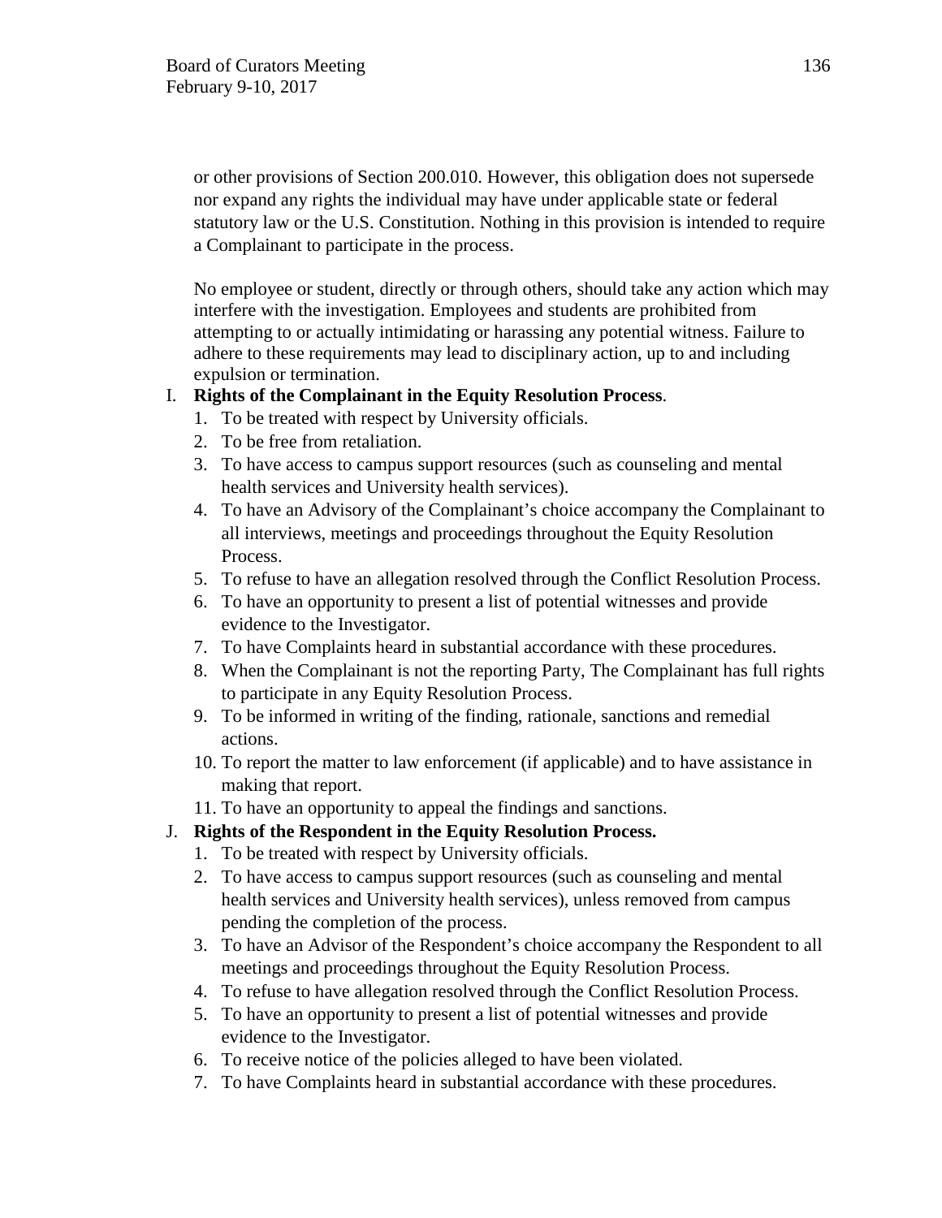or other provisions of Section 200.010. However, this obligation does not supersede nor expand any rights the individual may have under applicable state or federal statutory law or the U.S. Constitution. Nothing in this provision is intended to require a Complainant to participate in the process.

No employee or student, directly or through others, should take any action which may interfere with the investigation. Employees and students are prohibited from attempting to or actually intimidating or harassing any potential witness. Failure to adhere to these requirements may lead to disciplinary action, up to and including expulsion or termination.

I. **Rights of the Complainant in the Equity Resolution Process**.
   1. To be treated with respect by University officials.
   2. To be free from retaliation.
   3. To have access to campus support resources (such as counseling and mental health services and University health services).
   4. To have an Advisory of the Complainant's choice accompany the Complainant to all interviews, meetings and proceedings throughout the Equity Resolution Process.
   5. To refuse to have an allegation resolved through the Conflict Resolution Process.
   6. To have an opportunity to present a list of potential witnesses and provide evidence to the Investigator.
   7. To have Complaints heard in substantial accordance with these procedures.
   8. When the Complainant is not the reporting Party, The Complainant has full rights to participate in any Equity Resolution Process.
   9. To be informed in writing of the finding, rationale, sanctions and remedial actions.
   10. To report the matter to law enforcement (if applicable) and to have assistance in making that report.
   11. To have an opportunity to appeal the findings and sanctions.

J. **Rights of the Respondent in the Equity Resolution Process.**
   1. To be treated with respect by University officials.
   2. To have access to campus support resources (such as counseling and mental health services and University health services), unless removed from campus pending the completion of the process.
   3. To have an Advisor of the Respondent's choice accompany the Respondent to all meetings and proceedings throughout the Equity Resolution Process.
   4. To refuse to have allegation resolved through the Conflict Resolution Process.
   5. To have an opportunity to present a list of potential witnesses and provide evidence to the Investigator.
   6. To receive notice of the policies alleged to have been violated.
   7. To have Complaints heard in substantial accordance with these procedures.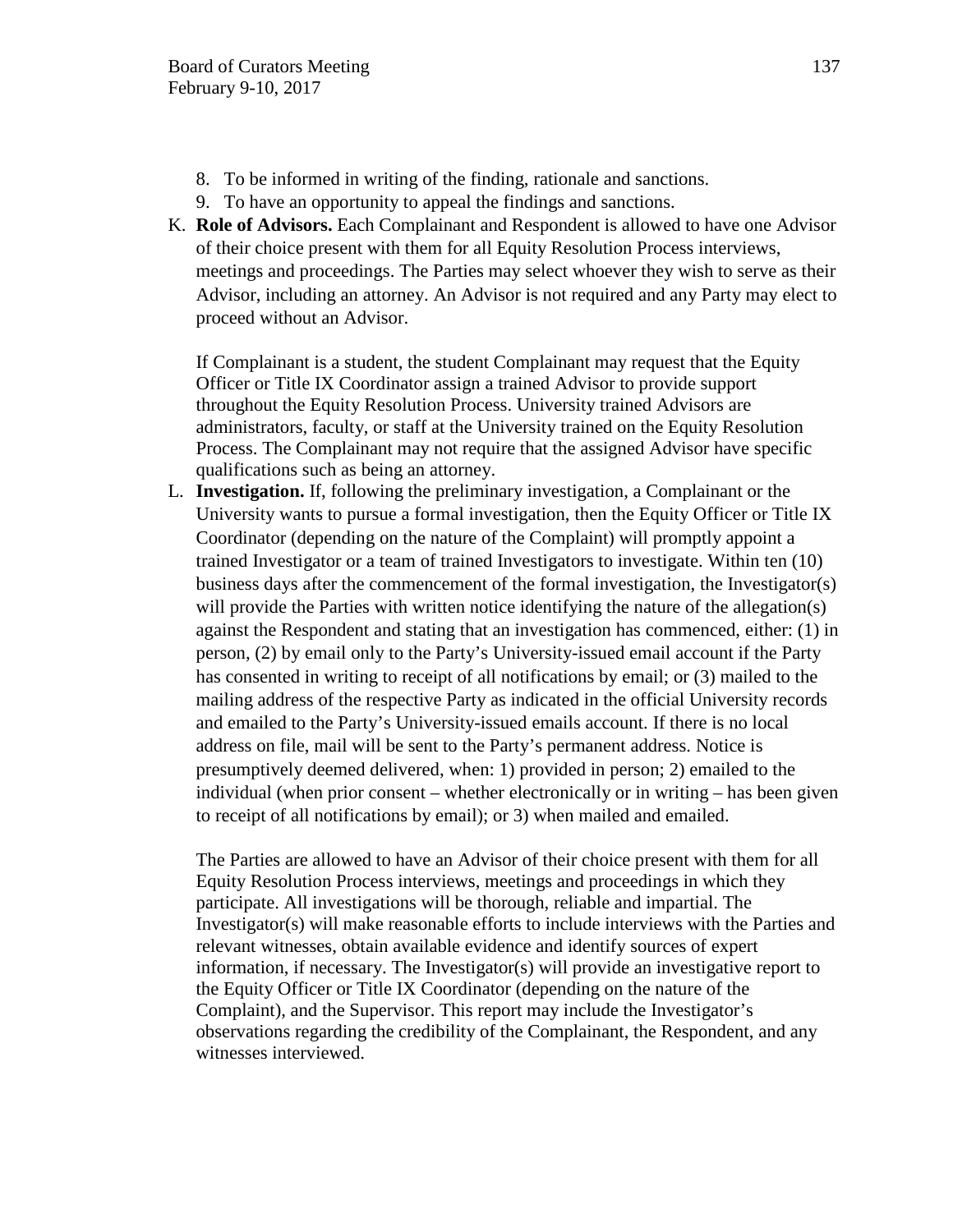8. To be informed in writing of the finding, rationale and sanctions.
9. To have an opportunity to appeal the findings and sanctions.

K. **Role of Advisors.** Each Complainant and Respondent is allowed to have one Advisor of their choice present with them for all Equity Resolution Process interviews, meetings and proceedings. The Parties may select whoever they wish to serve as their Advisor, including an attorney. An Advisor is not required and any Party may elect to proceed without an Advisor.

   If Complainant is a student, the student Complainant may request that the Equity Officer or Title IX Coordinator assign a trained Advisor to provide support throughout the Equity Resolution Process. University trained Advisors are administrators, faculty, or staff at the University trained on the Equity Resolution Process. The Complainant may not require that the assigned Advisor have specific qualifications such as being an attorney.

L. **Investigation.** If, following the preliminary investigation, a Complainant or the University wants to pursue a formal investigation, then the Equity Officer or Title IX Coordinator (depending on the nature of the Complaint) will promptly appoint a trained Investigator or a team of trained Investigators to investigate. Within ten (10) business days after the commencement of the formal investigation, the Investigator(s) will provide the Parties with written notice identifying the nature of the allegation(s) against the Respondent and stating that an investigation has commenced, either: (1) in person, (2) by email only to the Party's University-issued email account if the Party has consented in writing to receipt of all notifications by email; or (3) mailed to the mailing address of the respective Party as indicated in the official University records and emailed to the Party's University-issued emails account. If there is no local address on file, mail will be sent to the Party's permanent address. Notice is presumptively deemed delivered, when: 1) provided in person; 2) emailed to the individual (when prior consent – whether electronically or in writing – has been given to receipt of all notifications by email); or 3) when mailed and emailed.

   The Parties are allowed to have an Advisor of their choice present with them for all Equity Resolution Process interviews, meetings and proceedings in which they participate. All investigations will be thorough, reliable and impartial. The Investigator(s) will make reasonable efforts to include interviews with the Parties and relevant witnesses, obtain available evidence and identify sources of expert information, if necessary. The Investigator(s) will provide an investigative report to the Equity Officer or Title IX Coordinator (depending on the nature of the Complaint), and the Supervisor. This report may include the Investigator's observations regarding the credibility of the Complainant, the Respondent, and any witnesses interviewed.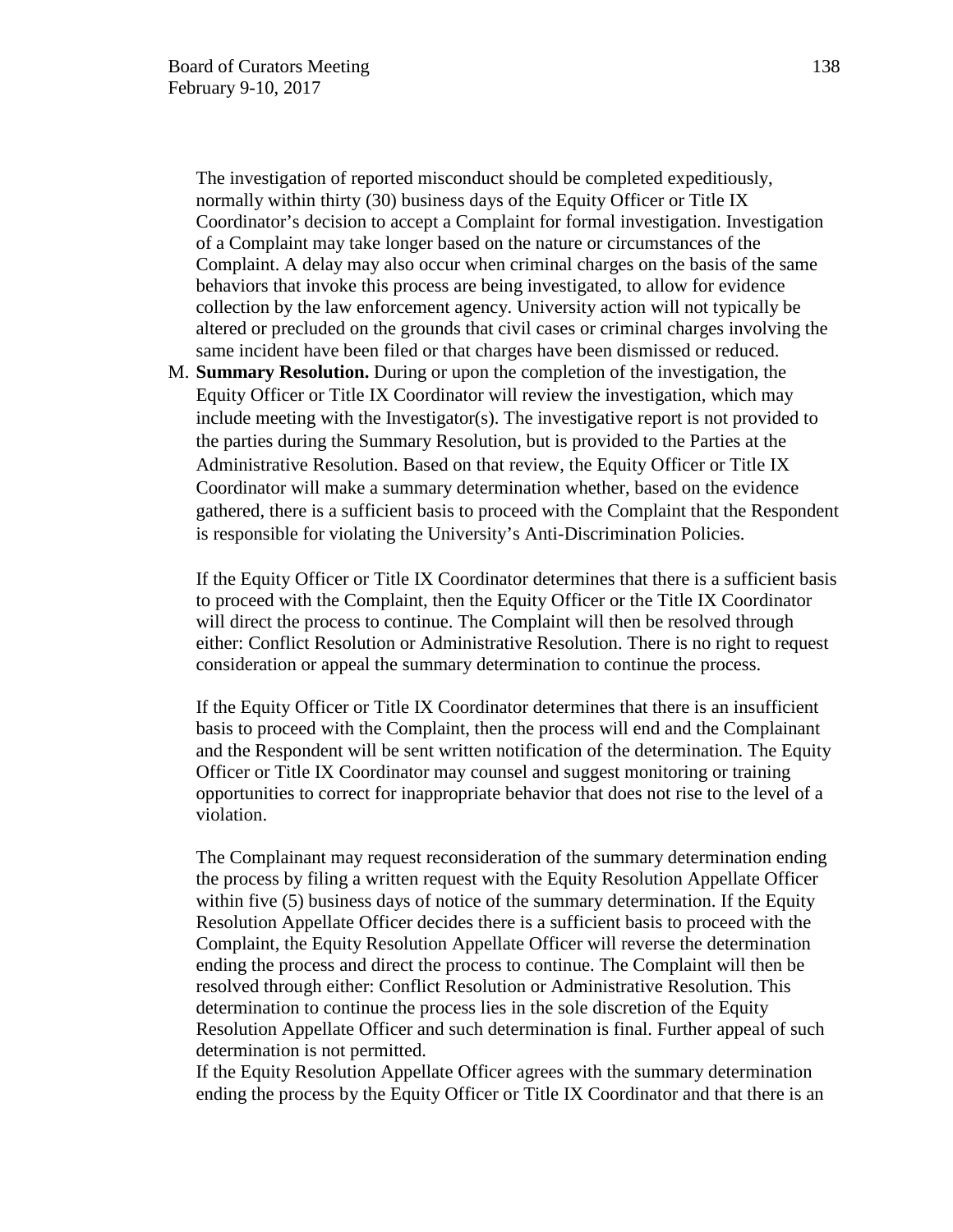The investigation of reported misconduct should be completed expeditiously, normally within thirty (30) business days of the Equity Officer or Title IX Coordinator's decision to accept a Complaint for formal investigation. Investigation of a Complaint may take longer based on the nature or circumstances of the Complaint. A delay may also occur when criminal charges on the basis of the same behaviors that invoke this process are being investigated, to allow for evidence collection by the law enforcement agency. University action will not typically be altered or precluded on the grounds that civil cases or criminal charges involving the same incident have been filed or that charges have been dismissed or reduced.

M. **Summary Resolution.** During or upon the completion of the investigation, the Equity Officer or Title IX Coordinator will review the investigation, which may include meeting with the Investigator(s). The investigative report is not provided to the parties during the Summary Resolution, but is provided to the Parties at the Administrative Resolution. Based on that review, the Equity Officer or Title IX Coordinator will make a summary determination whether, based on the evidence gathered, there is a sufficient basis to proceed with the Complaint that the Respondent is responsible for violating the University's Anti-Discrimination Policies.

   If the Equity Officer or Title IX Coordinator determines that there is a sufficient basis to proceed with the Complaint, then the Equity Officer or the Title IX Coordinator will direct the process to continue. The Complaint will then be resolved through either: Conflict Resolution or Administrative Resolution. There is no right to request consideration or appeal the summary determination to continue the process.

   If the Equity Officer or Title IX Coordinator determines that there is an insufficient basis to proceed with the Complaint, then the process will end and the Complainant and the Respondent will be sent written notification of the determination. The Equity Officer or Title IX Coordinator may counsel and suggest monitoring or training opportunities to correct for inappropriate behavior that does not rise to the level of a violation.

   The Complainant may request reconsideration of the summary determination ending the process by filing a written request with the Equity Resolution Appellate Officer within five (5) business days of notice of the summary determination. If the Equity Resolution Appellate Officer decides there is a sufficient basis to proceed with the Complaint, the Equity Resolution Appellate Officer will reverse the determination ending the process and direct the process to continue. The Complaint will then be resolved through either: Conflict Resolution or Administrative Resolution. This determination to continue the process lies in the sole discretion of the Equity Resolution Appellate Officer and such determination is final. Further appeal of such determination is not permitted.
   If the Equity Resolution Appellate Officer agrees with the summary determination ending the process by the Equity Officer or Title IX Coordinator and that there is an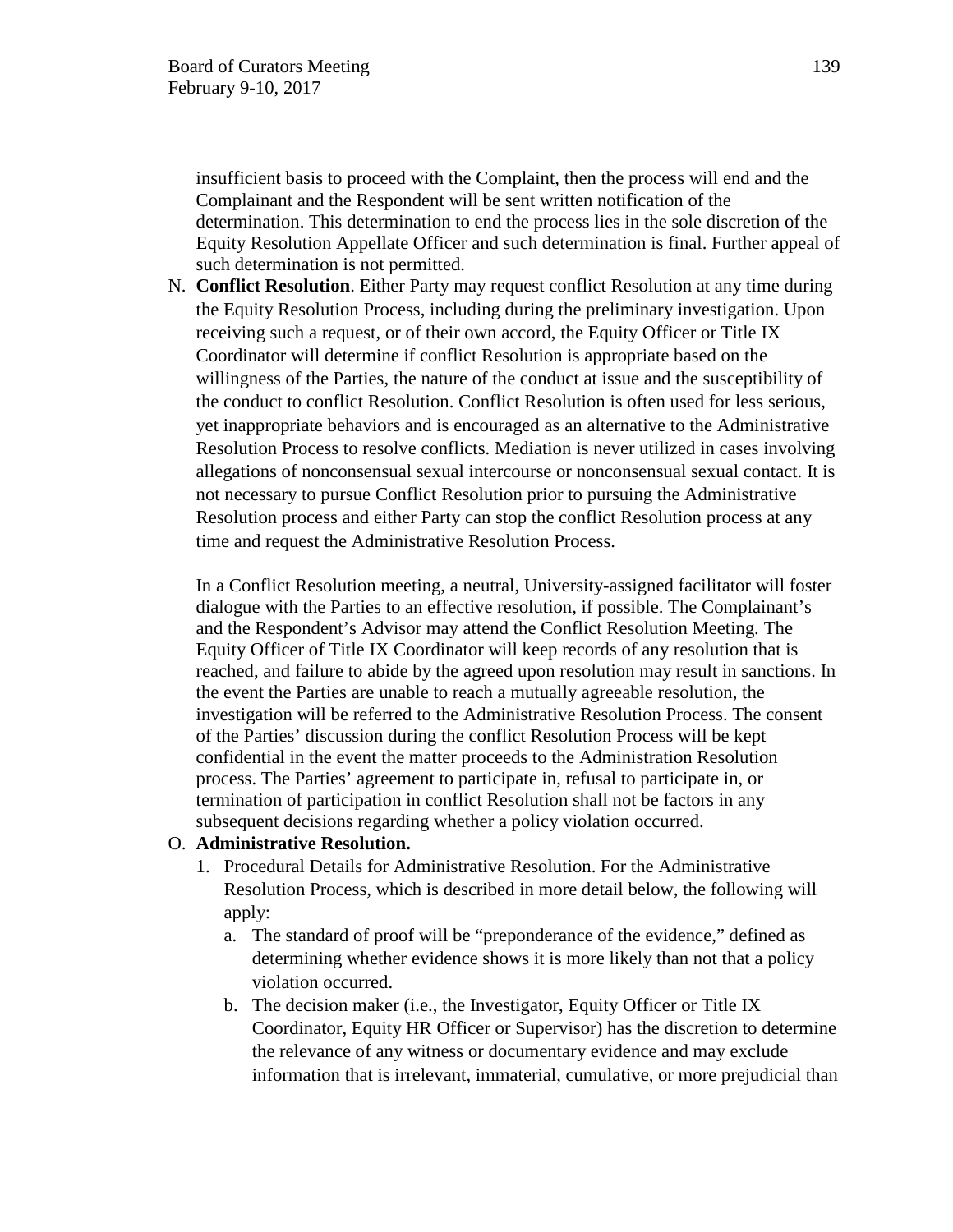insufficient basis to proceed with the Complaint, then the process will end and the Complainant and the Respondent will be sent written notification of the determination. This determination to end the process lies in the sole discretion of the Equity Resolution Appellate Officer and such determination is final. Further appeal of such determination is not permitted.

N. **Conflict Resolution**. Either Party may request conflict Resolution at any time during the Equity Resolution Process, including during the preliminary investigation. Upon receiving such a request, or of their own accord, the Equity Officer or Title IX Coordinator will determine if conflict Resolution is appropriate based on the willingness of the Parties, the nature of the conduct at issue and the susceptibility of the conduct to conflict Resolution. Conflict Resolution is often used for less serious, yet inappropriate behaviors and is encouraged as an alternative to the Administrative Resolution Process to resolve conflicts. Mediation is never utilized in cases involving allegations of nonconsensual sexual intercourse or nonconsensual sexual contact. It is not necessary to pursue Conflict Resolution prior to pursuing the Administrative Resolution process and either Party can stop the conflict Resolution process at any time and request the Administrative Resolution Process.

   In a Conflict Resolution meeting, a neutral, University-assigned facilitator will foster dialogue with the Parties to an effective resolution, if possible. The Complainant's and the Respondent's Advisor may attend the Conflict Resolution Meeting. The Equity Officer of Title IX Coordinator will keep records of any resolution that is reached, and failure to abide by the agreed upon resolution may result in sanctions. In the event the Parties are unable to reach a mutually agreeable resolution, the investigation will be referred to the Administrative Resolution Process. The consent of the Parties' discussion during the conflict Resolution Process will be kept confidential in the event the matter proceeds to the Administration Resolution process. The Parties' agreement to participate in, refusal to participate in, or termination of participation in conflict Resolution shall not be factors in any subsequent decisions regarding whether a policy violation occurred.

O. **Administrative Resolution.**
   1. Procedural Details for Administrative Resolution. For the Administrative Resolution Process, which is described in more detail below, the following will apply:
      a. The standard of proof will be "preponderance of the evidence," defined as determining whether evidence shows it is more likely than not that a policy violation occurred.
      b. The decision maker (i.e., the Investigator, Equity Officer or Title IX Coordinator, Equity HR Officer or Supervisor) has the discretion to determine the relevance of any witness or documentary evidence and may exclude information that is irrelevant, immaterial, cumulative, or more prejudicial than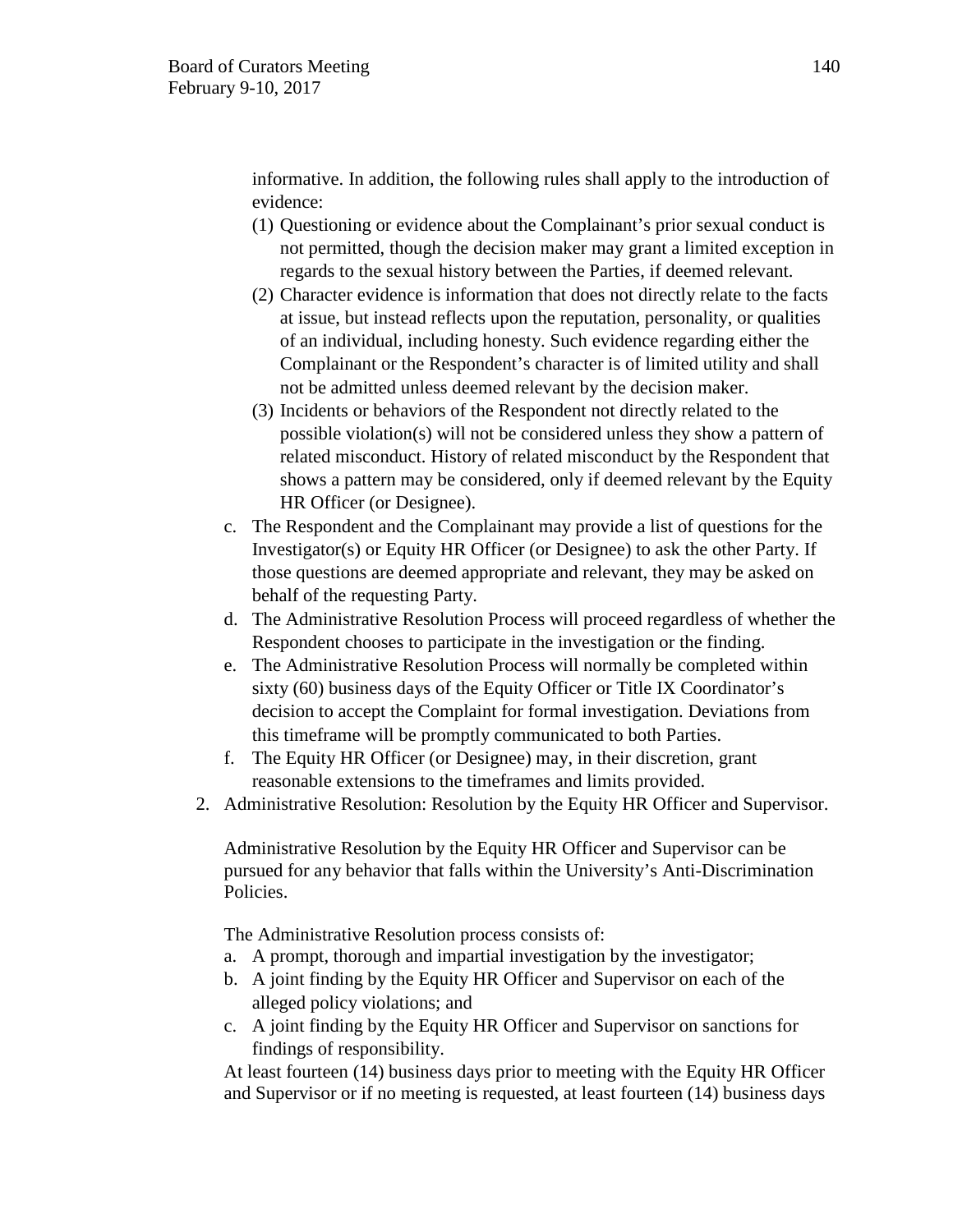informative. In addition, the following rules shall apply to the introduction of evidence:

(1) Questioning or evidence about the Complainant's prior sexual conduct is not permitted, though the decision maker may grant a limited exception in regards to the sexual history between the Parties, if deemed relevant.
(2) Character evidence is information that does not directly relate to the facts at issue, but instead reflects upon the reputation, personality, or qualities of an individual, including honesty. Such evidence regarding either the Complainant or the Respondent's character is of limited utility and shall not be admitted unless deemed relevant by the decision maker.
(3) Incidents or behaviors of the Respondent not directly related to the possible violation(s) will not be considered unless they show a pattern of related misconduct. History of related misconduct by the Respondent that shows a pattern may be considered, only if deemed relevant by the Equity HR Officer (or Designee).

c. The Respondent and the Complainant may provide a list of questions for the Investigator(s) or Equity HR Officer (or Designee) to ask the other Party. If those questions are deemed appropriate and relevant, they may be asked on behalf of the requesting Party.
d. The Administrative Resolution Process will proceed regardless of whether the Respondent chooses to participate in the investigation or the finding.
e. The Administrative Resolution Process will normally be completed within sixty (60) business days of the Equity Officer or Title IX Coordinator's decision to accept the Complaint for formal investigation. Deviations from this timeframe will be promptly communicated to both Parties.
f. The Equity HR Officer (or Designee) may, in their discretion, grant reasonable extensions to the timeframes and limits provided.

2. Administrative Resolution: Resolution by the Equity HR Officer and Supervisor.

   Administrative Resolution by the Equity HR Officer and Supervisor can be pursued for any behavior that falls within the University's Anti-Discrimination Policies.

   The Administrative Resolution process consists of:

   a. A prompt, thorough and impartial investigation by the investigator;
   b. A joint finding by the Equity HR Officer and Supervisor on each of the alleged policy violations; and
   c. A joint finding by the Equity HR Officer and Supervisor on sanctions for findings of responsibility.

   At least fourteen (14) business days prior to meeting with the Equity HR Officer and Supervisor or if no meeting is requested, at least fourteen (14) business days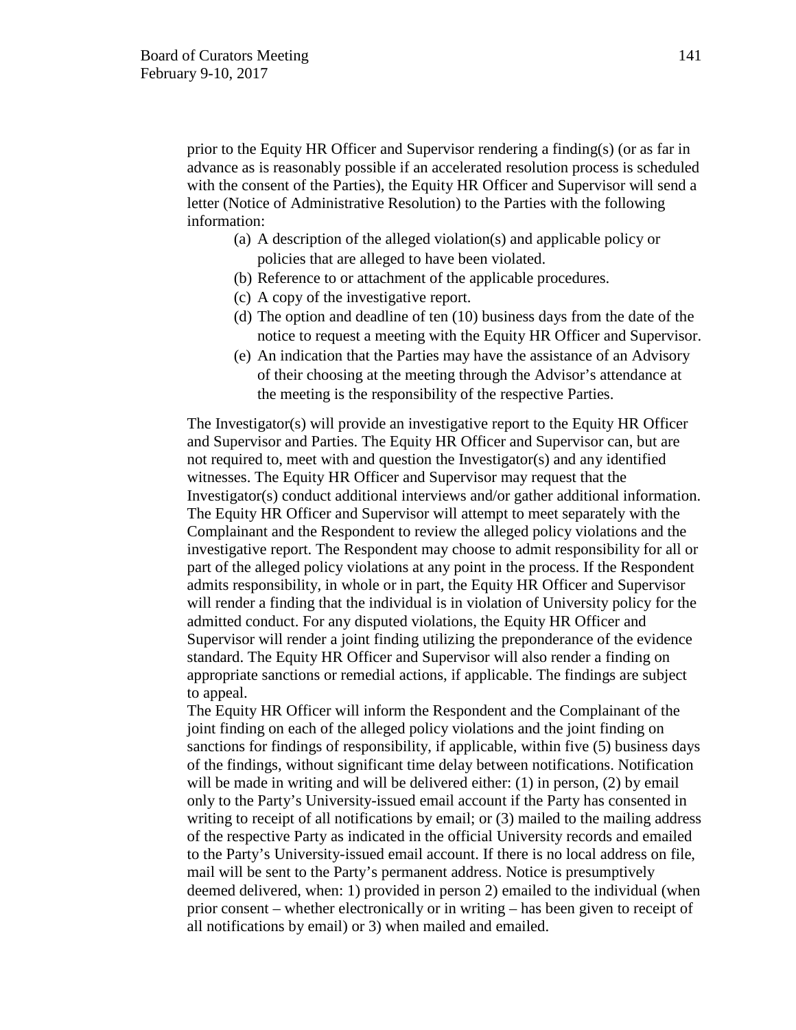prior to the Equity HR Officer and Supervisor rendering a finding(s) (or as far in advance as is reasonably possible if an accelerated resolution process is scheduled with the consent of the Parties), the Equity HR Officer and Supervisor will send a letter (Notice of Administrative Resolution) to the Parties with the following information:

(a) A description of the alleged violation(s) and applicable policy or policies that are alleged to have been violated.

(b) Reference to or attachment of the applicable procedures.

(c) A copy of the investigative report.

(d) The option and deadline of ten (10) business days from the date of the notice to request a meeting with the Equity HR Officer and Supervisor.

(e) An indication that the Parties may have the assistance of an Advisory of their choosing at the meeting through the Advisor's attendance at the meeting is the responsibility of the respective Parties.

The Investigator(s) will provide an investigative report to the Equity HR Officer and Supervisor and Parties. The Equity HR Officer and Supervisor can, but are not required to, meet with and question the Investigator(s) and any identified witnesses. The Equity HR Officer and Supervisor may request that the Investigator(s) conduct additional interviews and/or gather additional information. The Equity HR Officer and Supervisor will attempt to meet separately with the Complainant and the Respondent to review the alleged policy violations and the investigative report. The Respondent may choose to admit responsibility for all or part of the alleged policy violations at any point in the process. If the Respondent admits responsibility, in whole or in part, the Equity HR Officer and Supervisor will render a finding that the individual is in violation of University policy for the admitted conduct. For any disputed violations, the Equity HR Officer and Supervisor will render a joint finding utilizing the preponderance of the evidence standard. The Equity HR Officer and Supervisor will also render a finding on appropriate sanctions or remedial actions, if applicable. The findings are subject to appeal.

The Equity HR Officer will inform the Respondent and the Complainant of the joint finding on each of the alleged policy violations and the joint finding on sanctions for findings of responsibility, if applicable, within five (5) business days of the findings, without significant time delay between notifications. Notification will be made in writing and will be delivered either: (1) in person, (2) by email only to the Party's University-issued email account if the Party has consented in writing to receipt of all notifications by email; or (3) mailed to the mailing address of the respective Party as indicated in the official University records and emailed to the Party's University-issued email account. If there is no local address on file, mail will be sent to the Party's permanent address. Notice is presumptively deemed delivered, when: 1) provided in person 2) emailed to the individual (when prior consent – whether electronically or in writing – has been given to receipt of all notifications by email) or 3) when mailed and emailed.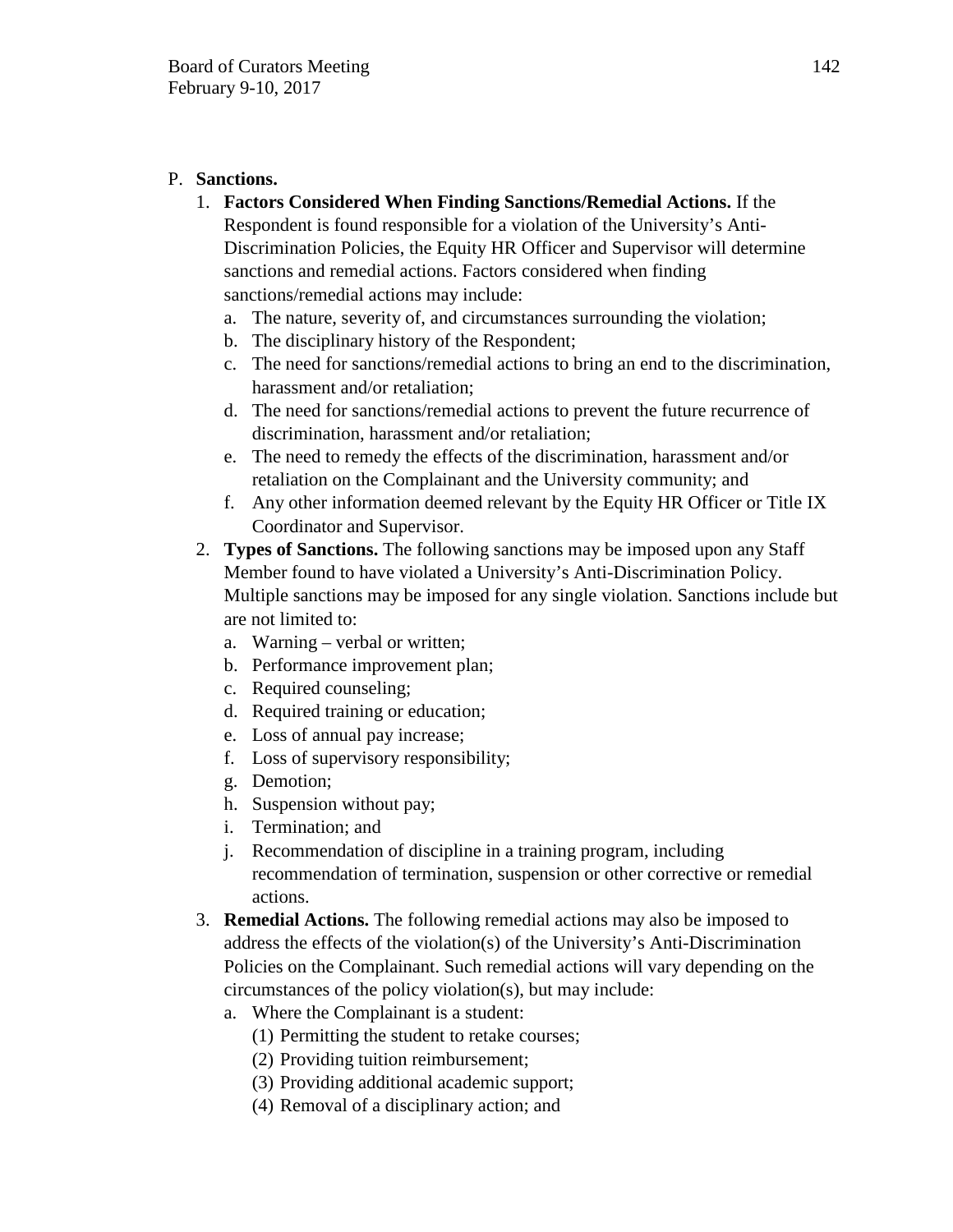P. **Sanctions.**

1. **Factors Considered When Finding Sanctions/Remedial Actions.** If the Respondent is found responsible for a violation of the University's Anti-Discrimination Policies, the Equity HR Officer and Supervisor will determine sanctions and remedial actions. Factors considered when finding sanctions/remedial actions may include:
   a. The nature, severity of, and circumstances surrounding the violation;
   b. The disciplinary history of the Respondent;
   c. The need for sanctions/remedial actions to bring an end to the discrimination, harassment and/or retaliation;
   d. The need for sanctions/remedial actions to prevent the future recurrence of discrimination, harassment and/or retaliation;
   e. The need to remedy the effects of the discrimination, harassment and/or retaliation on the Complainant and the University community; and
   f. Any other information deemed relevant by the Equity HR Officer or Title IX Coordinator and Supervisor.
2. **Types of Sanctions.** The following sanctions may be imposed upon any Staff Member found to have violated a University's Anti-Discrimination Policy. Multiple sanctions may be imposed for any single violation. Sanctions include but are not limited to:
   a. Warning – verbal or written;
   b. Performance improvement plan;
   c. Required counseling;
   d. Required training or education;
   e. Loss of annual pay increase;
   f. Loss of supervisory responsibility;
   g. Demotion;
   h. Suspension without pay;
   i. Termination; and
   j. Recommendation of discipline in a training program, including recommendation of termination, suspension or other corrective or remedial actions.
3. **Remedial Actions.** The following remedial actions may also be imposed to address the effects of the violation(s) of the University's Anti-Discrimination Policies on the Complainant. Such remedial actions will vary depending on the circumstances of the policy violation(s), but may include:
   a. Where the Complainant is a student:
      (1) Permitting the student to retake courses;
      (2) Providing tuition reimbursement;
      (3) Providing additional academic support;
      (4) Removal of a disciplinary action; and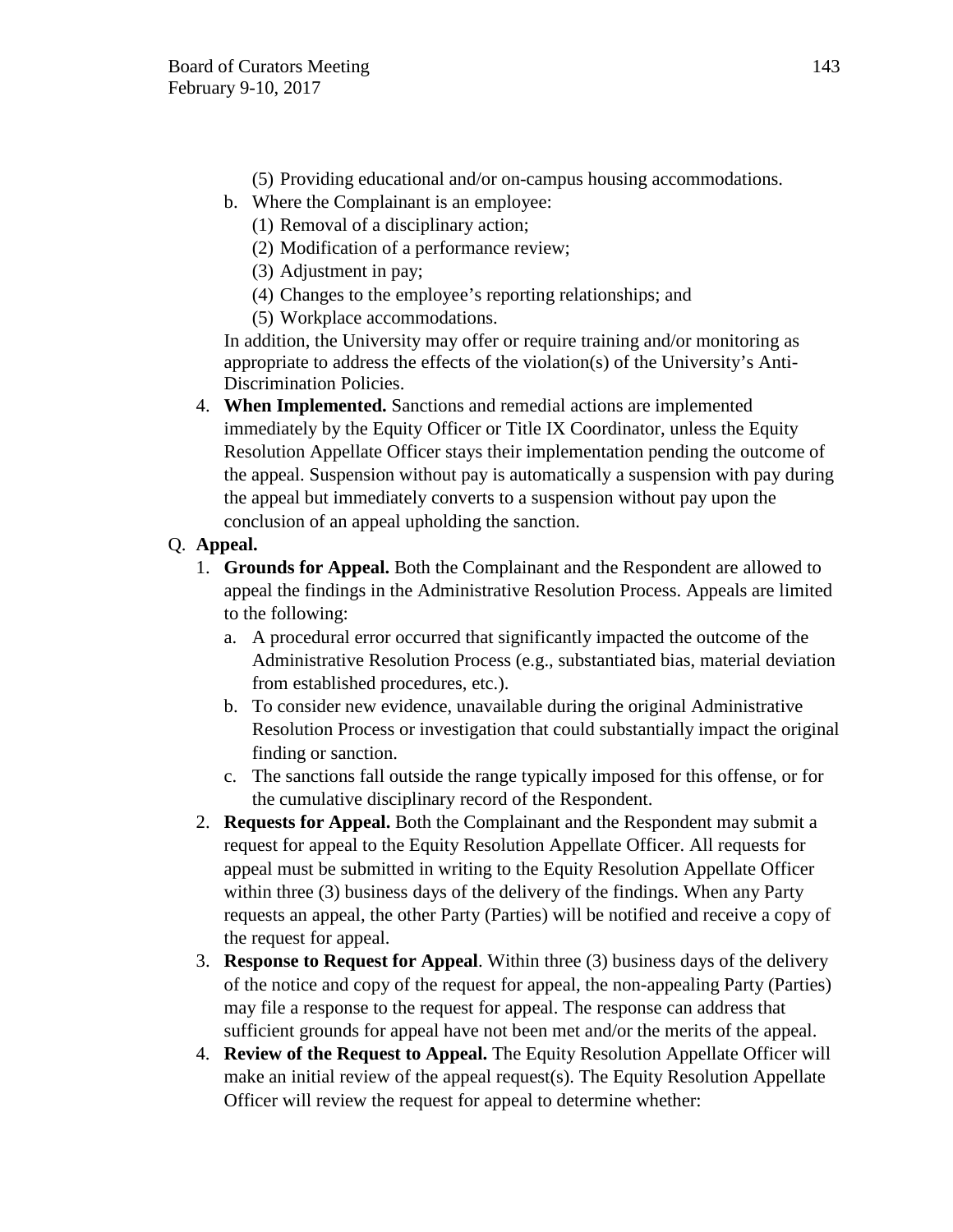(5) Providing educational and/or on-campus housing accommodations.

b. Where the Complainant is an employee:

(1) Removal of a disciplinary action;

(2) Modification of a performance review;

(3) Adjustment in pay;

(4) Changes to the employee's reporting relationships; and

(5) Workplace accommodations.

In addition, the University may offer or require training and/or monitoring as appropriate to address the effects of the violation(s) of the University's Anti-Discrimination Policies.

4. **When Implemented.** Sanctions and remedial actions are implemented immediately by the Equity Officer or Title IX Coordinator, unless the Equity Resolution Appellate Officer stays their implementation pending the outcome of the appeal. Suspension without pay is automatically a suspension with pay during the appeal but immediately converts to a suspension without pay upon the conclusion of an appeal upholding the sanction.

Q. **Appeal.**

1. **Grounds for Appeal.** Both the Complainant and the Respondent are allowed to appeal the findings in the Administrative Resolution Process. Appeals are limited to the following:
   a. A procedural error occurred that significantly impacted the outcome of the Administrative Resolution Process (e.g., substantiated bias, material deviation from established procedures, etc.).
   b. To consider new evidence, unavailable during the original Administrative Resolution Process or investigation that could substantially impact the original finding or sanction.
   c. The sanctions fall outside the range typically imposed for this offense, or for the cumulative disciplinary record of the Respondent.
2. **Requests for Appeal.** Both the Complainant and the Respondent may submit a request for appeal to the Equity Resolution Appellate Officer. All requests for appeal must be submitted in writing to the Equity Resolution Appellate Officer within three (3) business days of the delivery of the findings. When any Party requests an appeal, the other Party (Parties) will be notified and receive a copy of the request for appeal.
3. **Response to Request for Appeal**. Within three (3) business days of the delivery of the notice and copy of the request for appeal, the non-appealing Party (Parties) may file a response to the request for appeal. The response can address that sufficient grounds for appeal have not been met and/or the merits of the appeal.
4. **Review of the Request to Appeal.** The Equity Resolution Appellate Officer will make an initial review of the appeal request(s). The Equity Resolution Appellate Officer will review the request for appeal to determine whether: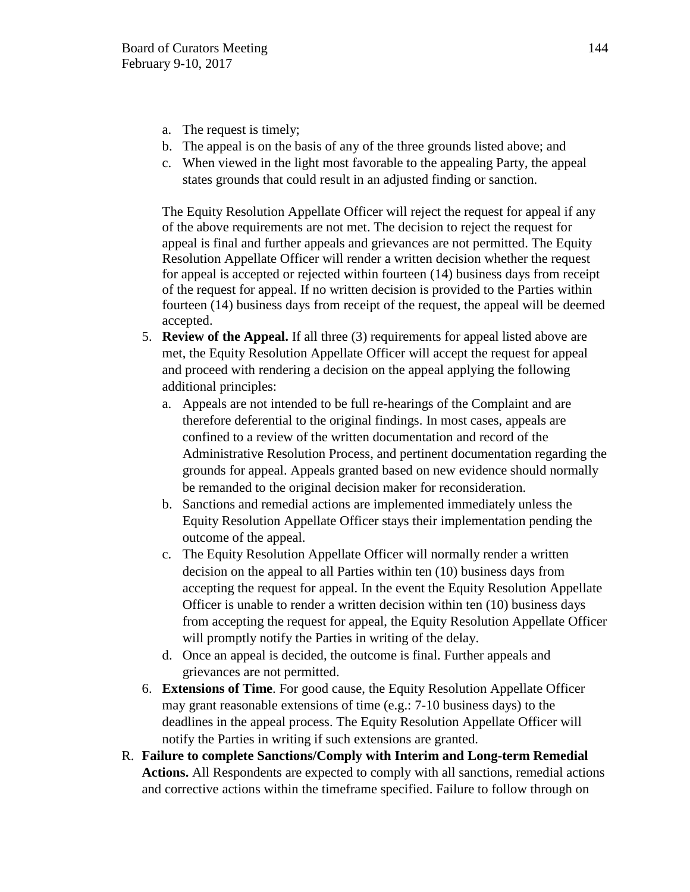a. The request is timely;
b. The appeal is on the basis of any of the three grounds listed above; and
c. When viewed in the light most favorable to the appealing Party, the appeal states grounds that could result in an adjusted finding or sanction.

The Equity Resolution Appellate Officer will reject the request for appeal if any of the above requirements are not met. The decision to reject the request for appeal is final and further appeals and grievances are not permitted. The Equity Resolution Appellate Officer will render a written decision whether the request for appeal is accepted or rejected within fourteen (14) business days from receipt of the request for appeal. If no written decision is provided to the Parties within fourteen (14) business days from receipt of the request, the appeal will be deemed accepted.

5. **Review of the Appeal.** If all three (3) requirements for appeal listed above are met, the Equity Resolution Appellate Officer will accept the request for appeal and proceed with rendering a decision on the appeal applying the following additional principles:
   a. Appeals are not intended to be full re-hearings of the Complaint and are therefore deferential to the original findings. In most cases, appeals are confined to a review of the written documentation and record of the Administrative Resolution Process, and pertinent documentation regarding the grounds for appeal. Appeals granted based on new evidence should normally be remanded to the original decision maker for reconsideration.
   b. Sanctions and remedial actions are implemented immediately unless the Equity Resolution Appellate Officer stays their implementation pending the outcome of the appeal.
   c. The Equity Resolution Appellate Officer will normally render a written decision on the appeal to all Parties within ten (10) business days from accepting the request for appeal. In the event the Equity Resolution Appellate Officer is unable to render a written decision within ten (10) business days from accepting the request for appeal, the Equity Resolution Appellate Officer will promptly notify the Parties in writing of the delay.
   d. Once an appeal is decided, the outcome is final. Further appeals and grievances are not permitted.
6. **Extensions of Time**. For good cause, the Equity Resolution Appellate Officer may grant reasonable extensions of time (e.g.: 7-10 business days) to the deadlines in the appeal process. The Equity Resolution Appellate Officer will notify the Parties in writing if such extensions are granted.

R. **Failure to complete Sanctions/Comply with Interim and Long-term Remedial Actions.** All Respondents are expected to comply with all sanctions, remedial actions and corrective actions within the timeframe specified. Failure to follow through on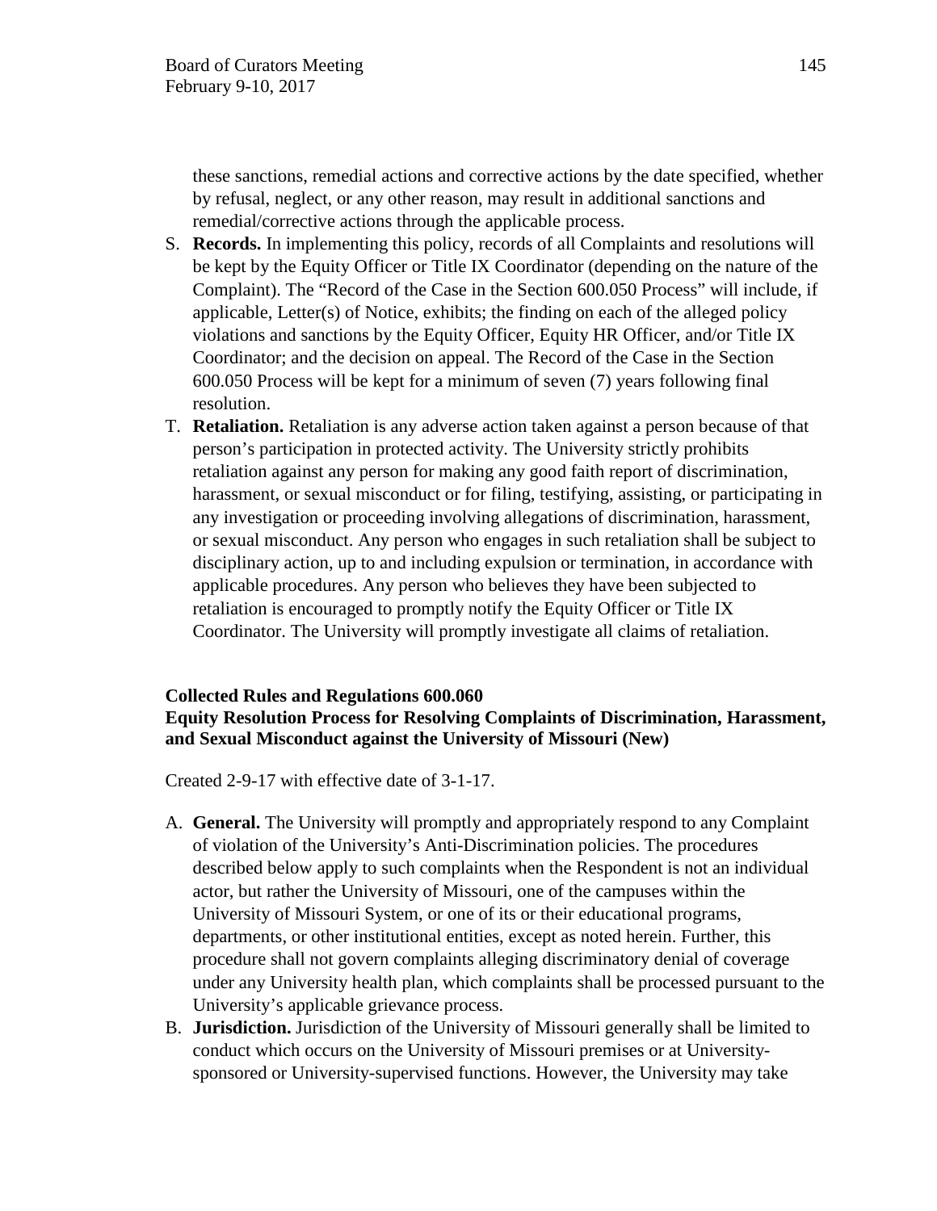these sanctions, remedial actions and corrective actions by the date specified, whether by refusal, neglect, or any other reason, may result in additional sanctions and remedial/corrective actions through the applicable process.

S. **Records.** In implementing this policy, records of all Complaints and resolutions will be kept by the Equity Officer or Title IX Coordinator (depending on the nature of the Complaint). The "Record of the Case in the Section 600.050 Process" will include, if applicable, Letter(s) of Notice, exhibits; the finding on each of the alleged policy violations and sanctions by the Equity Officer, Equity HR Officer, and/or Title IX Coordinator; and the decision on appeal. The Record of the Case in the Section 600.050 Process will be kept for a minimum of seven (7) years following final resolution.

T. **Retaliation.** Retaliation is any adverse action taken against a person because of that person's participation in protected activity. The University strictly prohibits retaliation against any person for making any good faith report of discrimination, harassment, or sexual misconduct or for filing, testifying, assisting, or participating in any investigation or proceeding involving allegations of discrimination, harassment, or sexual misconduct. Any person who engages in such retaliation shall be subject to disciplinary action, up to and including expulsion or termination, in accordance with applicable procedures. Any person who believes they have been subjected to retaliation is encouraged to promptly notify the Equity Officer or Title IX Coordinator. The University will promptly investigate all claims of retaliation.

**Collected Rules and Regulations 600.060**
**Equity Resolution Process for Resolving Complaints of Discrimination, Harassment, and Sexual Misconduct against the University of Missouri (New)**

Created 2-9-17 with effective date of 3-1-17.

A. **General.** The University will promptly and appropriately respond to any Complaint of violation of the University's Anti-Discrimination policies. The procedures described below apply to such complaints when the Respondent is not an individual actor, but rather the University of Missouri, one of the campuses within the University of Missouri System, or one of its or their educational programs, departments, or other institutional entities, except as noted herein. Further, this procedure shall not govern complaints alleging discriminatory denial of coverage under any University health plan, which complaints shall be processed pursuant to the University's applicable grievance process.

B. **Jurisdiction.** Jurisdiction of the University of Missouri generally shall be limited to conduct which occurs on the University of Missouri premises or at University-sponsored or University-supervised functions. However, the University may take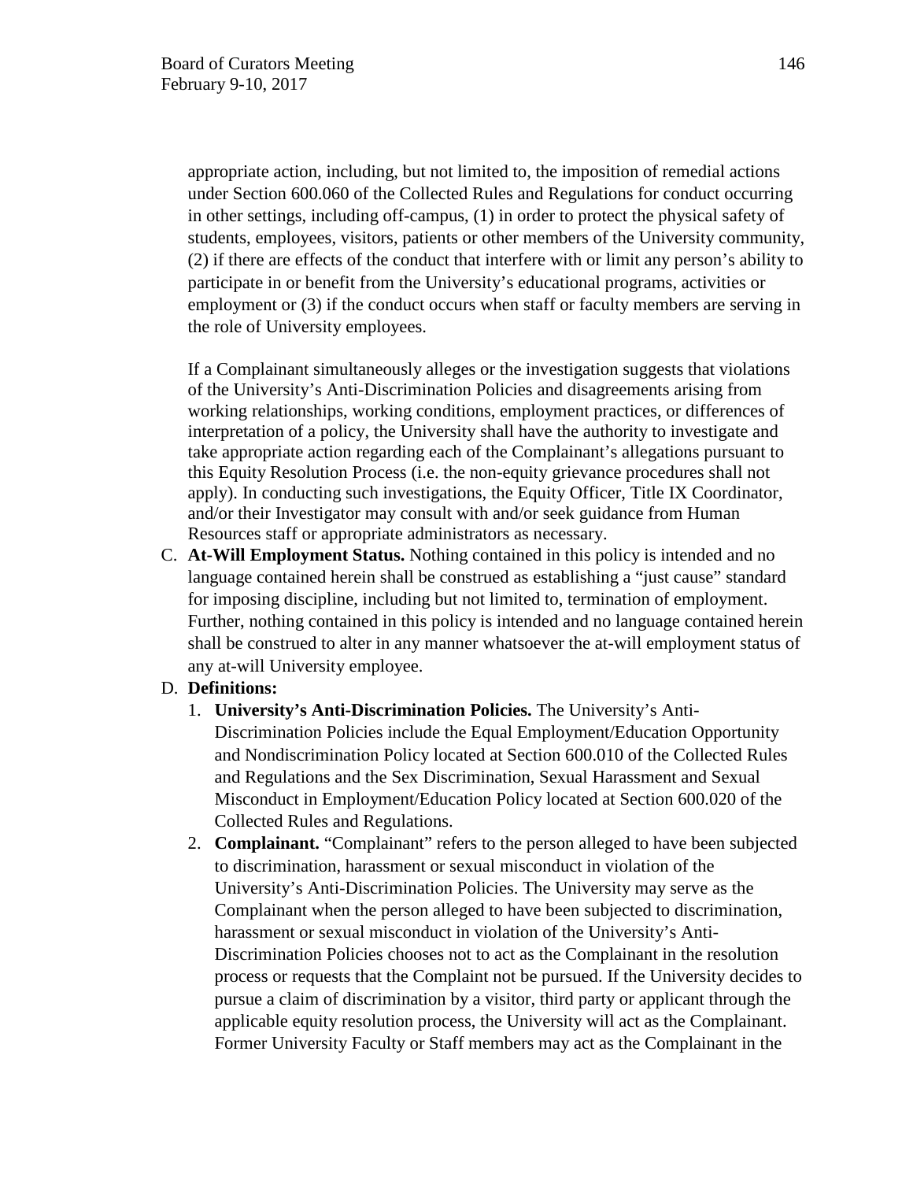appropriate action, including, but not limited to, the imposition of remedial actions under Section 600.060 of the Collected Rules and Regulations for conduct occurring in other settings, including off-campus, (1) in order to protect the physical safety of students, employees, visitors, patients or other members of the University community, (2) if there are effects of the conduct that interfere with or limit any person's ability to participate in or benefit from the University's educational programs, activities or employment or (3) if the conduct occurs when staff or faculty members are serving in the role of University employees.

If a Complainant simultaneously alleges or the investigation suggests that violations of the University's Anti-Discrimination Policies and disagreements arising from working relationships, working conditions, employment practices, or differences of interpretation of a policy, the University shall have the authority to investigate and take appropriate action regarding each of the Complainant's allegations pursuant to this Equity Resolution Process (i.e. the non-equity grievance procedures shall not apply). In conducting such investigations, the Equity Officer, Title IX Coordinator, and/or their Investigator may consult with and/or seek guidance from Human Resources staff or appropriate administrators as necessary.

C. **At-Will Employment Status.** Nothing contained in this policy is intended and no language contained herein shall be construed as establishing a "just cause" standard for imposing discipline, including but not limited to, termination of employment. Further, nothing contained in this policy is intended and no language contained herein shall be construed to alter in any manner whatsoever the at-will employment status of any at-will University employee.

D. **Definitions:**
   1. **University's Anti-Discrimination Policies.** The University's Anti-Discrimination Policies include the Equal Employment/Education Opportunity and Nondiscrimination Policy located at Section 600.010 of the Collected Rules and Regulations and the Sex Discrimination, Sexual Harassment and Sexual Misconduct in Employment/Education Policy located at Section 600.020 of the Collected Rules and Regulations.
   2. **Complainant.** "Complainant" refers to the person alleged to have been subjected to discrimination, harassment or sexual misconduct in violation of the University's Anti-Discrimination Policies. The University may serve as the Complainant when the person alleged to have been subjected to discrimination, harassment or sexual misconduct in violation of the University's Anti-Discrimination Policies chooses not to act as the Complainant in the resolution process or requests that the Complaint not be pursued. If the University decides to pursue a claim of discrimination by a visitor, third party or applicant through the applicable equity resolution process, the University will act as the Complainant. Former University Faculty or Staff members may act as the Complainant in the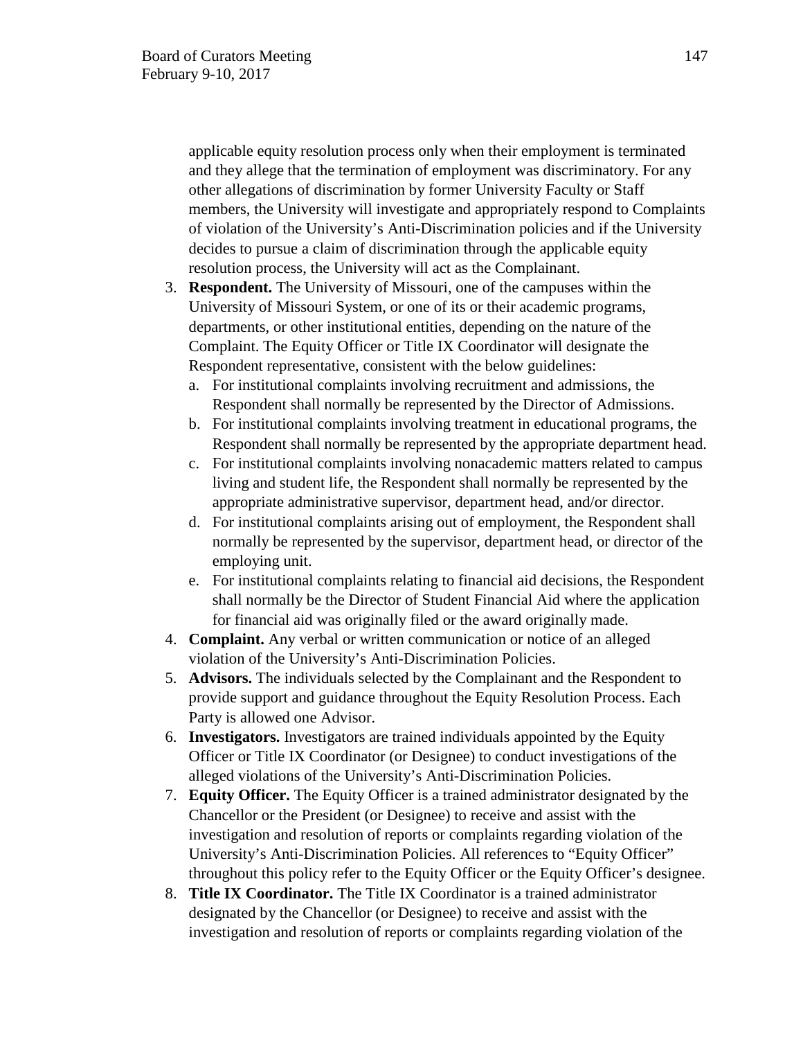applicable equity resolution process only when their employment is terminated and they allege that the termination of employment was discriminatory. For any other allegations of discrimination by former University Faculty or Staff members, the University will investigate and appropriately respond to Complaints of violation of the University's Anti-Discrimination policies and if the University decides to pursue a claim of discrimination through the applicable equity resolution process, the University will act as the Complainant.

3. **Respondent.** The University of Missouri, one of the campuses within the University of Missouri System, or one of its or their academic programs, departments, or other institutional entities, depending on the nature of the Complaint. The Equity Officer or Title IX Coordinator will designate the Respondent representative, consistent with the below guidelines:
   a. For institutional complaints involving recruitment and admissions, the Respondent shall normally be represented by the Director of Admissions.
   b. For institutional complaints involving treatment in educational programs, the Respondent shall normally be represented by the appropriate department head.
   c. For institutional complaints involving nonacademic matters related to campus living and student life, the Respondent shall normally be represented by the appropriate administrative supervisor, department head, and/or director.
   d. For institutional complaints arising out of employment, the Respondent shall normally be represented by the supervisor, department head, or director of the employing unit.
   e. For institutional complaints relating to financial aid decisions, the Respondent shall normally be the Director of Student Financial Aid where the application for financial aid was originally filed or the award originally made.
4. **Complaint.** Any verbal or written communication or notice of an alleged violation of the University's Anti-Discrimination Policies.
5. **Advisors.** The individuals selected by the Complainant and the Respondent to provide support and guidance throughout the Equity Resolution Process. Each Party is allowed one Advisor.
6. **Investigators.** Investigators are trained individuals appointed by the Equity Officer or Title IX Coordinator (or Designee) to conduct investigations of the alleged violations of the University's Anti-Discrimination Policies.
7. **Equity Officer.** The Equity Officer is a trained administrator designated by the Chancellor or the President (or Designee) to receive and assist with the investigation and resolution of reports or complaints regarding violation of the University's Anti-Discrimination Policies. All references to "Equity Officer" throughout this policy refer to the Equity Officer or the Equity Officer's designee.
8. **Title IX Coordinator.** The Title IX Coordinator is a trained administrator designated by the Chancellor (or Designee) to receive and assist with the investigation and resolution of reports or complaints regarding violation of the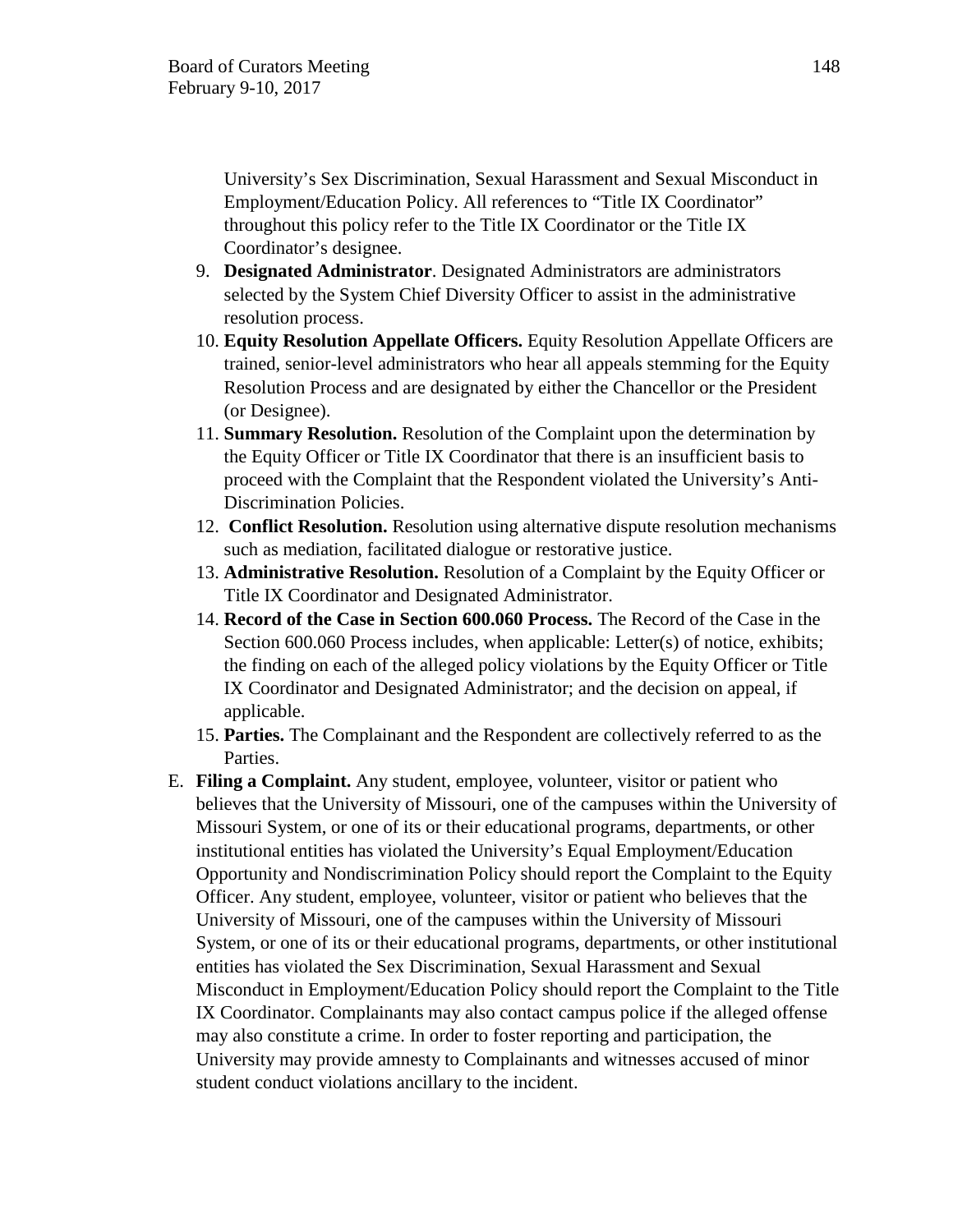University's Sex Discrimination, Sexual Harassment and Sexual Misconduct in Employment/Education Policy. All references to "Title IX Coordinator" throughout this policy refer to the Title IX Coordinator or the Title IX Coordinator's designee.

9. **Designated Administrator**. Designated Administrators are administrators selected by the System Chief Diversity Officer to assist in the administrative resolution process.
10. **Equity Resolution Appellate Officers.** Equity Resolution Appellate Officers are trained, senior-level administrators who hear all appeals stemming for the Equity Resolution Process and are designated by either the Chancellor or the President (or Designee).
11. **Summary Resolution.** Resolution of the Complaint upon the determination by the Equity Officer or Title IX Coordinator that there is an insufficient basis to proceed with the Complaint that the Respondent violated the University's Anti-Discrimination Policies.
12. **Conflict Resolution.** Resolution using alternative dispute resolution mechanisms such as mediation, facilitated dialogue or restorative justice.
13. **Administrative Resolution.** Resolution of a Complaint by the Equity Officer or Title IX Coordinator and Designated Administrator.
14. **Record of the Case in Section 600.060 Process.** The Record of the Case in the Section 600.060 Process includes, when applicable: Letter(s) of notice, exhibits; the finding on each of the alleged policy violations by the Equity Officer or Title IX Coordinator and Designated Administrator; and the decision on appeal, if applicable.
15. **Parties.** The Complainant and the Respondent are collectively referred to as the Parties.

E. **Filing a Complaint.** Any student, employee, volunteer, visitor or patient who believes that the University of Missouri, one of the campuses within the University of Missouri System, or one of its or their educational programs, departments, or other institutional entities has violated the University's Equal Employment/Education Opportunity and Nondiscrimination Policy should report the Complaint to the Equity Officer. Any student, employee, volunteer, visitor or patient who believes that the University of Missouri, one of the campuses within the University of Missouri System, or one of its or their educational programs, departments, or other institutional entities has violated the Sex Discrimination, Sexual Harassment and Sexual Misconduct in Employment/Education Policy should report the Complaint to the Title IX Coordinator. Complainants may also contact campus police if the alleged offense may also constitute a crime. In order to foster reporting and participation, the University may provide amnesty to Complainants and witnesses accused of minor student conduct violations ancillary to the incident.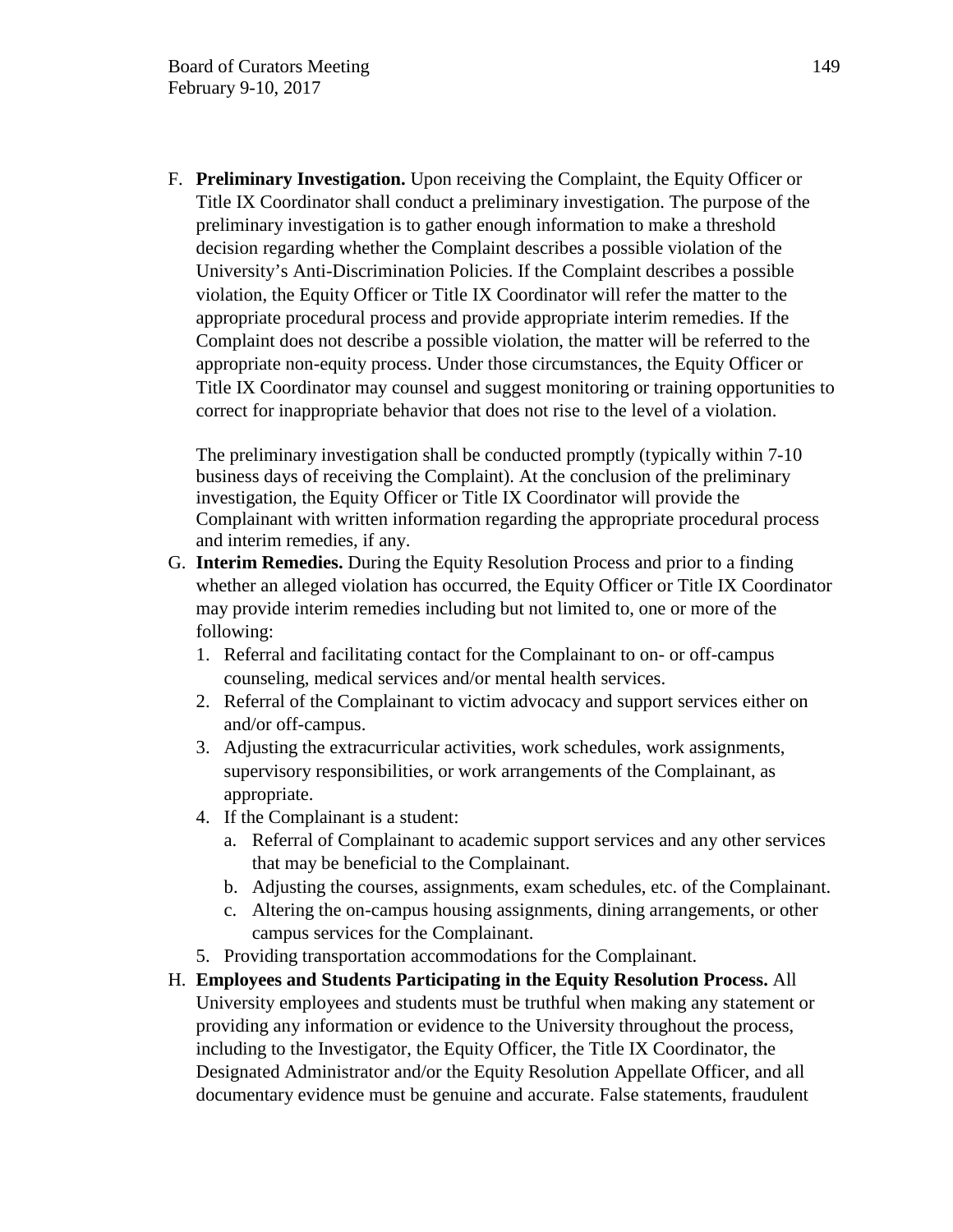F. **Preliminary Investigation.** Upon receiving the Complaint, the Equity Officer or Title IX Coordinator shall conduct a preliminary investigation. The purpose of the preliminary investigation is to gather enough information to make a threshold decision regarding whether the Complaint describes a possible violation of the University's Anti-Discrimination Policies. If the Complaint describes a possible violation, the Equity Officer or Title IX Coordinator will refer the matter to the appropriate procedural process and provide appropriate interim remedies. If the Complaint does not describe a possible violation, the matter will be referred to the appropriate non-equity process. Under those circumstances, the Equity Officer or Title IX Coordinator may counsel and suggest monitoring or training opportunities to correct for inappropriate behavior that does not rise to the level of a violation.

   The preliminary investigation shall be conducted promptly (typically within 7-10 business days of receiving the Complaint). At the conclusion of the preliminary investigation, the Equity Officer or Title IX Coordinator will provide the Complainant with written information regarding the appropriate procedural process and interim remedies, if any.

G. **Interim Remedies.** During the Equity Resolution Process and prior to a finding whether an alleged violation has occurred, the Equity Officer or Title IX Coordinator may provide interim remedies including but not limited to, one or more of the following:
   1. Referral and facilitating contact for the Complainant to on- or off-campus counseling, medical services and/or mental health services.
   2. Referral of the Complainant to victim advocacy and support services either on and/or off-campus.
   3. Adjusting the extracurricular activities, work schedules, work assignments, supervisory responsibilities, or work arrangements of the Complainant, as appropriate.
   4. If the Complainant is a student:
      a. Referral of Complainant to academic support services and any other services that may be beneficial to the Complainant.
      b. Adjusting the courses, assignments, exam schedules, etc. of the Complainant.
      c. Altering the on-campus housing assignments, dining arrangements, or other campus services for the Complainant.
   5. Providing transportation accommodations for the Complainant.

H. **Employees and Students Participating in the Equity Resolution Process.** All University employees and students must be truthful when making any statement or providing any information or evidence to the University throughout the process, including to the Investigator, the Equity Officer, the Title IX Coordinator, the Designated Administrator and/or the Equity Resolution Appellate Officer, and all documentary evidence must be genuine and accurate. False statements, fraudulent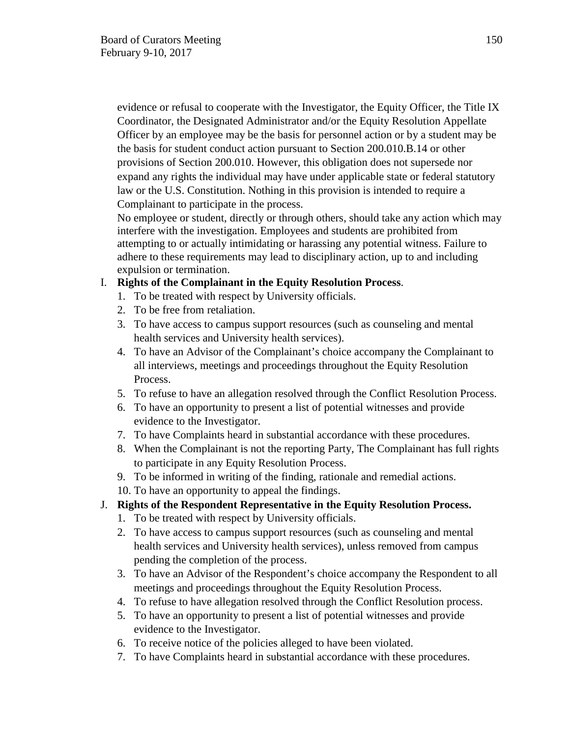evidence or refusal to cooperate with the Investigator, the Equity Officer, the Title IX Coordinator, the Designated Administrator and/or the Equity Resolution Appellate Officer by an employee may be the basis for personnel action or by a student may be the basis for student conduct action pursuant to Section 200.010.B.14 or other provisions of Section 200.010. However, this obligation does not supersede nor expand any rights the individual may have under applicable state or federal statutory law or the U.S. Constitution. Nothing in this provision is intended to require a Complainant to participate in the process.

No employee or student, directly or through others, should take any action which may interfere with the investigation. Employees and students are prohibited from attempting to or actually intimidating or harassing any potential witness. Failure to adhere to these requirements may lead to disciplinary action, up to and including expulsion or termination.

I. **Rights of the Complainant in the Equity Resolution Process**.
   1. To be treated with respect by University officials.
   2. To be free from retaliation.
   3. To have access to campus support resources (such as counseling and mental health services and University health services).
   4. To have an Advisor of the Complainant's choice accompany the Complainant to all interviews, meetings and proceedings throughout the Equity Resolution Process.
   5. To refuse to have an allegation resolved through the Conflict Resolution Process.
   6. To have an opportunity to present a list of potential witnesses and provide evidence to the Investigator.
   7. To have Complaints heard in substantial accordance with these procedures.
   8. When the Complainant is not the reporting Party, The Complainant has full rights to participate in any Equity Resolution Process.
   9. To be informed in writing of the finding, rationale and remedial actions.
   10. To have an opportunity to appeal the findings.

J. **Rights of the Respondent Representative in the Equity Resolution Process.**
   1. To be treated with respect by University officials.
   2. To have access to campus support resources (such as counseling and mental health services and University health services), unless removed from campus pending the completion of the process.
   3. To have an Advisor of the Respondent's choice accompany the Respondent to all meetings and proceedings throughout the Equity Resolution Process.
   4. To refuse to have allegation resolved through the Conflict Resolution process.
   5. To have an opportunity to present a list of potential witnesses and provide evidence to the Investigator.
   6. To receive notice of the policies alleged to have been violated.
   7. To have Complaints heard in substantial accordance with these procedures.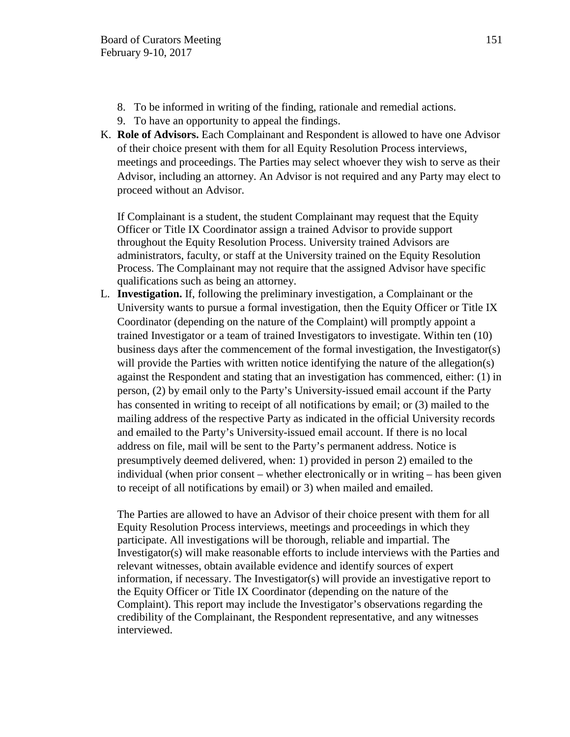8. To be informed in writing of the finding, rationale and remedial actions.
9. To have an opportunity to appeal the findings.

K. **Role of Advisors.** Each Complainant and Respondent is allowed to have one Advisor of their choice present with them for all Equity Resolution Process interviews, meetings and proceedings. The Parties may select whoever they wish to serve as their Advisor, including an attorney. An Advisor is not required and any Party may elect to proceed without an Advisor.

   If Complainant is a student, the student Complainant may request that the Equity Officer or Title IX Coordinator assign a trained Advisor to provide support throughout the Equity Resolution Process. University trained Advisors are administrators, faculty, or staff at the University trained on the Equity Resolution Process. The Complainant may not require that the assigned Advisor have specific qualifications such as being an attorney.

L. **Investigation.** If, following the preliminary investigation, a Complainant or the University wants to pursue a formal investigation, then the Equity Officer or Title IX Coordinator (depending on the nature of the Complaint) will promptly appoint a trained Investigator or a team of trained Investigators to investigate. Within ten (10) business days after the commencement of the formal investigation, the Investigator(s) will provide the Parties with written notice identifying the nature of the allegation(s) against the Respondent and stating that an investigation has commenced, either: (1) in person, (2) by email only to the Party's University-issued email account if the Party has consented in writing to receipt of all notifications by email; or (3) mailed to the mailing address of the respective Party as indicated in the official University records and emailed to the Party's University-issued email account. If there is no local address on file, mail will be sent to the Party's permanent address. Notice is presumptively deemed delivered, when: 1) provided in person 2) emailed to the individual (when prior consent – whether electronically or in writing – has been given to receipt of all notifications by email) or 3) when mailed and emailed.

   The Parties are allowed to have an Advisor of their choice present with them for all Equity Resolution Process interviews, meetings and proceedings in which they participate. All investigations will be thorough, reliable and impartial. The Investigator(s) will make reasonable efforts to include interviews with the Parties and relevant witnesses, obtain available evidence and identify sources of expert information, if necessary. The Investigator(s) will provide an investigative report to the Equity Officer or Title IX Coordinator (depending on the nature of the Complaint). This report may include the Investigator's observations regarding the credibility of the Complainant, the Respondent representative, and any witnesses interviewed.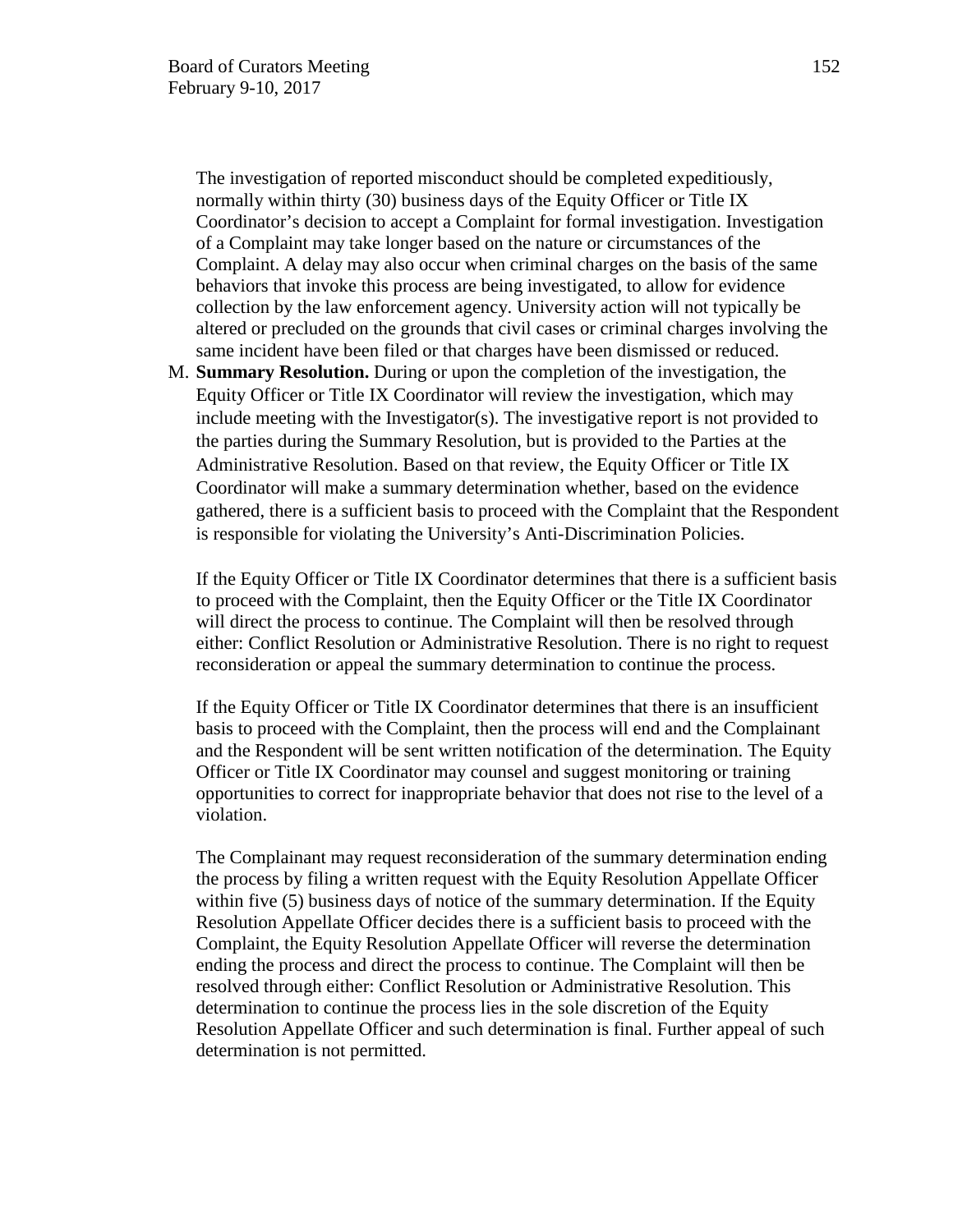The investigation of reported misconduct should be completed expeditiously, normally within thirty (30) business days of the Equity Officer or Title IX Coordinator's decision to accept a Complaint for formal investigation. Investigation of a Complaint may take longer based on the nature or circumstances of the Complaint. A delay may also occur when criminal charges on the basis of the same behaviors that invoke this process are being investigated, to allow for evidence collection by the law enforcement agency. University action will not typically be altered or precluded on the grounds that civil cases or criminal charges involving the same incident have been filed or that charges have been dismissed or reduced.

M. **Summary Resolution.** During or upon the completion of the investigation, the Equity Officer or Title IX Coordinator will review the investigation, which may include meeting with the Investigator(s). The investigative report is not provided to the parties during the Summary Resolution, but is provided to the Parties at the Administrative Resolution. Based on that review, the Equity Officer or Title IX Coordinator will make a summary determination whether, based on the evidence gathered, there is a sufficient basis to proceed with the Complaint that the Respondent is responsible for violating the University's Anti-Discrimination Policies.

   If the Equity Officer or Title IX Coordinator determines that there is a sufficient basis to proceed with the Complaint, then the Equity Officer or the Title IX Coordinator will direct the process to continue. The Complaint will then be resolved through either: Conflict Resolution or Administrative Resolution. There is no right to request reconsideration or appeal the summary determination to continue the process.

   If the Equity Officer or Title IX Coordinator determines that there is an insufficient basis to proceed with the Complaint, then the process will end and the Complainant and the Respondent will be sent written notification of the determination. The Equity Officer or Title IX Coordinator may counsel and suggest monitoring or training opportunities to correct for inappropriate behavior that does not rise to the level of a violation.

   The Complainant may request reconsideration of the summary determination ending the process by filing a written request with the Equity Resolution Appellate Officer within five (5) business days of notice of the summary determination. If the Equity Resolution Appellate Officer decides there is a sufficient basis to proceed with the Complaint, the Equity Resolution Appellate Officer will reverse the determination ending the process and direct the process to continue. The Complaint will then be resolved through either: Conflict Resolution or Administrative Resolution. This determination to continue the process lies in the sole discretion of the Equity Resolution Appellate Officer and such determination is final. Further appeal of such determination is not permitted.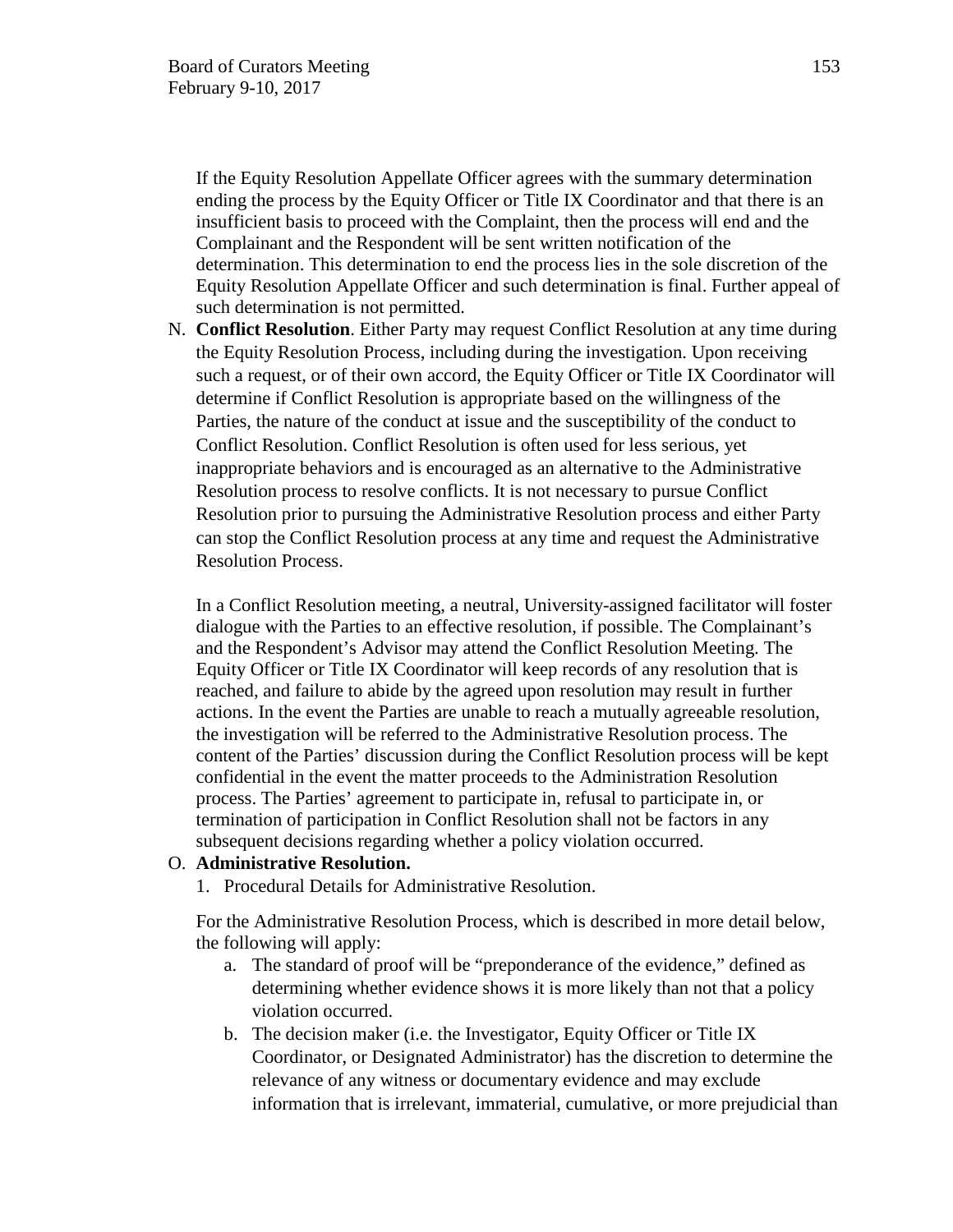If the Equity Resolution Appellate Officer agrees with the summary determination ending the process by the Equity Officer or Title IX Coordinator and that there is an insufficient basis to proceed with the Complaint, then the process will end and the Complainant and the Respondent will be sent written notification of the determination. This determination to end the process lies in the sole discretion of the Equity Resolution Appellate Officer and such determination is final. Further appeal of such determination is not permitted.

N. **Conflict Resolution**. Either Party may request Conflict Resolution at any time during the Equity Resolution Process, including during the investigation. Upon receiving such a request, or of their own accord, the Equity Officer or Title IX Coordinator will determine if Conflict Resolution is appropriate based on the willingness of the Parties, the nature of the conduct at issue and the susceptibility of the conduct to Conflict Resolution. Conflict Resolution is often used for less serious, yet inappropriate behaviors and is encouraged as an alternative to the Administrative Resolution process to resolve conflicts. It is not necessary to pursue Conflict Resolution prior to pursuing the Administrative Resolution process and either Party can stop the Conflict Resolution process at any time and request the Administrative Resolution Process.

   In a Conflict Resolution meeting, a neutral, University-assigned facilitator will foster dialogue with the Parties to an effective resolution, if possible. The Complainant's and the Respondent's Advisor may attend the Conflict Resolution Meeting. The Equity Officer or Title IX Coordinator will keep records of any resolution that is reached, and failure to abide by the agreed upon resolution may result in further actions. In the event the Parties are unable to reach a mutually agreeable resolution, the investigation will be referred to the Administrative Resolution process. The content of the Parties' discussion during the Conflict Resolution process will be kept confidential in the event the matter proceeds to the Administration Resolution process. The Parties' agreement to participate in, refusal to participate in, or termination of participation in Conflict Resolution shall not be factors in any subsequent decisions regarding whether a policy violation occurred.

O. **Administrative Resolution.**

   1. Procedural Details for Administrative Resolution.

   For the Administrative Resolution Process, which is described in more detail below, the following will apply:

   a. The standard of proof will be "preponderance of the evidence," defined as determining whether evidence shows it is more likely than not that a policy violation occurred.
   b. The decision maker (i.e. the Investigator, Equity Officer or Title IX Coordinator, or Designated Administrator) has the discretion to determine the relevance of any witness or documentary evidence and may exclude information that is irrelevant, immaterial, cumulative, or more prejudicial than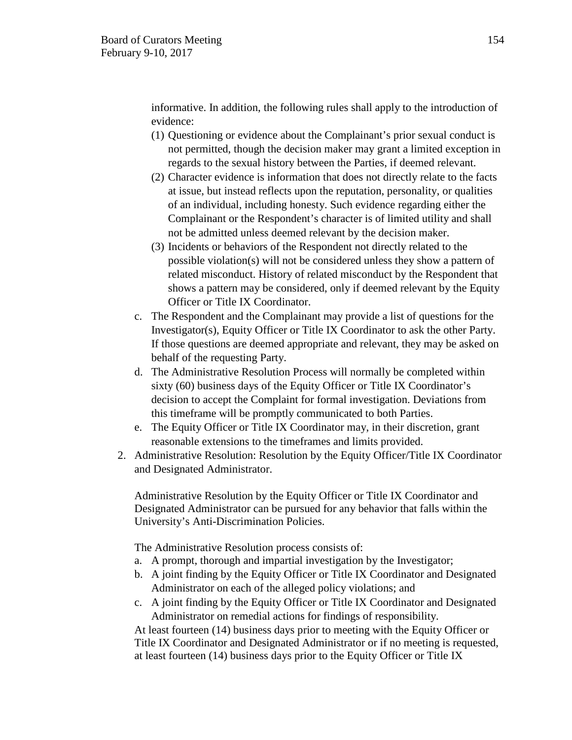informative. In addition, the following rules shall apply to the introduction of evidence:

(1) Questioning or evidence about the Complainant's prior sexual conduct is not permitted, though the decision maker may grant a limited exception in regards to the sexual history between the Parties, if deemed relevant.
(2) Character evidence is information that does not directly relate to the facts at issue, but instead reflects upon the reputation, personality, or qualities of an individual, including honesty. Such evidence regarding either the Complainant or the Respondent's character is of limited utility and shall not be admitted unless deemed relevant by the decision maker.
(3) Incidents or behaviors of the Respondent not directly related to the possible violation(s) will not be considered unless they show a pattern of related misconduct. History of related misconduct by the Respondent that shows a pattern may be considered, only if deemed relevant by the Equity Officer or Title IX Coordinator.

c. The Respondent and the Complainant may provide a list of questions for the Investigator(s), Equity Officer or Title IX Coordinator to ask the other Party. If those questions are deemed appropriate and relevant, they may be asked on behalf of the requesting Party.

d. The Administrative Resolution Process will normally be completed within sixty (60) business days of the Equity Officer or Title IX Coordinator's decision to accept the Complaint for formal investigation. Deviations from this timeframe will be promptly communicated to both Parties.

e. The Equity Officer or Title IX Coordinator may, in their discretion, grant reasonable extensions to the timeframes and limits provided.

2. Administrative Resolution: Resolution by the Equity Officer/Title IX Coordinator and Designated Administrator.

   Administrative Resolution by the Equity Officer or Title IX Coordinator and Designated Administrator can be pursued for any behavior that falls within the University's Anti-Discrimination Policies.

   The Administrative Resolution process consists of:

   a. A prompt, thorough and impartial investigation by the Investigator;
   b. A joint finding by the Equity Officer or Title IX Coordinator and Designated Administrator on each of the alleged policy violations; and
   c. A joint finding by the Equity Officer or Title IX Coordinator and Designated Administrator on remedial actions for findings of responsibility.

   At least fourteen (14) business days prior to meeting with the Equity Officer or Title IX Coordinator and Designated Administrator or if no meeting is requested, at least fourteen (14) business days prior to the Equity Officer or Title IX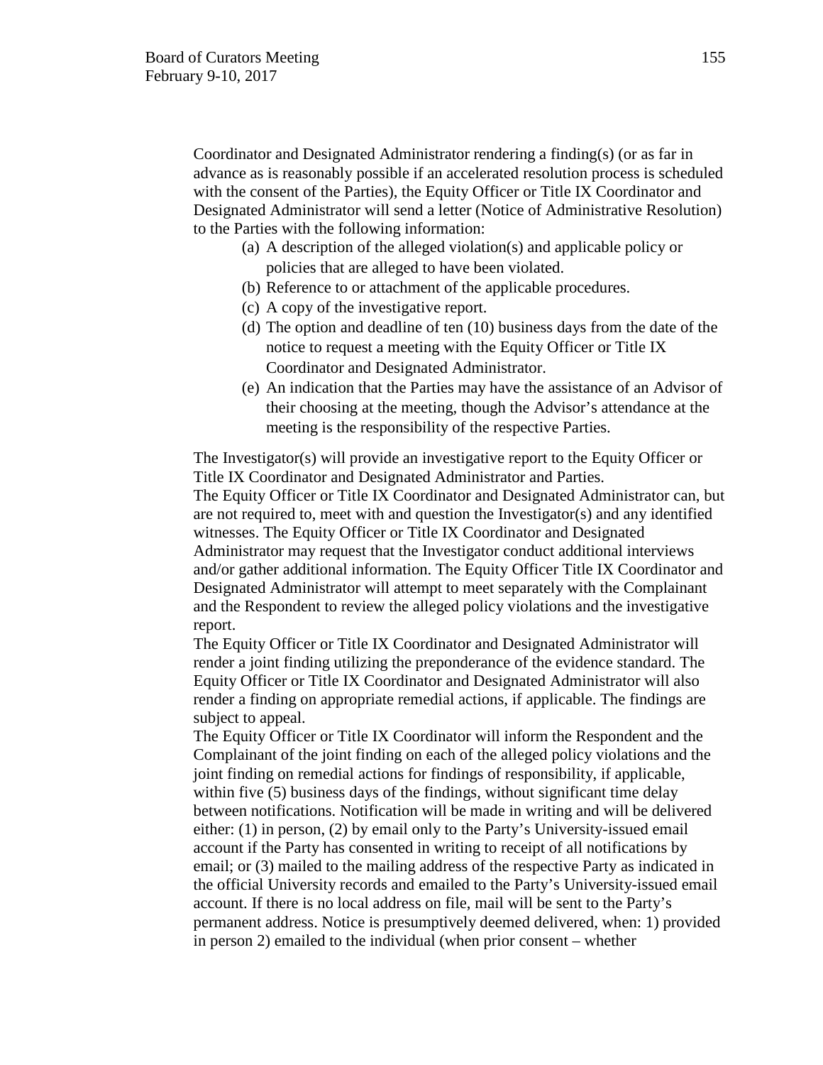Coordinator and Designated Administrator rendering a finding(s) (or as far in advance as is reasonably possible if an accelerated resolution process is scheduled with the consent of the Parties), the Equity Officer or Title IX Coordinator and Designated Administrator will send a letter (Notice of Administrative Resolution) to the Parties with the following information:

(a) A description of the alleged violation(s) and applicable policy or policies that are alleged to have been violated.
(b) Reference to or attachment of the applicable procedures.
(c) A copy of the investigative report.
(d) The option and deadline of ten (10) business days from the date of the notice to request a meeting with the Equity Officer or Title IX Coordinator and Designated Administrator.
(e) An indication that the Parties may have the assistance of an Advisor of their choosing at the meeting, though the Advisor's attendance at the meeting is the responsibility of the respective Parties.

The Investigator(s) will provide an investigative report to the Equity Officer or Title IX Coordinator and Designated Administrator and Parties.
The Equity Officer or Title IX Coordinator and Designated Administrator can, but are not required to, meet with and question the Investigator(s) and any identified witnesses. The Equity Officer or Title IX Coordinator and Designated Administrator may request that the Investigator conduct additional interviews and/or gather additional information. The Equity Officer Title IX Coordinator and Designated Administrator will attempt to meet separately with the Complainant and the Respondent to review the alleged policy violations and the investigative report.
The Equity Officer or Title IX Coordinator and Designated Administrator will render a joint finding utilizing the preponderance of the evidence standard. The Equity Officer or Title IX Coordinator and Designated Administrator will also render a finding on appropriate remedial actions, if applicable. The findings are subject to appeal.
The Equity Officer or Title IX Coordinator will inform the Respondent and the Complainant of the joint finding on each of the alleged policy violations and the joint finding on remedial actions for findings of responsibility, if applicable, within five (5) business days of the findings, without significant time delay between notifications. Notification will be made in writing and will be delivered either: (1) in person, (2) by email only to the Party's University-issued email account if the Party has consented in writing to receipt of all notifications by email; or (3) mailed to the mailing address of the respective Party as indicated in the official University records and emailed to the Party's University-issued email account. If there is no local address on file, mail will be sent to the Party's permanent address. Notice is presumptively deemed delivered, when: 1) provided in person 2) emailed to the individual (when prior consent – whether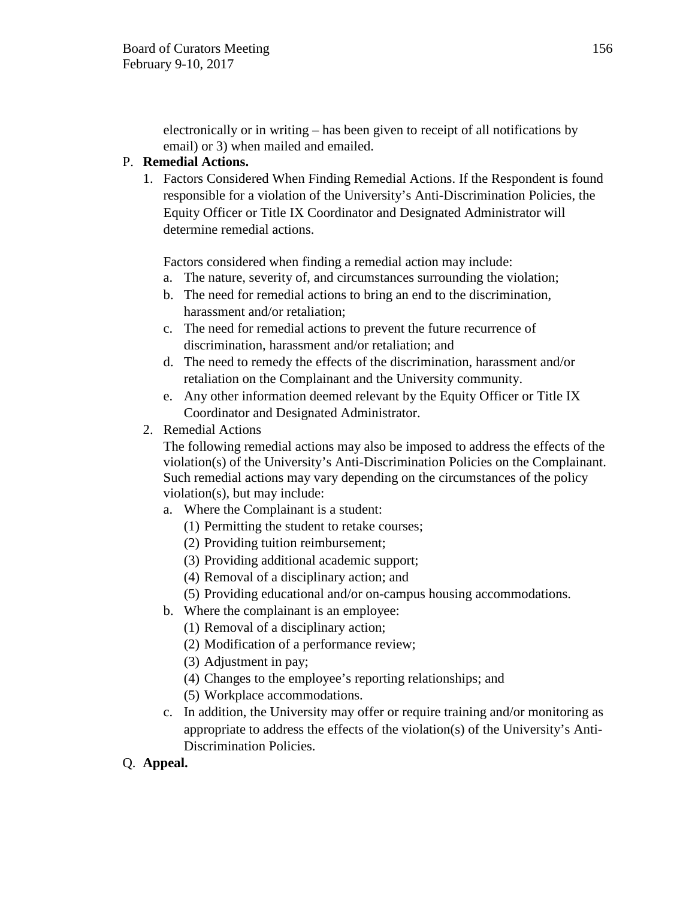electronically or in writing – has been given to receipt of all notifications by email) or 3) when mailed and emailed.

P. **Remedial Actions.**

1. Factors Considered When Finding Remedial Actions. If the Respondent is found responsible for a violation of the University's Anti-Discrimination Policies, the Equity Officer or Title IX Coordinator and Designated Administrator will determine remedial actions.

   Factors considered when finding a remedial action may include:

   a. The nature, severity of, and circumstances surrounding the violation;
   b. The need for remedial actions to bring an end to the discrimination, harassment and/or retaliation;
   c. The need for remedial actions to prevent the future recurrence of discrimination, harassment and/or retaliation; and
   d. The need to remedy the effects of the discrimination, harassment and/or retaliation on the Complainant and the University community.
   e. Any other information deemed relevant by the Equity Officer or Title IX Coordinator and Designated Administrator.

2. Remedial Actions

   The following remedial actions may also be imposed to address the effects of the violation(s) of the University's Anti-Discrimination Policies on the Complainant. Such remedial actions may vary depending on the circumstances of the policy violation(s), but may include:

   a. Where the Complainant is a student:
      (1) Permitting the student to retake courses;
      (2) Providing tuition reimbursement;
      (3) Providing additional academic support;
      (4) Removal of a disciplinary action; and
      (5) Providing educational and/or on-campus housing accommodations.
   b. Where the complainant is an employee:
      (1) Removal of a disciplinary action;
      (2) Modification of a performance review;
      (3) Adjustment in pay;
      (4) Changes to the employee's reporting relationships; and
      (5) Workplace accommodations.
   c. In addition, the University may offer or require training and/or monitoring as appropriate to address the effects of the violation(s) of the University's Anti-Discrimination Policies.

Q. **Appeal.**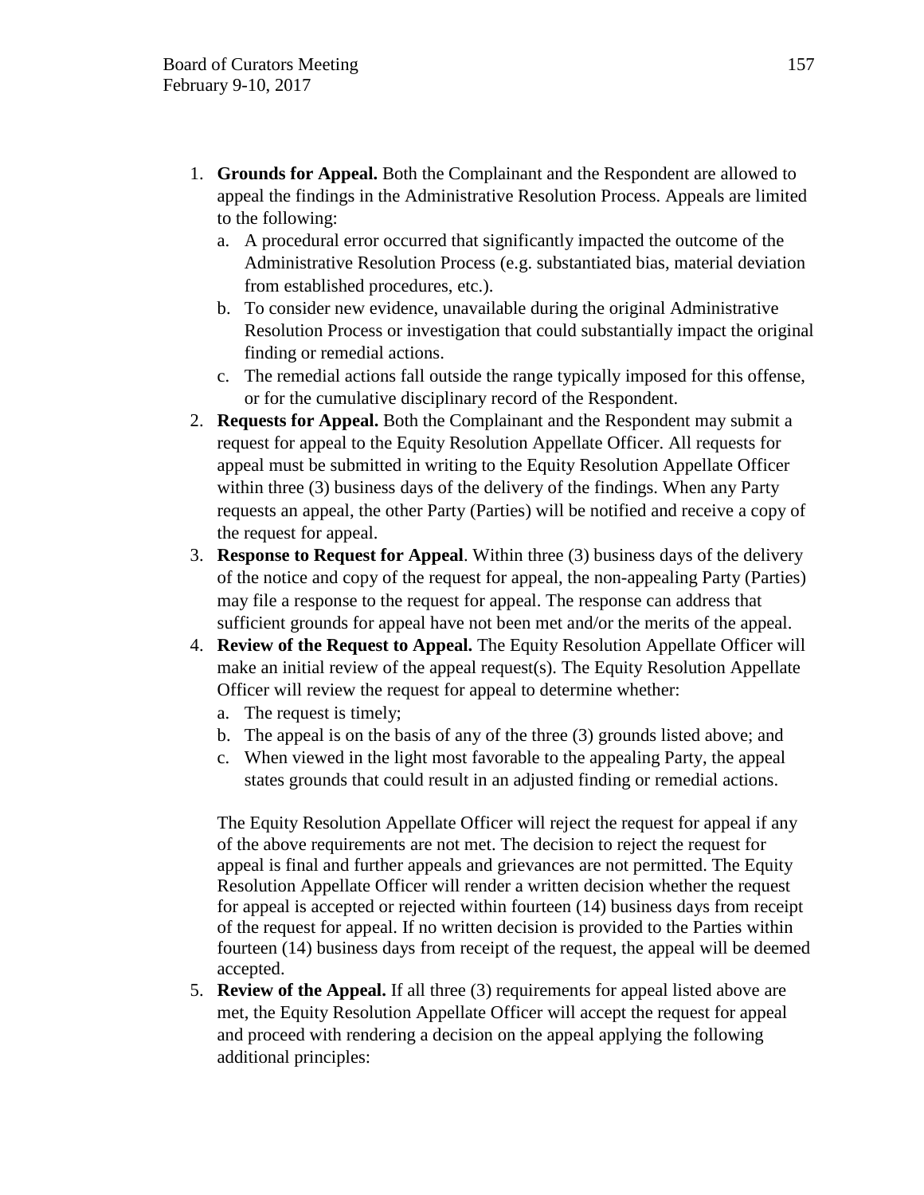1. **Grounds for Appeal.** Both the Complainant and the Respondent are allowed to appeal the findings in the Administrative Resolution Process. Appeals are limited to the following:
   a. A procedural error occurred that significantly impacted the outcome of the Administrative Resolution Process (e.g. substantiated bias, material deviation from established procedures, etc.).
   b. To consider new evidence, unavailable during the original Administrative Resolution Process or investigation that could substantially impact the original finding or remedial actions.
   c. The remedial actions fall outside the range typically imposed for this offense, or for the cumulative disciplinary record of the Respondent.
2. **Requests for Appeal.** Both the Complainant and the Respondent may submit a request for appeal to the Equity Resolution Appellate Officer. All requests for appeal must be submitted in writing to the Equity Resolution Appellate Officer within three (3) business days of the delivery of the findings. When any Party requests an appeal, the other Party (Parties) will be notified and receive a copy of the request for appeal.
3. **Response to Request for Appeal**. Within three (3) business days of the delivery of the notice and copy of the request for appeal, the non-appealing Party (Parties) may file a response to the request for appeal. The response can address that sufficient grounds for appeal have not been met and/or the merits of the appeal.
4. **Review of the Request to Appeal.** The Equity Resolution Appellate Officer will make an initial review of the appeal request(s). The Equity Resolution Appellate Officer will review the request for appeal to determine whether:
   a. The request is timely;
   b. The appeal is on the basis of any of the three (3) grounds listed above; and
   c. When viewed in the light most favorable to the appealing Party, the appeal states grounds that could result in an adjusted finding or remedial actions.

   The Equity Resolution Appellate Officer will reject the request for appeal if any of the above requirements are not met. The decision to reject the request for appeal is final and further appeals and grievances are not permitted. The Equity Resolution Appellate Officer will render a written decision whether the request for appeal is accepted or rejected within fourteen (14) business days from receipt of the request for appeal. If no written decision is provided to the Parties within fourteen (14) business days from receipt of the request, the appeal will be deemed accepted.
5. **Review of the Appeal.** If all three (3) requirements for appeal listed above are met, the Equity Resolution Appellate Officer will accept the request for appeal and proceed with rendering a decision on the appeal applying the following additional principles: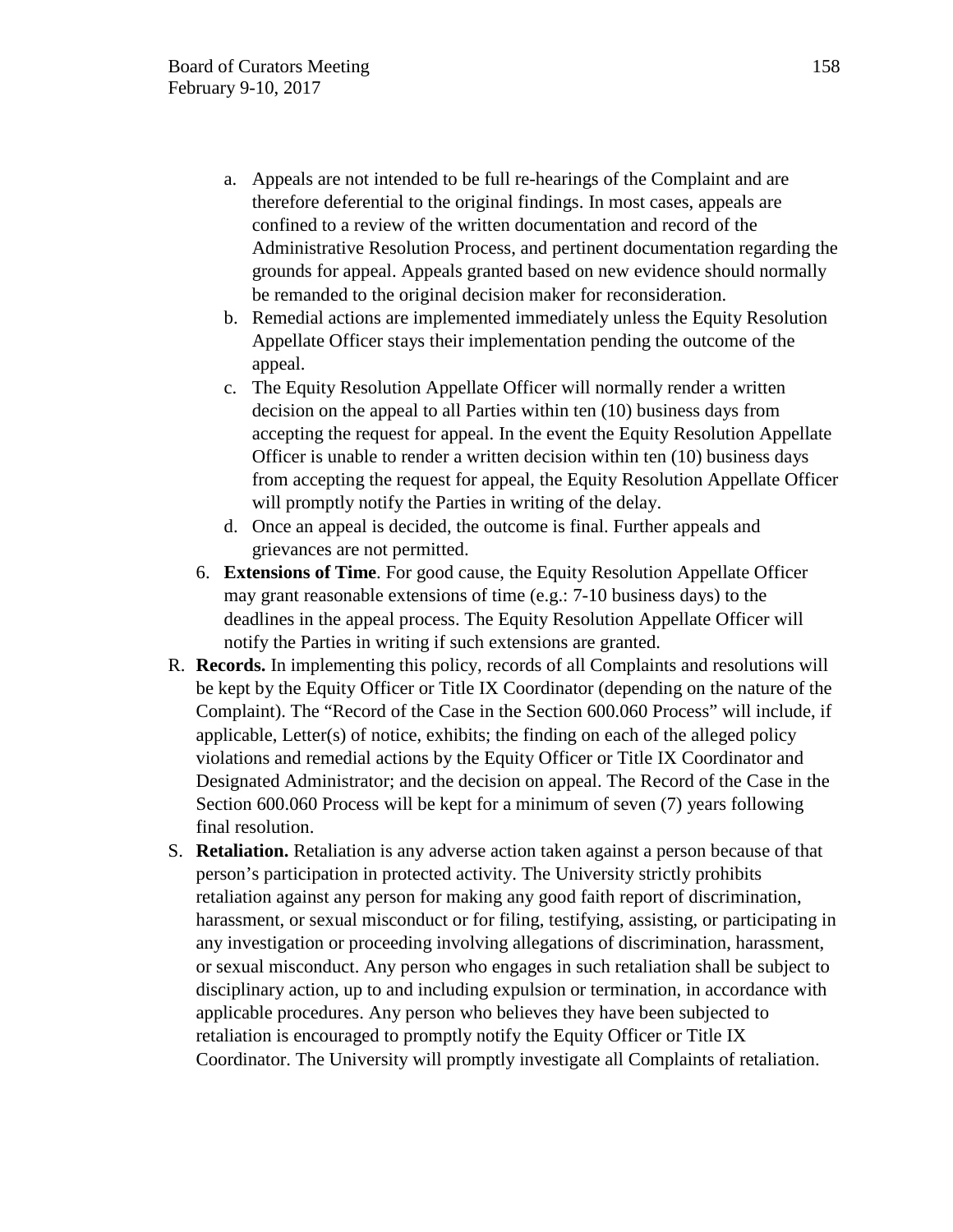a. Appeals are not intended to be full re-hearings of the Complaint and are therefore deferential to the original findings. In most cases, appeals are confined to a review of the written documentation and record of the Administrative Resolution Process, and pertinent documentation regarding the grounds for appeal. Appeals granted based on new evidence should normally be remanded to the original decision maker for reconsideration.
b. Remedial actions are implemented immediately unless the Equity Resolution Appellate Officer stays their implementation pending the outcome of the appeal.
c. The Equity Resolution Appellate Officer will normally render a written decision on the appeal to all Parties within ten (10) business days from accepting the request for appeal. In the event the Equity Resolution Appellate Officer is unable to render a written decision within ten (10) business days from accepting the request for appeal, the Equity Resolution Appellate Officer will promptly notify the Parties in writing of the delay.
d. Once an appeal is decided, the outcome is final. Further appeals and grievances are not permitted.

6. **Extensions of Time**. For good cause, the Equity Resolution Appellate Officer may grant reasonable extensions of time (e.g.: 7-10 business days) to the deadlines in the appeal process. The Equity Resolution Appellate Officer will notify the Parties in writing if such extensions are granted.

R. **Records.** In implementing this policy, records of all Complaints and resolutions will be kept by the Equity Officer or Title IX Coordinator (depending on the nature of the Complaint). The "Record of the Case in the Section 600.060 Process" will include, if applicable, Letter(s) of notice, exhibits; the finding on each of the alleged policy violations and remedial actions by the Equity Officer or Title IX Coordinator and Designated Administrator; and the decision on appeal. The Record of the Case in the Section 600.060 Process will be kept for a minimum of seven (7) years following final resolution.

S. **Retaliation.** Retaliation is any adverse action taken against a person because of that person's participation in protected activity. The University strictly prohibits retaliation against any person for making any good faith report of discrimination, harassment, or sexual misconduct or for filing, testifying, assisting, or participating in any investigation or proceeding involving allegations of discrimination, harassment, or sexual misconduct. Any person who engages in such retaliation shall be subject to disciplinary action, up to and including expulsion or termination, in accordance with applicable procedures. Any person who believes they have been subjected to retaliation is encouraged to promptly notify the Equity Officer or Title IX Coordinator. The University will promptly investigate all Complaints of retaliation.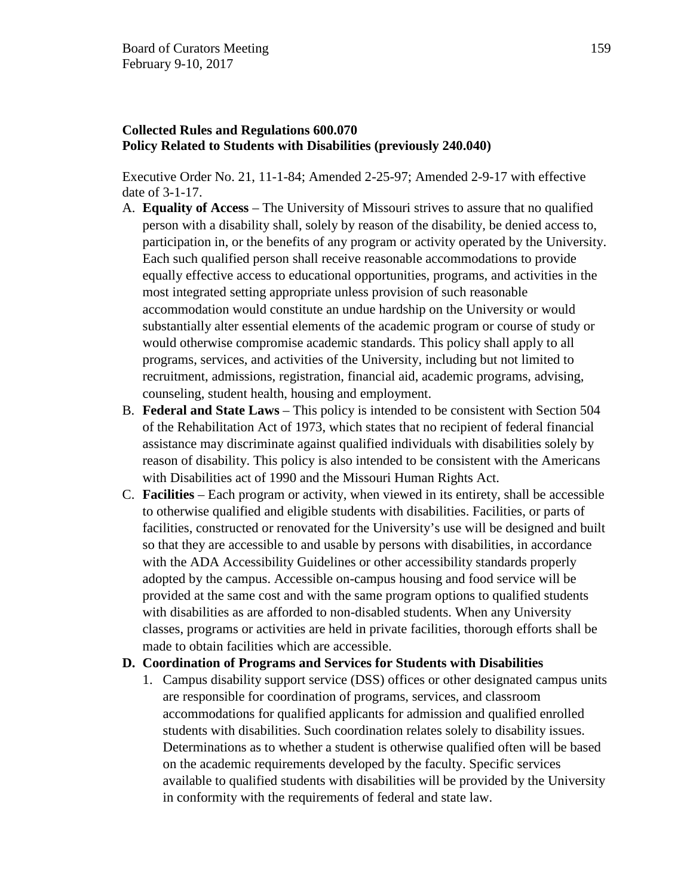**Collected Rules and Regulations 600.070**
**Policy Related to Students with Disabilities (previously 240.040)**

Executive Order No. 21, 11-1-84; Amended 2-25-97; Amended 2-9-17 with effective date of 3-1-17.

A. **Equality of Access** – The University of Missouri strives to assure that no qualified person with a disability shall, solely by reason of the disability, be denied access to, participation in, or the benefits of any program or activity operated by the University. Each such qualified person shall receive reasonable accommodations to provide equally effective access to educational opportunities, programs, and activities in the most integrated setting appropriate unless provision of such reasonable accommodation would constitute an undue hardship on the University or would substantially alter essential elements of the academic program or course of study or would otherwise compromise academic standards. This policy shall apply to all programs, services, and activities of the University, including but not limited to recruitment, admissions, registration, financial aid, academic programs, advising, counseling, student health, housing and employment.
B. **Federal and State Laws** – This policy is intended to be consistent with Section 504 of the Rehabilitation Act of 1973, which states that no recipient of federal financial assistance may discriminate against qualified individuals with disabilities solely by reason of disability. This policy is also intended to be consistent with the Americans with Disabilities act of 1990 and the Missouri Human Rights Act.
C. **Facilities** – Each program or activity, when viewed in its entirety, shall be accessible to otherwise qualified and eligible students with disabilities. Facilities, or parts of facilities, constructed or renovated for the University's use will be designed and built so that they are accessible to and usable by persons with disabilities, in accordance with the ADA Accessibility Guidelines or other accessibility standards properly adopted by the campus. Accessible on-campus housing and food service will be provided at the same cost and with the same program options to qualified students with disabilities as are afforded to non-disabled students. When any University classes, programs or activities are held in private facilities, thorough efforts shall be made to obtain facilities which are accessible.
D. **Coordination of Programs and Services for Students with Disabilities**
   1. Campus disability support service (DSS) offices or other designated campus units are responsible for coordination of programs, services, and classroom accommodations for qualified applicants for admission and qualified enrolled students with disabilities. Such coordination relates solely to disability issues. Determinations as to whether a student is otherwise qualified often will be based on the academic requirements developed by the faculty. Specific services available to qualified students with disabilities will be provided by the University in conformity with the requirements of federal and state law.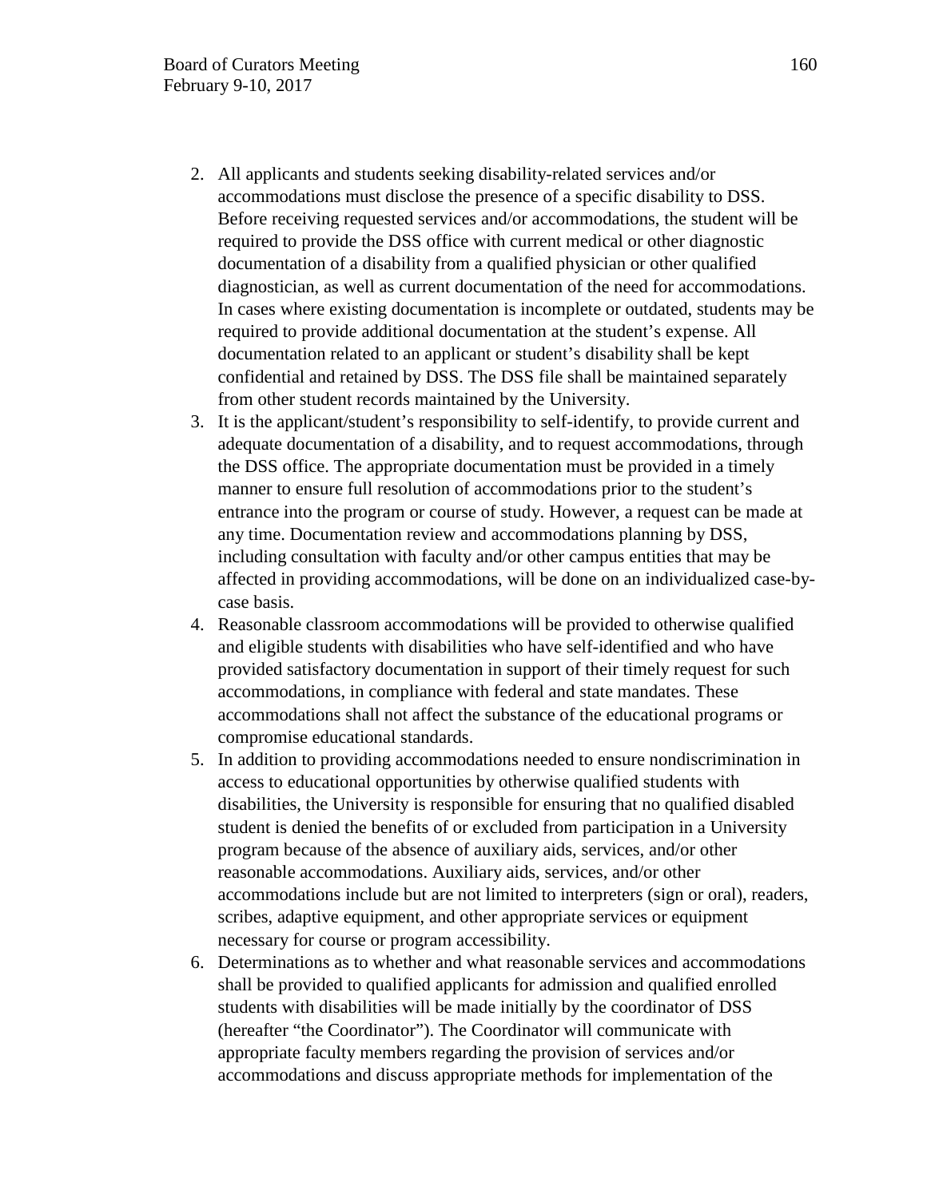2. All applicants and students seeking disability-related services and/or accommodations must disclose the presence of a specific disability to DSS. Before receiving requested services and/or accommodations, the student will be required to provide the DSS office with current medical or other diagnostic documentation of a disability from a qualified physician or other qualified diagnostician, as well as current documentation of the need for accommodations. In cases where existing documentation is incomplete or outdated, students may be required to provide additional documentation at the student's expense. All documentation related to an applicant or student's disability shall be kept confidential and retained by DSS. The DSS file shall be maintained separately from other student records maintained by the University.
3. It is the applicant/student's responsibility to self-identify, to provide current and adequate documentation of a disability, and to request accommodations, through the DSS office. The appropriate documentation must be provided in a timely manner to ensure full resolution of accommodations prior to the student's entrance into the program or course of study. However, a request can be made at any time. Documentation review and accommodations planning by DSS, including consultation with faculty and/or other campus entities that may be affected in providing accommodations, will be done on an individualized case-by-case basis.
4. Reasonable classroom accommodations will be provided to otherwise qualified and eligible students with disabilities who have self-identified and who have provided satisfactory documentation in support of their timely request for such accommodations, in compliance with federal and state mandates. These accommodations shall not affect the substance of the educational programs or compromise educational standards.
5. In addition to providing accommodations needed to ensure nondiscrimination in access to educational opportunities by otherwise qualified students with disabilities, the University is responsible for ensuring that no qualified disabled student is denied the benefits of or excluded from participation in a University program because of the absence of auxiliary aids, services, and/or other reasonable accommodations. Auxiliary aids, services, and/or other accommodations include but are not limited to interpreters (sign or oral), readers, scribes, adaptive equipment, and other appropriate services or equipment necessary for course or program accessibility.
6. Determinations as to whether and what reasonable services and accommodations shall be provided to qualified applicants for admission and qualified enrolled students with disabilities will be made initially by the coordinator of DSS (hereafter "the Coordinator"). The Coordinator will communicate with appropriate faculty members regarding the provision of services and/or accommodations and discuss appropriate methods for implementation of the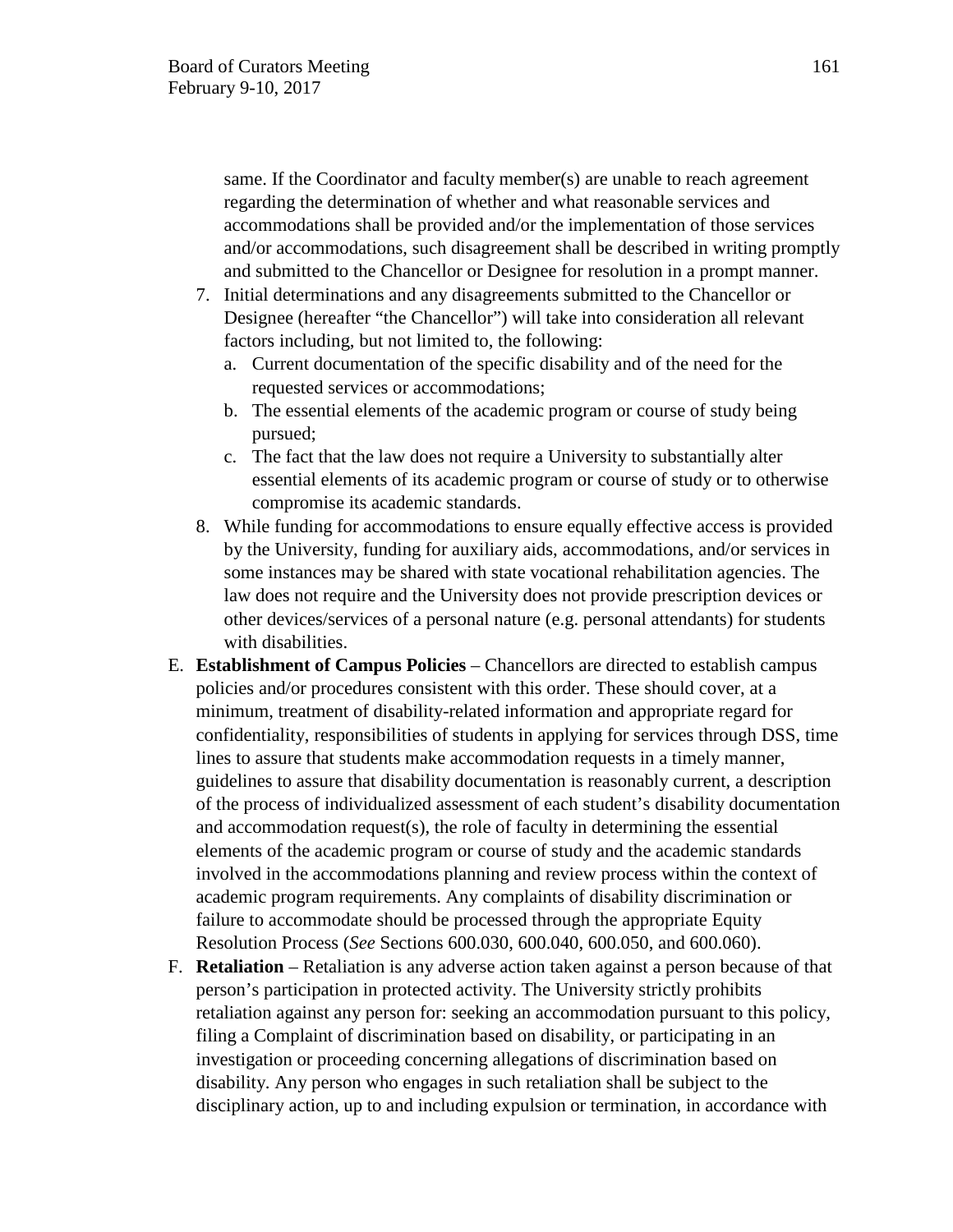same. If the Coordinator and faculty member(s) are unable to reach agreement regarding the determination of whether and what reasonable services and accommodations shall be provided and/or the implementation of those services and/or accommodations, such disagreement shall be described in writing promptly and submitted to the Chancellor or Designee for resolution in a prompt manner.

7. Initial determinations and any disagreements submitted to the Chancellor or Designee (hereafter "the Chancellor") will take into consideration all relevant factors including, but not limited to, the following:
   a. Current documentation of the specific disability and of the need for the requested services or accommodations;
   b. The essential elements of the academic program or course of study being pursued;
   c. The fact that the law does not require a University to substantially alter essential elements of its academic program or course of study or to otherwise compromise its academic standards.
8. While funding for accommodations to ensure equally effective access is provided by the University, funding for auxiliary aids, accommodations, and/or services in some instances may be shared with state vocational rehabilitation agencies. The law does not require and the University does not provide prescription devices or other devices/services of a personal nature (e.g. personal attendants) for students with disabilities.

E. **Establishment of Campus Policies** – Chancellors are directed to establish campus policies and/or procedures consistent with this order. These should cover, at a minimum, treatment of disability-related information and appropriate regard for confidentiality, responsibilities of students in applying for services through DSS, time lines to assure that students make accommodation requests in a timely manner, guidelines to assure that disability documentation is reasonably current, a description of the process of individualized assessment of each student's disability documentation and accommodation request(s), the role of faculty in determining the essential elements of the academic program or course of study and the academic standards involved in the accommodations planning and review process within the context of academic program requirements. Any complaints of disability discrimination or failure to accommodate should be processed through the appropriate Equity Resolution Process (*See* Sections 600.030, 600.040, 600.050, and 600.060).

F. **Retaliation** – Retaliation is any adverse action taken against a person because of that person's participation in protected activity. The University strictly prohibits retaliation against any person for: seeking an accommodation pursuant to this policy, filing a Complaint of discrimination based on disability, or participating in an investigation or proceeding concerning allegations of discrimination based on disability. Any person who engages in such retaliation shall be subject to the disciplinary action, up to and including expulsion or termination, in accordance with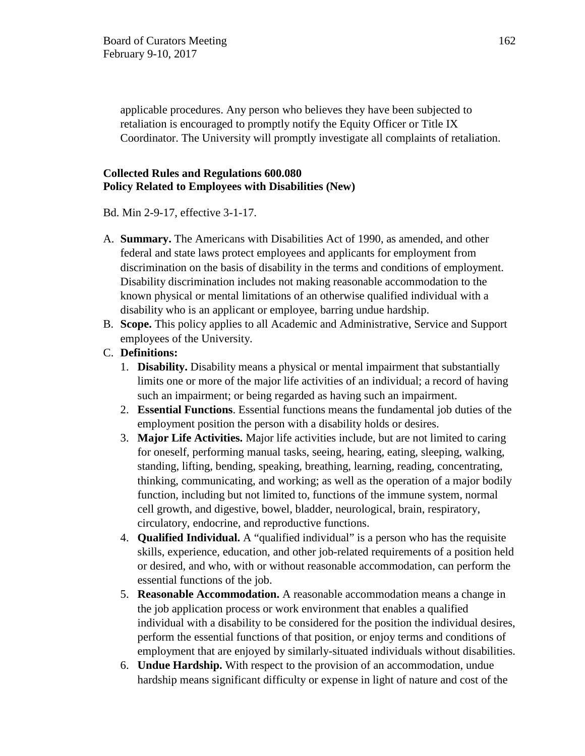applicable procedures. Any person who believes they have been subjected to retaliation is encouraged to promptly notify the Equity Officer or Title IX Coordinator. The University will promptly investigate all complaints of retaliation.

**Collected Rules and Regulations 600.080**
**Policy Related to Employees with Disabilities (New)**

Bd. Min 2-9-17, effective 3-1-17.

A. **Summary.** The Americans with Disabilities Act of 1990, as amended, and other federal and state laws protect employees and applicants for employment from discrimination on the basis of disability in the terms and conditions of employment. Disability discrimination includes not making reasonable accommodation to the known physical or mental limitations of an otherwise qualified individual with a disability who is an applicant or employee, barring undue hardship.
B. **Scope.** This policy applies to all Academic and Administrative, Service and Support employees of the University.
C. **Definitions:**
   1. **Disability.** Disability means a physical or mental impairment that substantially limits one or more of the major life activities of an individual; a record of having such an impairment; or being regarded as having such an impairment.
   2. **Essential Functions**. Essential functions means the fundamental job duties of the employment position the person with a disability holds or desires.
   3. **Major Life Activities.** Major life activities include, but are not limited to caring for oneself, performing manual tasks, seeing, hearing, eating, sleeping, walking, standing, lifting, bending, speaking, breathing, learning, reading, concentrating, thinking, communicating, and working; as well as the operation of a major bodily function, including but not limited to, functions of the immune system, normal cell growth, and digestive, bowel, bladder, neurological, brain, respiratory, circulatory, endocrine, and reproductive functions.
   4. **Qualified Individual.** A "qualified individual" is a person who has the requisite skills, experience, education, and other job-related requirements of a position held or desired, and who, with or without reasonable accommodation, can perform the essential functions of the job.
   5. **Reasonable Accommodation.** A reasonable accommodation means a change in the job application process or work environment that enables a qualified individual with a disability to be considered for the position the individual desires, perform the essential functions of that position, or enjoy terms and conditions of employment that are enjoyed by similarly-situated individuals without disabilities.
   6. **Undue Hardship.** With respect to the provision of an accommodation, undue hardship means significant difficulty or expense in light of nature and cost of the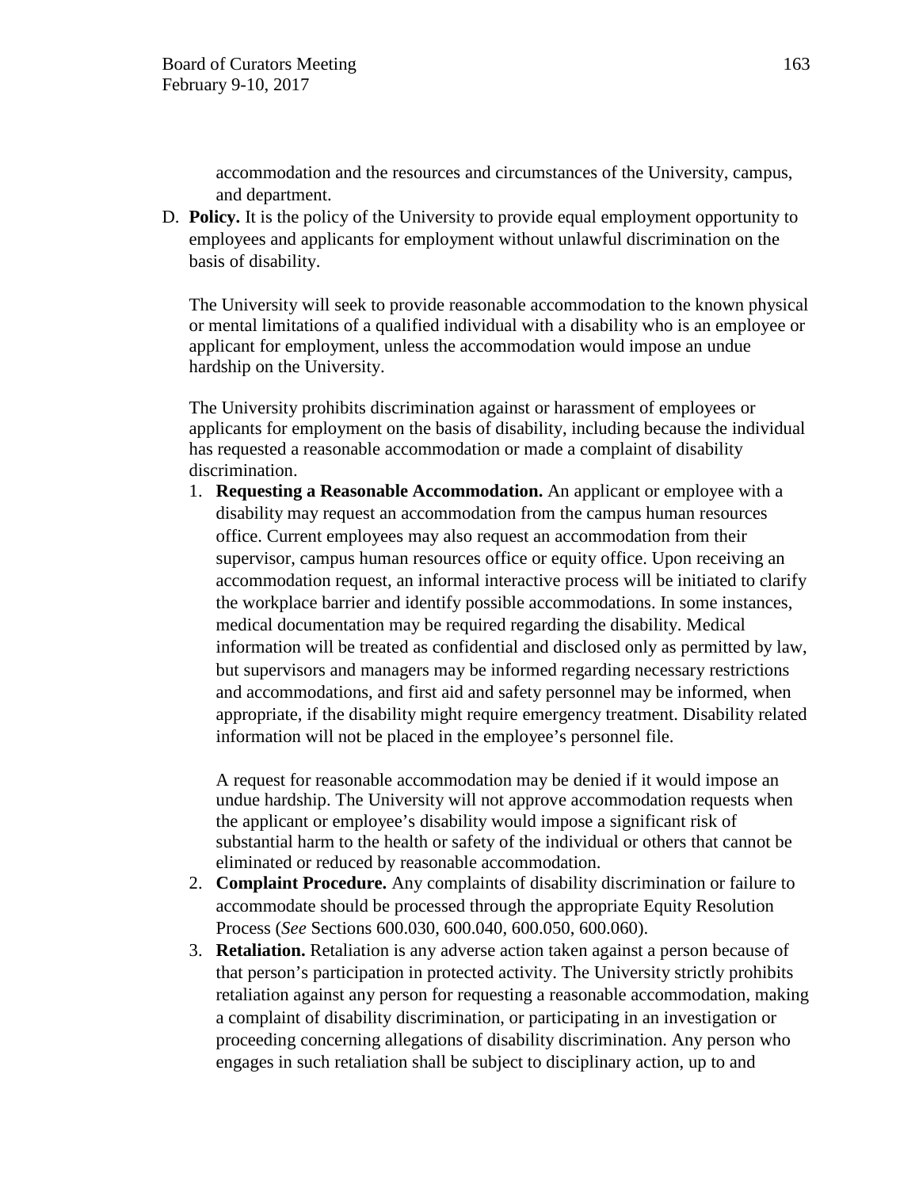accommodation and the resources and circumstances of the University, campus, and department.

D. **Policy.** It is the policy of the University to provide equal employment opportunity to employees and applicants for employment without unlawful discrimination on the basis of disability.

   The University will seek to provide reasonable accommodation to the known physical or mental limitations of a qualified individual with a disability who is an employee or applicant for employment, unless the accommodation would impose an undue hardship on the University.

   The University prohibits discrimination against or harassment of employees or applicants for employment on the basis of disability, including because the individual has requested a reasonable accommodation or made a complaint of disability discrimination.

   1. **Requesting a Reasonable Accommodation.** An applicant or employee with a disability may request an accommodation from the campus human resources office. Current employees may also request an accommodation from their supervisor, campus human resources office or equity office. Upon receiving an accommodation request, an informal interactive process will be initiated to clarify the workplace barrier and identify possible accommodations. In some instances, medical documentation may be required regarding the disability. Medical information will be treated as confidential and disclosed only as permitted by law, but supervisors and managers may be informed regarding necessary restrictions and accommodations, and first aid and safety personnel may be informed, when appropriate, if the disability might require emergency treatment. Disability related information will not be placed in the employee's personnel file.

      A request for reasonable accommodation may be denied if it would impose an undue hardship. The University will not approve accommodation requests when the applicant or employee's disability would impose a significant risk of substantial harm to the health or safety of the individual or others that cannot be eliminated or reduced by reasonable accommodation.

   2. **Complaint Procedure.** Any complaints of disability discrimination or failure to accommodate should be processed through the appropriate Equity Resolution Process (*See* Sections 600.030, 600.040, 600.050, 600.060).

   3. **Retaliation.** Retaliation is any adverse action taken against a person because of that person's participation in protected activity. The University strictly prohibits retaliation against any person for requesting a reasonable accommodation, making a complaint of disability discrimination, or participating in an investigation or proceeding concerning allegations of disability discrimination. Any person who engages in such retaliation shall be subject to disciplinary action, up to and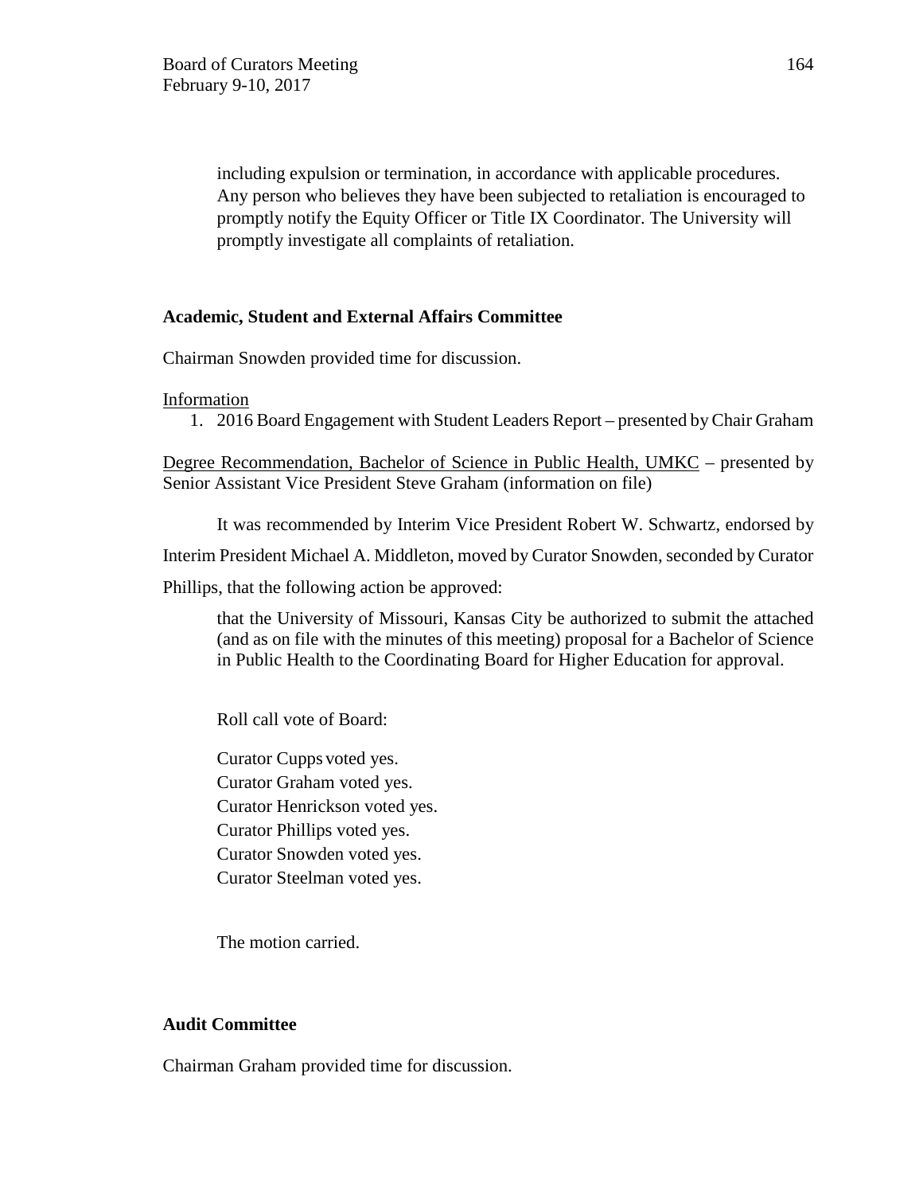including expulsion or termination, in accordance with applicable procedures. Any person who believes they have been subjected to retaliation is encouraged to promptly notify the Equity Officer or Title IX Coordinator. The University will promptly investigate all complaints of retaliation.

**Academic, Student and External Affairs Committee**

Chairman Snowden provided time for discussion.

Information

1. 2016 Board Engagement with Student Leaders Report – presented by Chair Graham

Degree Recommendation, Bachelor of Science in Public Health, UMKC – presented by Senior Assistant Vice President Steve Graham (information on file)

It was recommended by Interim Vice President Robert W. Schwartz, endorsed by Interim President Michael A. Middleton, moved by Curator Snowden, seconded by Curator Phillips, that the following action be approved:

> that the University of Missouri, Kansas City be authorized to submit the attached (and as on file with the minutes of this meeting) proposal for a Bachelor of Science in Public Health to the Coordinating Board for Higher Education for approval.

Roll call vote of Board:

Curator Cupps voted yes.
Curator Graham voted yes.
Curator Henrickson voted yes.
Curator Phillips voted yes.
Curator Snowden voted yes.
Curator Steelman voted yes.

The motion carried.

**Audit Committee**

Chairman Graham provided time for discussion.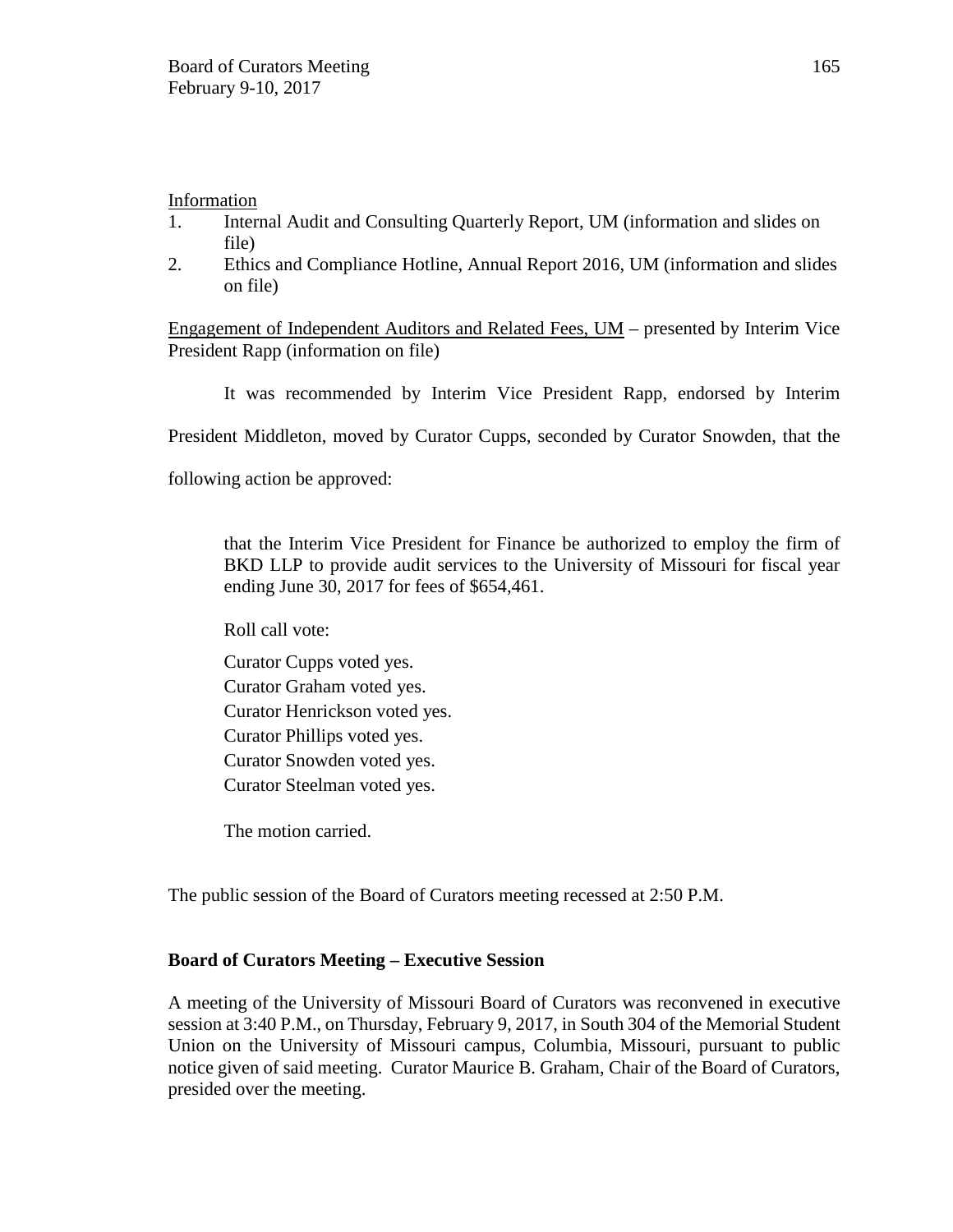Information

1. Internal Audit and Consulting Quarterly Report, UM (information and slides on file)
2. Ethics and Compliance Hotline, Annual Report 2016, UM (information and slides on file)

Engagement of Independent Auditors and Related Fees, UM – presented by Interim Vice President Rapp (information on file)

It was recommended by Interim Vice President Rapp, endorsed by Interim President Middleton, moved by Curator Cupps, seconded by Curator Snowden, that the following action be approved:

> that the Interim Vice President for Finance be authorized to employ the firm of BKD LLP to provide audit services to the University of Missouri for fiscal year ending June 30, 2017 for fees of $654,461.
>
> Roll call vote:
>
> Curator Cupps voted yes.
> Curator Graham voted yes.
> Curator Henrickson voted yes.
> Curator Phillips voted yes.
> Curator Snowden voted yes.
> Curator Steelman voted yes.
>
> The motion carried.

The public session of the Board of Curators meeting recessed at 2:50 P.M.

**Board of Curators Meeting – Executive Session**

A meeting of the University of Missouri Board of Curators was reconvened in executive session at 3:40 P.M., on Thursday, February 9, 2017, in South 304 of the Memorial Student Union on the University of Missouri campus, Columbia, Missouri, pursuant to public notice given of said meeting. Curator Maurice B. Graham, Chair of the Board of Curators, presided over the meeting.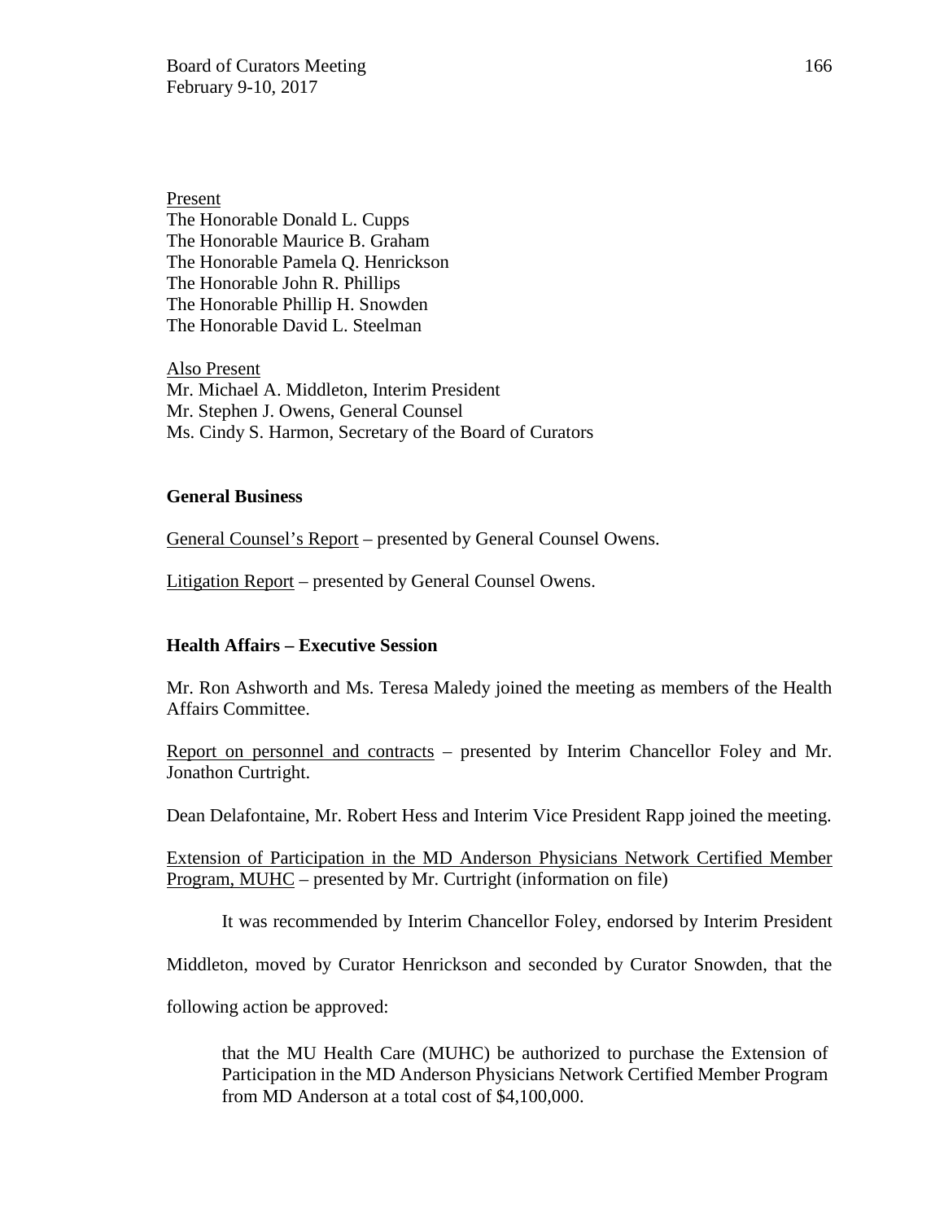Present
The Honorable Donald L. Cupps
The Honorable Maurice B. Graham
The Honorable Pamela Q. Henrickson
The Honorable John R. Phillips
The Honorable Phillip H. Snowden
The Honorable David L. Steelman

Also Present
Mr. Michael A. Middleton, Interim President
Mr. Stephen J. Owens, General Counsel
Ms. Cindy S. Harmon, Secretary of the Board of Curators

**General Business**

General Counsel's Report – presented by General Counsel Owens.

Litigation Report – presented by General Counsel Owens.

**Health Affairs – Executive Session**

Mr. Ron Ashworth and Ms. Teresa Maledy joined the meeting as members of the Health Affairs Committee.

Report on personnel and contracts – presented by Interim Chancellor Foley and Mr. Jonathon Curtright.

Dean Delafontaine, Mr. Robert Hess and Interim Vice President Rapp joined the meeting.

Extension of Participation in the MD Anderson Physicians Network Certified Member Program, MUHC – presented by Mr. Curtright (information on file)

It was recommended by Interim Chancellor Foley, endorsed by Interim President Middleton, moved by Curator Henrickson and seconded by Curator Snowden, that the following action be approved:

> that the MU Health Care (MUHC) be authorized to purchase the Extension of Participation in the MD Anderson Physicians Network Certified Member Program from MD Anderson at a total cost of $4,100,000.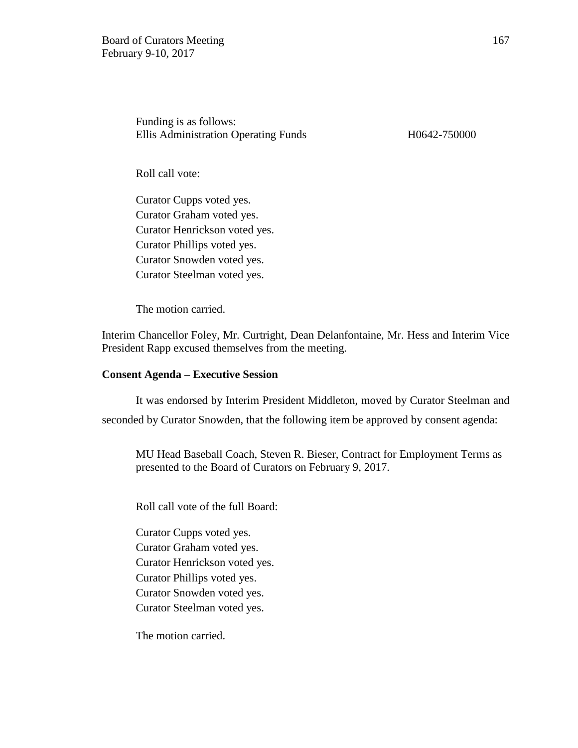Funding is as follows:
Ellis Administration Operating Funds H0642-750000

Roll call vote:

Curator Cupps voted yes.
Curator Graham voted yes.
Curator Henrickson voted yes.
Curator Phillips voted yes.
Curator Snowden voted yes.
Curator Steelman voted yes.

The motion carried.

Interim Chancellor Foley, Mr. Curtright, Dean Delanfontaine, Mr. Hess and Interim Vice President Rapp excused themselves from the meeting.

**Consent Agenda – Executive Session**

It was endorsed by Interim President Middleton, moved by Curator Steelman and seconded by Curator Snowden, that the following item be approved by consent agenda:

MU Head Baseball Coach, Steven R. Bieser, Contract for Employment Terms as presented to the Board of Curators on February 9, 2017.

Roll call vote of the full Board:

Curator Cupps voted yes.
Curator Graham voted yes.
Curator Henrickson voted yes.
Curator Phillips voted yes.
Curator Snowden voted yes.
Curator Steelman voted yes.

The motion carried.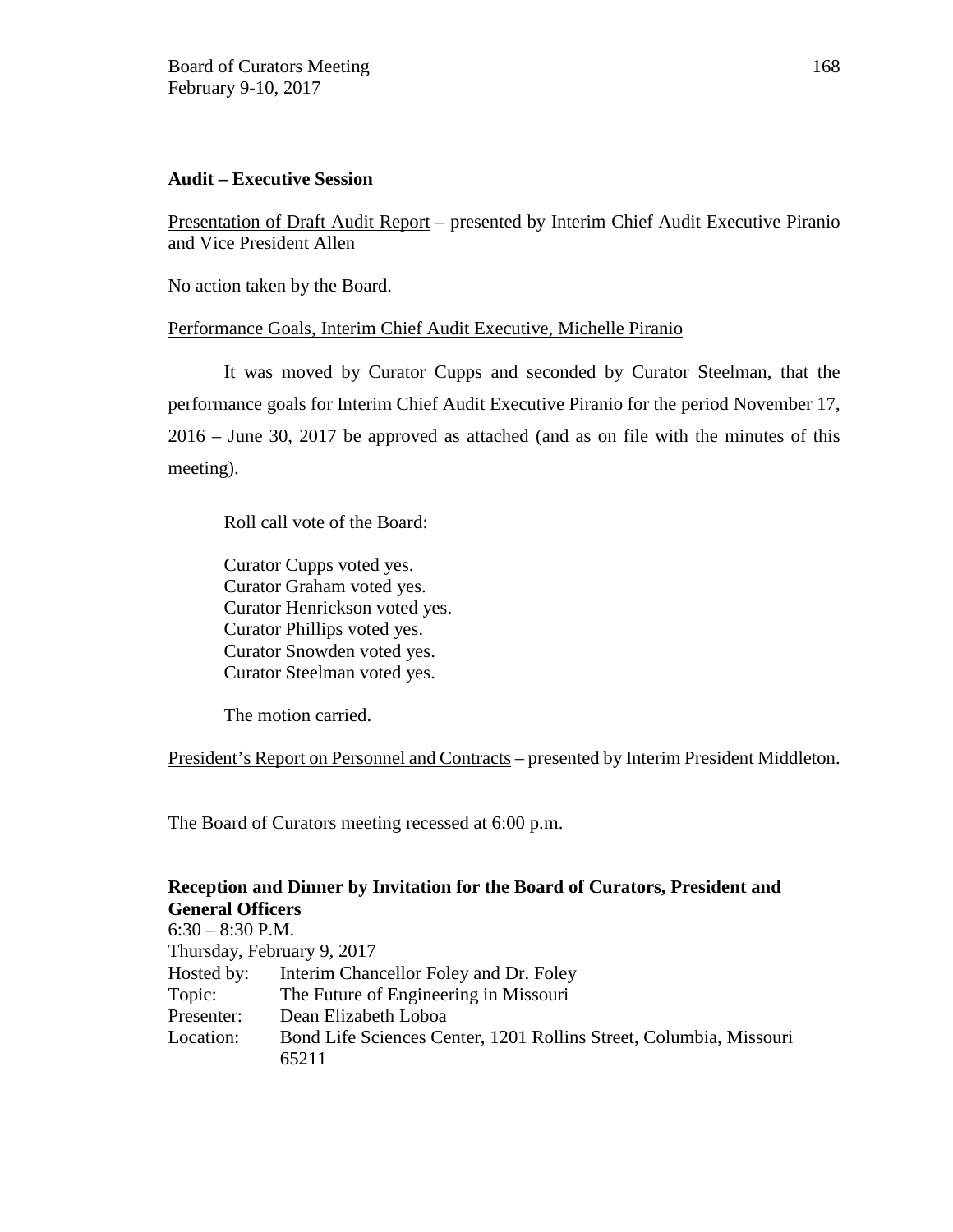**Audit – Executive Session**

Presentation of Draft Audit Report – presented by Interim Chief Audit Executive Piranio and Vice President Allen

No action taken by the Board.

Performance Goals, Interim Chief Audit Executive, Michelle Piranio

It was moved by Curator Cupps and seconded by Curator Steelman, that the performance goals for Interim Chief Audit Executive Piranio for the period November 17, 2016 – June 30, 2017 be approved as attached (and as on file with the minutes of this meeting).

Roll call vote of the Board:

Curator Cupps voted yes.
Curator Graham voted yes.
Curator Henrickson voted yes.
Curator Phillips voted yes.
Curator Snowden voted yes.
Curator Steelman voted yes.

The motion carried.

President's Report on Personnel and Contracts – presented by Interim President Middleton.

The Board of Curators meeting recessed at 6:00 p.m.

**Reception and Dinner by Invitation for the Board of Curators, President and General Officers**
6:30 – 8:30 P.M.
Thursday, February 9, 2017

| | |
|---|---|
| Hosted by: | Interim Chancellor Foley and Dr. Foley |
| Topic: | The Future of Engineering in Missouri |
| Presenter: | Dean Elizabeth Loboa |
| Location: | Bond Life Sciences Center, 1201 Rollins Street, Columbia, Missouri 65211 |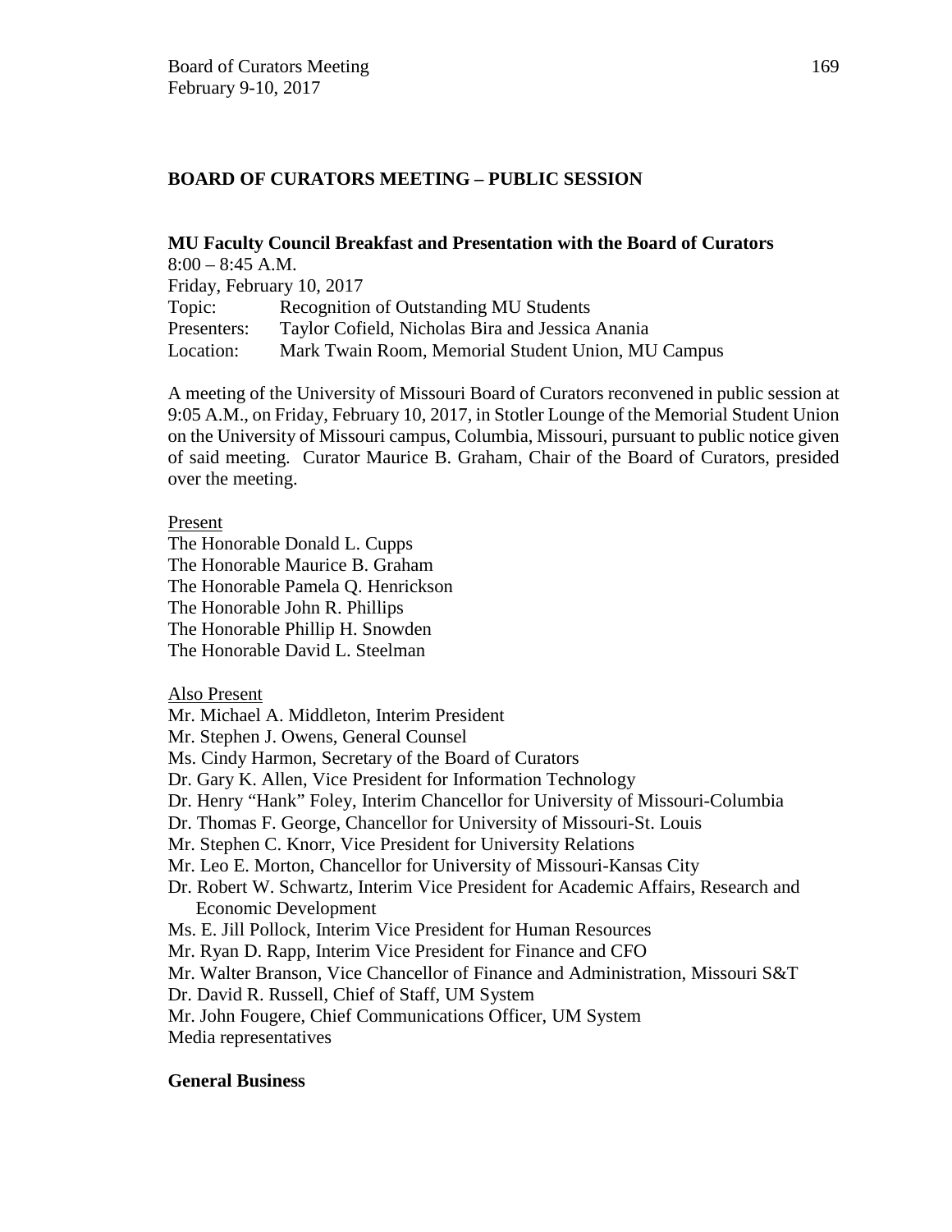## BOARD OF CURATORS MEETING – PUBLIC SESSION

**MU Faculty Council Breakfast and Presentation with the Board of Curators**
8:00 – 8:45 A.M.
Friday, February 10, 2017

| | |
|---|---|
| Topic: | Recognition of Outstanding MU Students |
| Presenters: | Taylor Cofield, Nicholas Bira and Jessica Anania |
| Location: | Mark Twain Room, Memorial Student Union, MU Campus |

A meeting of the University of Missouri Board of Curators reconvened in public session at 9:05 A.M., on Friday, February 10, 2017, in Stotler Lounge of the Memorial Student Union on the University of Missouri campus, Columbia, Missouri, pursuant to public notice given of said meeting. Curator Maurice B. Graham, Chair of the Board of Curators, presided over the meeting.

Present
The Honorable Donald L. Cupps
The Honorable Maurice B. Graham
The Honorable Pamela Q. Henrickson
The Honorable John R. Phillips
The Honorable Phillip H. Snowden
The Honorable David L. Steelman

Also Present
Mr. Michael A. Middleton, Interim President
Mr. Stephen J. Owens, General Counsel
Ms. Cindy Harmon, Secretary of the Board of Curators
Dr. Gary K. Allen, Vice President for Information Technology
Dr. Henry "Hank" Foley, Interim Chancellor for University of Missouri-Columbia
Dr. Thomas F. George, Chancellor for University of Missouri-St. Louis
Mr. Stephen C. Knorr, Vice President for University Relations
Mr. Leo E. Morton, Chancellor for University of Missouri-Kansas City
Dr. Robert W. Schwartz, Interim Vice President for Academic Affairs, Research and Economic Development
Ms. E. Jill Pollock, Interim Vice President for Human Resources
Mr. Ryan D. Rapp, Interim Vice President for Finance and CFO
Mr. Walter Branson, Vice Chancellor of Finance and Administration, Missouri S&T
Dr. David R. Russell, Chief of Staff, UM System
Mr. John Fougere, Chief Communications Officer, UM System
Media representatives

**General Business**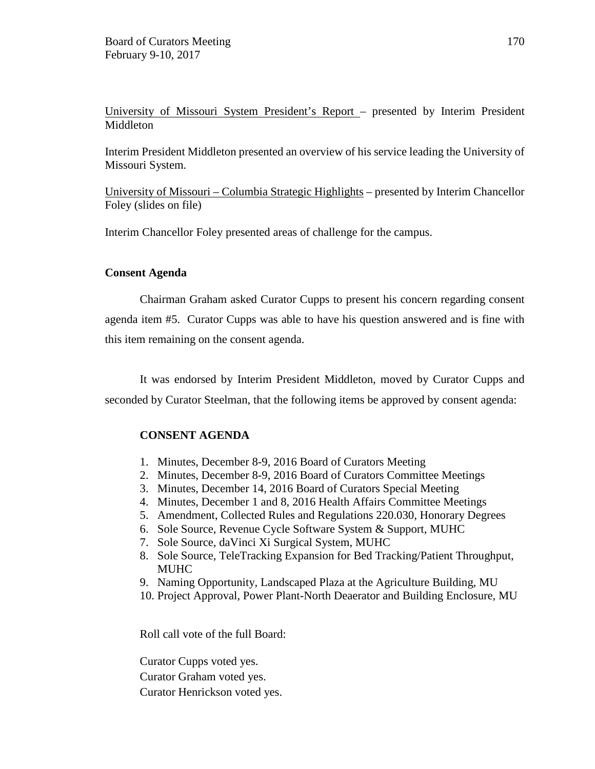University of Missouri System President's Report – presented by Interim President Middleton

Interim President Middleton presented an overview of his service leading the University of Missouri System.

University of Missouri – Columbia Strategic Highlights – presented by Interim Chancellor Foley (slides on file)

Interim Chancellor Foley presented areas of challenge for the campus.

**Consent Agenda**

Chairman Graham asked Curator Cupps to present his concern regarding consent agenda item #5. Curator Cupps was able to have his question answered and is fine with this item remaining on the consent agenda.

It was endorsed by Interim President Middleton, moved by Curator Cupps and seconded by Curator Steelman, that the following items be approved by consent agenda:

**CONSENT AGENDA**

1. Minutes, December 8-9, 2016 Board of Curators Meeting
2. Minutes, December 8-9, 2016 Board of Curators Committee Meetings
3. Minutes, December 14, 2016 Board of Curators Special Meeting
4. Minutes, December 1 and 8, 2016 Health Affairs Committee Meetings
5. Amendment, Collected Rules and Regulations 220.030, Honorary Degrees
6. Sole Source, Revenue Cycle Software System & Support, MUHC
7. Sole Source, daVinci Xi Surgical System, MUHC
8. Sole Source, TeleTracking Expansion for Bed Tracking/Patient Throughput, MUHC
9. Naming Opportunity, Landscaped Plaza at the Agriculture Building, MU
10. Project Approval, Power Plant-North Deaerator and Building Enclosure, MU

Roll call vote of the full Board:

Curator Cupps voted yes.
Curator Graham voted yes.
Curator Henrickson voted yes.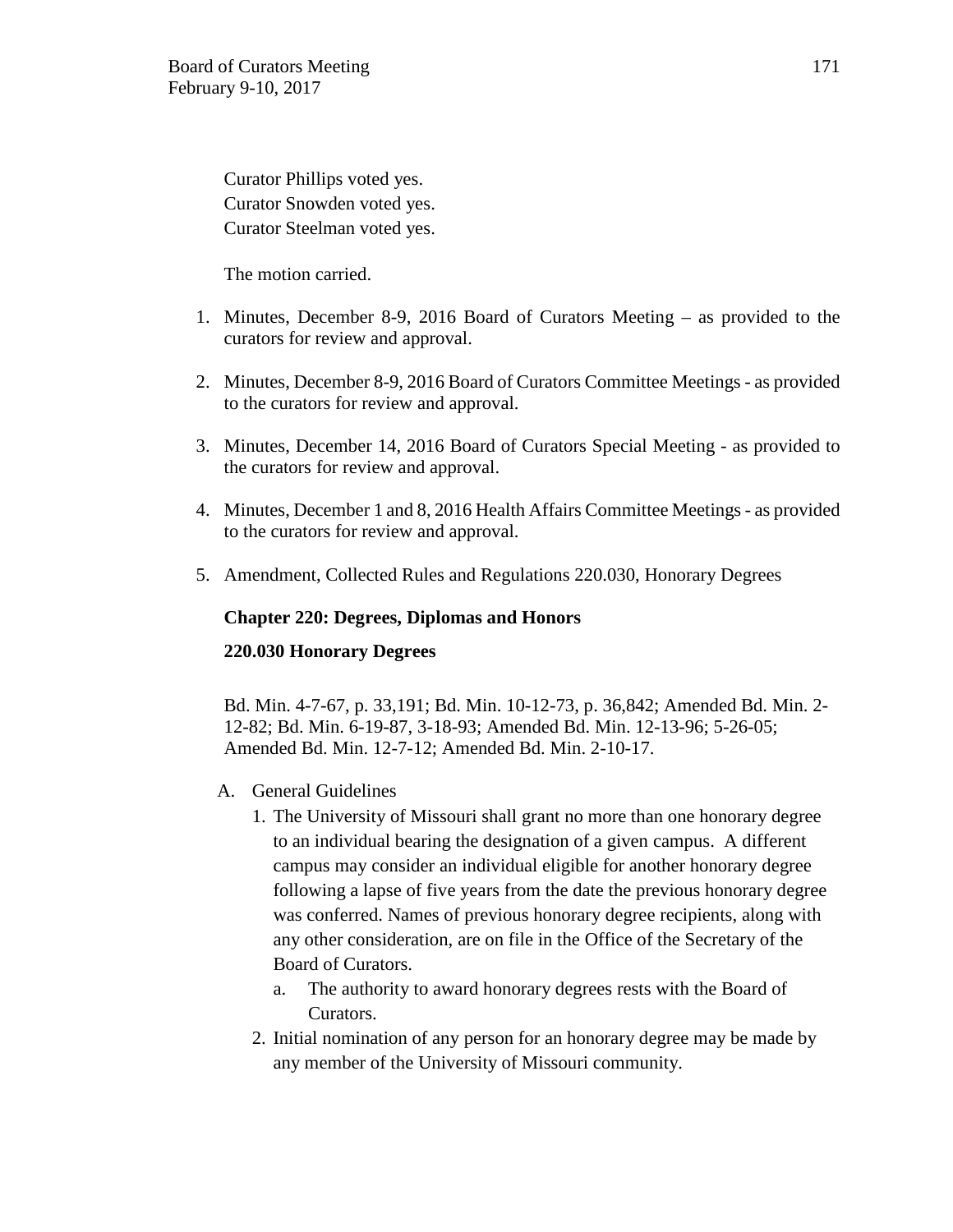Curator Phillips voted yes.
Curator Snowden voted yes.
Curator Steelman voted yes.

The motion carried.

1. Minutes, December 8-9, 2016 Board of Curators Meeting – as provided to the curators for review and approval.

2. Minutes, December 8-9, 2016 Board of Curators Committee Meetings - as provided to the curators for review and approval.

3. Minutes, December 14, 2016 Board of Curators Special Meeting - as provided to the curators for review and approval.

4. Minutes, December 1 and 8, 2016 Health Affairs Committee Meetings - as provided to the curators for review and approval.

5. Amendment, Collected Rules and Regulations 220.030, Honorary Degrees

**Chapter 220: Degrees, Diplomas and Honors**

**220.030 Honorary Degrees**

Bd. Min. 4-7-67, p. 33,191; Bd. Min. 10-12-73, p. 36,842; Amended Bd. Min. 2-12-82; Bd. Min. 6-19-87, 3-18-93; Amended Bd. Min. 12-13-96; 5-26-05; Amended Bd. Min. 12-7-12; Amended Bd. Min. 2-10-17.

A. General Guidelines
   1. The University of Missouri shall grant no more than one honorary degree to an individual bearing the designation of a given campus. A different campus may consider an individual eligible for another honorary degree following a lapse of five years from the date the previous honorary degree was conferred. Names of previous honorary degree recipients, along with any other consideration, are on file in the Office of the Secretary of the Board of Curators.
      a. The authority to award honorary degrees rests with the Board of Curators.
   2. Initial nomination of any person for an honorary degree may be made by any member of the University of Missouri community.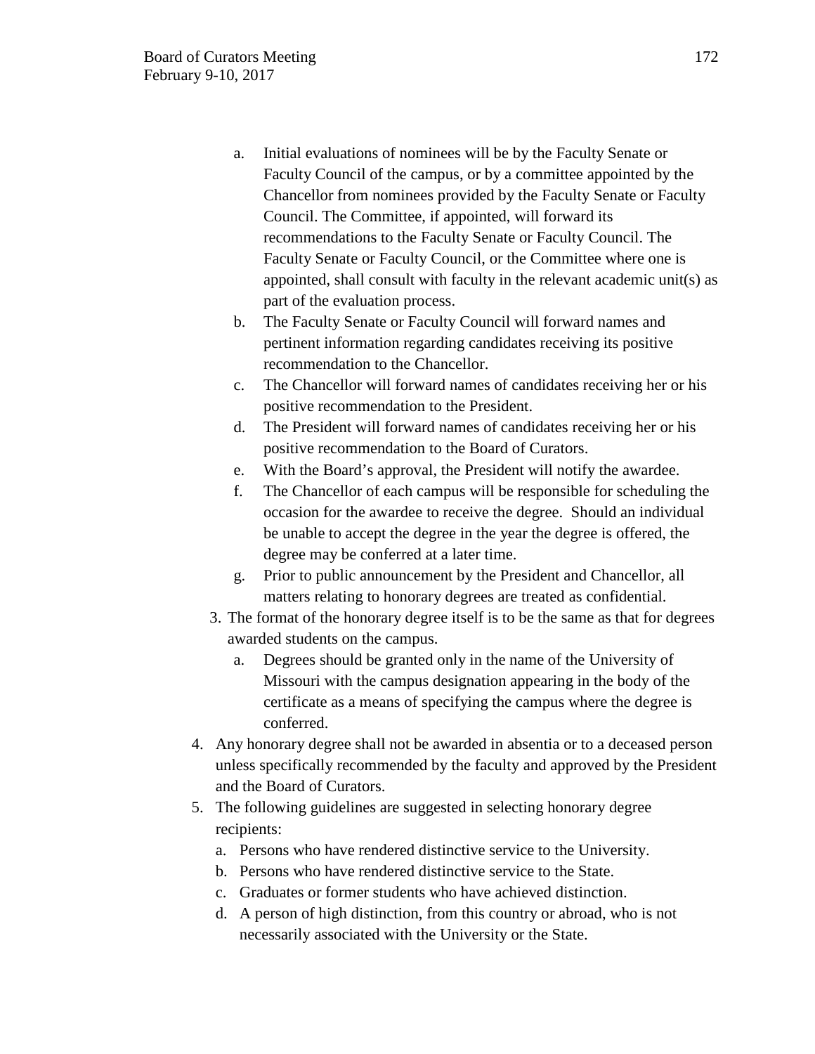a. Initial evaluations of nominees will be by the Faculty Senate or Faculty Council of the campus, or by a committee appointed by the Chancellor from nominees provided by the Faculty Senate or Faculty Council. The Committee, if appointed, will forward its recommendations to the Faculty Senate or Faculty Council. The Faculty Senate or Faculty Council, or the Committee where one is appointed, shall consult with faculty in the relevant academic unit(s) as part of the evaluation process.
   b. The Faculty Senate or Faculty Council will forward names and pertinent information regarding candidates receiving its positive recommendation to the Chancellor.
   c. The Chancellor will forward names of candidates receiving her or his positive recommendation to the President.
   d. The President will forward names of candidates receiving her or his positive recommendation to the Board of Curators.
   e. With the Board's approval, the President will notify the awardee.
   f. The Chancellor of each campus will be responsible for scheduling the occasion for the awardee to receive the degree. Should an individual be unable to accept the degree in the year the degree is offered, the degree may be conferred at a later time.
   g. Prior to public announcement by the President and Chancellor, all matters relating to honorary degrees are treated as confidential.

3. The format of the honorary degree itself is to be the same as that for degrees awarded students on the campus.
   a. Degrees should be granted only in the name of the University of Missouri with the campus designation appearing in the body of the certificate as a means of specifying the campus where the degree is conferred.

4. Any honorary degree shall not be awarded in absentia or to a deceased person unless specifically recommended by the faculty and approved by the President and the Board of Curators.

5. The following guidelines are suggested in selecting honorary degree recipients:
   a. Persons who have rendered distinctive service to the University.
   b. Persons who have rendered distinctive service to the State.
   c. Graduates or former students who have achieved distinction.
   d. A person of high distinction, from this country or abroad, who is not necessarily associated with the University or the State.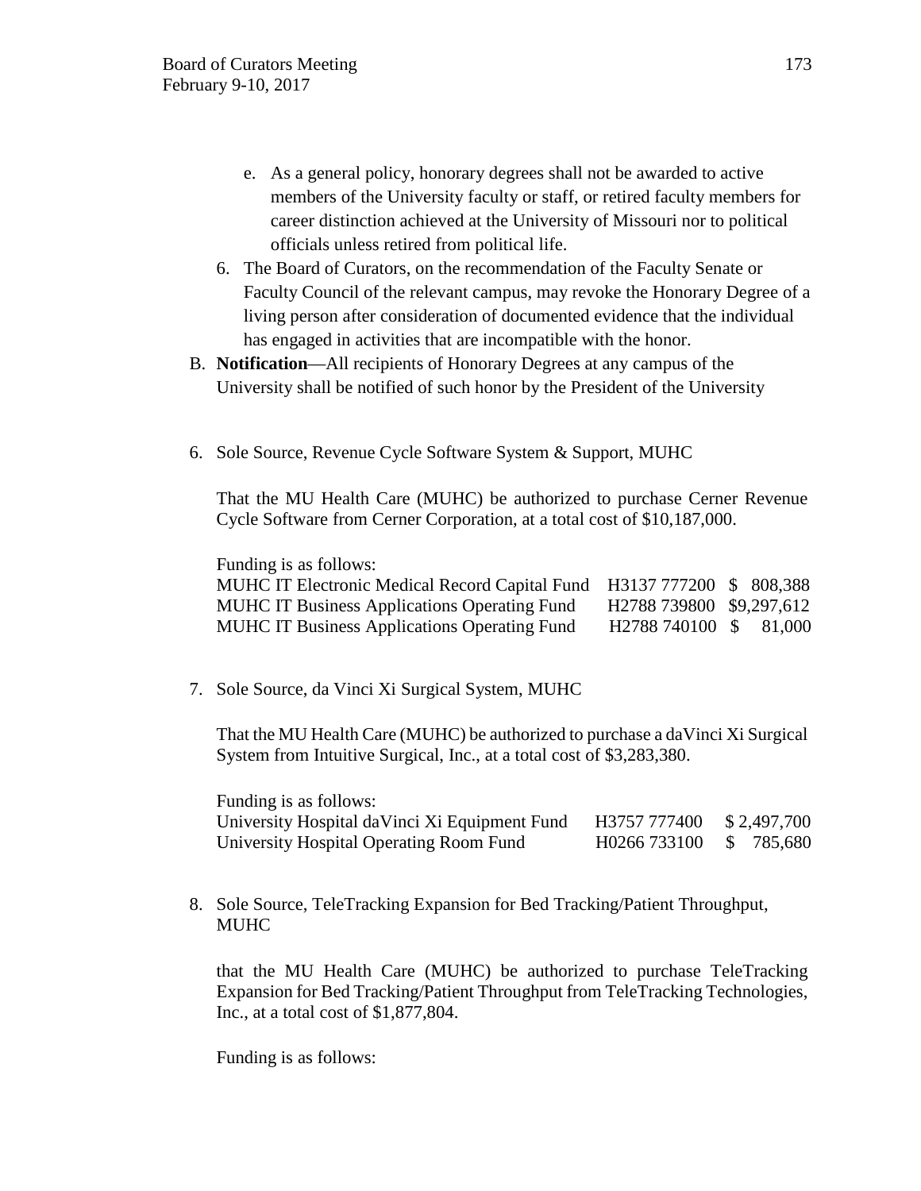e. As a general policy, honorary degrees shall not be awarded to active members of the University faculty or staff, or retired faculty members for career distinction achieved at the University of Missouri nor to political officials unless retired from political life.

6. The Board of Curators, on the recommendation of the Faculty Senate or Faculty Council of the relevant campus, may revoke the Honorary Degree of a living person after consideration of documented evidence that the individual has engaged in activities that are incompatible with the honor.

B. **Notification**—All recipients of Honorary Degrees at any campus of the University shall be notified of such honor by the President of the University

6. Sole Source, Revenue Cycle Software System & Support, MUHC

That the MU Health Care (MUHC) be authorized to purchase Cerner Revenue Cycle Software from Cerner Corporation, at a total cost of $10,187,000.

Funding is as follows:

| | | |
|---|---|---|
| MUHC IT Electronic Medical Record Capital Fund | H3137 777200 | $ 808,388 |
| MUHC IT Business Applications Operating Fund | H2788 739800 | $9,297,612 |
| MUHC IT Business Applications Operating Fund | H2788 740100 | $ 81,000 |

7. Sole Source, da Vinci Xi Surgical System, MUHC

That the MU Health Care (MUHC) be authorized to purchase a daVinci Xi Surgical System from Intuitive Surgical, Inc., at a total cost of $3,283,380.

Funding is as follows:

| | | |
|---|---|---|
| University Hospital daVinci Xi Equipment Fund | H3757 777400 | $ 2,497,700 |
| University Hospital Operating Room Fund | H0266 733100 | $ 785,680 |

8. Sole Source, TeleTracking Expansion for Bed Tracking/Patient Throughput, MUHC

that the MU Health Care (MUHC) be authorized to purchase TeleTracking Expansion for Bed Tracking/Patient Throughput from TeleTracking Technologies, Inc., at a total cost of $1,877,804.

Funding is as follows: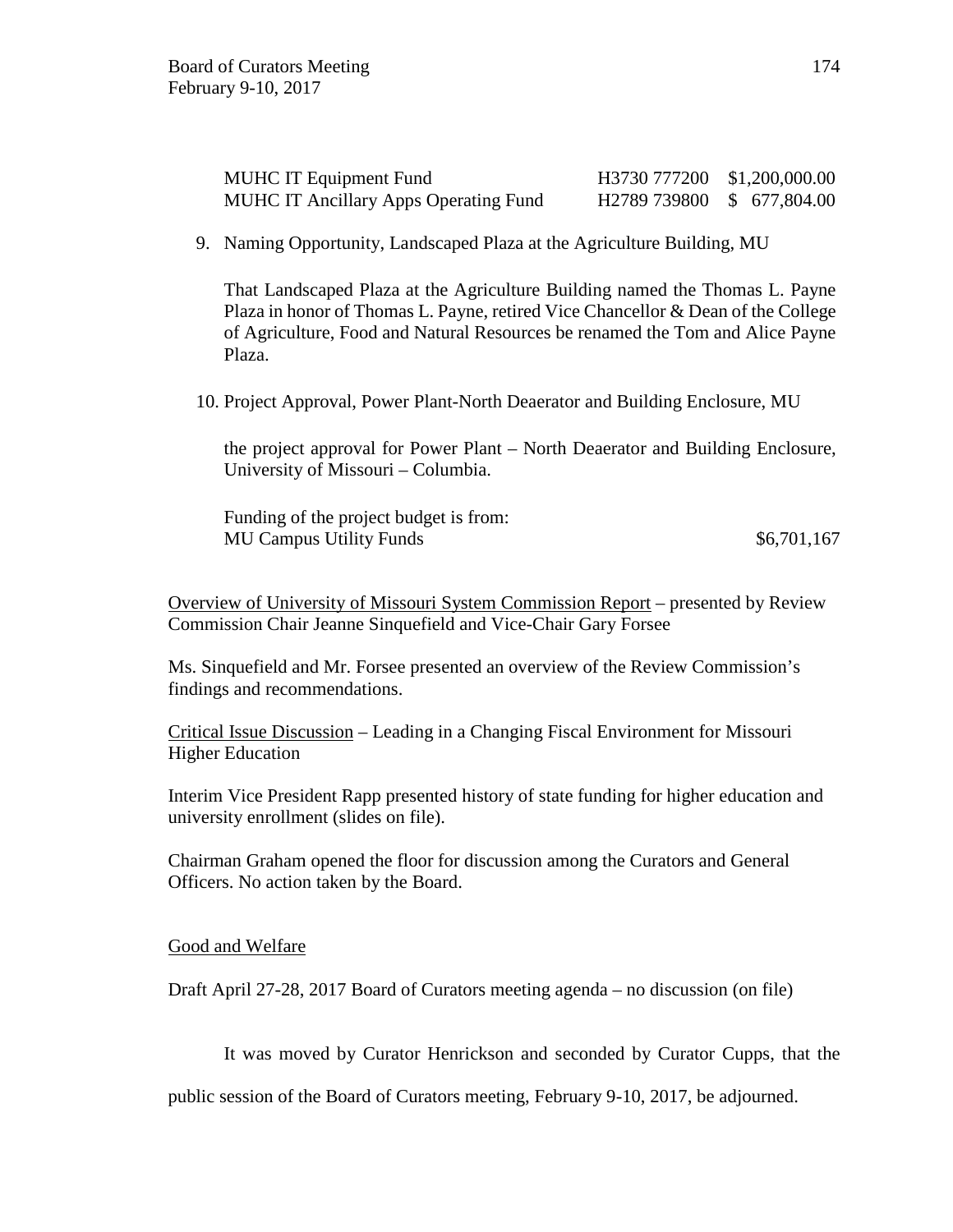| | | |
|---|---|---|
| MUHC IT Equipment Fund | H3730 777200 | \$1,200,000.00 |
| MUHC IT Ancillary Apps Operating Fund | H2789 739800 | \$ 677,804.00 |

9. Naming Opportunity, Landscaped Plaza at the Agriculture Building, MU

   That Landscaped Plaza at the Agriculture Building named the Thomas L. Payne Plaza in honor of Thomas L. Payne, retired Vice Chancellor & Dean of the College of Agriculture, Food and Natural Resources be renamed the Tom and Alice Payne Plaza.

10. Project Approval, Power Plant-North Deaerator and Building Enclosure, MU

    the project approval for Power Plant – North Deaerator and Building Enclosure, University of Missouri – Columbia.

    Funding of the project budget is from:
    MU Campus Utility Funds $6,701,167

Overview of University of Missouri System Commission Report – presented by Review Commission Chair Jeanne Sinquefield and Vice-Chair Gary Forsee

Ms. Sinquefield and Mr. Forsee presented an overview of the Review Commission's findings and recommendations.

Critical Issue Discussion – Leading in a Changing Fiscal Environment for Missouri Higher Education

Interim Vice President Rapp presented history of state funding for higher education and university enrollment (slides on file).

Chairman Graham opened the floor for discussion among the Curators and General Officers. No action taken by the Board.

Good and Welfare

Draft April 27-28, 2017 Board of Curators meeting agenda – no discussion (on file)

It was moved by Curator Henrickson and seconded by Curator Cupps, that the public session of the Board of Curators meeting, February 9-10, 2017, be adjourned.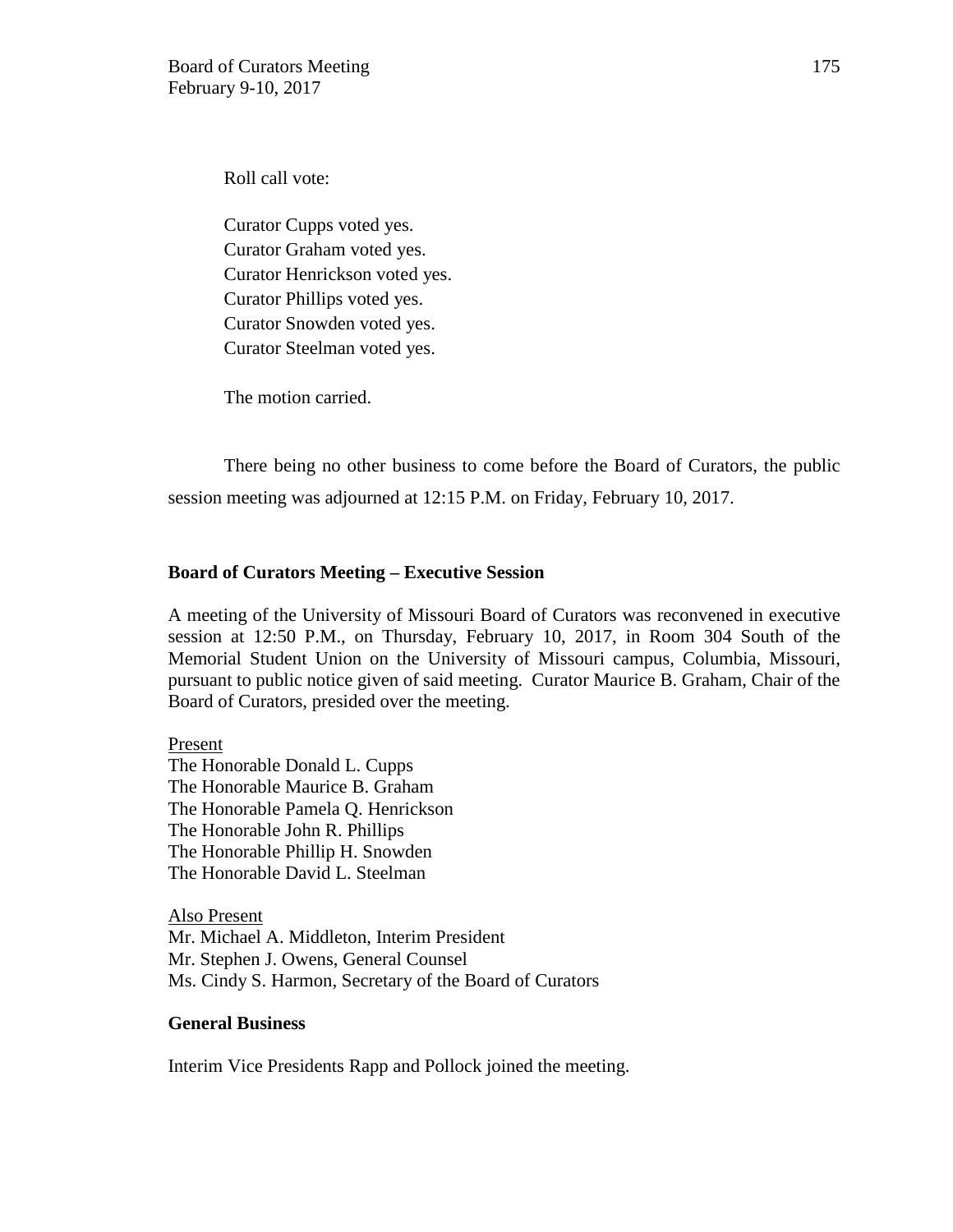Roll call vote:

Curator Cupps voted yes.
Curator Graham voted yes.
Curator Henrickson voted yes.
Curator Phillips voted yes.
Curator Snowden voted yes.
Curator Steelman voted yes.

The motion carried.

There being no other business to come before the Board of Curators, the public session meeting was adjourned at 12:15 P.M. on Friday, February 10, 2017.

**Board of Curators Meeting – Executive Session**

A meeting of the University of Missouri Board of Curators was reconvened in executive session at 12:50 P.M., on Thursday, February 10, 2017, in Room 304 South of the Memorial Student Union on the University of Missouri campus, Columbia, Missouri, pursuant to public notice given of said meeting. Curator Maurice B. Graham, Chair of the Board of Curators, presided over the meeting.

<u>Present</u>
The Honorable Donald L. Cupps
The Honorable Maurice B. Graham
The Honorable Pamela Q. Henrickson
The Honorable John R. Phillips
The Honorable Phillip H. Snowden
The Honorable David L. Steelman

<u>Also Present</u>
Mr. Michael A. Middleton, Interim President
Mr. Stephen J. Owens, General Counsel
Ms. Cindy S. Harmon, Secretary of the Board of Curators

**General Business**

Interim Vice Presidents Rapp and Pollock joined the meeting.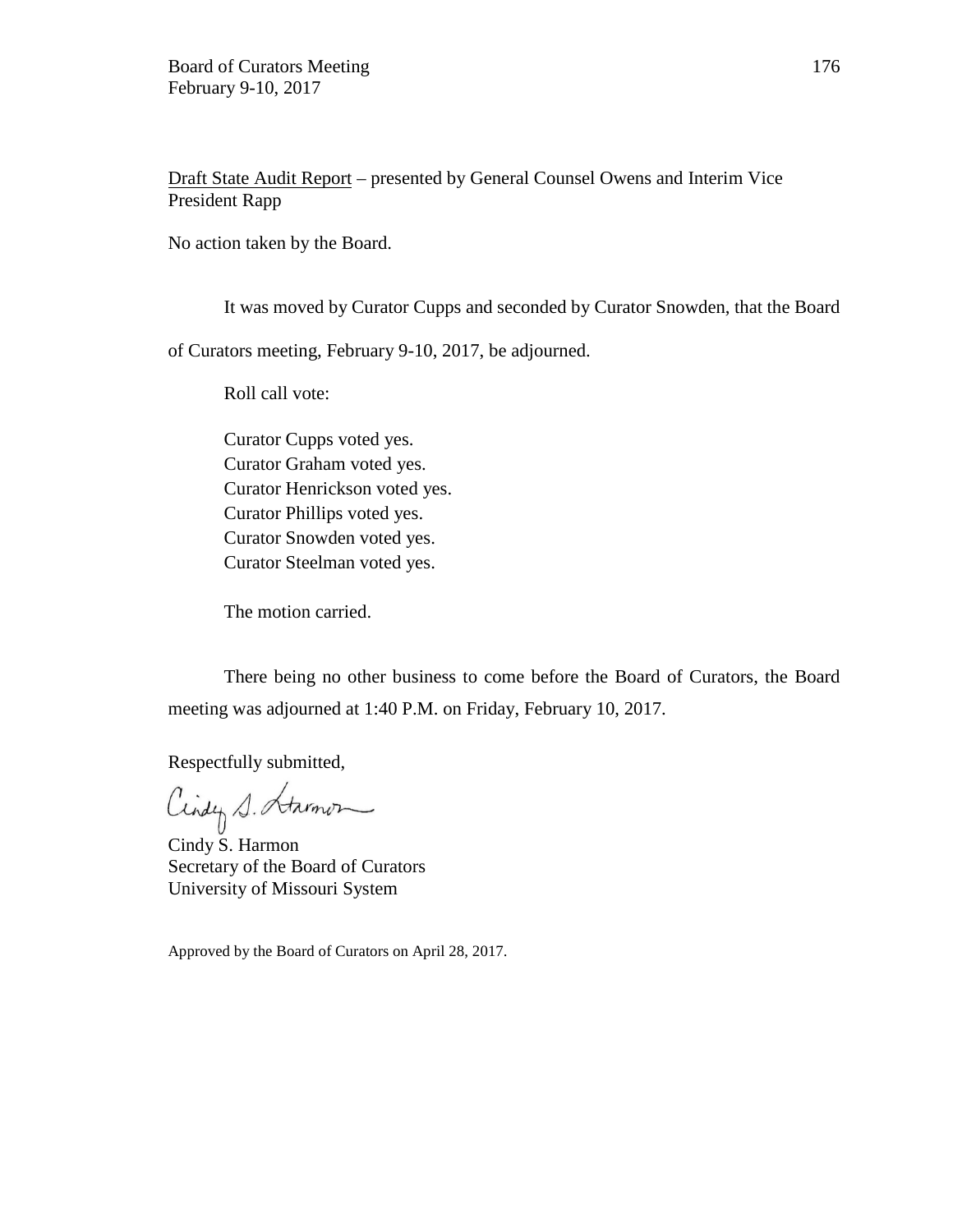<u>Draft State Audit Report</u> – presented by General Counsel Owens and Interim Vice President Rapp

No action taken by the Board.

It was moved by Curator Cupps and seconded by Curator Snowden, that the Board of Curators meeting, February 9-10, 2017, be adjourned.

Roll call vote:

Curator Cupps voted yes.
Curator Graham voted yes.
Curator Henrickson voted yes.
Curator Phillips voted yes.
Curator Snowden voted yes.
Curator Steelman voted yes.

The motion carried.

There being no other business to come before the Board of Curators, the Board meeting was adjourned at 1:40 P.M. on Friday, February 10, 2017.

Respectfully submitted,

Cindy S. Harmon

Cindy S. Harmon
Secretary of the Board of Curators
University of Missouri System

Approved by the Board of Curators on April 28, 2017.